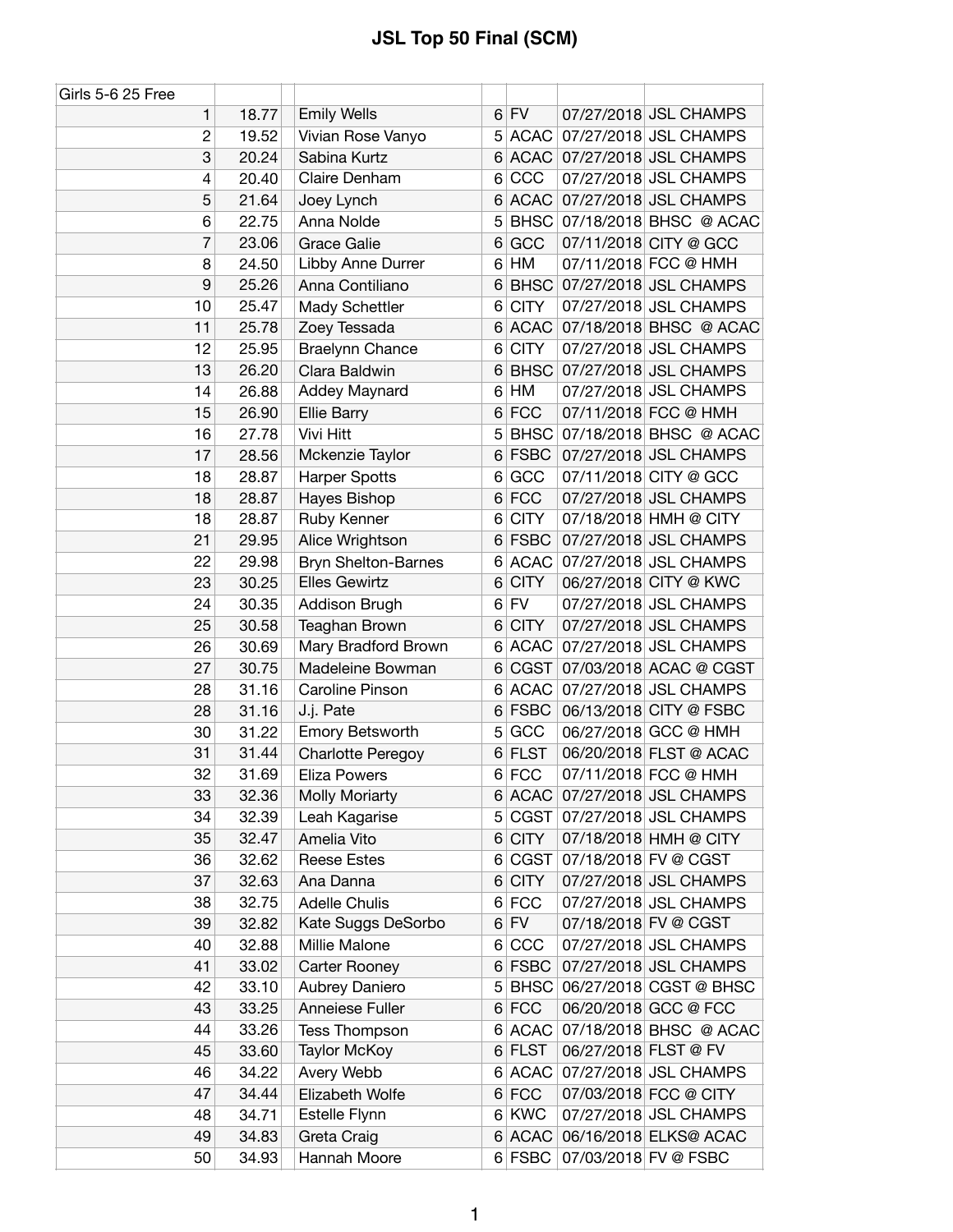# JSL Top 50 Final (SCM)

| Girls 5-6 25 Free | | | | | | | |
|---|---|---|---|---|---|---|---|
| 1 | 18.77 | | Emily Wells | 6 | FV | 07/27/2018 | JSL CHAMPS |
| 2 | 19.52 | | Vivian Rose Vanyo | 5 | ACAC | 07/27/2018 | JSL CHAMPS |
| 3 | 20.24 | | Sabina Kurtz | 6 | ACAC | 07/27/2018 | JSL CHAMPS |
| 4 | 20.40 | | Claire Denham | 6 | CCC | 07/27/2018 | JSL CHAMPS |
| 5 | 21.64 | | Joey Lynch | 6 | ACAC | 07/27/2018 | JSL CHAMPS |
| 6 | 22.75 | | Anna Nolde | 5 | BHSC | 07/18/2018 | BHSC @ ACAC |
| 7 | 23.06 | | Grace Galie | 6 | GCC | 07/11/2018 | CITY @ GCC |
| 8 | 24.50 | | Libby Anne Durrer | 6 | HM | 07/11/2018 | FCC @ HMH |
| 9 | 25.26 | | Anna Contiliano | 6 | BHSC | 07/27/2018 | JSL CHAMPS |
| 10 | 25.47 | | Mady Schettler | 6 | CITY | 07/27/2018 | JSL CHAMPS |
| 11 | 25.78 | | Zoey Tessada | 6 | ACAC | 07/18/2018 | BHSC @ ACAC |
| 12 | 25.95 | | Braelynn Chance | 6 | CITY | 07/27/2018 | JSL CHAMPS |
| 13 | 26.20 | | Clara Baldwin | 6 | BHSC | 07/27/2018 | JSL CHAMPS |
| 14 | 26.88 | | Addey Maynard | 6 | HM | 07/27/2018 | JSL CHAMPS |
| 15 | 26.90 | | Ellie Barry | 6 | FCC | 07/11/2018 | FCC @ HMH |
| 16 | 27.78 | | Vivi Hitt | 5 | BHSC | 07/18/2018 | BHSC @ ACAC |
| 17 | 28.56 | | Mckenzie Taylor | 6 | FSBC | 07/27/2018 | JSL CHAMPS |
| 18 | 28.87 | | Harper Spotts | 6 | GCC | 07/11/2018 | CITY @ GCC |
| 18 | 28.87 | | Hayes Bishop | 6 | FCC | 07/27/2018 | JSL CHAMPS |
| 18 | 28.87 | | Ruby Kenner | 6 | CITY | 07/18/2018 | HMH @ CITY |
| 21 | 29.95 | | Alice Wrightson | 6 | FSBC | 07/27/2018 | JSL CHAMPS |
| 22 | 29.98 | | Bryn Shelton-Barnes | 6 | ACAC | 07/27/2018 | JSL CHAMPS |
| 23 | 30.25 | | Elles Gewirtz | 6 | CITY | 06/27/2018 | CITY @ KWC |
| 24 | 30.35 | | Addison Brugh | 6 | FV | 07/27/2018 | JSL CHAMPS |
| 25 | 30.58 | | Teaghan Brown | 6 | CITY | 07/27/2018 | JSL CHAMPS |
| 26 | 30.69 | | Mary Bradford Brown | 6 | ACAC | 07/27/2018 | JSL CHAMPS |
| 27 | 30.75 | | Madeleine Bowman | 6 | CGST | 07/03/2018 | ACAC @ CGST |
| 28 | 31.16 | | Caroline Pinson | 6 | ACAC | 07/27/2018 | JSL CHAMPS |
| 28 | 31.16 | | J.j. Pate | 6 | FSBC | 06/13/2018 | CITY @ FSBC |
| 30 | 31.22 | | Emory Betsworth | 5 | GCC | 06/27/2018 | GCC @ HMH |
| 31 | 31.44 | | Charlotte Peregoy | 6 | FLST | 06/20/2018 | FLST @ ACAC |
| 32 | 31.69 | | Eliza Powers | 6 | FCC | 07/11/2018 | FCC @ HMH |
| 33 | 32.36 | | Molly Moriarty | 6 | ACAC | 07/27/2018 | JSL CHAMPS |
| 34 | 32.39 | | Leah Kagarise | 5 | CGST | 07/27/2018 | JSL CHAMPS |
| 35 | 32.47 | | Amelia Vito | 6 | CITY | 07/18/2018 | HMH @ CITY |
| 36 | 32.62 | | Reese Estes | 6 | CGST | 07/18/2018 | FV @ CGST |
| 37 | 32.63 | | Ana Danna | 6 | CITY | 07/27/2018 | JSL CHAMPS |
| 38 | 32.75 | | Adelle Chulis | 6 | FCC | 07/27/2018 | JSL CHAMPS |
| 39 | 32.82 | | Kate Suggs DeSorbo | 6 | FV | 07/18/2018 | FV @ CGST |
| 40 | 32.88 | | Millie Malone | 6 | CCC | 07/27/2018 | JSL CHAMPS |
| 41 | 33.02 | | Carter Rooney | 6 | FSBC | 07/27/2018 | JSL CHAMPS |
| 42 | 33.10 | | Aubrey Daniero | 5 | BHSC | 06/27/2018 | CGST @ BHSC |
| 43 | 33.25 | | Anneiese Fuller | 6 | FCC | 06/20/2018 | GCC @ FCC |
| 44 | 33.26 | | Tess Thompson | 6 | ACAC | 07/18/2018 | BHSC @ ACAC |
| 45 | 33.60 | | Taylor McKoy | 6 | FLST | 06/27/2018 | FLST @ FV |
| 46 | 34.22 | | Avery Webb | 6 | ACAC | 07/27/2018 | JSL CHAMPS |
| 47 | 34.44 | | Elizabeth Wolfe | 6 | FCC | 07/03/2018 | FCC @ CITY |
| 48 | 34.71 | | Estelle Flynn | 6 | KWC | 07/27/2018 | JSL CHAMPS |
| 49 | 34.83 | | Greta Craig | 6 | ACAC | 06/16/2018 | ELKS@ ACAC |
| 50 | 34.93 | | Hannah Moore | 6 | FSBC | 07/03/2018 | FV @ FSBC |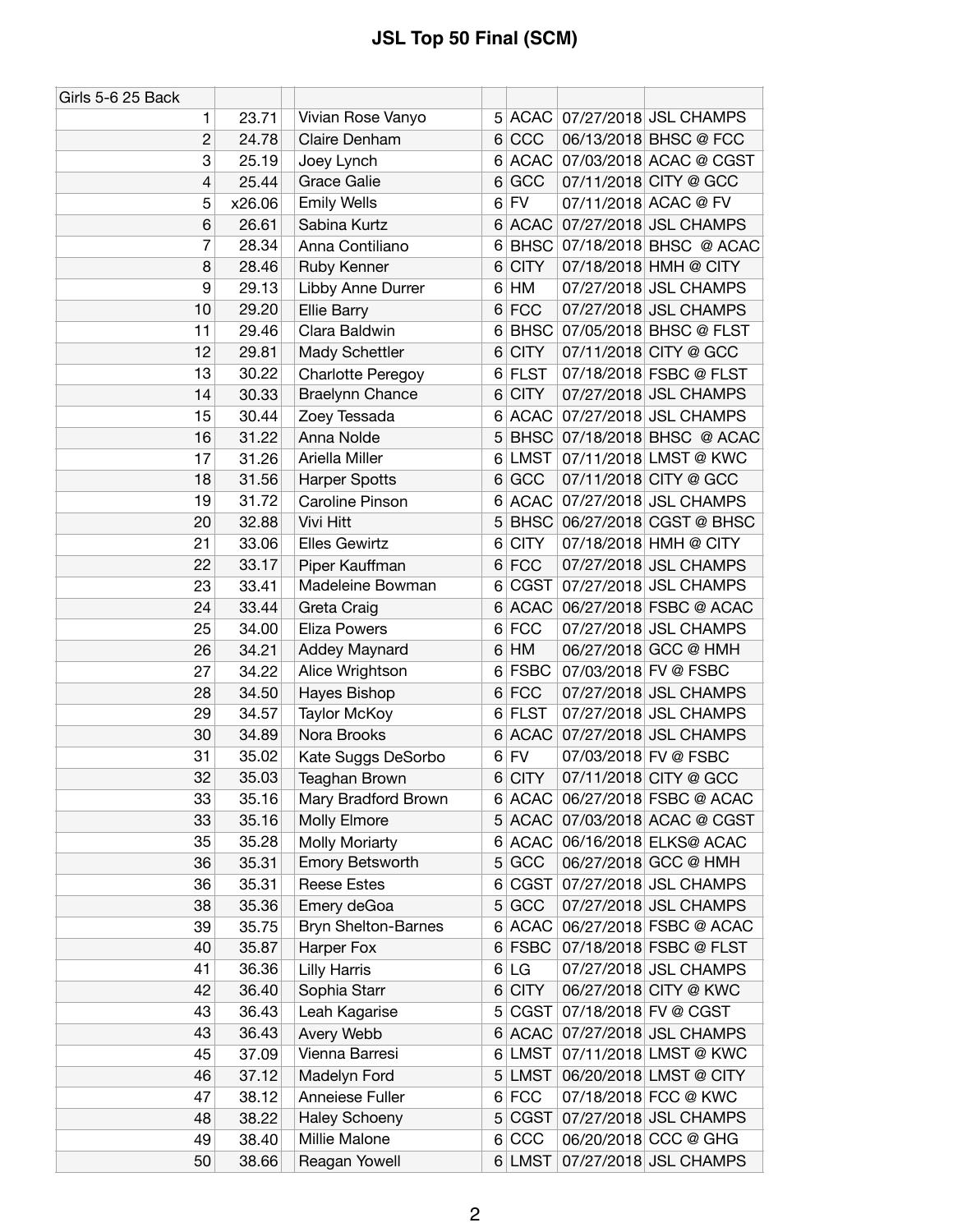# JSL Top 50 Final (SCM)

| Girls 5-6 25 Back | | | | | | |
|---|---|---|---|---|---|---|
| 1 | 23.71 | Vivian Rose Vanyo | 5 | ACAC | 07/27/2018 | JSL CHAMPS |
| 2 | 24.78 | Claire Denham | 6 | CCC | 06/13/2018 | BHSC @ FCC |
| 3 | 25.19 | Joey Lynch | 6 | ACAC | 07/03/2018 | ACAC @ CGST |
| 4 | 25.44 | Grace Galie | 6 | GCC | 07/11/2018 | CITY @ GCC |
| 5 | x26.06 | Emily Wells | 6 | FV | 07/11/2018 | ACAC @ FV |
| 6 | 26.61 | Sabina Kurtz | 6 | ACAC | 07/27/2018 | JSL CHAMPS |
| 7 | 28.34 | Anna Contiliano | 6 | BHSC | 07/18/2018 | BHSC @ ACAC |
| 8 | 28.46 | Ruby Kenner | 6 | CITY | 07/18/2018 | HMH @ CITY |
| 9 | 29.13 | Libby Anne Durrer | 6 | HM | 07/27/2018 | JSL CHAMPS |
| 10 | 29.20 | Ellie Barry | 6 | FCC | 07/27/2018 | JSL CHAMPS |
| 11 | 29.46 | Clara Baldwin | 6 | BHSC | 07/05/2018 | BHSC @ FLST |
| 12 | 29.81 | Mady Schettler | 6 | CITY | 07/11/2018 | CITY @ GCC |
| 13 | 30.22 | Charlotte Peregoy | 6 | FLST | 07/18/2018 | FSBC @ FLST |
| 14 | 30.33 | Braelynn Chance | 6 | CITY | 07/27/2018 | JSL CHAMPS |
| 15 | 30.44 | Zoey Tessada | 6 | ACAC | 07/27/2018 | JSL CHAMPS |
| 16 | 31.22 | Anna Nolde | 5 | BHSC | 07/18/2018 | BHSC @ ACAC |
| 17 | 31.26 | Ariella Miller | 6 | LMST | 07/11/2018 | LMST @ KWC |
| 18 | 31.56 | Harper Spotts | 6 | GCC | 07/11/2018 | CITY @ GCC |
| 19 | 31.72 | Caroline Pinson | 6 | ACAC | 07/27/2018 | JSL CHAMPS |
| 20 | 32.88 | Vivi Hitt | 5 | BHSC | 06/27/2018 | CGST @ BHSC |
| 21 | 33.06 | Elles Gewirtz | 6 | CITY | 07/18/2018 | HMH @ CITY |
| 22 | 33.17 | Piper Kauffman | 6 | FCC | 07/27/2018 | JSL CHAMPS |
| 23 | 33.41 | Madeleine Bowman | 6 | CGST | 07/27/2018 | JSL CHAMPS |
| 24 | 33.44 | Greta Craig | 6 | ACAC | 06/27/2018 | FSBC @ ACAC |
| 25 | 34.00 | Eliza Powers | 6 | FCC | 07/27/2018 | JSL CHAMPS |
| 26 | 34.21 | Addey Maynard | 6 | HM | 06/27/2018 | GCC @ HMH |
| 27 | 34.22 | Alice Wrightson | 6 | FSBC | 07/03/2018 | FV @ FSBC |
| 28 | 34.50 | Hayes Bishop | 6 | FCC | 07/27/2018 | JSL CHAMPS |
| 29 | 34.57 | Taylor McKoy | 6 | FLST | 07/27/2018 | JSL CHAMPS |
| 30 | 34.89 | Nora Brooks | 6 | ACAC | 07/27/2018 | JSL CHAMPS |
| 31 | 35.02 | Kate Suggs DeSorbo | 6 | FV | 07/03/2018 | FV @ FSBC |
| 32 | 35.03 | Teaghan Brown | 6 | CITY | 07/11/2018 | CITY @ GCC |
| 33 | 35.16 | Mary Bradford Brown | 6 | ACAC | 06/27/2018 | FSBC @ ACAC |
| 33 | 35.16 | Molly Elmore | 5 | ACAC | 07/03/2018 | ACAC @ CGST |
| 35 | 35.28 | Molly Moriarty | 6 | ACAC | 06/16/2018 | ELKS@ ACAC |
| 36 | 35.31 | Emory Betsworth | 5 | GCC | 06/27/2018 | GCC @ HMH |
| 36 | 35.31 | Reese Estes | 6 | CGST | 07/27/2018 | JSL CHAMPS |
| 38 | 35.36 | Emery deGoa | 5 | GCC | 07/27/2018 | JSL CHAMPS |
| 39 | 35.75 | Bryn Shelton-Barnes | 6 | ACAC | 06/27/2018 | FSBC @ ACAC |
| 40 | 35.87 | Harper Fox | 6 | FSBC | 07/18/2018 | FSBC @ FLST |
| 41 | 36.36 | Lilly Harris | 6 | LG | 07/27/2018 | JSL CHAMPS |
| 42 | 36.40 | Sophia Starr | 6 | CITY | 06/27/2018 | CITY @ KWC |
| 43 | 36.43 | Leah Kagarise | 5 | CGST | 07/18/2018 | FV @ CGST |
| 43 | 36.43 | Avery Webb | 6 | ACAC | 07/27/2018 | JSL CHAMPS |
| 45 | 37.09 | Vienna Barresi | 6 | LMST | 07/11/2018 | LMST @ KWC |
| 46 | 37.12 | Madelyn Ford | 5 | LMST | 06/20/2018 | LMST @ CITY |
| 47 | 38.12 | Anneiese Fuller | 6 | FCC | 07/18/2018 | FCC @ KWC |
| 48 | 38.22 | Haley Schoeny | 5 | CGST | 07/27/2018 | JSL CHAMPS |
| 49 | 38.40 | Millie Malone | 6 | CCC | 06/20/2018 | CCC @ GHG |
| 50 | 38.66 | Reagan Yowell | 6 | LMST | 07/27/2018 | JSL CHAMPS |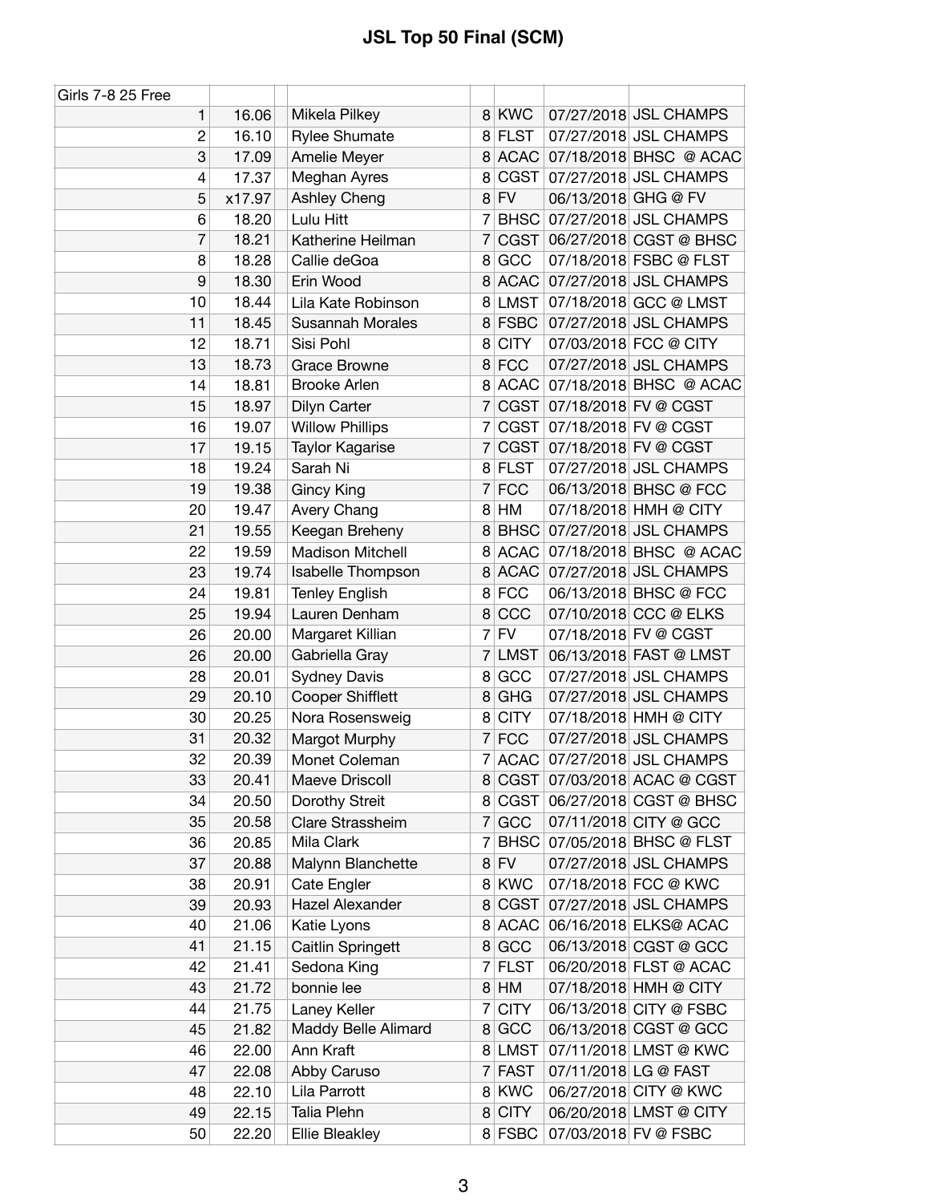# JSL Top 50 Final (SCM)

| Girls 7-8 25 Free | | | | | | |
|---|---|---|---|---|---|---|
| 1 | 16.06 | Mikela Pilkey | 8 | KWC | 07/27/2018 | JSL CHAMPS |
| 2 | 16.10 | Rylee Shumate | 8 | FLST | 07/27/2018 | JSL CHAMPS |
| 3 | 17.09 | Amelie Meyer | 8 | ACAC | 07/18/2018 | BHSC @ ACAC |
| 4 | 17.37 | Meghan Ayres | 8 | CGST | 07/27/2018 | JSL CHAMPS |
| 5 | x17.97 | Ashley Cheng | 8 | FV | 06/13/2018 | GHG @ FV |
| 6 | 18.20 | Lulu Hitt | 7 | BHSC | 07/27/2018 | JSL CHAMPS |
| 7 | 18.21 | Katherine Heilman | 7 | CGST | 06/27/2018 | CGST @ BHSC |
| 8 | 18.28 | Callie deGoa | 8 | GCC | 07/18/2018 | FSBC @ FLST |
| 9 | 18.30 | Erin Wood | 8 | ACAC | 07/27/2018 | JSL CHAMPS |
| 10 | 18.44 | Lila Kate Robinson | 8 | LMST | 07/18/2018 | GCC @ LMST |
| 11 | 18.45 | Susannah Morales | 8 | FSBC | 07/27/2018 | JSL CHAMPS |
| 12 | 18.71 | Sisi Pohl | 8 | CITY | 07/03/2018 | FCC @ CITY |
| 13 | 18.73 | Grace Browne | 8 | FCC | 07/27/2018 | JSL CHAMPS |
| 14 | 18.81 | Brooke Arlen | 8 | ACAC | 07/18/2018 | BHSC @ ACAC |
| 15 | 18.97 | Dilyn Carter | 7 | CGST | 07/18/2018 | FV @ CGST |
| 16 | 19.07 | Willow Phillips | 7 | CGST | 07/18/2018 | FV @ CGST |
| 17 | 19.15 | Taylor Kagarise | 7 | CGST | 07/18/2018 | FV @ CGST |
| 18 | 19.24 | Sarah Ni | 8 | FLST | 07/27/2018 | JSL CHAMPS |
| 19 | 19.38 | Gincy King | 7 | FCC | 06/13/2018 | BHSC @ FCC |
| 20 | 19.47 | Avery Chang | 8 | HM | 07/18/2018 | HMH @ CITY |
| 21 | 19.55 | Keegan Breheny | 8 | BHSC | 07/27/2018 | JSL CHAMPS |
| 22 | 19.59 | Madison Mitchell | 8 | ACAC | 07/18/2018 | BHSC @ ACAC |
| 23 | 19.74 | Isabelle Thompson | 8 | ACAC | 07/27/2018 | JSL CHAMPS |
| 24 | 19.81 | Tenley English | 8 | FCC | 06/13/2018 | BHSC @ FCC |
| 25 | 19.94 | Lauren Denham | 8 | CCC | 07/10/2018 | CCC @ ELKS |
| 26 | 20.00 | Margaret Killian | 7 | FV | 07/18/2018 | FV @ CGST |
| 26 | 20.00 | Gabriella Gray | 7 | LMST | 06/13/2018 | FAST @ LMST |
| 28 | 20.01 | Sydney Davis | 8 | GCC | 07/27/2018 | JSL CHAMPS |
| 29 | 20.10 | Cooper Shifflett | 8 | GHG | 07/27/2018 | JSL CHAMPS |
| 30 | 20.25 | Nora Rosensweig | 8 | CITY | 07/18/2018 | HMH @ CITY |
| 31 | 20.32 | Margot Murphy | 7 | FCC | 07/27/2018 | JSL CHAMPS |
| 32 | 20.39 | Monet Coleman | 7 | ACAC | 07/27/2018 | JSL CHAMPS |
| 33 | 20.41 | Maeve Driscoll | 8 | CGST | 07/03/2018 | ACAC @ CGST |
| 34 | 20.50 | Dorothy Streit | 8 | CGST | 06/27/2018 | CGST @ BHSC |
| 35 | 20.58 | Clare Strassheim | 7 | GCC | 07/11/2018 | CITY @ GCC |
| 36 | 20.85 | Mila Clark | 7 | BHSC | 07/05/2018 | BHSC @ FLST |
| 37 | 20.88 | Malynn Blanchette | 8 | FV | 07/27/2018 | JSL CHAMPS |
| 38 | 20.91 | Cate Engler | 8 | KWC | 07/18/2018 | FCC @ KWC |
| 39 | 20.93 | Hazel Alexander | 8 | CGST | 07/27/2018 | JSL CHAMPS |
| 40 | 21.06 | Katie Lyons | 8 | ACAC | 06/16/2018 | ELKS@ ACAC |
| 41 | 21.15 | Caitlin Springett | 8 | GCC | 06/13/2018 | CGST @ GCC |
| 42 | 21.41 | Sedona King | 7 | FLST | 06/20/2018 | FLST @ ACAC |
| 43 | 21.72 | bonnie lee | 8 | HM | 07/18/2018 | HMH @ CITY |
| 44 | 21.75 | Laney Keller | 7 | CITY | 06/13/2018 | CITY @ FSBC |
| 45 | 21.82 | Maddy Belle Alimard | 8 | GCC | 06/13/2018 | CGST @ GCC |
| 46 | 22.00 | Ann Kraft | 8 | LMST | 07/11/2018 | LMST @ KWC |
| 47 | 22.08 | Abby Caruso | 7 | FAST | 07/11/2018 | LG @ FAST |
| 48 | 22.10 | Lila Parrott | 8 | KWC | 06/27/2018 | CITY @ KWC |
| 49 | 22.15 | Talia Plehn | 8 | CITY | 06/20/2018 | LMST @ CITY |
| 50 | 22.20 | Ellie Bleakley | 8 | FSBC | 07/03/2018 | FV @ FSBC |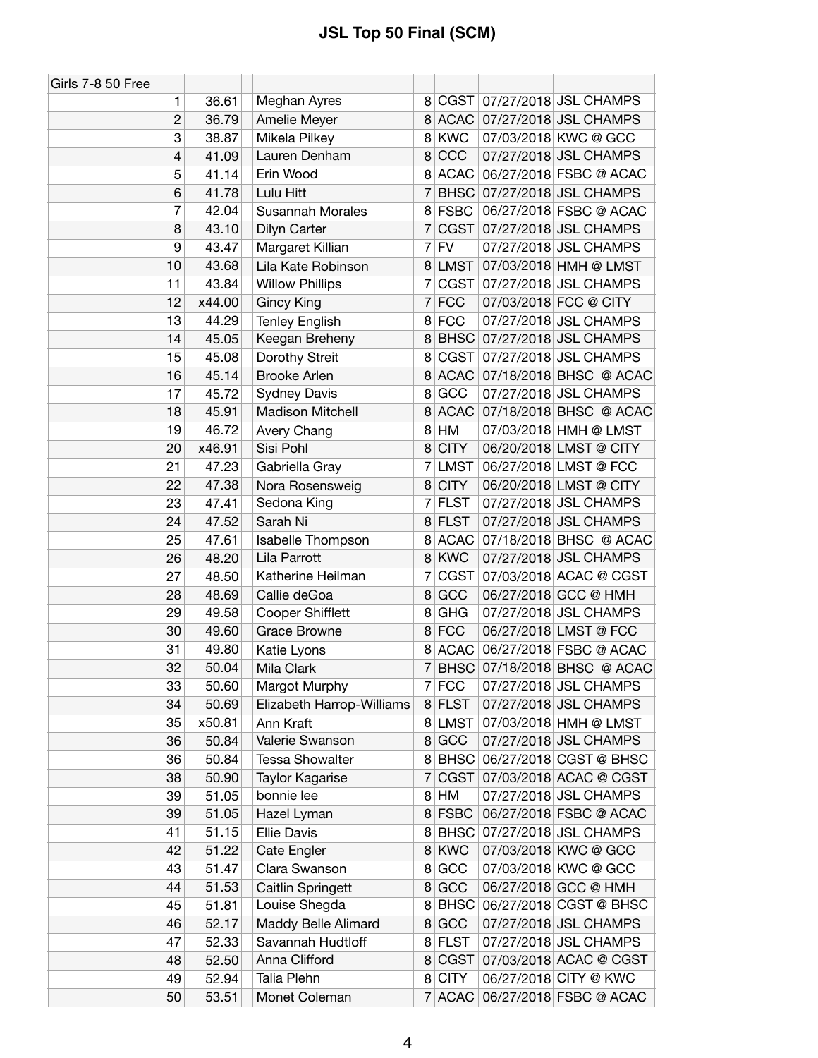# JSL Top 50 Final (SCM)

| Girls 7-8 50 Free | | | | | | | |
|---|---|---|---|---|---|---|---|
| 1 | 36.61 | | Meghan Ayres | 8 | CGST | 07/27/2018 | JSL CHAMPS |
| 2 | 36.79 | | Amelie Meyer | 8 | ACAC | 07/27/2018 | JSL CHAMPS |
| 3 | 38.87 | | Mikela Pilkey | 8 | KWC | 07/03/2018 | KWC @ GCC |
| 4 | 41.09 | | Lauren Denham | 8 | CCC | 07/27/2018 | JSL CHAMPS |
| 5 | 41.14 | | Erin Wood | 8 | ACAC | 06/27/2018 | FSBC @ ACAC |
| 6 | 41.78 | | Lulu Hitt | 7 | BHSC | 07/27/2018 | JSL CHAMPS |
| 7 | 42.04 | | Susannah Morales | 8 | FSBC | 06/27/2018 | FSBC @ ACAC |
| 8 | 43.10 | | Dilyn Carter | 7 | CGST | 07/27/2018 | JSL CHAMPS |
| 9 | 43.47 | | Margaret Killian | 7 | FV | 07/27/2018 | JSL CHAMPS |
| 10 | 43.68 | | Lila Kate Robinson | 8 | LMST | 07/03/2018 | HMH @ LMST |
| 11 | 43.84 | | Willow Phillips | 7 | CGST | 07/27/2018 | JSL CHAMPS |
| 12 | x44.00 | | Gincy King | 7 | FCC | 07/03/2018 | FCC @ CITY |
| 13 | 44.29 | | Tenley English | 8 | FCC | 07/27/2018 | JSL CHAMPS |
| 14 | 45.05 | | Keegan Breheny | 8 | BHSC | 07/27/2018 | JSL CHAMPS |
| 15 | 45.08 | | Dorothy Streit | 8 | CGST | 07/27/2018 | JSL CHAMPS |
| 16 | 45.14 | | Brooke Arlen | 8 | ACAC | 07/18/2018 | BHSC @ ACAC |
| 17 | 45.72 | | Sydney Davis | 8 | GCC | 07/27/2018 | JSL CHAMPS |
| 18 | 45.91 | | Madison Mitchell | 8 | ACAC | 07/18/2018 | BHSC @ ACAC |
| 19 | 46.72 | | Avery Chang | 8 | HM | 07/03/2018 | HMH @ LMST |
| 20 | x46.91 | | Sisi Pohl | 8 | CITY | 06/20/2018 | LMST @ CITY |
| 21 | 47.23 | | Gabriella Gray | 7 | LMST | 06/27/2018 | LMST @ FCC |
| 22 | 47.38 | | Nora Rosensweig | 8 | CITY | 06/20/2018 | LMST @ CITY |
| 23 | 47.41 | | Sedona King | 7 | FLST | 07/27/2018 | JSL CHAMPS |
| 24 | 47.52 | | Sarah Ni | 8 | FLST | 07/27/2018 | JSL CHAMPS |
| 25 | 47.61 | | Isabelle Thompson | 8 | ACAC | 07/18/2018 | BHSC @ ACAC |
| 26 | 48.20 | | Lila Parrott | 8 | KWC | 07/27/2018 | JSL CHAMPS |
| 27 | 48.50 | | Katherine Heilman | 7 | CGST | 07/03/2018 | ACAC @ CGST |
| 28 | 48.69 | | Callie deGoa | 8 | GCC | 06/27/2018 | GCC @ HMH |
| 29 | 49.58 | | Cooper Shifflett | 8 | GHG | 07/27/2018 | JSL CHAMPS |
| 30 | 49.60 | | Grace Browne | 8 | FCC | 06/27/2018 | LMST @ FCC |
| 31 | 49.80 | | Katie Lyons | 8 | ACAC | 06/27/2018 | FSBC @ ACAC |
| 32 | 50.04 | | Mila Clark | 7 | BHSC | 07/18/2018 | BHSC @ ACAC |
| 33 | 50.60 | | Margot Murphy | 7 | FCC | 07/27/2018 | JSL CHAMPS |
| 34 | 50.69 | | Elizabeth Harrop-Williams | 8 | FLST | 07/27/2018 | JSL CHAMPS |
| 35 | x50.81 | | Ann Kraft | 8 | LMST | 07/03/2018 | HMH @ LMST |
| 36 | 50.84 | | Valerie Swanson | 8 | GCC | 07/27/2018 | JSL CHAMPS |
| 36 | 50.84 | | Tessa Showalter | 8 | BHSC | 06/27/2018 | CGST @ BHSC |
| 38 | 50.90 | | Taylor Kagarise | 7 | CGST | 07/03/2018 | ACAC @ CGST |
| 39 | 51.05 | | bonnie lee | 8 | HM | 07/27/2018 | JSL CHAMPS |
| 39 | 51.05 | | Hazel Lyman | 8 | FSBC | 06/27/2018 | FSBC @ ACAC |
| 41 | 51.15 | | Ellie Davis | 8 | BHSC | 07/27/2018 | JSL CHAMPS |
| 42 | 51.22 | | Cate Engler | 8 | KWC | 07/03/2018 | KWC @ GCC |
| 43 | 51.47 | | Clara Swanson | 8 | GCC | 07/03/2018 | KWC @ GCC |
| 44 | 51.53 | | Caitlin Springett | 8 | GCC | 06/27/2018 | GCC @ HMH |
| 45 | 51.81 | | Louise Shegda | 8 | BHSC | 06/27/2018 | CGST @ BHSC |
| 46 | 52.17 | | Maddy Belle Alimard | 8 | GCC | 07/27/2018 | JSL CHAMPS |
| 47 | 52.33 | | Savannah Hudtloff | 8 | FLST | 07/27/2018 | JSL CHAMPS |
| 48 | 52.50 | | Anna Clifford | 8 | CGST | 07/03/2018 | ACAC @ CGST |
| 49 | 52.94 | | Talia Plehn | 8 | CITY | 06/27/2018 | CITY @ KWC |
| 50 | 53.51 | | Monet Coleman | 7 | ACAC | 06/27/2018 | FSBC @ ACAC |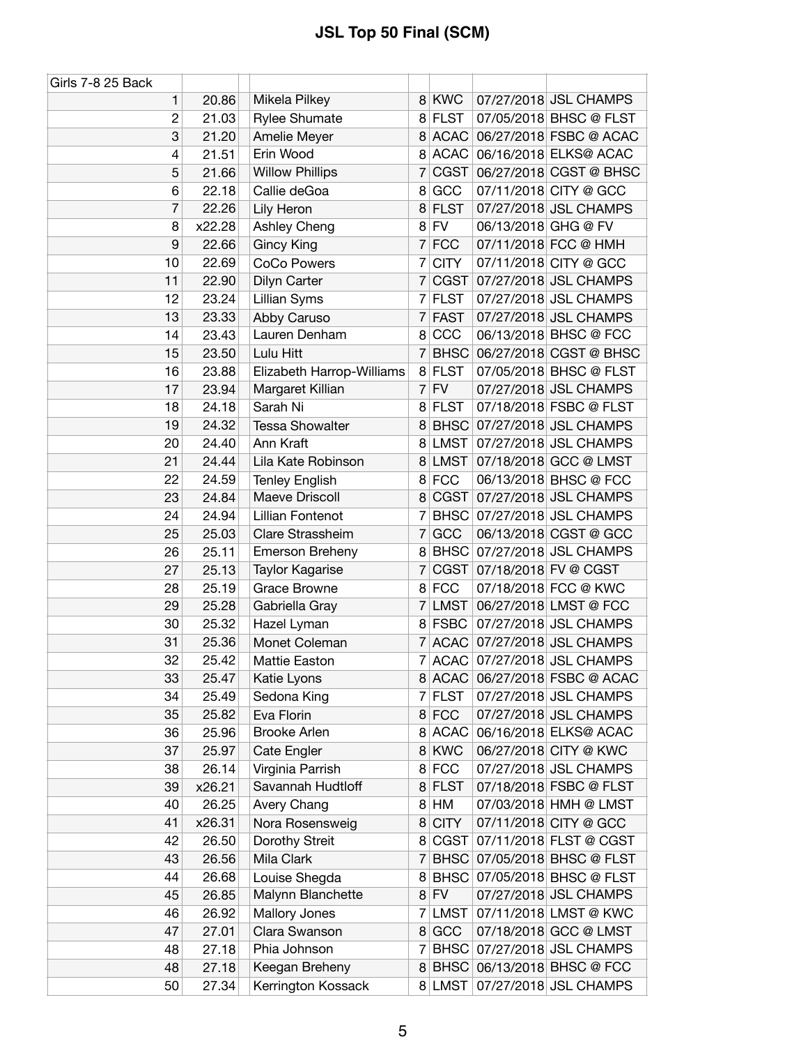# JSL Top 50 Final (SCM)

| Girls 7-8 25 Back | | | | | | | |
|---|---|---|---|---|---|---|---|
| 1 | 20.86 | | Mikela Pilkey | 8 | KWC | 07/27/2018 | JSL CHAMPS |
| 2 | 21.03 | | Rylee Shumate | 8 | FLST | 07/05/2018 | BHSC @ FLST |
| 3 | 21.20 | | Amelie Meyer | 8 | ACAC | 06/27/2018 | FSBC @ ACAC |
| 4 | 21.51 | | Erin Wood | 8 | ACAC | 06/16/2018 | ELKS@ ACAC |
| 5 | 21.66 | | Willow Phillips | 7 | CGST | 06/27/2018 | CGST @ BHSC |
| 6 | 22.18 | | Callie deGoa | 8 | GCC | 07/11/2018 | CITY @ GCC |
| 7 | 22.26 | | Lily Heron | 8 | FLST | 07/27/2018 | JSL CHAMPS |
| 8 | x22.28 | | Ashley Cheng | 8 | FV | 06/13/2018 | GHG @ FV |
| 9 | 22.66 | | Gincy King | 7 | FCC | 07/11/2018 | FCC @ HMH |
| 10 | 22.69 | | CoCo Powers | 7 | CITY | 07/11/2018 | CITY @ GCC |
| 11 | 22.90 | | Dilyn Carter | 7 | CGST | 07/27/2018 | JSL CHAMPS |
| 12 | 23.24 | | Lillian Syms | 7 | FLST | 07/27/2018 | JSL CHAMPS |
| 13 | 23.33 | | Abby Caruso | 7 | FAST | 07/27/2018 | JSL CHAMPS |
| 14 | 23.43 | | Lauren Denham | 8 | CCC | 06/13/2018 | BHSC @ FCC |
| 15 | 23.50 | | Lulu Hitt | 7 | BHSC | 06/27/2018 | CGST @ BHSC |
| 16 | 23.88 | | Elizabeth Harrop-Williams | 8 | FLST | 07/05/2018 | BHSC @ FLST |
| 17 | 23.94 | | Margaret Killian | 7 | FV | 07/27/2018 | JSL CHAMPS |
| 18 | 24.18 | | Sarah Ni | 8 | FLST | 07/18/2018 | FSBC @ FLST |
| 19 | 24.32 | | Tessa Showalter | 8 | BHSC | 07/27/2018 | JSL CHAMPS |
| 20 | 24.40 | | Ann Kraft | 8 | LMST | 07/27/2018 | JSL CHAMPS |
| 21 | 24.44 | | Lila Kate Robinson | 8 | LMST | 07/18/2018 | GCC @ LMST |
| 22 | 24.59 | | Tenley English | 8 | FCC | 06/13/2018 | BHSC @ FCC |
| 23 | 24.84 | | Maeve Driscoll | 8 | CGST | 07/27/2018 | JSL CHAMPS |
| 24 | 24.94 | | Lillian Fontenot | 7 | BHSC | 07/27/2018 | JSL CHAMPS |
| 25 | 25.03 | | Clare Strassheim | 7 | GCC | 06/13/2018 | CGST @ GCC |
| 26 | 25.11 | | Emerson Breheny | 8 | BHSC | 07/27/2018 | JSL CHAMPS |
| 27 | 25.13 | | Taylor Kagarise | 7 | CGST | 07/18/2018 | FV @ CGST |
| 28 | 25.19 | | Grace Browne | 8 | FCC | 07/18/2018 | FCC @ KWC |
| 29 | 25.28 | | Gabriella Gray | 7 | LMST | 06/27/2018 | LMST @ FCC |
| 30 | 25.32 | | Hazel Lyman | 8 | FSBC | 07/27/2018 | JSL CHAMPS |
| 31 | 25.36 | | Monet Coleman | 7 | ACAC | 07/27/2018 | JSL CHAMPS |
| 32 | 25.42 | | Mattie Easton | 7 | ACAC | 07/27/2018 | JSL CHAMPS |
| 33 | 25.47 | | Katie Lyons | 8 | ACAC | 06/27/2018 | FSBC @ ACAC |
| 34 | 25.49 | | Sedona King | 7 | FLST | 07/27/2018 | JSL CHAMPS |
| 35 | 25.82 | | Eva Florin | 8 | FCC | 07/27/2018 | JSL CHAMPS |
| 36 | 25.96 | | Brooke Arlen | 8 | ACAC | 06/16/2018 | ELKS@ ACAC |
| 37 | 25.97 | | Cate Engler | 8 | KWC | 06/27/2018 | CITY @ KWC |
| 38 | 26.14 | | Virginia Parrish | 8 | FCC | 07/27/2018 | JSL CHAMPS |
| 39 | x26.21 | | Savannah Hudtloff | 8 | FLST | 07/18/2018 | FSBC @ FLST |
| 40 | 26.25 | | Avery Chang | 8 | HM | 07/03/2018 | HMH @ LMST |
| 41 | x26.31 | | Nora Rosensweig | 8 | CITY | 07/11/2018 | CITY @ GCC |
| 42 | 26.50 | | Dorothy Streit | 8 | CGST | 07/11/2018 | FLST @ CGST |
| 43 | 26.56 | | Mila Clark | 7 | BHSC | 07/05/2018 | BHSC @ FLST |
| 44 | 26.68 | | Louise Shegda | 8 | BHSC | 07/05/2018 | BHSC @ FLST |
| 45 | 26.85 | | Malynn Blanchette | 8 | FV | 07/27/2018 | JSL CHAMPS |
| 46 | 26.92 | | Mallory Jones | 7 | LMST | 07/11/2018 | LMST @ KWC |
| 47 | 27.01 | | Clara Swanson | 8 | GCC | 07/18/2018 | GCC @ LMST |
| 48 | 27.18 | | Phia Johnson | 7 | BHSC | 07/27/2018 | JSL CHAMPS |
| 48 | 27.18 | | Keegan Breheny | 8 | BHSC | 06/13/2018 | BHSC @ FCC |
| 50 | 27.34 | | Kerrington Kossack | 8 | LMST | 07/27/2018 | JSL CHAMPS |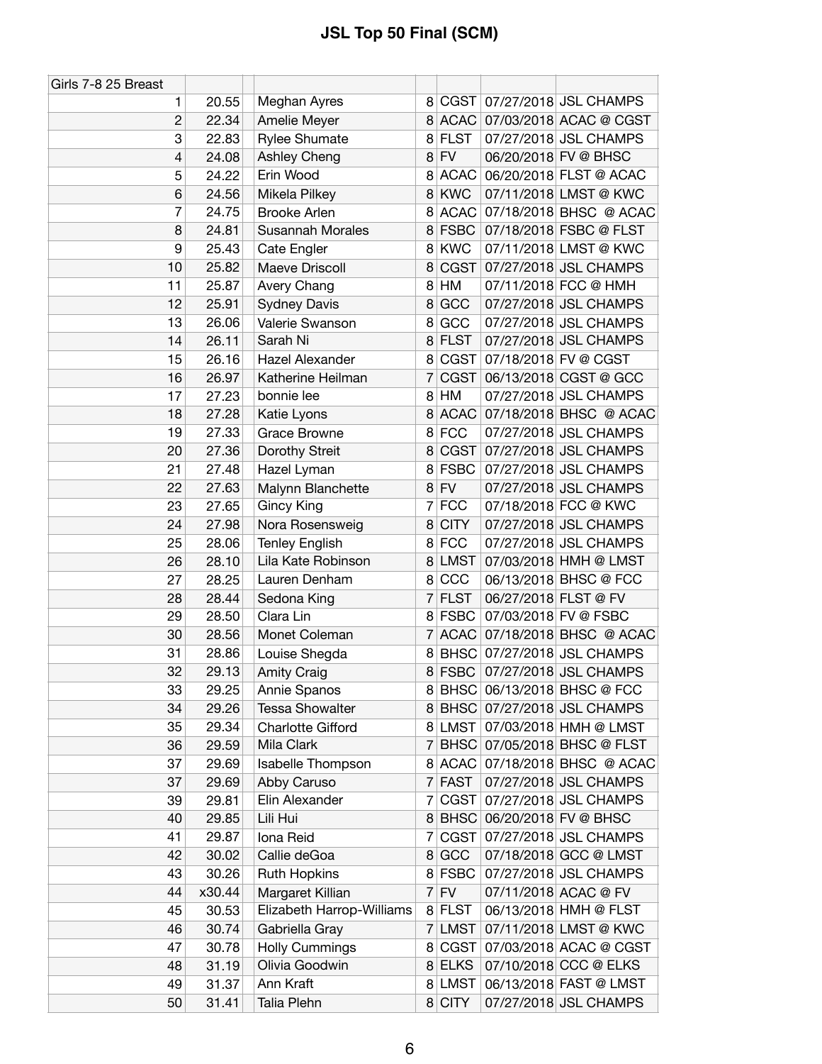# JSL Top 50 Final (SCM)

| Girls 7-8 25 Breast | | | | | | |
|---|---|---|---|---|---|---|
| 1 | 20.55 | Meghan Ayres | 8 | CGST | 07/27/2018 | JSL CHAMPS |
| 2 | 22.34 | Amelie Meyer | 8 | ACAC | 07/03/2018 | ACAC @ CGST |
| 3 | 22.83 | Rylee Shumate | 8 | FLST | 07/27/2018 | JSL CHAMPS |
| 4 | 24.08 | Ashley Cheng | 8 | FV | 06/20/2018 | FV @ BHSC |
| 5 | 24.22 | Erin Wood | 8 | ACAC | 06/20/2018 | FLST @ ACAC |
| 6 | 24.56 | Mikela Pilkey | 8 | KWC | 07/11/2018 | LMST @ KWC |
| 7 | 24.75 | Brooke Arlen | 8 | ACAC | 07/18/2018 | BHSC @ ACAC |
| 8 | 24.81 | Susannah Morales | 8 | FSBC | 07/18/2018 | FSBC @ FLST |
| 9 | 25.43 | Cate Engler | 8 | KWC | 07/11/2018 | LMST @ KWC |
| 10 | 25.82 | Maeve Driscoll | 8 | CGST | 07/27/2018 | JSL CHAMPS |
| 11 | 25.87 | Avery Chang | 8 | HM | 07/11/2018 | FCC @ HMH |
| 12 | 25.91 | Sydney Davis | 8 | GCC | 07/27/2018 | JSL CHAMPS |
| 13 | 26.06 | Valerie Swanson | 8 | GCC | 07/27/2018 | JSL CHAMPS |
| 14 | 26.11 | Sarah Ni | 8 | FLST | 07/27/2018 | JSL CHAMPS |
| 15 | 26.16 | Hazel Alexander | 8 | CGST | 07/18/2018 | FV @ CGST |
| 16 | 26.97 | Katherine Heilman | 7 | CGST | 06/13/2018 | CGST @ GCC |
| 17 | 27.23 | bonnie lee | 8 | HM | 07/27/2018 | JSL CHAMPS |
| 18 | 27.28 | Katie Lyons | 8 | ACAC | 07/18/2018 | BHSC @ ACAC |
| 19 | 27.33 | Grace Browne | 8 | FCC | 07/27/2018 | JSL CHAMPS |
| 20 | 27.36 | Dorothy Streit | 8 | CGST | 07/27/2018 | JSL CHAMPS |
| 21 | 27.48 | Hazel Lyman | 8 | FSBC | 07/27/2018 | JSL CHAMPS |
| 22 | 27.63 | Malynn Blanchette | 8 | FV | 07/27/2018 | JSL CHAMPS |
| 23 | 27.65 | Gincy King | 7 | FCC | 07/18/2018 | FCC @ KWC |
| 24 | 27.98 | Nora Rosensweig | 8 | CITY | 07/27/2018 | JSL CHAMPS |
| 25 | 28.06 | Tenley English | 8 | FCC | 07/27/2018 | JSL CHAMPS |
| 26 | 28.10 | Lila Kate Robinson | 8 | LMST | 07/03/2018 | HMH @ LMST |
| 27 | 28.25 | Lauren Denham | 8 | CCC | 06/13/2018 | BHSC @ FCC |
| 28 | 28.44 | Sedona King | 7 | FLST | 06/27/2018 | FLST @ FV |
| 29 | 28.50 | Clara Lin | 8 | FSBC | 07/03/2018 | FV @ FSBC |
| 30 | 28.56 | Monet Coleman | 7 | ACAC | 07/18/2018 | BHSC @ ACAC |
| 31 | 28.86 | Louise Shegda | 8 | BHSC | 07/27/2018 | JSL CHAMPS |
| 32 | 29.13 | Amity Craig | 8 | FSBC | 07/27/2018 | JSL CHAMPS |
| 33 | 29.25 | Annie Spanos | 8 | BHSC | 06/13/2018 | BHSC @ FCC |
| 34 | 29.26 | Tessa Showalter | 8 | BHSC | 07/27/2018 | JSL CHAMPS |
| 35 | 29.34 | Charlotte Gifford | 8 | LMST | 07/03/2018 | HMH @ LMST |
| 36 | 29.59 | Mila Clark | 7 | BHSC | 07/05/2018 | BHSC @ FLST |
| 37 | 29.69 | Isabelle Thompson | 8 | ACAC | 07/18/2018 | BHSC @ ACAC |
| 37 | 29.69 | Abby Caruso | 7 | FAST | 07/27/2018 | JSL CHAMPS |
| 39 | 29.81 | Elin Alexander | 7 | CGST | 07/27/2018 | JSL CHAMPS |
| 40 | 29.85 | Lili Hui | 8 | BHSC | 06/20/2018 | FV @ BHSC |
| 41 | 29.87 | Iona Reid | 7 | CGST | 07/27/2018 | JSL CHAMPS |
| 42 | 30.02 | Callie deGoa | 8 | GCC | 07/18/2018 | GCC @ LMST |
| 43 | 30.26 | Ruth Hopkins | 8 | FSBC | 07/27/2018 | JSL CHAMPS |
| 44 | x30.44 | Margaret Killian | 7 | FV | 07/11/2018 | ACAC @ FV |
| 45 | 30.53 | Elizabeth Harrop-Williams | 8 | FLST | 06/13/2018 | HMH @ FLST |
| 46 | 30.74 | Gabriella Gray | 7 | LMST | 07/11/2018 | LMST @ KWC |
| 47 | 30.78 | Holly Cummings | 8 | CGST | 07/03/2018 | ACAC @ CGST |
| 48 | 31.19 | Olivia Goodwin | 8 | ELKS | 07/10/2018 | CCC @ ELKS |
| 49 | 31.37 | Ann Kraft | 8 | LMST | 06/13/2018 | FAST @ LMST |
| 50 | 31.41 | Talia Plehn | 8 | CITY | 07/27/2018 | JSL CHAMPS |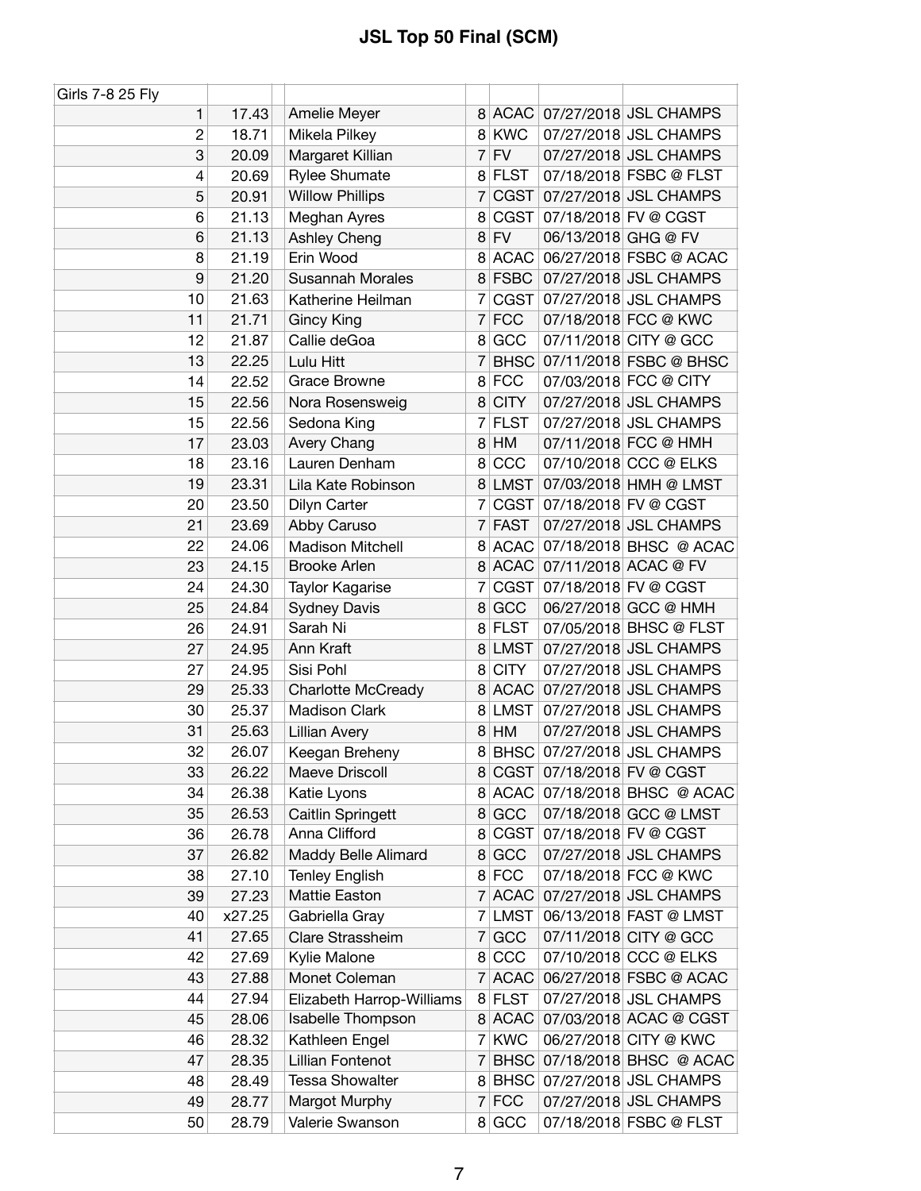# JSL Top 50 Final (SCM)

| Girls 7-8 25 Fly | | | | | | | |
|---|---|---|---|---|---|---|---|
| 1 | 17.43 | | Amelie Meyer | 8 | ACAC | 07/27/2018 | JSL CHAMPS |
| 2 | 18.71 | | Mikela Pilkey | 8 | KWC | 07/27/2018 | JSL CHAMPS |
| 3 | 20.09 | | Margaret Killian | 7 | FV | 07/27/2018 | JSL CHAMPS |
| 4 | 20.69 | | Rylee Shumate | 8 | FLST | 07/18/2018 | FSBC @ FLST |
| 5 | 20.91 | | Willow Phillips | 7 | CGST | 07/27/2018 | JSL CHAMPS |
| 6 | 21.13 | | Meghan Ayres | 8 | CGST | 07/18/2018 | FV @ CGST |
| 6 | 21.13 | | Ashley Cheng | 8 | FV | 06/13/2018 | GHG @ FV |
| 8 | 21.19 | | Erin Wood | 8 | ACAC | 06/27/2018 | FSBC @ ACAC |
| 9 | 21.20 | | Susannah Morales | 8 | FSBC | 07/27/2018 | JSL CHAMPS |
| 10 | 21.63 | | Katherine Heilman | 7 | CGST | 07/27/2018 | JSL CHAMPS |
| 11 | 21.71 | | Gincy King | 7 | FCC | 07/18/2018 | FCC @ KWC |
| 12 | 21.87 | | Callie deGoa | 8 | GCC | 07/11/2018 | CITY @ GCC |
| 13 | 22.25 | | Lulu Hitt | 7 | BHSC | 07/11/2018 | FSBC @ BHSC |
| 14 | 22.52 | | Grace Browne | 8 | FCC | 07/03/2018 | FCC @ CITY |
| 15 | 22.56 | | Nora Rosensweig | 8 | CITY | 07/27/2018 | JSL CHAMPS |
| 15 | 22.56 | | Sedona King | 7 | FLST | 07/27/2018 | JSL CHAMPS |
| 17 | 23.03 | | Avery Chang | 8 | HM | 07/11/2018 | FCC @ HMH |
| 18 | 23.16 | | Lauren Denham | 8 | CCC | 07/10/2018 | CCC @ ELKS |
| 19 | 23.31 | | Lila Kate Robinson | 8 | LMST | 07/03/2018 | HMH @ LMST |
| 20 | 23.50 | | Dilyn Carter | 7 | CGST | 07/18/2018 | FV @ CGST |
| 21 | 23.69 | | Abby Caruso | 7 | FAST | 07/27/2018 | JSL CHAMPS |
| 22 | 24.06 | | Madison Mitchell | 8 | ACAC | 07/18/2018 | BHSC @ ACAC |
| 23 | 24.15 | | Brooke Arlen | 8 | ACAC | 07/11/2018 | ACAC @ FV |
| 24 | 24.30 | | Taylor Kagarise | 7 | CGST | 07/18/2018 | FV @ CGST |
| 25 | 24.84 | | Sydney Davis | 8 | GCC | 06/27/2018 | GCC @ HMH |
| 26 | 24.91 | | Sarah Ni | 8 | FLST | 07/05/2018 | BHSC @ FLST |
| 27 | 24.95 | | Ann Kraft | 8 | LMST | 07/27/2018 | JSL CHAMPS |
| 27 | 24.95 | | Sisi Pohl | 8 | CITY | 07/27/2018 | JSL CHAMPS |
| 29 | 25.33 | | Charlotte McCready | 8 | ACAC | 07/27/2018 | JSL CHAMPS |
| 30 | 25.37 | | Madison Clark | 8 | LMST | 07/27/2018 | JSL CHAMPS |
| 31 | 25.63 | | Lillian Avery | 8 | HM | 07/27/2018 | JSL CHAMPS |
| 32 | 26.07 | | Keegan Breheny | 8 | BHSC | 07/27/2018 | JSL CHAMPS |
| 33 | 26.22 | | Maeve Driscoll | 8 | CGST | 07/18/2018 | FV @ CGST |
| 34 | 26.38 | | Katie Lyons | 8 | ACAC | 07/18/2018 | BHSC @ ACAC |
| 35 | 26.53 | | Caitlin Springett | 8 | GCC | 07/18/2018 | GCC @ LMST |
| 36 | 26.78 | | Anna Clifford | 8 | CGST | 07/18/2018 | FV @ CGST |
| 37 | 26.82 | | Maddy Belle Alimard | 8 | GCC | 07/27/2018 | JSL CHAMPS |
| 38 | 27.10 | | Tenley English | 8 | FCC | 07/18/2018 | FCC @ KWC |
| 39 | 27.23 | | Mattie Easton | 7 | ACAC | 07/27/2018 | JSL CHAMPS |
| 40 | x27.25 | | Gabriella Gray | 7 | LMST | 06/13/2018 | FAST @ LMST |
| 41 | 27.65 | | Clare Strassheim | 7 | GCC | 07/11/2018 | CITY @ GCC |
| 42 | 27.69 | | Kylie Malone | 8 | CCC | 07/10/2018 | CCC @ ELKS |
| 43 | 27.88 | | Monet Coleman | 7 | ACAC | 06/27/2018 | FSBC @ ACAC |
| 44 | 27.94 | | Elizabeth Harrop-Williams | 8 | FLST | 07/27/2018 | JSL CHAMPS |
| 45 | 28.06 | | Isabelle Thompson | 8 | ACAC | 07/03/2018 | ACAC @ CGST |
| 46 | 28.32 | | Kathleen Engel | 7 | KWC | 06/27/2018 | CITY @ KWC |
| 47 | 28.35 | | Lillian Fontenot | 7 | BHSC | 07/18/2018 | BHSC @ ACAC |
| 48 | 28.49 | | Tessa Showalter | 8 | BHSC | 07/27/2018 | JSL CHAMPS |
| 49 | 28.77 | | Margot Murphy | 7 | FCC | 07/27/2018 | JSL CHAMPS |
| 50 | 28.79 | | Valerie Swanson | 8 | GCC | 07/18/2018 | FSBC @ FLST |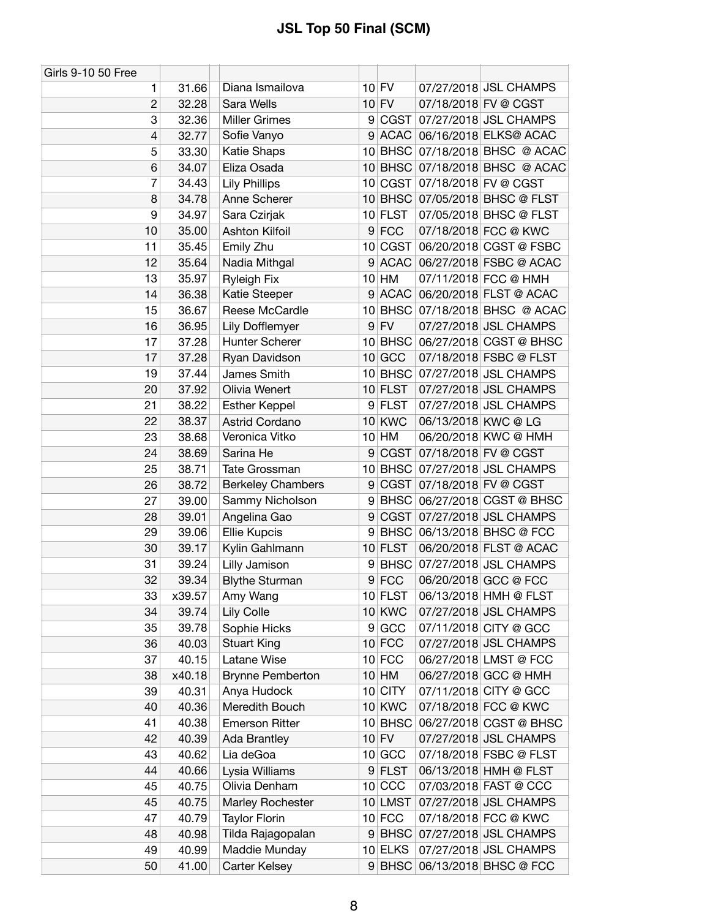# JSL Top 50 Final (SCM)

| Girls 9-10 50 Free | | | | | | |
|---|---|---|---|---|---|---|
| 1 | 31.66 | Diana Ismailova | 10 | FV | 07/27/2018 | JSL CHAMPS |
| 2 | 32.28 | Sara Wells | 10 | FV | 07/18/2018 | FV @ CGST |
| 3 | 32.36 | Miller Grimes | 9 | CGST | 07/27/2018 | JSL CHAMPS |
| 4 | 32.77 | Sofie Vanyo | 9 | ACAC | 06/16/2018 | ELKS@ ACAC |
| 5 | 33.30 | Katie Shaps | 10 | BHSC | 07/18/2018 | BHSC @ ACAC |
| 6 | 34.07 | Eliza Osada | 10 | BHSC | 07/18/2018 | BHSC @ ACAC |
| 7 | 34.43 | Lily Phillips | 10 | CGST | 07/18/2018 | FV @ CGST |
| 8 | 34.78 | Anne Scherer | 10 | BHSC | 07/05/2018 | BHSC @ FLST |
| 9 | 34.97 | Sara Czirjak | 10 | FLST | 07/05/2018 | BHSC @ FLST |
| 10 | 35.00 | Ashton Kilfoil | 9 | FCC | 07/18/2018 | FCC @ KWC |
| 11 | 35.45 | Emily Zhu | 10 | CGST | 06/20/2018 | CGST @ FSBC |
| 12 | 35.64 | Nadia Mithgal | 9 | ACAC | 06/27/2018 | FSBC @ ACAC |
| 13 | 35.97 | Ryleigh Fix | 10 | HM | 07/11/2018 | FCC @ HMH |
| 14 | 36.38 | Katie Steeper | 9 | ACAC | 06/20/2018 | FLST @ ACAC |
| 15 | 36.67 | Reese McCardle | 10 | BHSC | 07/18/2018 | BHSC @ ACAC |
| 16 | 36.95 | Lily Dofflemyer | 9 | FV | 07/27/2018 | JSL CHAMPS |
| 17 | 37.28 | Hunter Scherer | 10 | BHSC | 06/27/2018 | CGST @ BHSC |
| 17 | 37.28 | Ryan Davidson | 10 | GCC | 07/18/2018 | FSBC @ FLST |
| 19 | 37.44 | James Smith | 10 | BHSC | 07/27/2018 | JSL CHAMPS |
| 20 | 37.92 | Olivia Wenert | 10 | FLST | 07/27/2018 | JSL CHAMPS |
| 21 | 38.22 | Esther Keppel | 9 | FLST | 07/27/2018 | JSL CHAMPS |
| 22 | 38.37 | Astrid Cordano | 10 | KWC | 06/13/2018 | KWC @ LG |
| 23 | 38.68 | Veronica Vitko | 10 | HM | 06/20/2018 | KWC @ HMH |
| 24 | 38.69 | Sarina He | 9 | CGST | 07/18/2018 | FV @ CGST |
| 25 | 38.71 | Tate Grossman | 10 | BHSC | 07/27/2018 | JSL CHAMPS |
| 26 | 38.72 | Berkeley Chambers | 9 | CGST | 07/18/2018 | FV @ CGST |
| 27 | 39.00 | Sammy Nicholson | 9 | BHSC | 06/27/2018 | CGST @ BHSC |
| 28 | 39.01 | Angelina Gao | 9 | CGST | 07/27/2018 | JSL CHAMPS |
| 29 | 39.06 | Ellie Kupcis | 9 | BHSC | 06/13/2018 | BHSC @ FCC |
| 30 | 39.17 | Kylin Gahlmann | 10 | FLST | 06/20/2018 | FLST @ ACAC |
| 31 | 39.24 | Lilly Jamison | 9 | BHSC | 07/27/2018 | JSL CHAMPS |
| 32 | 39.34 | Blythe Sturman | 9 | FCC | 06/20/2018 | GCC @ FCC |
| 33 | x39.57 | Amy Wang | 10 | FLST | 06/13/2018 | HMH @ FLST |
| 34 | 39.74 | Lily Colle | 10 | KWC | 07/27/2018 | JSL CHAMPS |
| 35 | 39.78 | Sophie Hicks | 9 | GCC | 07/11/2018 | CITY @ GCC |
| 36 | 40.03 | Stuart King | 10 | FCC | 07/27/2018 | JSL CHAMPS |
| 37 | 40.15 | Latane Wise | 10 | FCC | 06/27/2018 | LMST @ FCC |
| 38 | x40.18 | Brynne Pemberton | 10 | HM | 06/27/2018 | GCC @ HMH |
| 39 | 40.31 | Anya Hudock | 10 | CITY | 07/11/2018 | CITY @ GCC |
| 40 | 40.36 | Meredith Bouch | 10 | KWC | 07/18/2018 | FCC @ KWC |
| 41 | 40.38 | Emerson Ritter | 10 | BHSC | 06/27/2018 | CGST @ BHSC |
| 42 | 40.39 | Ada Brantley | 10 | FV | 07/27/2018 | JSL CHAMPS |
| 43 | 40.62 | Lia deGoa | 10 | GCC | 07/18/2018 | FSBC @ FLST |
| 44 | 40.66 | Lysia Williams | 9 | FLST | 06/13/2018 | HMH @ FLST |
| 45 | 40.75 | Olivia Denham | 10 | CCC | 07/03/2018 | FAST @ CCC |
| 45 | 40.75 | Marley Rochester | 10 | LMST | 07/27/2018 | JSL CHAMPS |
| 47 | 40.79 | Taylor Florin | 10 | FCC | 07/18/2018 | FCC @ KWC |
| 48 | 40.98 | Tilda Rajagopalan | 9 | BHSC | 07/27/2018 | JSL CHAMPS |
| 49 | 40.99 | Maddie Munday | 10 | ELKS | 07/27/2018 | JSL CHAMPS |
| 50 | 41.00 | Carter Kelsey | 9 | BHSC | 06/13/2018 | BHSC @ FCC |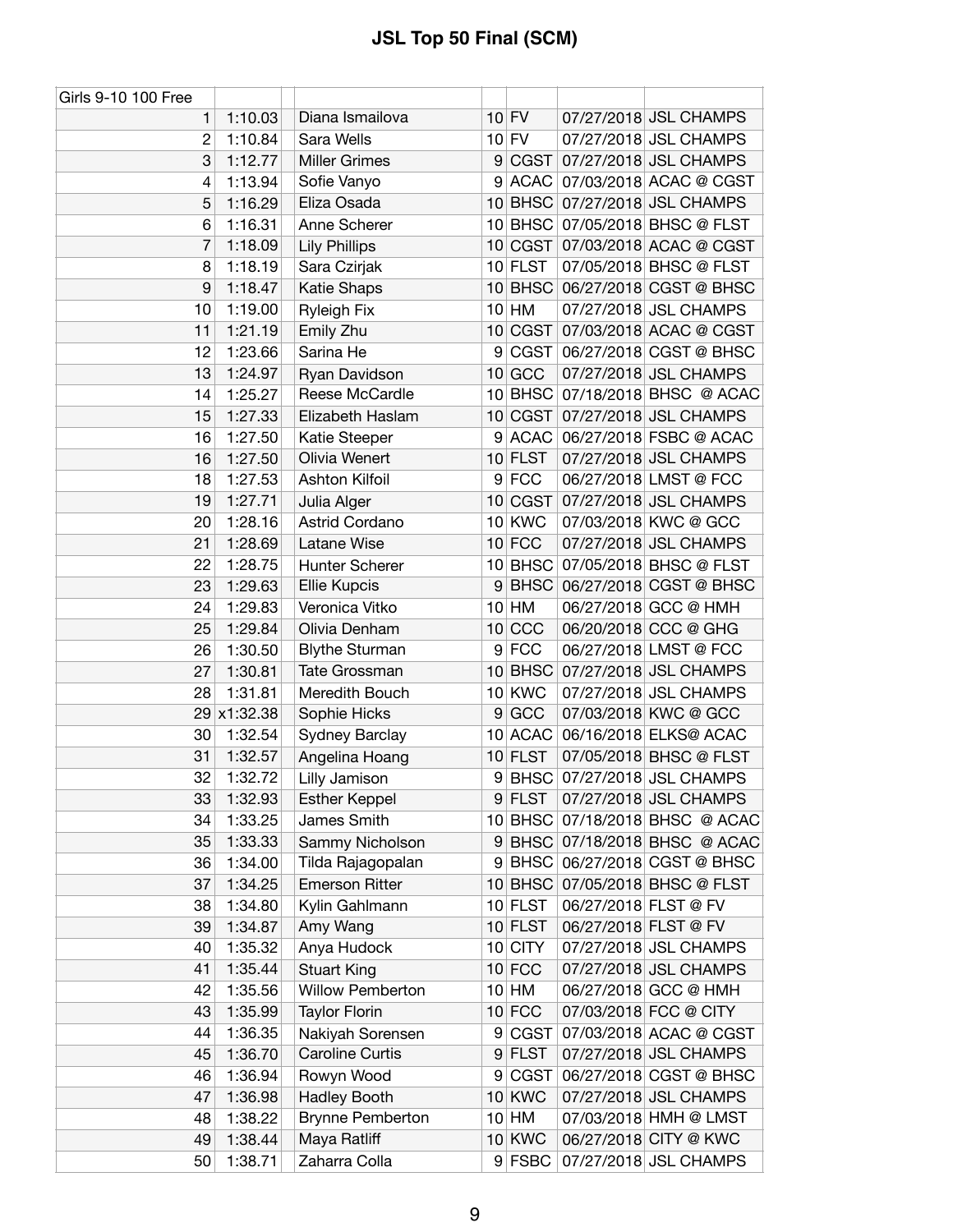# JSL Top 50 Final (SCM)

| Girls 9-10 100 Free | | | | | | |
|---|---|---|---|---|---|---|
| 1 | 1:10.03 | Diana Ismailova | 10 | FV | 07/27/2018 | JSL CHAMPS |
| 2 | 1:10.84 | Sara Wells | 10 | FV | 07/27/2018 | JSL CHAMPS |
| 3 | 1:12.77 | Miller Grimes | 9 | CGST | 07/27/2018 | JSL CHAMPS |
| 4 | 1:13.94 | Sofie Vanyo | 9 | ACAC | 07/03/2018 | ACAC @ CGST |
| 5 | 1:16.29 | Eliza Osada | 10 | BHSC | 07/27/2018 | JSL CHAMPS |
| 6 | 1:16.31 | Anne Scherer | 10 | BHSC | 07/05/2018 | BHSC @ FLST |
| 7 | 1:18.09 | Lily Phillips | 10 | CGST | 07/03/2018 | ACAC @ CGST |
| 8 | 1:18.19 | Sara Czirjak | 10 | FLST | 07/05/2018 | BHSC @ FLST |
| 9 | 1:18.47 | Katie Shaps | 10 | BHSC | 06/27/2018 | CGST @ BHSC |
| 10 | 1:19.00 | Ryleigh Fix | 10 | HM | 07/27/2018 | JSL CHAMPS |
| 11 | 1:21.19 | Emily Zhu | 10 | CGST | 07/03/2018 | ACAC @ CGST |
| 12 | 1:23.66 | Sarina He | 9 | CGST | 06/27/2018 | CGST @ BHSC |
| 13 | 1:24.97 | Ryan Davidson | 10 | GCC | 07/27/2018 | JSL CHAMPS |
| 14 | 1:25.27 | Reese McCardle | 10 | BHSC | 07/18/2018 | BHSC @ ACAC |
| 15 | 1:27.33 | Elizabeth Haslam | 10 | CGST | 07/27/2018 | JSL CHAMPS |
| 16 | 1:27.50 | Katie Steeper | 9 | ACAC | 06/27/2018 | FSBC @ ACAC |
| 16 | 1:27.50 | Olivia Wenert | 10 | FLST | 07/27/2018 | JSL CHAMPS |
| 18 | 1:27.53 | Ashton Kilfoil | 9 | FCC | 06/27/2018 | LMST @ FCC |
| 19 | 1:27.71 | Julia Alger | 10 | CGST | 07/27/2018 | JSL CHAMPS |
| 20 | 1:28.16 | Astrid Cordano | 10 | KWC | 07/03/2018 | KWC @ GCC |
| 21 | 1:28.69 | Latane Wise | 10 | FCC | 07/27/2018 | JSL CHAMPS |
| 22 | 1:28.75 | Hunter Scherer | 10 | BHSC | 07/05/2018 | BHSC @ FLST |
| 23 | 1:29.63 | Ellie Kupcis | 9 | BHSC | 06/27/2018 | CGST @ BHSC |
| 24 | 1:29.83 | Veronica Vitko | 10 | HM | 06/27/2018 | GCC @ HMH |
| 25 | 1:29.84 | Olivia Denham | 10 | CCC | 06/20/2018 | CCC @ GHG |
| 26 | 1:30.50 | Blythe Sturman | 9 | FCC | 06/27/2018 | LMST @ FCC |
| 27 | 1:30.81 | Tate Grossman | 10 | BHSC | 07/27/2018 | JSL CHAMPS |
| 28 | 1:31.81 | Meredith Bouch | 10 | KWC | 07/27/2018 | JSL CHAMPS |
| 29 | x1:32.38 | Sophie Hicks | 9 | GCC | 07/03/2018 | KWC @ GCC |
| 30 | 1:32.54 | Sydney Barclay | 10 | ACAC | 06/16/2018 | ELKS@ ACAC |
| 31 | 1:32.57 | Angelina Hoang | 10 | FLST | 07/05/2018 | BHSC @ FLST |
| 32 | 1:32.72 | Lilly Jamison | 9 | BHSC | 07/27/2018 | JSL CHAMPS |
| 33 | 1:32.93 | Esther Keppel | 9 | FLST | 07/27/2018 | JSL CHAMPS |
| 34 | 1:33.25 | James Smith | 10 | BHSC | 07/18/2018 | BHSC @ ACAC |
| 35 | 1:33.33 | Sammy Nicholson | 9 | BHSC | 07/18/2018 | BHSC @ ACAC |
| 36 | 1:34.00 | Tilda Rajagopalan | 9 | BHSC | 06/27/2018 | CGST @ BHSC |
| 37 | 1:34.25 | Emerson Ritter | 10 | BHSC | 07/05/2018 | BHSC @ FLST |
| 38 | 1:34.80 | Kylin Gahlmann | 10 | FLST | 06/27/2018 | FLST @ FV |
| 39 | 1:34.87 | Amy Wang | 10 | FLST | 06/27/2018 | FLST @ FV |
| 40 | 1:35.32 | Anya Hudock | 10 | CITY | 07/27/2018 | JSL CHAMPS |
| 41 | 1:35.44 | Stuart King | 10 | FCC | 07/27/2018 | JSL CHAMPS |
| 42 | 1:35.56 | Willow Pemberton | 10 | HM | 06/27/2018 | GCC @ HMH |
| 43 | 1:35.99 | Taylor Florin | 10 | FCC | 07/03/2018 | FCC @ CITY |
| 44 | 1:36.35 | Nakiyah Sorensen | 9 | CGST | 07/03/2018 | ACAC @ CGST |
| 45 | 1:36.70 | Caroline Curtis | 9 | FLST | 07/27/2018 | JSL CHAMPS |
| 46 | 1:36.94 | Rowyn Wood | 9 | CGST | 06/27/2018 | CGST @ BHSC |
| 47 | 1:36.98 | Hadley Booth | 10 | KWC | 07/27/2018 | JSL CHAMPS |
| 48 | 1:38.22 | Brynne Pemberton | 10 | HM | 07/03/2018 | HMH @ LMST |
| 49 | 1:38.44 | Maya Ratliff | 10 | KWC | 06/27/2018 | CITY @ KWC |
| 50 | 1:38.71 | Zaharra Colla | 9 | FSBC | 07/27/2018 | JSL CHAMPS |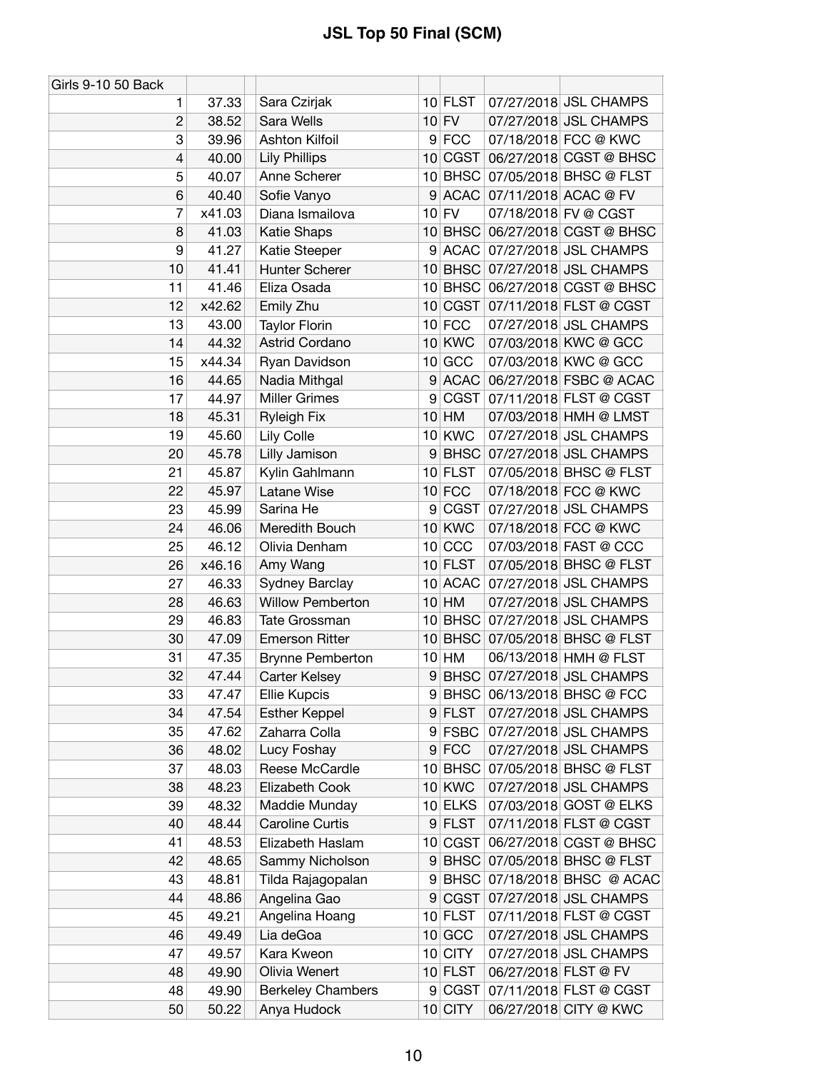# JSL Top 50 Final (SCM)

| Girls 9-10 50 Back | | | | | | | |
|---|---|---|---|---|---|---|---|
| 1 | 37.33 | | Sara Czirjak | 10 | FLST | 07/27/2018 | JSL CHAMPS |
| 2 | 38.52 | | Sara Wells | 10 | FV | 07/27/2018 | JSL CHAMPS |
| 3 | 39.96 | | Ashton Kilfoil | 9 | FCC | 07/18/2018 | FCC @ KWC |
| 4 | 40.00 | | Lily Phillips | 10 | CGST | 06/27/2018 | CGST @ BHSC |
| 5 | 40.07 | | Anne Scherer | 10 | BHSC | 07/05/2018 | BHSC @ FLST |
| 6 | 40.40 | | Sofie Vanyo | 9 | ACAC | 07/11/2018 | ACAC @ FV |
| 7 | x41.03 | | Diana Ismailova | 10 | FV | 07/18/2018 | FV @ CGST |
| 8 | 41.03 | | Katie Shaps | 10 | BHSC | 06/27/2018 | CGST @ BHSC |
| 9 | 41.27 | | Katie Steeper | 9 | ACAC | 07/27/2018 | JSL CHAMPS |
| 10 | 41.41 | | Hunter Scherer | 10 | BHSC | 07/27/2018 | JSL CHAMPS |
| 11 | 41.46 | | Eliza Osada | 10 | BHSC | 06/27/2018 | CGST @ BHSC |
| 12 | x42.62 | | Emily Zhu | 10 | CGST | 07/11/2018 | FLST @ CGST |
| 13 | 43.00 | | Taylor Florin | 10 | FCC | 07/27/2018 | JSL CHAMPS |
| 14 | 44.32 | | Astrid Cordano | 10 | KWC | 07/03/2018 | KWC @ GCC |
| 15 | x44.34 | | Ryan Davidson | 10 | GCC | 07/03/2018 | KWC @ GCC |
| 16 | 44.65 | | Nadia Mithgal | 9 | ACAC | 06/27/2018 | FSBC @ ACAC |
| 17 | 44.97 | | Miller Grimes | 9 | CGST | 07/11/2018 | FLST @ CGST |
| 18 | 45.31 | | Ryleigh Fix | 10 | HM | 07/03/2018 | HMH @ LMST |
| 19 | 45.60 | | Lily Colle | 10 | KWC | 07/27/2018 | JSL CHAMPS |
| 20 | 45.78 | | Lilly Jamison | 9 | BHSC | 07/27/2018 | JSL CHAMPS |
| 21 | 45.87 | | Kylin Gahlmann | 10 | FLST | 07/05/2018 | BHSC @ FLST |
| 22 | 45.97 | | Latane Wise | 10 | FCC | 07/18/2018 | FCC @ KWC |
| 23 | 45.99 | | Sarina He | 9 | CGST | 07/27/2018 | JSL CHAMPS |
| 24 | 46.06 | | Meredith Bouch | 10 | KWC | 07/18/2018 | FCC @ KWC |
| 25 | 46.12 | | Olivia Denham | 10 | CCC | 07/03/2018 | FAST @ CCC |
| 26 | x46.16 | | Amy Wang | 10 | FLST | 07/05/2018 | BHSC @ FLST |
| 27 | 46.33 | | Sydney Barclay | 10 | ACAC | 07/27/2018 | JSL CHAMPS |
| 28 | 46.63 | | Willow Pemberton | 10 | HM | 07/27/2018 | JSL CHAMPS |
| 29 | 46.83 | | Tate Grossman | 10 | BHSC | 07/27/2018 | JSL CHAMPS |
| 30 | 47.09 | | Emerson Ritter | 10 | BHSC | 07/05/2018 | BHSC @ FLST |
| 31 | 47.35 | | Brynne Pemberton | 10 | HM | 06/13/2018 | HMH @ FLST |
| 32 | 47.44 | | Carter Kelsey | 9 | BHSC | 07/27/2018 | JSL CHAMPS |
| 33 | 47.47 | | Ellie Kupcis | 9 | BHSC | 06/13/2018 | BHSC @ FCC |
| 34 | 47.54 | | Esther Keppel | 9 | FLST | 07/27/2018 | JSL CHAMPS |
| 35 | 47.62 | | Zaharra Colla | 9 | FSBC | 07/27/2018 | JSL CHAMPS |
| 36 | 48.02 | | Lucy Foshay | 9 | FCC | 07/27/2018 | JSL CHAMPS |
| 37 | 48.03 | | Reese McCardle | 10 | BHSC | 07/05/2018 | BHSC @ FLST |
| 38 | 48.23 | | Elizabeth Cook | 10 | KWC | 07/27/2018 | JSL CHAMPS |
| 39 | 48.32 | | Maddie Munday | 10 | ELKS | 07/03/2018 | GOST @ ELKS |
| 40 | 48.44 | | Caroline Curtis | 9 | FLST | 07/11/2018 | FLST @ CGST |
| 41 | 48.53 | | Elizabeth Haslam | 10 | CGST | 06/27/2018 | CGST @ BHSC |
| 42 | 48.65 | | Sammy Nicholson | 9 | BHSC | 07/05/2018 | BHSC @ FLST |
| 43 | 48.81 | | Tilda Rajagopalan | 9 | BHSC | 07/18/2018 | BHSC @ ACAC |
| 44 | 48.86 | | Angelina Gao | 9 | CGST | 07/27/2018 | JSL CHAMPS |
| 45 | 49.21 | | Angelina Hoang | 10 | FLST | 07/11/2018 | FLST @ CGST |
| 46 | 49.49 | | Lia deGoa | 10 | GCC | 07/27/2018 | JSL CHAMPS |
| 47 | 49.57 | | Kara Kweon | 10 | CITY | 07/27/2018 | JSL CHAMPS |
| 48 | 49.90 | | Olivia Wenert | 10 | FLST | 06/27/2018 | FLST @ FV |
| 48 | 49.90 | | Berkeley Chambers | 9 | CGST | 07/11/2018 | FLST @ CGST |
| 50 | 50.22 | | Anya Hudock | 10 | CITY | 06/27/2018 | CITY @ KWC |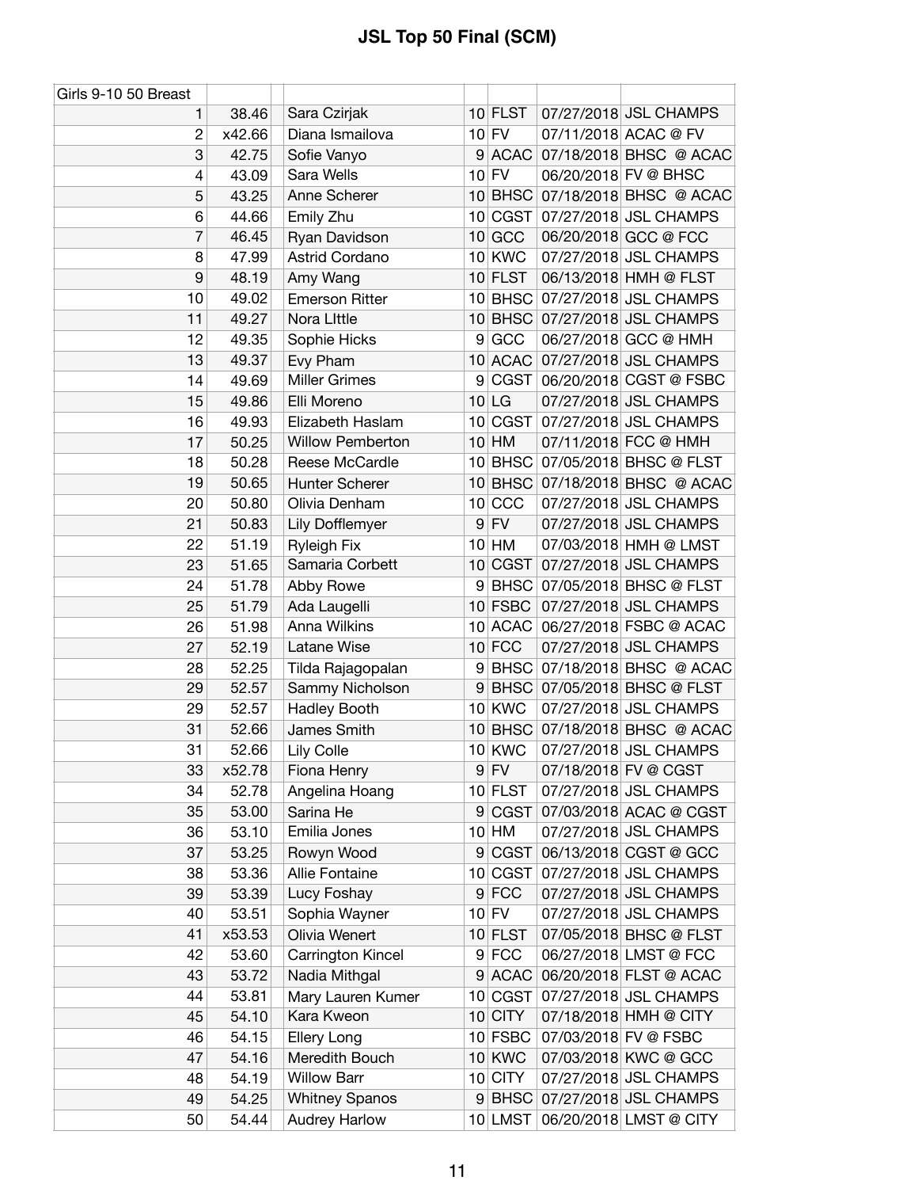# JSL Top 50 Final (SCM)

| Girls 9-10 50 Breast | | | | | | | |
|---|---|---|---|---|---|---|---|
| 1 | 38.46 | | Sara Czirjak | 10 | FLST | 07/27/2018 | JSL CHAMPS |
| 2 | x42.66 | | Diana Ismailova | 10 | FV | 07/11/2018 | ACAC @ FV |
| 3 | 42.75 | | Sofie Vanyo | 9 | ACAC | 07/18/2018 | BHSC @ ACAC |
| 4 | 43.09 | | Sara Wells | 10 | FV | 06/20/2018 | FV @ BHSC |
| 5 | 43.25 | | Anne Scherer | 10 | BHSC | 07/18/2018 | BHSC @ ACAC |
| 6 | 44.66 | | Emily Zhu | 10 | CGST | 07/27/2018 | JSL CHAMPS |
| 7 | 46.45 | | Ryan Davidson | 10 | GCC | 06/20/2018 | GCC @ FCC |
| 8 | 47.99 | | Astrid Cordano | 10 | KWC | 07/27/2018 | JSL CHAMPS |
| 9 | 48.19 | | Amy Wang | 10 | FLST | 06/13/2018 | HMH @ FLST |
| 10 | 49.02 | | Emerson Ritter | 10 | BHSC | 07/27/2018 | JSL CHAMPS |
| 11 | 49.27 | | Nora LIttle | 10 | BHSC | 07/27/2018 | JSL CHAMPS |
| 12 | 49.35 | | Sophie Hicks | 9 | GCC | 06/27/2018 | GCC @ HMH |
| 13 | 49.37 | | Evy Pham | 10 | ACAC | 07/27/2018 | JSL CHAMPS |
| 14 | 49.69 | | Miller Grimes | 9 | CGST | 06/20/2018 | CGST @ FSBC |
| 15 | 49.86 | | Elli Moreno | 10 | LG | 07/27/2018 | JSL CHAMPS |
| 16 | 49.93 | | Elizabeth Haslam | 10 | CGST | 07/27/2018 | JSL CHAMPS |
| 17 | 50.25 | | Willow Pemberton | 10 | HM | 07/11/2018 | FCC @ HMH |
| 18 | 50.28 | | Reese McCardle | 10 | BHSC | 07/05/2018 | BHSC @ FLST |
| 19 | 50.65 | | Hunter Scherer | 10 | BHSC | 07/18/2018 | BHSC @ ACAC |
| 20 | 50.80 | | Olivia Denham | 10 | CCC | 07/27/2018 | JSL CHAMPS |
| 21 | 50.83 | | Lily Dofflemyer | 9 | FV | 07/27/2018 | JSL CHAMPS |
| 22 | 51.19 | | Ryleigh Fix | 10 | HM | 07/03/2018 | HMH @ LMST |
| 23 | 51.65 | | Samaria Corbett | 10 | CGST | 07/27/2018 | JSL CHAMPS |
| 24 | 51.78 | | Abby Rowe | 9 | BHSC | 07/05/2018 | BHSC @ FLST |
| 25 | 51.79 | | Ada Laugelli | 10 | FSBC | 07/27/2018 | JSL CHAMPS |
| 26 | 51.98 | | Anna Wilkins | 10 | ACAC | 06/27/2018 | FSBC @ ACAC |
| 27 | 52.19 | | Latane Wise | 10 | FCC | 07/27/2018 | JSL CHAMPS |
| 28 | 52.25 | | Tilda Rajagopalan | 9 | BHSC | 07/18/2018 | BHSC @ ACAC |
| 29 | 52.57 | | Sammy Nicholson | 9 | BHSC | 07/05/2018 | BHSC @ FLST |
| 29 | 52.57 | | Hadley Booth | 10 | KWC | 07/27/2018 | JSL CHAMPS |
| 31 | 52.66 | | James Smith | 10 | BHSC | 07/18/2018 | BHSC @ ACAC |
| 31 | 52.66 | | Lily Colle | 10 | KWC | 07/27/2018 | JSL CHAMPS |
| 33 | x52.78 | | Fiona Henry | 9 | FV | 07/18/2018 | FV @ CGST |
| 34 | 52.78 | | Angelina Hoang | 10 | FLST | 07/27/2018 | JSL CHAMPS |
| 35 | 53.00 | | Sarina He | 9 | CGST | 07/03/2018 | ACAC @ CGST |
| 36 | 53.10 | | Emilia Jones | 10 | HM | 07/27/2018 | JSL CHAMPS |
| 37 | 53.25 | | Rowyn Wood | 9 | CGST | 06/13/2018 | CGST @ GCC |
| 38 | 53.36 | | Allie Fontaine | 10 | CGST | 07/27/2018 | JSL CHAMPS |
| 39 | 53.39 | | Lucy Foshay | 9 | FCC | 07/27/2018 | JSL CHAMPS |
| 40 | 53.51 | | Sophia Wayner | 10 | FV | 07/27/2018 | JSL CHAMPS |
| 41 | x53.53 | | Olivia Wenert | 10 | FLST | 07/05/2018 | BHSC @ FLST |
| 42 | 53.60 | | Carrington Kincel | 9 | FCC | 06/27/2018 | LMST @ FCC |
| 43 | 53.72 | | Nadia Mithgal | 9 | ACAC | 06/20/2018 | FLST @ ACAC |
| 44 | 53.81 | | Mary Lauren Kumer | 10 | CGST | 07/27/2018 | JSL CHAMPS |
| 45 | 54.10 | | Kara Kweon | 10 | CITY | 07/18/2018 | HMH @ CITY |
| 46 | 54.15 | | Ellery Long | 10 | FSBC | 07/03/2018 | FV @ FSBC |
| 47 | 54.16 | | Meredith Bouch | 10 | KWC | 07/03/2018 | KWC @ GCC |
| 48 | 54.19 | | Willow Barr | 10 | CITY | 07/27/2018 | JSL CHAMPS |
| 49 | 54.25 | | Whitney Spanos | 9 | BHSC | 07/27/2018 | JSL CHAMPS |
| 50 | 54.44 | | Audrey Harlow | 10 | LMST | 06/20/2018 | LMST @ CITY |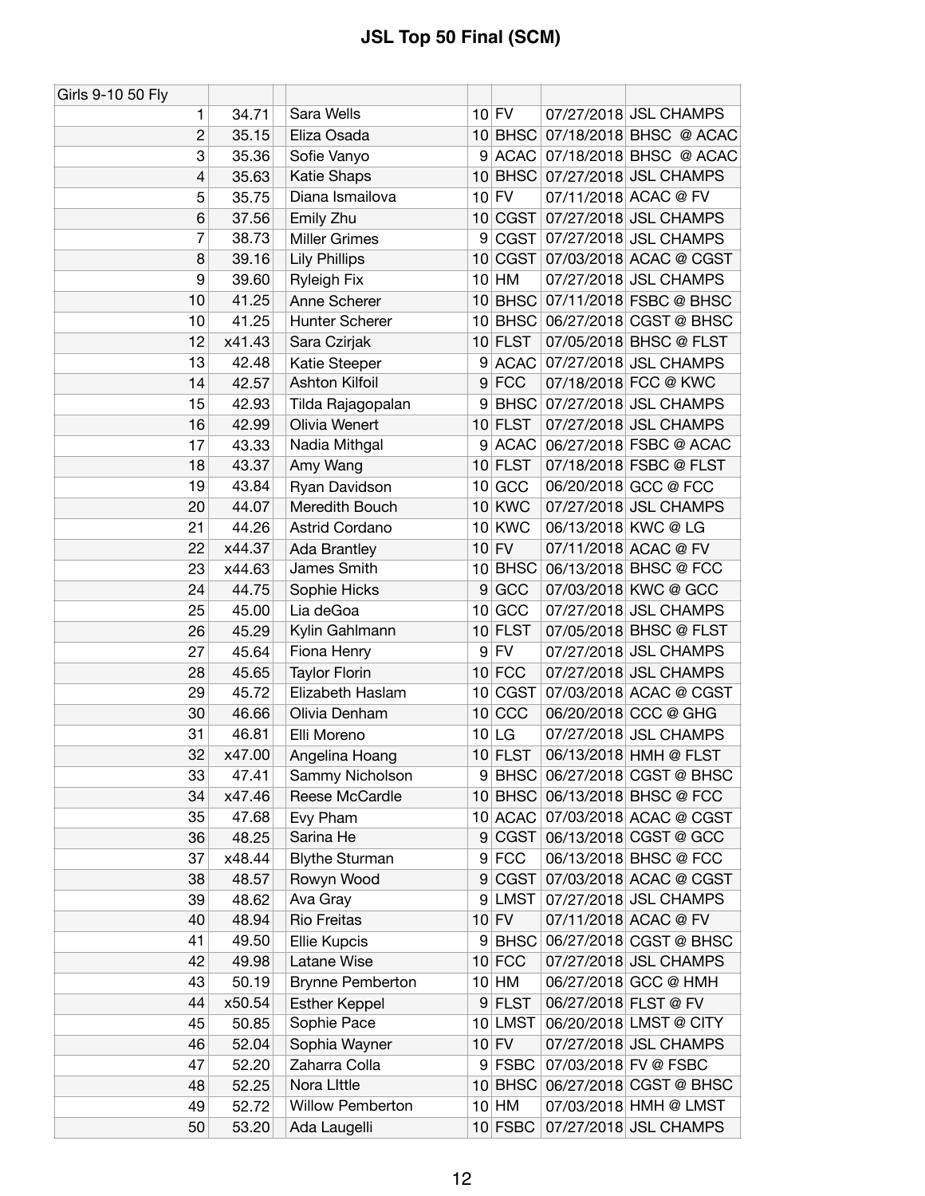# JSL Top 50 Final (SCM)

| Girls 9-10 50 Fly | | | | | | |
|---|---|---|---|---|---|---|
| 1 | 34.71 | Sara Wells | 10 | FV | 07/27/2018 | JSL CHAMPS |
| 2 | 35.15 | Eliza Osada | 10 | BHSC | 07/18/2018 | BHSC @ ACAC |
| 3 | 35.36 | Sofie Vanyo | 9 | ACAC | 07/18/2018 | BHSC @ ACAC |
| 4 | 35.63 | Katie Shaps | 10 | BHSC | 07/27/2018 | JSL CHAMPS |
| 5 | 35.75 | Diana Ismailova | 10 | FV | 07/11/2018 | ACAC @ FV |
| 6 | 37.56 | Emily Zhu | 10 | CGST | 07/27/2018 | JSL CHAMPS |
| 7 | 38.73 | Miller Grimes | 9 | CGST | 07/27/2018 | JSL CHAMPS |
| 8 | 39.16 | Lily Phillips | 10 | CGST | 07/03/2018 | ACAC @ CGST |
| 9 | 39.60 | Ryleigh Fix | 10 | HM | 07/27/2018 | JSL CHAMPS |
| 10 | 41.25 | Anne Scherer | 10 | BHSC | 07/11/2018 | FSBC @ BHSC |
| 10 | 41.25 | Hunter Scherer | 10 | BHSC | 06/27/2018 | CGST @ BHSC |
| 12 | x41.43 | Sara Czirjak | 10 | FLST | 07/05/2018 | BHSC @ FLST |
| 13 | 42.48 | Katie Steeper | 9 | ACAC | 07/27/2018 | JSL CHAMPS |
| 14 | 42.57 | Ashton Kilfoil | 9 | FCC | 07/18/2018 | FCC @ KWC |
| 15 | 42.93 | Tilda Rajagopalan | 9 | BHSC | 07/27/2018 | JSL CHAMPS |
| 16 | 42.99 | Olivia Wenert | 10 | FLST | 07/27/2018 | JSL CHAMPS |
| 17 | 43.33 | Nadia Mithgal | 9 | ACAC | 06/27/2018 | FSBC @ ACAC |
| 18 | 43.37 | Amy Wang | 10 | FLST | 07/18/2018 | FSBC @ FLST |
| 19 | 43.84 | Ryan Davidson | 10 | GCC | 06/20/2018 | GCC @ FCC |
| 20 | 44.07 | Meredith Bouch | 10 | KWC | 07/27/2018 | JSL CHAMPS |
| 21 | 44.26 | Astrid Cordano | 10 | KWC | 06/13/2018 | KWC @ LG |
| 22 | x44.37 | Ada Brantley | 10 | FV | 07/11/2018 | ACAC @ FV |
| 23 | x44.63 | James Smith | 10 | BHSC | 06/13/2018 | BHSC @ FCC |
| 24 | 44.75 | Sophie Hicks | 9 | GCC | 07/03/2018 | KWC @ GCC |
| 25 | 45.00 | Lia deGoa | 10 | GCC | 07/27/2018 | JSL CHAMPS |
| 26 | 45.29 | Kylin Gahlmann | 10 | FLST | 07/05/2018 | BHSC @ FLST |
| 27 | 45.64 | Fiona Henry | 9 | FV | 07/27/2018 | JSL CHAMPS |
| 28 | 45.65 | Taylor Florin | 10 | FCC | 07/27/2018 | JSL CHAMPS |
| 29 | 45.72 | Elizabeth Haslam | 10 | CGST | 07/03/2018 | ACAC @ CGST |
| 30 | 46.66 | Olivia Denham | 10 | CCC | 06/20/2018 | CCC @ GHG |
| 31 | 46.81 | Elli Moreno | 10 | LG | 07/27/2018 | JSL CHAMPS |
| 32 | x47.00 | Angelina Hoang | 10 | FLST | 06/13/2018 | HMH @ FLST |
| 33 | 47.41 | Sammy Nicholson | 9 | BHSC | 06/27/2018 | CGST @ BHSC |
| 34 | x47.46 | Reese McCardle | 10 | BHSC | 06/13/2018 | BHSC @ FCC |
| 35 | 47.68 | Evy Pham | 10 | ACAC | 07/03/2018 | ACAC @ CGST |
| 36 | 48.25 | Sarina He | 9 | CGST | 06/13/2018 | CGST @ GCC |
| 37 | x48.44 | Blythe Sturman | 9 | FCC | 06/13/2018 | BHSC @ FCC |
| 38 | 48.57 | Rowyn Wood | 9 | CGST | 07/03/2018 | ACAC @ CGST |
| 39 | 48.62 | Ava Gray | 9 | LMST | 07/27/2018 | JSL CHAMPS |
| 40 | 48.94 | Rio Freitas | 10 | FV | 07/11/2018 | ACAC @ FV |
| 41 | 49.50 | Ellie Kupcis | 9 | BHSC | 06/27/2018 | CGST @ BHSC |
| 42 | 49.98 | Latane Wise | 10 | FCC | 07/27/2018 | JSL CHAMPS |
| 43 | 50.19 | Brynne Pemberton | 10 | HM | 06/27/2018 | GCC @ HMH |
| 44 | x50.54 | Esther Keppel | 9 | FLST | 06/27/2018 | FLST @ FV |
| 45 | 50.85 | Sophie Pace | 10 | LMST | 06/20/2018 | LMST @ CITY |
| 46 | 52.04 | Sophia Wayner | 10 | FV | 07/27/2018 | JSL CHAMPS |
| 47 | 52.20 | Zaharra Colla | 9 | FSBC | 07/03/2018 | FV @ FSBC |
| 48 | 52.25 | Nora LIttle | 10 | BHSC | 06/27/2018 | CGST @ BHSC |
| 49 | 52.72 | Willow Pemberton | 10 | HM | 07/03/2018 | HMH @ LMST |
| 50 | 53.20 | Ada Laugelli | 10 | FSBC | 07/27/2018 | JSL CHAMPS |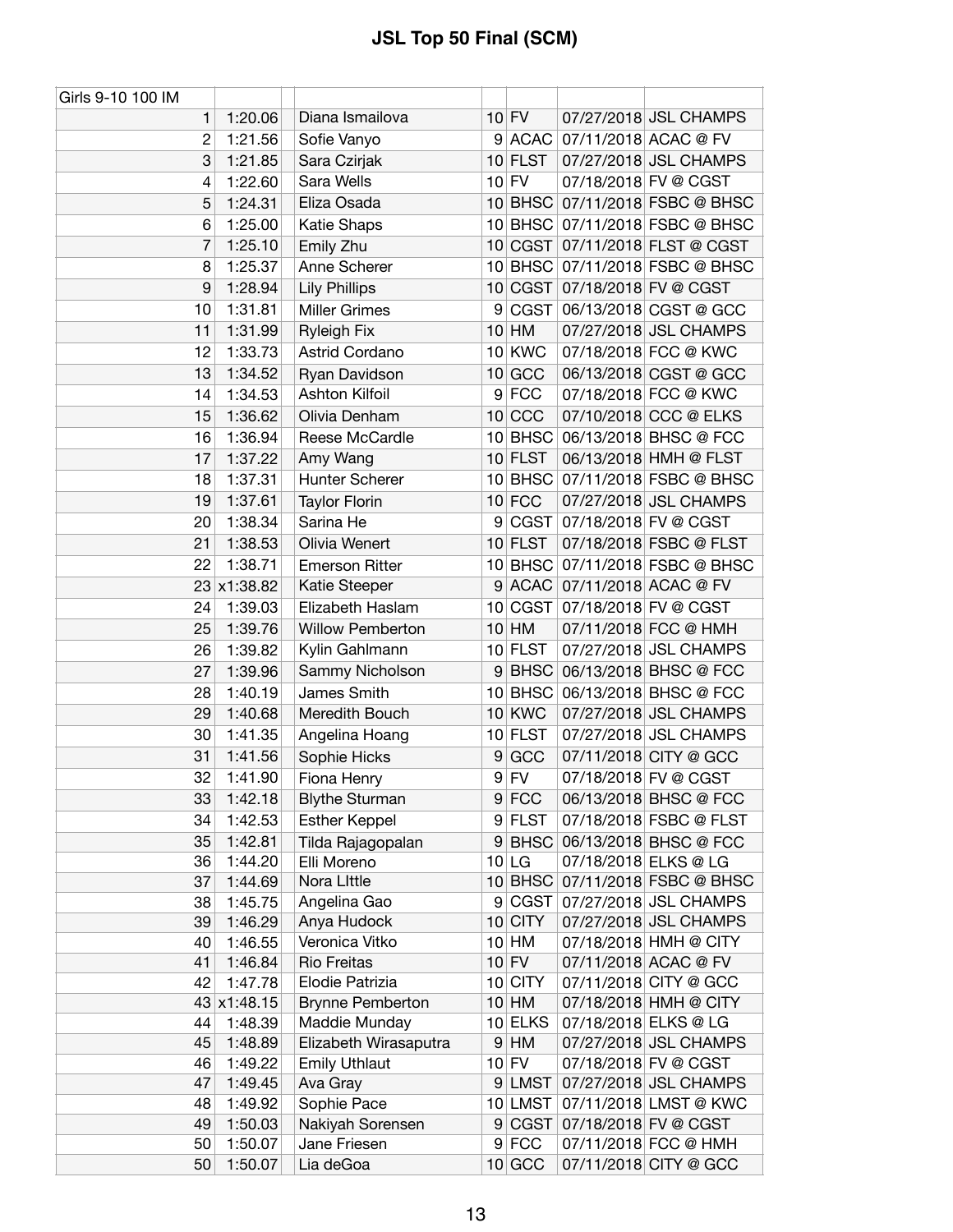# JSL Top 50 Final (SCM)

| Girls 9-10 100 IM | | | | | | | |
|---|---|---|---|---|---|---|---|
| 1 | 1:20.06 | | Diana Ismailova | 10 | FV | 07/27/2018 | JSL CHAMPS |
| 2 | 1:21.56 | | Sofie Vanyo | 9 | ACAC | 07/11/2018 | ACAC @ FV |
| 3 | 1:21.85 | | Sara Czirjak | 10 | FLST | 07/27/2018 | JSL CHAMPS |
| 4 | 1:22.60 | | Sara Wells | 10 | FV | 07/18/2018 | FV @ CGST |
| 5 | 1:24.31 | | Eliza Osada | 10 | BHSC | 07/11/2018 | FSBC @ BHSC |
| 6 | 1:25.00 | | Katie Shaps | 10 | BHSC | 07/11/2018 | FSBC @ BHSC |
| 7 | 1:25.10 | | Emily Zhu | 10 | CGST | 07/11/2018 | FLST @ CGST |
| 8 | 1:25.37 | | Anne Scherer | 10 | BHSC | 07/11/2018 | FSBC @ BHSC |
| 9 | 1:28.94 | | Lily Phillips | 10 | CGST | 07/18/2018 | FV @ CGST |
| 10 | 1:31.81 | | Miller Grimes | 9 | CGST | 06/13/2018 | CGST @ GCC |
| 11 | 1:31.99 | | Ryleigh Fix | 10 | HM | 07/27/2018 | JSL CHAMPS |
| 12 | 1:33.73 | | Astrid Cordano | 10 | KWC | 07/18/2018 | FCC @ KWC |
| 13 | 1:34.52 | | Ryan Davidson | 10 | GCC | 06/13/2018 | CGST @ GCC |
| 14 | 1:34.53 | | Ashton Kilfoil | 9 | FCC | 07/18/2018 | FCC @ KWC |
| 15 | 1:36.62 | | Olivia Denham | 10 | CCC | 07/10/2018 | CCC @ ELKS |
| 16 | 1:36.94 | | Reese McCardle | 10 | BHSC | 06/13/2018 | BHSC @ FCC |
| 17 | 1:37.22 | | Amy Wang | 10 | FLST | 06/13/2018 | HMH @ FLST |
| 18 | 1:37.31 | | Hunter Scherer | 10 | BHSC | 07/11/2018 | FSBC @ BHSC |
| 19 | 1:37.61 | | Taylor Florin | 10 | FCC | 07/27/2018 | JSL CHAMPS |
| 20 | 1:38.34 | | Sarina He | 9 | CGST | 07/18/2018 | FV @ CGST |
| 21 | 1:38.53 | | Olivia Wenert | 10 | FLST | 07/18/2018 | FSBC @ FLST |
| 22 | 1:38.71 | | Emerson Ritter | 10 | BHSC | 07/11/2018 | FSBC @ BHSC |
| 23 | x1:38.82 | | Katie Steeper | 9 | ACAC | 07/11/2018 | ACAC @ FV |
| 24 | 1:39.03 | | Elizabeth Haslam | 10 | CGST | 07/18/2018 | FV @ CGST |
| 25 | 1:39.76 | | Willow Pemberton | 10 | HM | 07/11/2018 | FCC @ HMH |
| 26 | 1:39.82 | | Kylin Gahlmann | 10 | FLST | 07/27/2018 | JSL CHAMPS |
| 27 | 1:39.96 | | Sammy Nicholson | 9 | BHSC | 06/13/2018 | BHSC @ FCC |
| 28 | 1:40.19 | | James Smith | 10 | BHSC | 06/13/2018 | BHSC @ FCC |
| 29 | 1:40.68 | | Meredith Bouch | 10 | KWC | 07/27/2018 | JSL CHAMPS |
| 30 | 1:41.35 | | Angelina Hoang | 10 | FLST | 07/27/2018 | JSL CHAMPS |
| 31 | 1:41.56 | | Sophie Hicks | 9 | GCC | 07/11/2018 | CITY @ GCC |
| 32 | 1:41.90 | | Fiona Henry | 9 | FV | 07/18/2018 | FV @ CGST |
| 33 | 1:42.18 | | Blythe Sturman | 9 | FCC | 06/13/2018 | BHSC @ FCC |
| 34 | 1:42.53 | | Esther Keppel | 9 | FLST | 07/18/2018 | FSBC @ FLST |
| 35 | 1:42.81 | | Tilda Rajagopalan | 9 | BHSC | 06/13/2018 | BHSC @ FCC |
| 36 | 1:44.20 | | Elli Moreno | 10 | LG | 07/18/2018 | ELKS @ LG |
| 37 | 1:44.69 | | Nora LIttle | 10 | BHSC | 07/11/2018 | FSBC @ BHSC |
| 38 | 1:45.75 | | Angelina Gao | 9 | CGST | 07/27/2018 | JSL CHAMPS |
| 39 | 1:46.29 | | Anya Hudock | 10 | CITY | 07/27/2018 | JSL CHAMPS |
| 40 | 1:46.55 | | Veronica Vitko | 10 | HM | 07/18/2018 | HMH @ CITY |
| 41 | 1:46.84 | | Rio Freitas | 10 | FV | 07/11/2018 | ACAC @ FV |
| 42 | 1:47.78 | | Elodie Patrizia | 10 | CITY | 07/11/2018 | CITY @ GCC |
| 43 | x1:48.15 | | Brynne Pemberton | 10 | HM | 07/18/2018 | HMH @ CITY |
| 44 | 1:48.39 | | Maddie Munday | 10 | ELKS | 07/18/2018 | ELKS @ LG |
| 45 | 1:48.89 | | Elizabeth Wirasaputra | 9 | HM | 07/27/2018 | JSL CHAMPS |
| 46 | 1:49.22 | | Emily Uthlaut | 10 | FV | 07/18/2018 | FV @ CGST |
| 47 | 1:49.45 | | Ava Gray | 9 | LMST | 07/27/2018 | JSL CHAMPS |
| 48 | 1:49.92 | | Sophie Pace | 10 | LMST | 07/11/2018 | LMST @ KWC |
| 49 | 1:50.03 | | Nakiyah Sorensen | 9 | CGST | 07/18/2018 | FV @ CGST |
| 50 | 1:50.07 | | Jane Friesen | 9 | FCC | 07/11/2018 | FCC @ HMH |
| 50 | 1:50.07 | | Lia deGoa | 10 | GCC | 07/11/2018 | CITY @ GCC |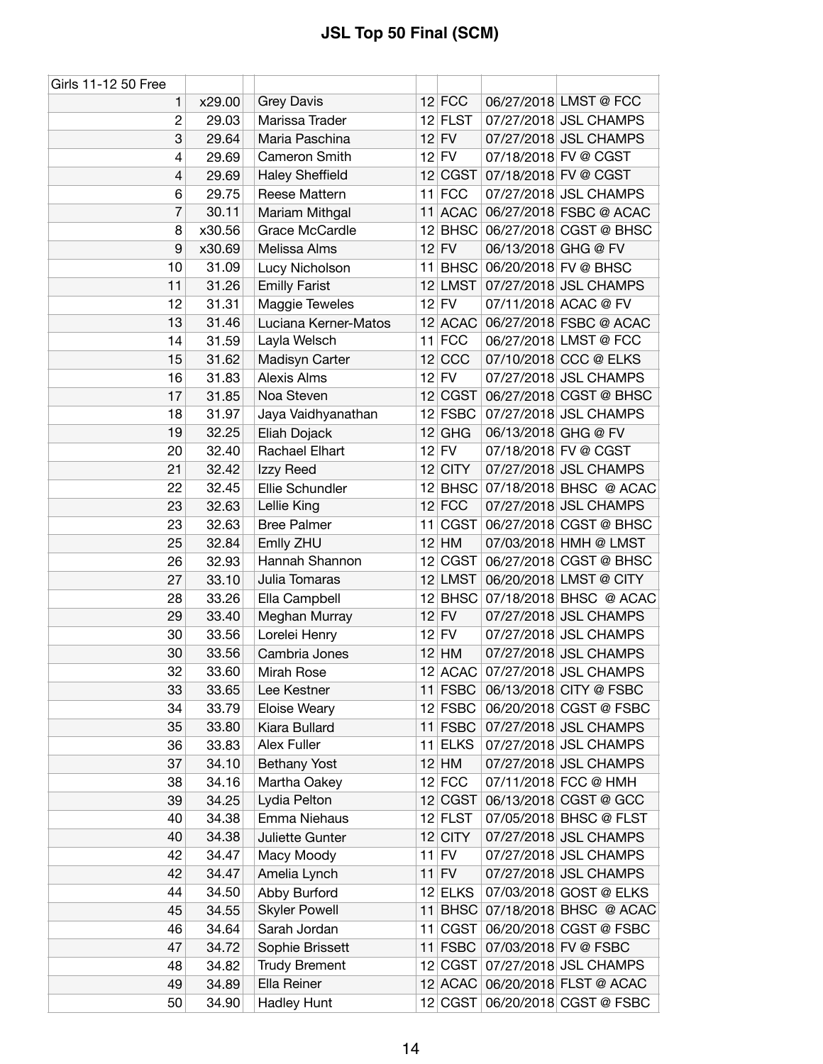# JSL Top 50 Final (SCM)

| Girls 11-12 50 Free | | | | | | |
|---|---|---|---|---|---|---|
| 1 | x29.00 | Grey Davis | 12 | FCC | 06/27/2018 | LMST @ FCC |
| 2 | 29.03 | Marissa Trader | 12 | FLST | 07/27/2018 | JSL CHAMPS |
| 3 | 29.64 | Maria Paschina | 12 | FV | 07/27/2018 | JSL CHAMPS |
| 4 | 29.69 | Cameron Smith | 12 | FV | 07/18/2018 | FV @ CGST |
| 4 | 29.69 | Haley Sheffield | 12 | CGST | 07/18/2018 | FV @ CGST |
| 6 | 29.75 | Reese Mattern | 11 | FCC | 07/27/2018 | JSL CHAMPS |
| 7 | 30.11 | Mariam Mithgal | 11 | ACAC | 06/27/2018 | FSBC @ ACAC |
| 8 | x30.56 | Grace McCardle | 12 | BHSC | 06/27/2018 | CGST @ BHSC |
| 9 | x30.69 | Melissa Alms | 12 | FV | 06/13/2018 | GHG @ FV |
| 10 | 31.09 | Lucy Nicholson | 11 | BHSC | 06/20/2018 | FV @ BHSC |
| 11 | 31.26 | Emilly Farist | 12 | LMST | 07/27/2018 | JSL CHAMPS |
| 12 | 31.31 | Maggie Teweles | 12 | FV | 07/11/2018 | ACAC @ FV |
| 13 | 31.46 | Luciana Kerner-Matos | 12 | ACAC | 06/27/2018 | FSBC @ ACAC |
| 14 | 31.59 | Layla Welsch | 11 | FCC | 06/27/2018 | LMST @ FCC |
| 15 | 31.62 | Madisyn Carter | 12 | CCC | 07/10/2018 | CCC @ ELKS |
| 16 | 31.83 | Alexis Alms | 12 | FV | 07/27/2018 | JSL CHAMPS |
| 17 | 31.85 | Noa Steven | 12 | CGST | 06/27/2018 | CGST @ BHSC |
| 18 | 31.97 | Jaya Vaidhyanathan | 12 | FSBC | 07/27/2018 | JSL CHAMPS |
| 19 | 32.25 | Eliah Dojack | 12 | GHG | 06/13/2018 | GHG @ FV |
| 20 | 32.40 | Rachael Elhart | 12 | FV | 07/18/2018 | FV @ CGST |
| 21 | 32.42 | Izzy Reed | 12 | CITY | 07/27/2018 | JSL CHAMPS |
| 22 | 32.45 | Ellie Schundler | 12 | BHSC | 07/18/2018 | BHSC @ ACAC |
| 23 | 32.63 | Lellie King | 12 | FCC | 07/27/2018 | JSL CHAMPS |
| 23 | 32.63 | Bree Palmer | 11 | CGST | 06/27/2018 | CGST @ BHSC |
| 25 | 32.84 | Emlly ZHU | 12 | HM | 07/03/2018 | HMH @ LMST |
| 26 | 32.93 | Hannah Shannon | 12 | CGST | 06/27/2018 | CGST @ BHSC |
| 27 | 33.10 | Julia Tomaras | 12 | LMST | 06/20/2018 | LMST @ CITY |
| 28 | 33.26 | Ella Campbell | 12 | BHSC | 07/18/2018 | BHSC @ ACAC |
| 29 | 33.40 | Meghan Murray | 12 | FV | 07/27/2018 | JSL CHAMPS |
| 30 | 33.56 | Lorelei Henry | 12 | FV | 07/27/2018 | JSL CHAMPS |
| 30 | 33.56 | Cambria Jones | 12 | HM | 07/27/2018 | JSL CHAMPS |
| 32 | 33.60 | Mirah Rose | 12 | ACAC | 07/27/2018 | JSL CHAMPS |
| 33 | 33.65 | Lee Kestner | 11 | FSBC | 06/13/2018 | CITY @ FSBC |
| 34 | 33.79 | Eloise Weary | 12 | FSBC | 06/20/2018 | CGST @ FSBC |
| 35 | 33.80 | Kiara Bullard | 11 | FSBC | 07/27/2018 | JSL CHAMPS |
| 36 | 33.83 | Alex Fuller | 11 | ELKS | 07/27/2018 | JSL CHAMPS |
| 37 | 34.10 | Bethany Yost | 12 | HM | 07/27/2018 | JSL CHAMPS |
| 38 | 34.16 | Martha Oakey | 12 | FCC | 07/11/2018 | FCC @ HMH |
| 39 | 34.25 | Lydia Pelton | 12 | CGST | 06/13/2018 | CGST @ GCC |
| 40 | 34.38 | Emma Niehaus | 12 | FLST | 07/05/2018 | BHSC @ FLST |
| 40 | 34.38 | Juliette Gunter | 12 | CITY | 07/27/2018 | JSL CHAMPS |
| 42 | 34.47 | Macy Moody | 11 | FV | 07/27/2018 | JSL CHAMPS |
| 42 | 34.47 | Amelia Lynch | 11 | FV | 07/27/2018 | JSL CHAMPS |
| 44 | 34.50 | Abby Burford | 12 | ELKS | 07/03/2018 | GOST @ ELKS |
| 45 | 34.55 | Skyler Powell | 11 | BHSC | 07/18/2018 | BHSC @ ACAC |
| 46 | 34.64 | Sarah Jordan | 11 | CGST | 06/20/2018 | CGST @ FSBC |
| 47 | 34.72 | Sophie Brissett | 11 | FSBC | 07/03/2018 | FV @ FSBC |
| 48 | 34.82 | Trudy Brement | 12 | CGST | 07/27/2018 | JSL CHAMPS |
| 49 | 34.89 | Ella Reiner | 12 | ACAC | 06/20/2018 | FLST @ ACAC |
| 50 | 34.90 | Hadley Hunt | 12 | CGST | 06/20/2018 | CGST @ FSBC |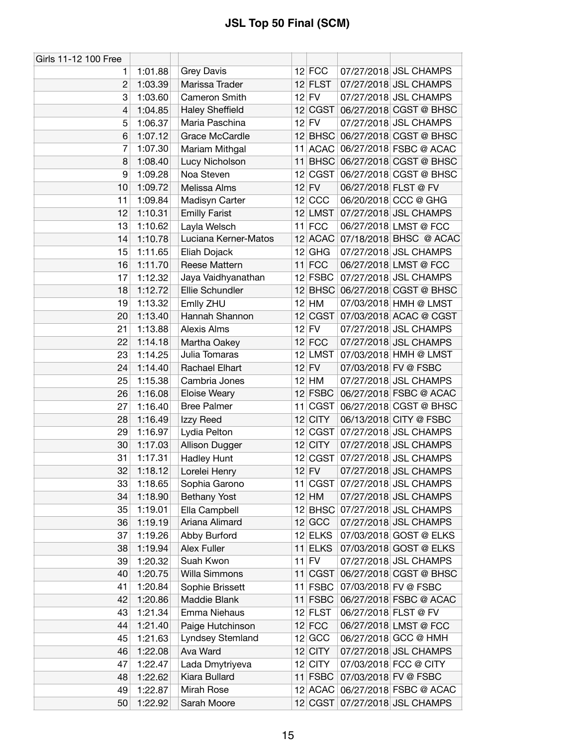# JSL Top 50 Final (SCM)

| Girls 11-12 100 Free | | | | | | | |
|---|---|---|---|---|---|---|---|
| 1 | 1:01.88 | | Grey Davis | 12 | FCC | 07/27/2018 | JSL CHAMPS |
| 2 | 1:03.39 | | Marissa Trader | 12 | FLST | 07/27/2018 | JSL CHAMPS |
| 3 | 1:03.60 | | Cameron Smith | 12 | FV | 07/27/2018 | JSL CHAMPS |
| 4 | 1:04.85 | | Haley Sheffield | 12 | CGST | 06/27/2018 | CGST @ BHSC |
| 5 | 1:06.37 | | Maria Paschina | 12 | FV | 07/27/2018 | JSL CHAMPS |
| 6 | 1:07.12 | | Grace McCardle | 12 | BHSC | 06/27/2018 | CGST @ BHSC |
| 7 | 1:07.30 | | Mariam Mithgal | 11 | ACAC | 06/27/2018 | FSBC @ ACAC |
| 8 | 1:08.40 | | Lucy Nicholson | 11 | BHSC | 06/27/2018 | CGST @ BHSC |
| 9 | 1:09.28 | | Noa Steven | 12 | CGST | 06/27/2018 | CGST @ BHSC |
| 10 | 1:09.72 | | Melissa Alms | 12 | FV | 06/27/2018 | FLST @ FV |
| 11 | 1:09.84 | | Madisyn Carter | 12 | CCC | 06/20/2018 | CCC @ GHG |
| 12 | 1:10.31 | | Emilly Farist | 12 | LMST | 07/27/2018 | JSL CHAMPS |
| 13 | 1:10.62 | | Layla Welsch | 11 | FCC | 06/27/2018 | LMST @ FCC |
| 14 | 1:10.78 | | Luciana Kerner-Matos | 12 | ACAC | 07/18/2018 | BHSC @ ACAC |
| 15 | 1:11.65 | | Eliah Dojack | 12 | GHG | 07/27/2018 | JSL CHAMPS |
| 16 | 1:11.70 | | Reese Mattern | 11 | FCC | 06/27/2018 | LMST @ FCC |
| 17 | 1:12.32 | | Jaya Vaidhyanathan | 12 | FSBC | 07/27/2018 | JSL CHAMPS |
| 18 | 1:12.72 | | Ellie Schundler | 12 | BHSC | 06/27/2018 | CGST @ BHSC |
| 19 | 1:13.32 | | Emlly ZHU | 12 | HM | 07/03/2018 | HMH @ LMST |
| 20 | 1:13.40 | | Hannah Shannon | 12 | CGST | 07/03/2018 | ACAC @ CGST |
| 21 | 1:13.88 | | Alexis Alms | 12 | FV | 07/27/2018 | JSL CHAMPS |
| 22 | 1:14.18 | | Martha Oakey | 12 | FCC | 07/27/2018 | JSL CHAMPS |
| 23 | 1:14.25 | | Julia Tomaras | 12 | LMST | 07/03/2018 | HMH @ LMST |
| 24 | 1:14.40 | | Rachael Elhart | 12 | FV | 07/03/2018 | FV @ FSBC |
| 25 | 1:15.38 | | Cambria Jones | 12 | HM | 07/27/2018 | JSL CHAMPS |
| 26 | 1:16.08 | | Eloise Weary | 12 | FSBC | 06/27/2018 | FSBC @ ACAC |
| 27 | 1:16.40 | | Bree Palmer | 11 | CGST | 06/27/2018 | CGST @ BHSC |
| 28 | 1:16.49 | | Izzy Reed | 12 | CITY | 06/13/2018 | CITY @ FSBC |
| 29 | 1:16.97 | | Lydia Pelton | 12 | CGST | 07/27/2018 | JSL CHAMPS |
| 30 | 1:17.03 | | Allison Dugger | 12 | CITY | 07/27/2018 | JSL CHAMPS |
| 31 | 1:17.31 | | Hadley Hunt | 12 | CGST | 07/27/2018 | JSL CHAMPS |
| 32 | 1:18.12 | | Lorelei Henry | 12 | FV | 07/27/2018 | JSL CHAMPS |
| 33 | 1:18.65 | | Sophia Garono | 11 | CGST | 07/27/2018 | JSL CHAMPS |
| 34 | 1:18.90 | | Bethany Yost | 12 | HM | 07/27/2018 | JSL CHAMPS |
| 35 | 1:19.01 | | Ella Campbell | 12 | BHSC | 07/27/2018 | JSL CHAMPS |
| 36 | 1:19.19 | | Ariana Alimard | 12 | GCC | 07/27/2018 | JSL CHAMPS |
| 37 | 1:19.26 | | Abby Burford | 12 | ELKS | 07/03/2018 | GOST @ ELKS |
| 38 | 1:19.94 | | Alex Fuller | 11 | ELKS | 07/03/2018 | GOST @ ELKS |
| 39 | 1:20.32 | | Suah Kwon | 11 | FV | 07/27/2018 | JSL CHAMPS |
| 40 | 1:20.75 | | Willa Simmons | 11 | CGST | 06/27/2018 | CGST @ BHSC |
| 41 | 1:20.84 | | Sophie Brissett | 11 | FSBC | 07/03/2018 | FV @ FSBC |
| 42 | 1:20.86 | | Maddie Blank | 11 | FSBC | 06/27/2018 | FSBC @ ACAC |
| 43 | 1:21.34 | | Emma Niehaus | 12 | FLST | 06/27/2018 | FLST @ FV |
| 44 | 1:21.40 | | Paige Hutchinson | 12 | FCC | 06/27/2018 | LMST @ FCC |
| 45 | 1:21.63 | | Lyndsey Stemland | 12 | GCC | 06/27/2018 | GCC @ HMH |
| 46 | 1:22.08 | | Ava Ward | 12 | CITY | 07/27/2018 | JSL CHAMPS |
| 47 | 1:22.47 | | Lada Dmytriyeva | 12 | CITY | 07/03/2018 | FCC @ CITY |
| 48 | 1:22.62 | | Kiara Bullard | 11 | FSBC | 07/03/2018 | FV @ FSBC |
| 49 | 1:22.87 | | Mirah Rose | 12 | ACAC | 06/27/2018 | FSBC @ ACAC |
| 50 | 1:22.92 | | Sarah Moore | 12 | CGST | 07/27/2018 | JSL CHAMPS |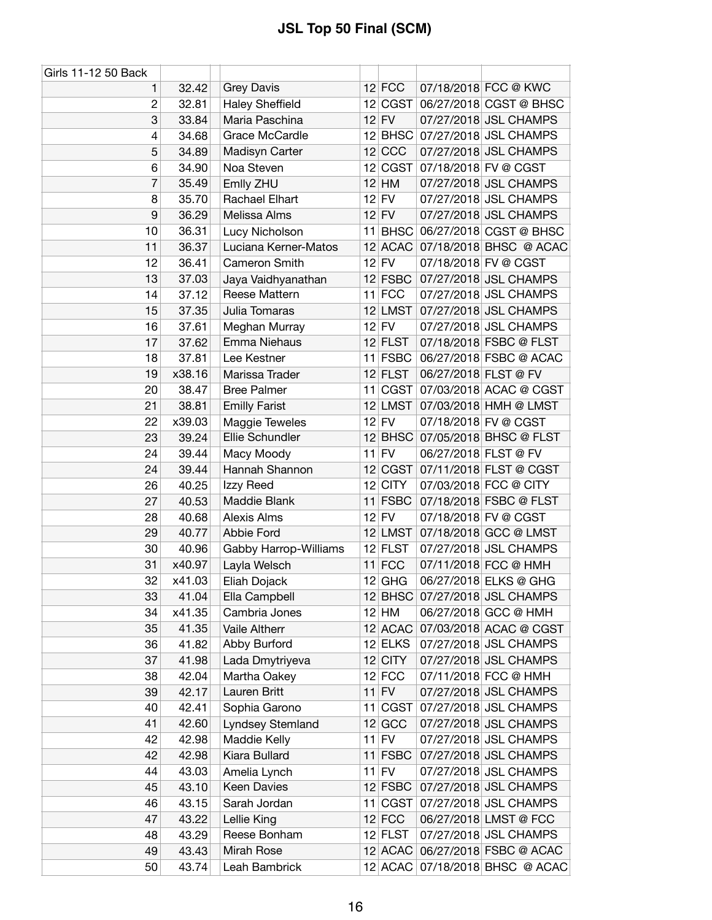# JSL Top 50 Final (SCM)

| Girls 11-12 50 Back | | | | | | |
|---|---|---|---|---|---|---|
| 1 | 32.42 | Grey Davis | 12 | FCC | 07/18/2018 | FCC @ KWC |
| 2 | 32.81 | Haley Sheffield | 12 | CGST | 06/27/2018 | CGST @ BHSC |
| 3 | 33.84 | Maria Paschina | 12 | FV | 07/27/2018 | JSL CHAMPS |
| 4 | 34.68 | Grace McCardle | 12 | BHSC | 07/27/2018 | JSL CHAMPS |
| 5 | 34.89 | Madisyn Carter | 12 | CCC | 07/27/2018 | JSL CHAMPS |
| 6 | 34.90 | Noa Steven | 12 | CGST | 07/18/2018 | FV @ CGST |
| 7 | 35.49 | Emlly ZHU | 12 | HM | 07/27/2018 | JSL CHAMPS |
| 8 | 35.70 | Rachael Elhart | 12 | FV | 07/27/2018 | JSL CHAMPS |
| 9 | 36.29 | Melissa Alms | 12 | FV | 07/27/2018 | JSL CHAMPS |
| 10 | 36.31 | Lucy Nicholson | 11 | BHSC | 06/27/2018 | CGST @ BHSC |
| 11 | 36.37 | Luciana Kerner-Matos | 12 | ACAC | 07/18/2018 | BHSC @ ACAC |
| 12 | 36.41 | Cameron Smith | 12 | FV | 07/18/2018 | FV @ CGST |
| 13 | 37.03 | Jaya Vaidhyanathan | 12 | FSBC | 07/27/2018 | JSL CHAMPS |
| 14 | 37.12 | Reese Mattern | 11 | FCC | 07/27/2018 | JSL CHAMPS |
| 15 | 37.35 | Julia Tomaras | 12 | LMST | 07/27/2018 | JSL CHAMPS |
| 16 | 37.61 | Meghan Murray | 12 | FV | 07/27/2018 | JSL CHAMPS |
| 17 | 37.62 | Emma Niehaus | 12 | FLST | 07/18/2018 | FSBC @ FLST |
| 18 | 37.81 | Lee Kestner | 11 | FSBC | 06/27/2018 | FSBC @ ACAC |
| 19 | x38.16 | Marissa Trader | 12 | FLST | 06/27/2018 | FLST @ FV |
| 20 | 38.47 | Bree Palmer | 11 | CGST | 07/03/2018 | ACAC @ CGST |
| 21 | 38.81 | Emilly Farist | 12 | LMST | 07/03/2018 | HMH @ LMST |
| 22 | x39.03 | Maggie Teweles | 12 | FV | 07/18/2018 | FV @ CGST |
| 23 | 39.24 | Ellie Schundler | 12 | BHSC | 07/05/2018 | BHSC @ FLST |
| 24 | 39.44 | Macy Moody | 11 | FV | 06/27/2018 | FLST @ FV |
| 24 | 39.44 | Hannah Shannon | 12 | CGST | 07/11/2018 | FLST @ CGST |
| 26 | 40.25 | Izzy Reed | 12 | CITY | 07/03/2018 | FCC @ CITY |
| 27 | 40.53 | Maddie Blank | 11 | FSBC | 07/18/2018 | FSBC @ FLST |
| 28 | 40.68 | Alexis Alms | 12 | FV | 07/18/2018 | FV @ CGST |
| 29 | 40.77 | Abbie Ford | 12 | LMST | 07/18/2018 | GCC @ LMST |
| 30 | 40.96 | Gabby Harrop-Williams | 12 | FLST | 07/27/2018 | JSL CHAMPS |
| 31 | x40.97 | Layla Welsch | 11 | FCC | 07/11/2018 | FCC @ HMH |
| 32 | x41.03 | Eliah Dojack | 12 | GHG | 06/27/2018 | ELKS @ GHG |
| 33 | 41.04 | Ella Campbell | 12 | BHSC | 07/27/2018 | JSL CHAMPS |
| 34 | x41.35 | Cambria Jones | 12 | HM | 06/27/2018 | GCC @ HMH |
| 35 | 41.35 | Vaile Altherr | 12 | ACAC | 07/03/2018 | ACAC @ CGST |
| 36 | 41.82 | Abby Burford | 12 | ELKS | 07/27/2018 | JSL CHAMPS |
| 37 | 41.98 | Lada Dmytriyeva | 12 | CITY | 07/27/2018 | JSL CHAMPS |
| 38 | 42.04 | Martha Oakey | 12 | FCC | 07/11/2018 | FCC @ HMH |
| 39 | 42.17 | Lauren Britt | 11 | FV | 07/27/2018 | JSL CHAMPS |
| 40 | 42.41 | Sophia Garono | 11 | CGST | 07/27/2018 | JSL CHAMPS |
| 41 | 42.60 | Lyndsey Stemland | 12 | GCC | 07/27/2018 | JSL CHAMPS |
| 42 | 42.98 | Maddie Kelly | 11 | FV | 07/27/2018 | JSL CHAMPS |
| 42 | 42.98 | Kiara Bullard | 11 | FSBC | 07/27/2018 | JSL CHAMPS |
| 44 | 43.03 | Amelia Lynch | 11 | FV | 07/27/2018 | JSL CHAMPS |
| 45 | 43.10 | Keen Davies | 12 | FSBC | 07/27/2018 | JSL CHAMPS |
| 46 | 43.15 | Sarah Jordan | 11 | CGST | 07/27/2018 | JSL CHAMPS |
| 47 | 43.22 | Lellie King | 12 | FCC | 06/27/2018 | LMST @ FCC |
| 48 | 43.29 | Reese Bonham | 12 | FLST | 07/27/2018 | JSL CHAMPS |
| 49 | 43.43 | Mirah Rose | 12 | ACAC | 06/27/2018 | FSBC @ ACAC |
| 50 | 43.74 | Leah Bambrick | 12 | ACAC | 07/18/2018 | BHSC @ ACAC |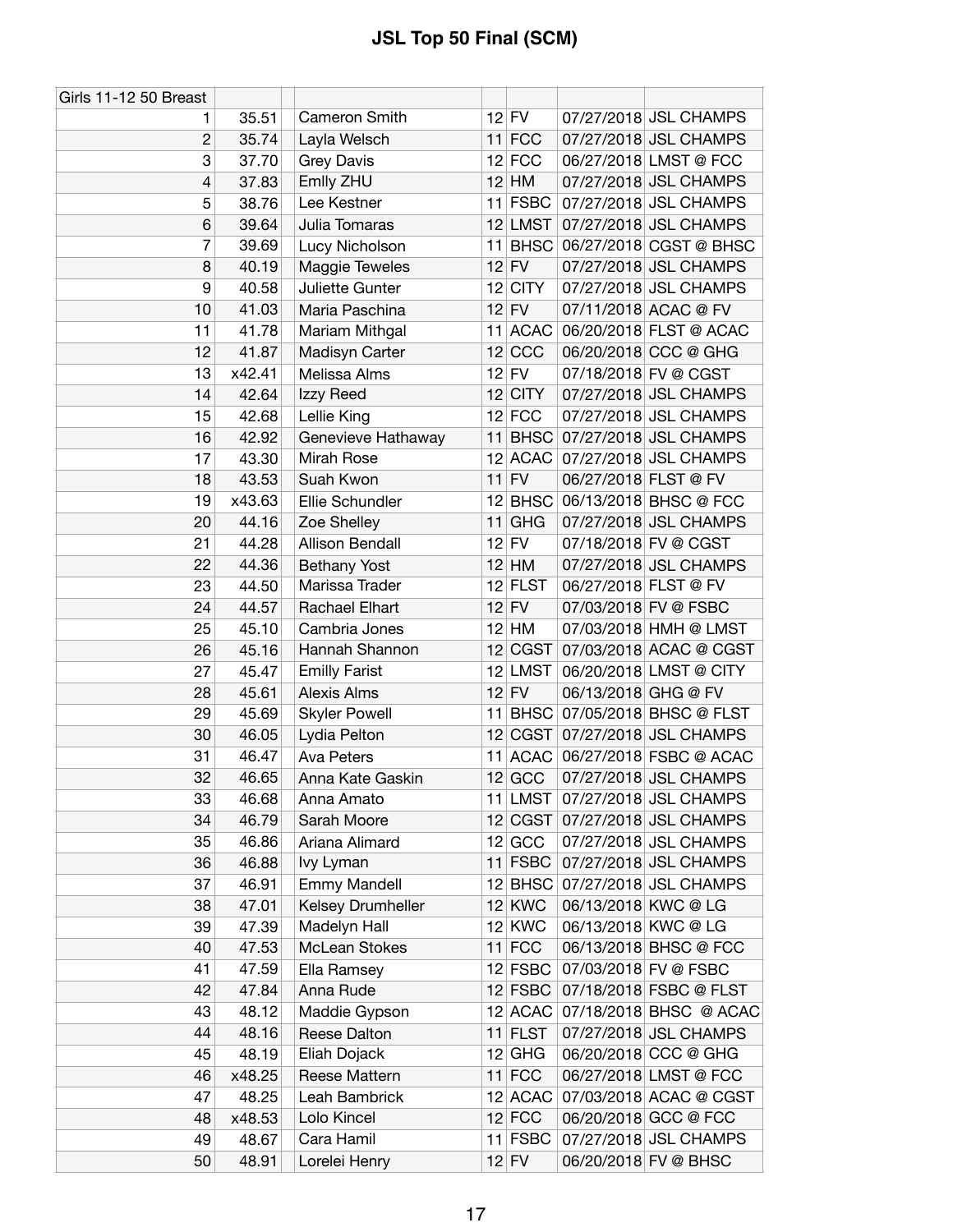# JSL Top 50 Final (SCM)

| Girls 11-12 50 Breast | | | | | | |
|---|---|---|---|---|---|---|
| 1 | 35.51 | Cameron Smith | 12 | FV | 07/27/2018 | JSL CHAMPS |
| 2 | 35.74 | Layla Welsch | 11 | FCC | 07/27/2018 | JSL CHAMPS |
| 3 | 37.70 | Grey Davis | 12 | FCC | 06/27/2018 | LMST @ FCC |
| 4 | 37.83 | Emlly ZHU | 12 | HM | 07/27/2018 | JSL CHAMPS |
| 5 | 38.76 | Lee Kestner | 11 | FSBC | 07/27/2018 | JSL CHAMPS |
| 6 | 39.64 | Julia Tomaras | 12 | LMST | 07/27/2018 | JSL CHAMPS |
| 7 | 39.69 | Lucy Nicholson | 11 | BHSC | 06/27/2018 | CGST @ BHSC |
| 8 | 40.19 | Maggie Teweles | 12 | FV | 07/27/2018 | JSL CHAMPS |
| 9 | 40.58 | Juliette Gunter | 12 | CITY | 07/27/2018 | JSL CHAMPS |
| 10 | 41.03 | Maria Paschina | 12 | FV | 07/11/2018 | ACAC @ FV |
| 11 | 41.78 | Mariam Mithgal | 11 | ACAC | 06/20/2018 | FLST @ ACAC |
| 12 | 41.87 | Madisyn Carter | 12 | CCC | 06/20/2018 | CCC @ GHG |
| 13 | x42.41 | Melissa Alms | 12 | FV | 07/18/2018 | FV @ CGST |
| 14 | 42.64 | Izzy Reed | 12 | CITY | 07/27/2018 | JSL CHAMPS |
| 15 | 42.68 | Lellie King | 12 | FCC | 07/27/2018 | JSL CHAMPS |
| 16 | 42.92 | Genevieve Hathaway | 11 | BHSC | 07/27/2018 | JSL CHAMPS |
| 17 | 43.30 | Mirah Rose | 12 | ACAC | 07/27/2018 | JSL CHAMPS |
| 18 | 43.53 | Suah Kwon | 11 | FV | 06/27/2018 | FLST @ FV |
| 19 | x43.63 | Ellie Schundler | 12 | BHSC | 06/13/2018 | BHSC @ FCC |
| 20 | 44.16 | Zoe Shelley | 11 | GHG | 07/27/2018 | JSL CHAMPS |
| 21 | 44.28 | Allison Bendall | 12 | FV | 07/18/2018 | FV @ CGST |
| 22 | 44.36 | Bethany Yost | 12 | HM | 07/27/2018 | JSL CHAMPS |
| 23 | 44.50 | Marissa Trader | 12 | FLST | 06/27/2018 | FLST @ FV |
| 24 | 44.57 | Rachael Elhart | 12 | FV | 07/03/2018 | FV @ FSBC |
| 25 | 45.10 | Cambria Jones | 12 | HM | 07/03/2018 | HMH @ LMST |
| 26 | 45.16 | Hannah Shannon | 12 | CGST | 07/03/2018 | ACAC @ CGST |
| 27 | 45.47 | Emilly Farist | 12 | LMST | 06/20/2018 | LMST @ CITY |
| 28 | 45.61 | Alexis Alms | 12 | FV | 06/13/2018 | GHG @ FV |
| 29 | 45.69 | Skyler Powell | 11 | BHSC | 07/05/2018 | BHSC @ FLST |
| 30 | 46.05 | Lydia Pelton | 12 | CGST | 07/27/2018 | JSL CHAMPS |
| 31 | 46.47 | Ava Peters | 11 | ACAC | 06/27/2018 | FSBC @ ACAC |
| 32 | 46.65 | Anna Kate Gaskin | 12 | GCC | 07/27/2018 | JSL CHAMPS |
| 33 | 46.68 | Anna Amato | 11 | LMST | 07/27/2018 | JSL CHAMPS |
| 34 | 46.79 | Sarah Moore | 12 | CGST | 07/27/2018 | JSL CHAMPS |
| 35 | 46.86 | Ariana Alimard | 12 | GCC | 07/27/2018 | JSL CHAMPS |
| 36 | 46.88 | Ivy Lyman | 11 | FSBC | 07/27/2018 | JSL CHAMPS |
| 37 | 46.91 | Emmy Mandell | 12 | BHSC | 07/27/2018 | JSL CHAMPS |
| 38 | 47.01 | Kelsey Drumheller | 12 | KWC | 06/13/2018 | KWC @ LG |
| 39 | 47.39 | Madelyn Hall | 12 | KWC | 06/13/2018 | KWC @ LG |
| 40 | 47.53 | McLean Stokes | 11 | FCC | 06/13/2018 | BHSC @ FCC |
| 41 | 47.59 | Ella Ramsey | 12 | FSBC | 07/03/2018 | FV @ FSBC |
| 42 | 47.84 | Anna Rude | 12 | FSBC | 07/18/2018 | FSBC @ FLST |
| 43 | 48.12 | Maddie Gypson | 12 | ACAC | 07/18/2018 | BHSC @ ACAC |
| 44 | 48.16 | Reese Dalton | 11 | FLST | 07/27/2018 | JSL CHAMPS |
| 45 | 48.19 | Eliah Dojack | 12 | GHG | 06/20/2018 | CCC @ GHG |
| 46 | x48.25 | Reese Mattern | 11 | FCC | 06/27/2018 | LMST @ FCC |
| 47 | 48.25 | Leah Bambrick | 12 | ACAC | 07/03/2018 | ACAC @ CGST |
| 48 | x48.53 | Lolo Kincel | 12 | FCC | 06/20/2018 | GCC @ FCC |
| 49 | 48.67 | Cara Hamil | 11 | FSBC | 07/27/2018 | JSL CHAMPS |
| 50 | 48.91 | Lorelei Henry | 12 | FV | 06/20/2018 | FV @ BHSC |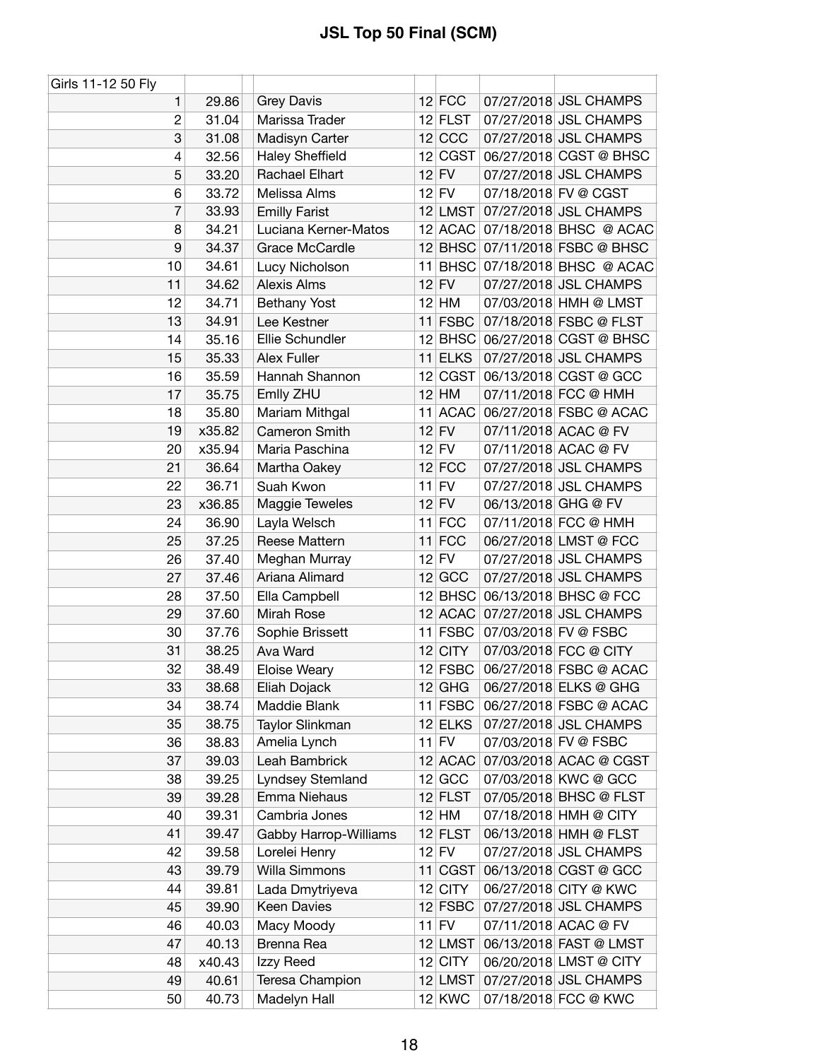# JSL Top 50 Final (SCM)

| Girls 11-12 50 Fly | | | | | | | |
|---|---|---|---|---|---|---|---|
| 1 | 29.86 | | Grey Davis | 12 | FCC | 07/27/2018 | JSL CHAMPS |
| 2 | 31.04 | | Marissa Trader | 12 | FLST | 07/27/2018 | JSL CHAMPS |
| 3 | 31.08 | | Madisyn Carter | 12 | CCC | 07/27/2018 | JSL CHAMPS |
| 4 | 32.56 | | Haley Sheffield | 12 | CGST | 06/27/2018 | CGST @ BHSC |
| 5 | 33.20 | | Rachael Elhart | 12 | FV | 07/27/2018 | JSL CHAMPS |
| 6 | 33.72 | | Melissa Alms | 12 | FV | 07/18/2018 | FV @ CGST |
| 7 | 33.93 | | Emilly Farist | 12 | LMST | 07/27/2018 | JSL CHAMPS |
| 8 | 34.21 | | Luciana Kerner-Matos | 12 | ACAC | 07/18/2018 | BHSC @ ACAC |
| 9 | 34.37 | | Grace McCardle | 12 | BHSC | 07/11/2018 | FSBC @ BHSC |
| 10 | 34.61 | | Lucy Nicholson | 11 | BHSC | 07/18/2018 | BHSC @ ACAC |
| 11 | 34.62 | | Alexis Alms | 12 | FV | 07/27/2018 | JSL CHAMPS |
| 12 | 34.71 | | Bethany Yost | 12 | HM | 07/03/2018 | HMH @ LMST |
| 13 | 34.91 | | Lee Kestner | 11 | FSBC | 07/18/2018 | FSBC @ FLST |
| 14 | 35.16 | | Ellie Schundler | 12 | BHSC | 06/27/2018 | CGST @ BHSC |
| 15 | 35.33 | | Alex Fuller | 11 | ELKS | 07/27/2018 | JSL CHAMPS |
| 16 | 35.59 | | Hannah Shannon | 12 | CGST | 06/13/2018 | CGST @ GCC |
| 17 | 35.75 | | Emlly ZHU | 12 | HM | 07/11/2018 | FCC @ HMH |
| 18 | 35.80 | | Mariam Mithgal | 11 | ACAC | 06/27/2018 | FSBC @ ACAC |
| 19 | x35.82 | | Cameron Smith | 12 | FV | 07/11/2018 | ACAC @ FV |
| 20 | x35.94 | | Maria Paschina | 12 | FV | 07/11/2018 | ACAC @ FV |
| 21 | 36.64 | | Martha Oakey | 12 | FCC | 07/27/2018 | JSL CHAMPS |
| 22 | 36.71 | | Suah Kwon | 11 | FV | 07/27/2018 | JSL CHAMPS |
| 23 | x36.85 | | Maggie Teweles | 12 | FV | 06/13/2018 | GHG @ FV |
| 24 | 36.90 | | Layla Welsch | 11 | FCC | 07/11/2018 | FCC @ HMH |
| 25 | 37.25 | | Reese Mattern | 11 | FCC | 06/27/2018 | LMST @ FCC |
| 26 | 37.40 | | Meghan Murray | 12 | FV | 07/27/2018 | JSL CHAMPS |
| 27 | 37.46 | | Ariana Alimard | 12 | GCC | 07/27/2018 | JSL CHAMPS |
| 28 | 37.50 | | Ella Campbell | 12 | BHSC | 06/13/2018 | BHSC @ FCC |
| 29 | 37.60 | | Mirah Rose | 12 | ACAC | 07/27/2018 | JSL CHAMPS |
| 30 | 37.76 | | Sophie Brissett | 11 | FSBC | 07/03/2018 | FV @ FSBC |
| 31 | 38.25 | | Ava Ward | 12 | CITY | 07/03/2018 | FCC @ CITY |
| 32 | 38.49 | | Eloise Weary | 12 | FSBC | 06/27/2018 | FSBC @ ACAC |
| 33 | 38.68 | | Eliah Dojack | 12 | GHG | 06/27/2018 | ELKS @ GHG |
| 34 | 38.74 | | Maddie Blank | 11 | FSBC | 06/27/2018 | FSBC @ ACAC |
| 35 | 38.75 | | Taylor Slinkman | 12 | ELKS | 07/27/2018 | JSL CHAMPS |
| 36 | 38.83 | | Amelia Lynch | 11 | FV | 07/03/2018 | FV @ FSBC |
| 37 | 39.03 | | Leah Bambrick | 12 | ACAC | 07/03/2018 | ACAC @ CGST |
| 38 | 39.25 | | Lyndsey Stemland | 12 | GCC | 07/03/2018 | KWC @ GCC |
| 39 | 39.28 | | Emma Niehaus | 12 | FLST | 07/05/2018 | BHSC @ FLST |
| 40 | 39.31 | | Cambria Jones | 12 | HM | 07/18/2018 | HMH @ CITY |
| 41 | 39.47 | | Gabby Harrop-Williams | 12 | FLST | 06/13/2018 | HMH @ FLST |
| 42 | 39.58 | | Lorelei Henry | 12 | FV | 07/27/2018 | JSL CHAMPS |
| 43 | 39.79 | | Willa Simmons | 11 | CGST | 06/13/2018 | CGST @ GCC |
| 44 | 39.81 | | Lada Dmytriyeva | 12 | CITY | 06/27/2018 | CITY @ KWC |
| 45 | 39.90 | | Keen Davies | 12 | FSBC | 07/27/2018 | JSL CHAMPS |
| 46 | 40.03 | | Macy Moody | 11 | FV | 07/11/2018 | ACAC @ FV |
| 47 | 40.13 | | Brenna Rea | 12 | LMST | 06/13/2018 | FAST @ LMST |
| 48 | x40.43 | | Izzy Reed | 12 | CITY | 06/20/2018 | LMST @ CITY |
| 49 | 40.61 | | Teresa Champion | 12 | LMST | 07/27/2018 | JSL CHAMPS |
| 50 | 40.73 | | Madelyn Hall | 12 | KWC | 07/18/2018 | FCC @ KWC |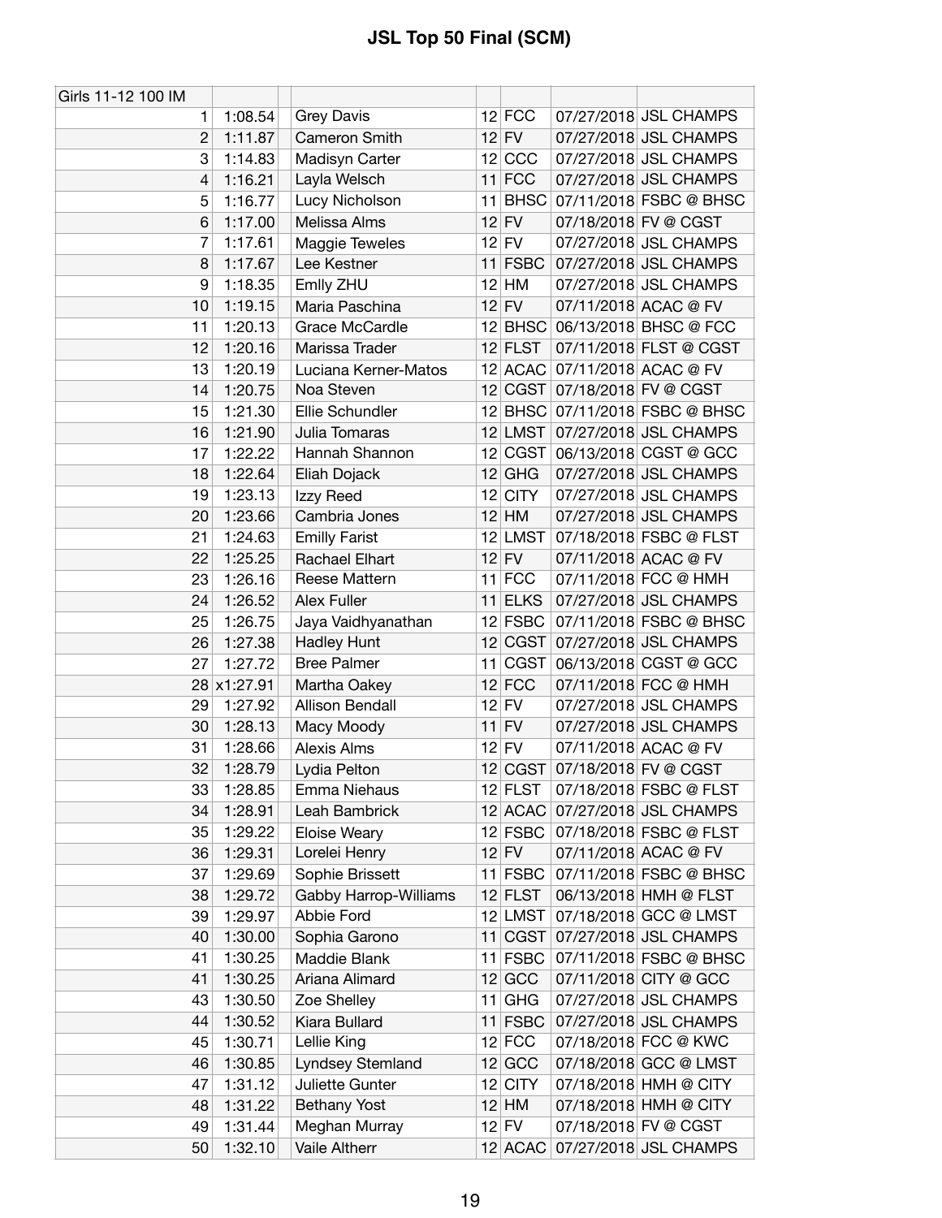# JSL Top 50 Final (SCM)

| Girls 11-12 100 IM | | | | | | | |
|---|---|---|---|---|---|---|---|
| 1 | 1:08.54 | | Grey Davis | 12 | FCC | 07/27/2018 | JSL CHAMPS |
| 2 | 1:11.87 | | Cameron Smith | 12 | FV | 07/27/2018 | JSL CHAMPS |
| 3 | 1:14.83 | | Madisyn Carter | 12 | CCC | 07/27/2018 | JSL CHAMPS |
| 4 | 1:16.21 | | Layla Welsch | 11 | FCC | 07/27/2018 | JSL CHAMPS |
| 5 | 1:16.77 | | Lucy Nicholson | 11 | BHSC | 07/11/2018 | FSBC @ BHSC |
| 6 | 1:17.00 | | Melissa Alms | 12 | FV | 07/18/2018 | FV @ CGST |
| 7 | 1:17.61 | | Maggie Teweles | 12 | FV | 07/27/2018 | JSL CHAMPS |
| 8 | 1:17.67 | | Lee Kestner | 11 | FSBC | 07/27/2018 | JSL CHAMPS |
| 9 | 1:18.35 | | Emlly ZHU | 12 | HM | 07/27/2018 | JSL CHAMPS |
| 10 | 1:19.15 | | Maria Paschina | 12 | FV | 07/11/2018 | ACAC @ FV |
| 11 | 1:20.13 | | Grace McCardle | 12 | BHSC | 06/13/2018 | BHSC @ FCC |
| 12 | 1:20.16 | | Marissa Trader | 12 | FLST | 07/11/2018 | FLST @ CGST |
| 13 | 1:20.19 | | Luciana Kerner-Matos | 12 | ACAC | 07/11/2018 | ACAC @ FV |
| 14 | 1:20.75 | | Noa Steven | 12 | CGST | 07/18/2018 | FV @ CGST |
| 15 | 1:21.30 | | Ellie Schundler | 12 | BHSC | 07/11/2018 | FSBC @ BHSC |
| 16 | 1:21.90 | | Julia Tomaras | 12 | LMST | 07/27/2018 | JSL CHAMPS |
| 17 | 1:22.22 | | Hannah Shannon | 12 | CGST | 06/13/2018 | CGST @ GCC |
| 18 | 1:22.64 | | Eliah Dojack | 12 | GHG | 07/27/2018 | JSL CHAMPS |
| 19 | 1:23.13 | | Izzy Reed | 12 | CITY | 07/27/2018 | JSL CHAMPS |
| 20 | 1:23.66 | | Cambria Jones | 12 | HM | 07/27/2018 | JSL CHAMPS |
| 21 | 1:24.63 | | Emilly Farist | 12 | LMST | 07/18/2018 | FSBC @ FLST |
| 22 | 1:25.25 | | Rachael Elhart | 12 | FV | 07/11/2018 | ACAC @ FV |
| 23 | 1:26.16 | | Reese Mattern | 11 | FCC | 07/11/2018 | FCC @ HMH |
| 24 | 1:26.52 | | Alex Fuller | 11 | ELKS | 07/27/2018 | JSL CHAMPS |
| 25 | 1:26.75 | | Jaya Vaidhyanathan | 12 | FSBC | 07/11/2018 | FSBC @ BHSC |
| 26 | 1:27.38 | | Hadley Hunt | 12 | CGST | 07/27/2018 | JSL CHAMPS |
| 27 | 1:27.72 | | Bree Palmer | 11 | CGST | 06/13/2018 | CGST @ GCC |
| 28 | x1:27.91 | | Martha Oakey | 12 | FCC | 07/11/2018 | FCC @ HMH |
| 29 | 1:27.92 | | Allison Bendall | 12 | FV | 07/27/2018 | JSL CHAMPS |
| 30 | 1:28.13 | | Macy Moody | 11 | FV | 07/27/2018 | JSL CHAMPS |
| 31 | 1:28.66 | | Alexis Alms | 12 | FV | 07/11/2018 | ACAC @ FV |
| 32 | 1:28.79 | | Lydia Pelton | 12 | CGST | 07/18/2018 | FV @ CGST |
| 33 | 1:28.85 | | Emma Niehaus | 12 | FLST | 07/18/2018 | FSBC @ FLST |
| 34 | 1:28.91 | | Leah Bambrick | 12 | ACAC | 07/27/2018 | JSL CHAMPS |
| 35 | 1:29.22 | | Eloise Weary | 12 | FSBC | 07/18/2018 | FSBC @ FLST |
| 36 | 1:29.31 | | Lorelei Henry | 12 | FV | 07/11/2018 | ACAC @ FV |
| 37 | 1:29.69 | | Sophie Brissett | 11 | FSBC | 07/11/2018 | FSBC @ BHSC |
| 38 | 1:29.72 | | Gabby Harrop-Williams | 12 | FLST | 06/13/2018 | HMH @ FLST |
| 39 | 1:29.97 | | Abbie Ford | 12 | LMST | 07/18/2018 | GCC @ LMST |
| 40 | 1:30.00 | | Sophia Garono | 11 | CGST | 07/27/2018 | JSL CHAMPS |
| 41 | 1:30.25 | | Maddie Blank | 11 | FSBC | 07/11/2018 | FSBC @ BHSC |
| 41 | 1:30.25 | | Ariana Alimard | 12 | GCC | 07/11/2018 | CITY @ GCC |
| 43 | 1:30.50 | | Zoe Shelley | 11 | GHG | 07/27/2018 | JSL CHAMPS |
| 44 | 1:30.52 | | Kiara Bullard | 11 | FSBC | 07/27/2018 | JSL CHAMPS |
| 45 | 1:30.71 | | Lellie King | 12 | FCC | 07/18/2018 | FCC @ KWC |
| 46 | 1:30.85 | | Lyndsey Stemland | 12 | GCC | 07/18/2018 | GCC @ LMST |
| 47 | 1:31.12 | | Juliette Gunter | 12 | CITY | 07/18/2018 | HMH @ CITY |
| 48 | 1:31.22 | | Bethany Yost | 12 | HM | 07/18/2018 | HMH @ CITY |
| 49 | 1:31.44 | | Meghan Murray | 12 | FV | 07/18/2018 | FV @ CGST |
| 50 | 1:32.10 | | Vaile Altherr | 12 | ACAC | 07/27/2018 | JSL CHAMPS |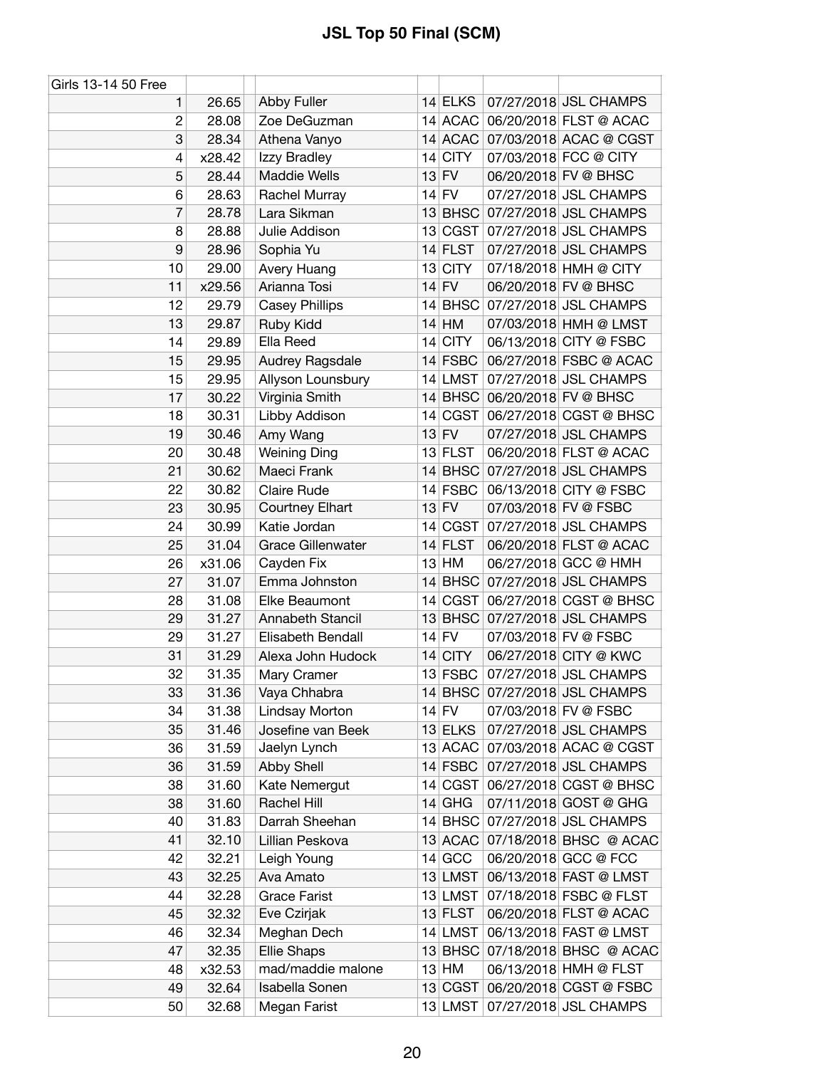# JSL Top 50 Final (SCM)

| Girls 13-14 50 Free | | | | | | |
|---|---|---|---|---|---|---|
| 1 | 26.65 | Abby Fuller | 14 | ELKS | 07/27/2018 | JSL CHAMPS |
| 2 | 28.08 | Zoe DeGuzman | 14 | ACAC | 06/20/2018 | FLST @ ACAC |
| 3 | 28.34 | Athena Vanyo | 14 | ACAC | 07/03/2018 | ACAC @ CGST |
| 4 | x28.42 | Izzy Bradley | 14 | CITY | 07/03/2018 | FCC @ CITY |
| 5 | 28.44 | Maddie Wells | 13 | FV | 06/20/2018 | FV @ BHSC |
| 6 | 28.63 | Rachel Murray | 14 | FV | 07/27/2018 | JSL CHAMPS |
| 7 | 28.78 | Lara Sikman | 13 | BHSC | 07/27/2018 | JSL CHAMPS |
| 8 | 28.88 | Julie Addison | 13 | CGST | 07/27/2018 | JSL CHAMPS |
| 9 | 28.96 | Sophia Yu | 14 | FLST | 07/27/2018 | JSL CHAMPS |
| 10 | 29.00 | Avery Huang | 13 | CITY | 07/18/2018 | HMH @ CITY |
| 11 | x29.56 | Arianna Tosi | 14 | FV | 06/20/2018 | FV @ BHSC |
| 12 | 29.79 | Casey Phillips | 14 | BHSC | 07/27/2018 | JSL CHAMPS |
| 13 | 29.87 | Ruby Kidd | 14 | HM | 07/03/2018 | HMH @ LMST |
| 14 | 29.89 | Ella Reed | 14 | CITY | 06/13/2018 | CITY @ FSBC |
| 15 | 29.95 | Audrey Ragsdale | 14 | FSBC | 06/27/2018 | FSBC @ ACAC |
| 15 | 29.95 | Allyson Lounsbury | 14 | LMST | 07/27/2018 | JSL CHAMPS |
| 17 | 30.22 | Virginia Smith | 14 | BHSC | 06/20/2018 | FV @ BHSC |
| 18 | 30.31 | Libby Addison | 14 | CGST | 06/27/2018 | CGST @ BHSC |
| 19 | 30.46 | Amy Wang | 13 | FV | 07/27/2018 | JSL CHAMPS |
| 20 | 30.48 | Weining Ding | 13 | FLST | 06/20/2018 | FLST @ ACAC |
| 21 | 30.62 | Maeci Frank | 14 | BHSC | 07/27/2018 | JSL CHAMPS |
| 22 | 30.82 | Claire Rude | 14 | FSBC | 06/13/2018 | CITY @ FSBC |
| 23 | 30.95 | Courtney Elhart | 13 | FV | 07/03/2018 | FV @ FSBC |
| 24 | 30.99 | Katie Jordan | 14 | CGST | 07/27/2018 | JSL CHAMPS |
| 25 | 31.04 | Grace Gillenwater | 14 | FLST | 06/20/2018 | FLST @ ACAC |
| 26 | x31.06 | Cayden Fix | 13 | HM | 06/27/2018 | GCC @ HMH |
| 27 | 31.07 | Emma Johnston | 14 | BHSC | 07/27/2018 | JSL CHAMPS |
| 28 | 31.08 | Elke Beaumont | 14 | CGST | 06/27/2018 | CGST @ BHSC |
| 29 | 31.27 | Annabeth Stancil | 13 | BHSC | 07/27/2018 | JSL CHAMPS |
| 29 | 31.27 | Elisabeth Bendall | 14 | FV | 07/03/2018 | FV @ FSBC |
| 31 | 31.29 | Alexa John Hudock | 14 | CITY | 06/27/2018 | CITY @ KWC |
| 32 | 31.35 | Mary Cramer | 13 | FSBC | 07/27/2018 | JSL CHAMPS |
| 33 | 31.36 | Vaya Chhabra | 14 | BHSC | 07/27/2018 | JSL CHAMPS |
| 34 | 31.38 | Lindsay Morton | 14 | FV | 07/03/2018 | FV @ FSBC |
| 35 | 31.46 | Josefine van Beek | 13 | ELKS | 07/27/2018 | JSL CHAMPS |
| 36 | 31.59 | Jaelyn Lynch | 13 | ACAC | 07/03/2018 | ACAC @ CGST |
| 36 | 31.59 | Abby Shell | 14 | FSBC | 07/27/2018 | JSL CHAMPS |
| 38 | 31.60 | Kate Nemergut | 14 | CGST | 06/27/2018 | CGST @ BHSC |
| 38 | 31.60 | Rachel Hill | 14 | GHG | 07/11/2018 | GOST @ GHG |
| 40 | 31.83 | Darrah Sheehan | 14 | BHSC | 07/27/2018 | JSL CHAMPS |
| 41 | 32.10 | Lillian Peskova | 13 | ACAC | 07/18/2018 | BHSC @ ACAC |
| 42 | 32.21 | Leigh Young | 14 | GCC | 06/20/2018 | GCC @ FCC |
| 43 | 32.25 | Ava Amato | 13 | LMST | 06/13/2018 | FAST @ LMST |
| 44 | 32.28 | Grace Farist | 13 | LMST | 07/18/2018 | FSBC @ FLST |
| 45 | 32.32 | Eve Czirjak | 13 | FLST | 06/20/2018 | FLST @ ACAC |
| 46 | 32.34 | Meghan Dech | 14 | LMST | 06/13/2018 | FAST @ LMST |
| 47 | 32.35 | Ellie Shaps | 13 | BHSC | 07/18/2018 | BHSC @ ACAC |
| 48 | x32.53 | mad/maddie malone | 13 | HM | 06/13/2018 | HMH @ FLST |
| 49 | 32.64 | Isabella Sonen | 13 | CGST | 06/20/2018 | CGST @ FSBC |
| 50 | 32.68 | Megan Farist | 13 | LMST | 07/27/2018 | JSL CHAMPS |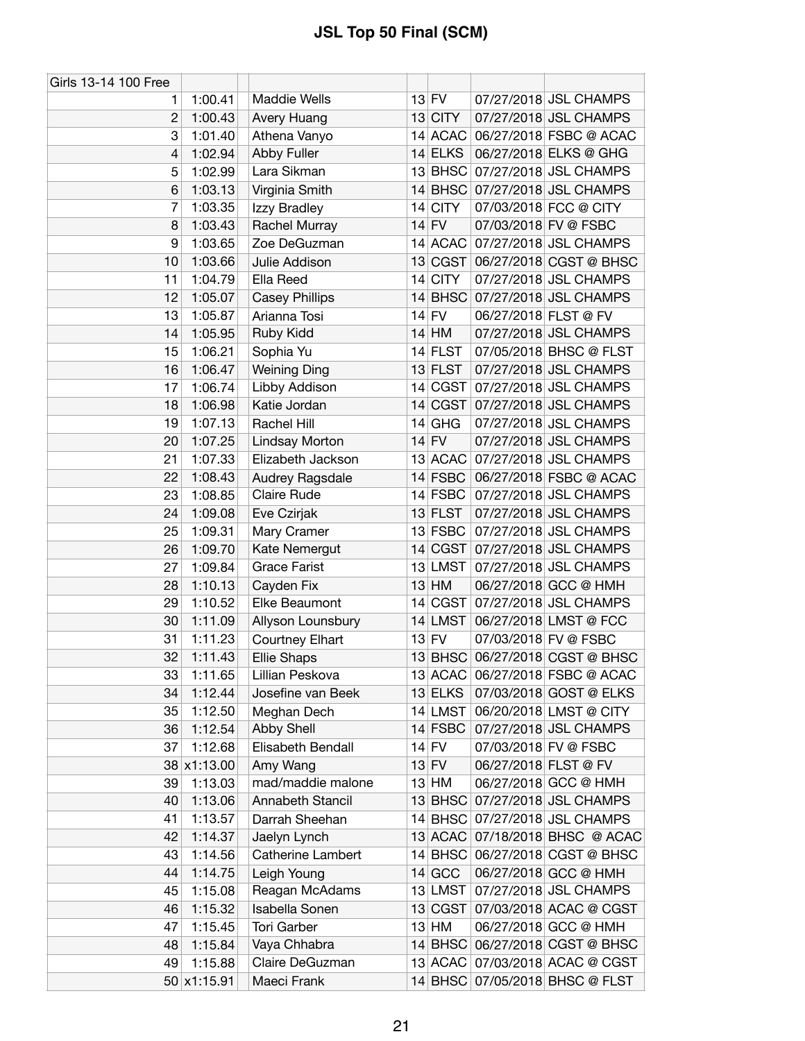# JSL Top 50 Final (SCM)

| Girls 13-14 100 Free | | | | | | | |
|---|---|---|---|---|---|---|---|
| 1 | 1:00.41 | | Maddie Wells | 13 | FV | 07/27/2018 | JSL CHAMPS |
| 2 | 1:00.43 | | Avery Huang | 13 | CITY | 07/27/2018 | JSL CHAMPS |
| 3 | 1:01.40 | | Athena Vanyo | 14 | ACAC | 06/27/2018 | FSBC @ ACAC |
| 4 | 1:02.94 | | Abby Fuller | 14 | ELKS | 06/27/2018 | ELKS @ GHG |
| 5 | 1:02.99 | | Lara Sikman | 13 | BHSC | 07/27/2018 | JSL CHAMPS |
| 6 | 1:03.13 | | Virginia Smith | 14 | BHSC | 07/27/2018 | JSL CHAMPS |
| 7 | 1:03.35 | | Izzy Bradley | 14 | CITY | 07/03/2018 | FCC @ CITY |
| 8 | 1:03.43 | | Rachel Murray | 14 | FV | 07/03/2018 | FV @ FSBC |
| 9 | 1:03.65 | | Zoe DeGuzman | 14 | ACAC | 07/27/2018 | JSL CHAMPS |
| 10 | 1:03.66 | | Julie Addison | 13 | CGST | 06/27/2018 | CGST @ BHSC |
| 11 | 1:04.79 | | Ella Reed | 14 | CITY | 07/27/2018 | JSL CHAMPS |
| 12 | 1:05.07 | | Casey Phillips | 14 | BHSC | 07/27/2018 | JSL CHAMPS |
| 13 | 1:05.87 | | Arianna Tosi | 14 | FV | 06/27/2018 | FLST @ FV |
| 14 | 1:05.95 | | Ruby Kidd | 14 | HM | 07/27/2018 | JSL CHAMPS |
| 15 | 1:06.21 | | Sophia Yu | 14 | FLST | 07/05/2018 | BHSC @ FLST |
| 16 | 1:06.47 | | Weining Ding | 13 | FLST | 07/27/2018 | JSL CHAMPS |
| 17 | 1:06.74 | | Libby Addison | 14 | CGST | 07/27/2018 | JSL CHAMPS |
| 18 | 1:06.98 | | Katie Jordan | 14 | CGST | 07/27/2018 | JSL CHAMPS |
| 19 | 1:07.13 | | Rachel Hill | 14 | GHG | 07/27/2018 | JSL CHAMPS |
| 20 | 1:07.25 | | Lindsay Morton | 14 | FV | 07/27/2018 | JSL CHAMPS |
| 21 | 1:07.33 | | Elizabeth Jackson | 13 | ACAC | 07/27/2018 | JSL CHAMPS |
| 22 | 1:08.43 | | Audrey Ragsdale | 14 | FSBC | 06/27/2018 | FSBC @ ACAC |
| 23 | 1:08.85 | | Claire Rude | 14 | FSBC | 07/27/2018 | JSL CHAMPS |
| 24 | 1:09.08 | | Eve Czirjak | 13 | FLST | 07/27/2018 | JSL CHAMPS |
| 25 | 1:09.31 | | Mary Cramer | 13 | FSBC | 07/27/2018 | JSL CHAMPS |
| 26 | 1:09.70 | | Kate Nemergut | 14 | CGST | 07/27/2018 | JSL CHAMPS |
| 27 | 1:09.84 | | Grace Farist | 13 | LMST | 07/27/2018 | JSL CHAMPS |
| 28 | 1:10.13 | | Cayden Fix | 13 | HM | 06/27/2018 | GCC @ HMH |
| 29 | 1:10.52 | | Elke Beaumont | 14 | CGST | 07/27/2018 | JSL CHAMPS |
| 30 | 1:11.09 | | Allyson Lounsbury | 14 | LMST | 06/27/2018 | LMST @ FCC |
| 31 | 1:11.23 | | Courtney Elhart | 13 | FV | 07/03/2018 | FV @ FSBC |
| 32 | 1:11.43 | | Ellie Shaps | 13 | BHSC | 06/27/2018 | CGST @ BHSC |
| 33 | 1:11.65 | | Lillian Peskova | 13 | ACAC | 06/27/2018 | FSBC @ ACAC |
| 34 | 1:12.44 | | Josefine van Beek | 13 | ELKS | 07/03/2018 | GOST @ ELKS |
| 35 | 1:12.50 | | Meghan Dech | 14 | LMST | 06/20/2018 | LMST @ CITY |
| 36 | 1:12.54 | | Abby Shell | 14 | FSBC | 07/27/2018 | JSL CHAMPS |
| 37 | 1:12.68 | | Elisabeth Bendall | 14 | FV | 07/03/2018 | FV @ FSBC |
| 38 | x1:13.00 | | Amy Wang | 13 | FV | 06/27/2018 | FLST @ FV |
| 39 | 1:13.03 | | mad/maddie malone | 13 | HM | 06/27/2018 | GCC @ HMH |
| 40 | 1:13.06 | | Annabeth Stancil | 13 | BHSC | 07/27/2018 | JSL CHAMPS |
| 41 | 1:13.57 | | Darrah Sheehan | 14 | BHSC | 07/27/2018 | JSL CHAMPS |
| 42 | 1:14.37 | | Jaelyn Lynch | 13 | ACAC | 07/18/2018 | BHSC @ ACAC |
| 43 | 1:14.56 | | Catherine Lambert | 14 | BHSC | 06/27/2018 | CGST @ BHSC |
| 44 | 1:14.75 | | Leigh Young | 14 | GCC | 06/27/2018 | GCC @ HMH |
| 45 | 1:15.08 | | Reagan McAdams | 13 | LMST | 07/27/2018 | JSL CHAMPS |
| 46 | 1:15.32 | | Isabella Sonen | 13 | CGST | 07/03/2018 | ACAC @ CGST |
| 47 | 1:15.45 | | Tori Garber | 13 | HM | 06/27/2018 | GCC @ HMH |
| 48 | 1:15.84 | | Vaya Chhabra | 14 | BHSC | 06/27/2018 | CGST @ BHSC |
| 49 | 1:15.88 | | Claire DeGuzman | 13 | ACAC | 07/03/2018 | ACAC @ CGST |
| 50 | x1:15.91 | | Maeci Frank | 14 | BHSC | 07/05/2018 | BHSC @ FLST |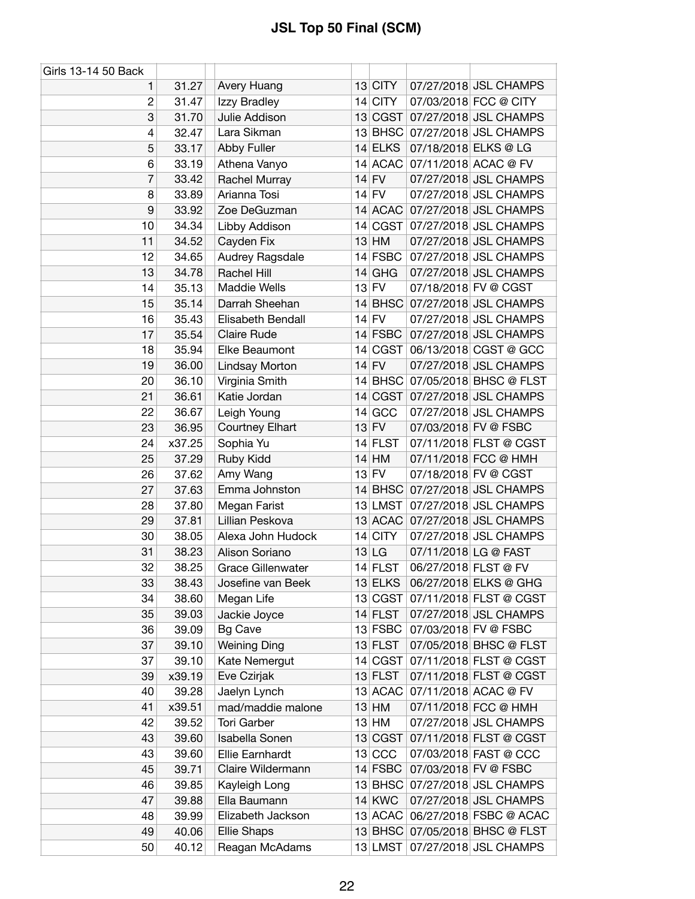# JSL Top 50 Final (SCM)

| Girls 13-14 50 Back | | | | | | | |
|---|---|---|---|---|---|---|---|
| 1 | 31.27 | | Avery Huang | 13 | CITY | 07/27/2018 | JSL CHAMPS |
| 2 | 31.47 | | Izzy Bradley | 14 | CITY | 07/03/2018 | FCC @ CITY |
| 3 | 31.70 | | Julie Addison | 13 | CGST | 07/27/2018 | JSL CHAMPS |
| 4 | 32.47 | | Lara Sikman | 13 | BHSC | 07/27/2018 | JSL CHAMPS |
| 5 | 33.17 | | Abby Fuller | 14 | ELKS | 07/18/2018 | ELKS @ LG |
| 6 | 33.19 | | Athena Vanyo | 14 | ACAC | 07/11/2018 | ACAC @ FV |
| 7 | 33.42 | | Rachel Murray | 14 | FV | 07/27/2018 | JSL CHAMPS |
| 8 | 33.89 | | Arianna Tosi | 14 | FV | 07/27/2018 | JSL CHAMPS |
| 9 | 33.92 | | Zoe DeGuzman | 14 | ACAC | 07/27/2018 | JSL CHAMPS |
| 10 | 34.34 | | Libby Addison | 14 | CGST | 07/27/2018 | JSL CHAMPS |
| 11 | 34.52 | | Cayden Fix | 13 | HM | 07/27/2018 | JSL CHAMPS |
| 12 | 34.65 | | Audrey Ragsdale | 14 | FSBC | 07/27/2018 | JSL CHAMPS |
| 13 | 34.78 | | Rachel Hill | 14 | GHG | 07/27/2018 | JSL CHAMPS |
| 14 | 35.13 | | Maddie Wells | 13 | FV | 07/18/2018 | FV @ CGST |
| 15 | 35.14 | | Darrah Sheehan | 14 | BHSC | 07/27/2018 | JSL CHAMPS |
| 16 | 35.43 | | Elisabeth Bendall | 14 | FV | 07/27/2018 | JSL CHAMPS |
| 17 | 35.54 | | Claire Rude | 14 | FSBC | 07/27/2018 | JSL CHAMPS |
| 18 | 35.94 | | Elke Beaumont | 14 | CGST | 06/13/2018 | CGST @ GCC |
| 19 | 36.00 | | Lindsay Morton | 14 | FV | 07/27/2018 | JSL CHAMPS |
| 20 | 36.10 | | Virginia Smith | 14 | BHSC | 07/05/2018 | BHSC @ FLST |
| 21 | 36.61 | | Katie Jordan | 14 | CGST | 07/27/2018 | JSL CHAMPS |
| 22 | 36.67 | | Leigh Young | 14 | GCC | 07/27/2018 | JSL CHAMPS |
| 23 | 36.95 | | Courtney Elhart | 13 | FV | 07/03/2018 | FV @ FSBC |
| 24 | x37.25 | | Sophia Yu | 14 | FLST | 07/11/2018 | FLST @ CGST |
| 25 | 37.29 | | Ruby Kidd | 14 | HM | 07/11/2018 | FCC @ HMH |
| 26 | 37.62 | | Amy Wang | 13 | FV | 07/18/2018 | FV @ CGST |
| 27 | 37.63 | | Emma Johnston | 14 | BHSC | 07/27/2018 | JSL CHAMPS |
| 28 | 37.80 | | Megan Farist | 13 | LMST | 07/27/2018 | JSL CHAMPS |
| 29 | 37.81 | | Lillian Peskova | 13 | ACAC | 07/27/2018 | JSL CHAMPS |
| 30 | 38.05 | | Alexa John Hudock | 14 | CITY | 07/27/2018 | JSL CHAMPS |
| 31 | 38.23 | | Alison Soriano | 13 | LG | 07/11/2018 | LG @ FAST |
| 32 | 38.25 | | Grace Gillenwater | 14 | FLST | 06/27/2018 | FLST @ FV |
| 33 | 38.43 | | Josefine van Beek | 13 | ELKS | 06/27/2018 | ELKS @ GHG |
| 34 | 38.60 | | Megan Life | 13 | CGST | 07/11/2018 | FLST @ CGST |
| 35 | 39.03 | | Jackie Joyce | 14 | FLST | 07/27/2018 | JSL CHAMPS |
| 36 | 39.09 | | Bg Cave | 13 | FSBC | 07/03/2018 | FV @ FSBC |
| 37 | 39.10 | | Weining Ding | 13 | FLST | 07/05/2018 | BHSC @ FLST |
| 37 | 39.10 | | Kate Nemergut | 14 | CGST | 07/11/2018 | FLST @ CGST |
| 39 | x39.19 | | Eve Czirjak | 13 | FLST | 07/11/2018 | FLST @ CGST |
| 40 | 39.28 | | Jaelyn Lynch | 13 | ACAC | 07/11/2018 | ACAC @ FV |
| 41 | x39.51 | | mad/maddie malone | 13 | HM | 07/11/2018 | FCC @ HMH |
| 42 | 39.52 | | Tori Garber | 13 | HM | 07/27/2018 | JSL CHAMPS |
| 43 | 39.60 | | Isabella Sonen | 13 | CGST | 07/11/2018 | FLST @ CGST |
| 43 | 39.60 | | Ellie Earnhardt | 13 | CCC | 07/03/2018 | FAST @ CCC |
| 45 | 39.71 | | Claire Wildermann | 14 | FSBC | 07/03/2018 | FV @ FSBC |
| 46 | 39.85 | | Kayleigh Long | 13 | BHSC | 07/27/2018 | JSL CHAMPS |
| 47 | 39.88 | | Ella Baumann | 14 | KWC | 07/27/2018 | JSL CHAMPS |
| 48 | 39.99 | | Elizabeth Jackson | 13 | ACAC | 06/27/2018 | FSBC @ ACAC |
| 49 | 40.06 | | Ellie Shaps | 13 | BHSC | 07/05/2018 | BHSC @ FLST |
| 50 | 40.12 | | Reagan McAdams | 13 | LMST | 07/27/2018 | JSL CHAMPS |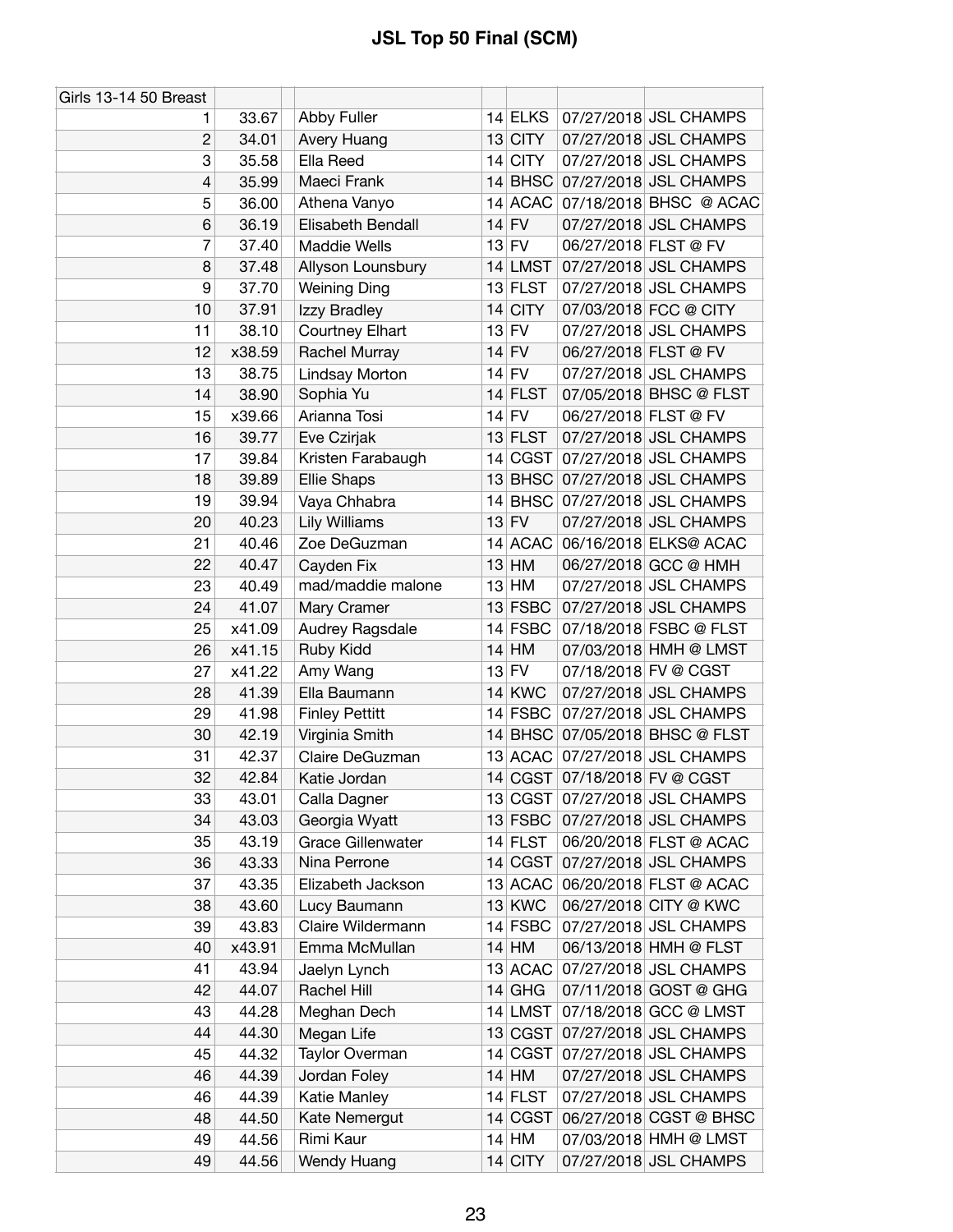# JSL Top 50 Final (SCM)

| Girls 13-14 50 Breast | | | | | | | |
|---|---|---|---|---|---|---|---|
| 1 | 33.67 | | Abby Fuller | 14 | ELKS | 07/27/2018 | JSL CHAMPS |
| 2 | 34.01 | | Avery Huang | 13 | CITY | 07/27/2018 | JSL CHAMPS |
| 3 | 35.58 | | Ella Reed | 14 | CITY | 07/27/2018 | JSL CHAMPS |
| 4 | 35.99 | | Maeci Frank | 14 | BHSC | 07/27/2018 | JSL CHAMPS |
| 5 | 36.00 | | Athena Vanyo | 14 | ACAC | 07/18/2018 | BHSC @ ACAC |
| 6 | 36.19 | | Elisabeth Bendall | 14 | FV | 07/27/2018 | JSL CHAMPS |
| 7 | 37.40 | | Maddie Wells | 13 | FV | 06/27/2018 | FLST @ FV |
| 8 | 37.48 | | Allyson Lounsbury | 14 | LMST | 07/27/2018 | JSL CHAMPS |
| 9 | 37.70 | | Weining Ding | 13 | FLST | 07/27/2018 | JSL CHAMPS |
| 10 | 37.91 | | Izzy Bradley | 14 | CITY | 07/03/2018 | FCC @ CITY |
| 11 | 38.10 | | Courtney Elhart | 13 | FV | 07/27/2018 | JSL CHAMPS |
| 12 | x38.59 | | Rachel Murray | 14 | FV | 06/27/2018 | FLST @ FV |
| 13 | 38.75 | | Lindsay Morton | 14 | FV | 07/27/2018 | JSL CHAMPS |
| 14 | 38.90 | | Sophia Yu | 14 | FLST | 07/05/2018 | BHSC @ FLST |
| 15 | x39.66 | | Arianna Tosi | 14 | FV | 06/27/2018 | FLST @ FV |
| 16 | 39.77 | | Eve Czirjak | 13 | FLST | 07/27/2018 | JSL CHAMPS |
| 17 | 39.84 | | Kristen Farabaugh | 14 | CGST | 07/27/2018 | JSL CHAMPS |
| 18 | 39.89 | | Ellie Shaps | 13 | BHSC | 07/27/2018 | JSL CHAMPS |
| 19 | 39.94 | | Vaya Chhabra | 14 | BHSC | 07/27/2018 | JSL CHAMPS |
| 20 | 40.23 | | Lily Williams | 13 | FV | 07/27/2018 | JSL CHAMPS |
| 21 | 40.46 | | Zoe DeGuzman | 14 | ACAC | 06/16/2018 | ELKS@ ACAC |
| 22 | 40.47 | | Cayden Fix | 13 | HM | 06/27/2018 | GCC @ HMH |
| 23 | 40.49 | | mad/maddie malone | 13 | HM | 07/27/2018 | JSL CHAMPS |
| 24 | 41.07 | | Mary Cramer | 13 | FSBC | 07/27/2018 | JSL CHAMPS |
| 25 | x41.09 | | Audrey Ragsdale | 14 | FSBC | 07/18/2018 | FSBC @ FLST |
| 26 | x41.15 | | Ruby Kidd | 14 | HM | 07/03/2018 | HMH @ LMST |
| 27 | x41.22 | | Amy Wang | 13 | FV | 07/18/2018 | FV @ CGST |
| 28 | 41.39 | | Ella Baumann | 14 | KWC | 07/27/2018 | JSL CHAMPS |
| 29 | 41.98 | | Finley Pettitt | 14 | FSBC | 07/27/2018 | JSL CHAMPS |
| 30 | 42.19 | | Virginia Smith | 14 | BHSC | 07/05/2018 | BHSC @ FLST |
| 31 | 42.37 | | Claire DeGuzman | 13 | ACAC | 07/27/2018 | JSL CHAMPS |
| 32 | 42.84 | | Katie Jordan | 14 | CGST | 07/18/2018 | FV @ CGST |
| 33 | 43.01 | | Calla Dagner | 13 | CGST | 07/27/2018 | JSL CHAMPS |
| 34 | 43.03 | | Georgia Wyatt | 13 | FSBC | 07/27/2018 | JSL CHAMPS |
| 35 | 43.19 | | Grace Gillenwater | 14 | FLST | 06/20/2018 | FLST @ ACAC |
| 36 | 43.33 | | Nina Perrone | 14 | CGST | 07/27/2018 | JSL CHAMPS |
| 37 | 43.35 | | Elizabeth Jackson | 13 | ACAC | 06/20/2018 | FLST @ ACAC |
| 38 | 43.60 | | Lucy Baumann | 13 | KWC | 06/27/2018 | CITY @ KWC |
| 39 | 43.83 | | Claire Wildermann | 14 | FSBC | 07/27/2018 | JSL CHAMPS |
| 40 | x43.91 | | Emma McMullan | 14 | HM | 06/13/2018 | HMH @ FLST |
| 41 | 43.94 | | Jaelyn Lynch | 13 | ACAC | 07/27/2018 | JSL CHAMPS |
| 42 | 44.07 | | Rachel Hill | 14 | GHG | 07/11/2018 | GOST @ GHG |
| 43 | 44.28 | | Meghan Dech | 14 | LMST | 07/18/2018 | GCC @ LMST |
| 44 | 44.30 | | Megan Life | 13 | CGST | 07/27/2018 | JSL CHAMPS |
| 45 | 44.32 | | Taylor Overman | 14 | CGST | 07/27/2018 | JSL CHAMPS |
| 46 | 44.39 | | Jordan Foley | 14 | HM | 07/27/2018 | JSL CHAMPS |
| 46 | 44.39 | | Katie Manley | 14 | FLST | 07/27/2018 | JSL CHAMPS |
| 48 | 44.50 | | Kate Nemergut | 14 | CGST | 06/27/2018 | CGST @ BHSC |
| 49 | 44.56 | | Rimi Kaur | 14 | HM | 07/03/2018 | HMH @ LMST |
| 49 | 44.56 | | Wendy Huang | 14 | CITY | 07/27/2018 | JSL CHAMPS |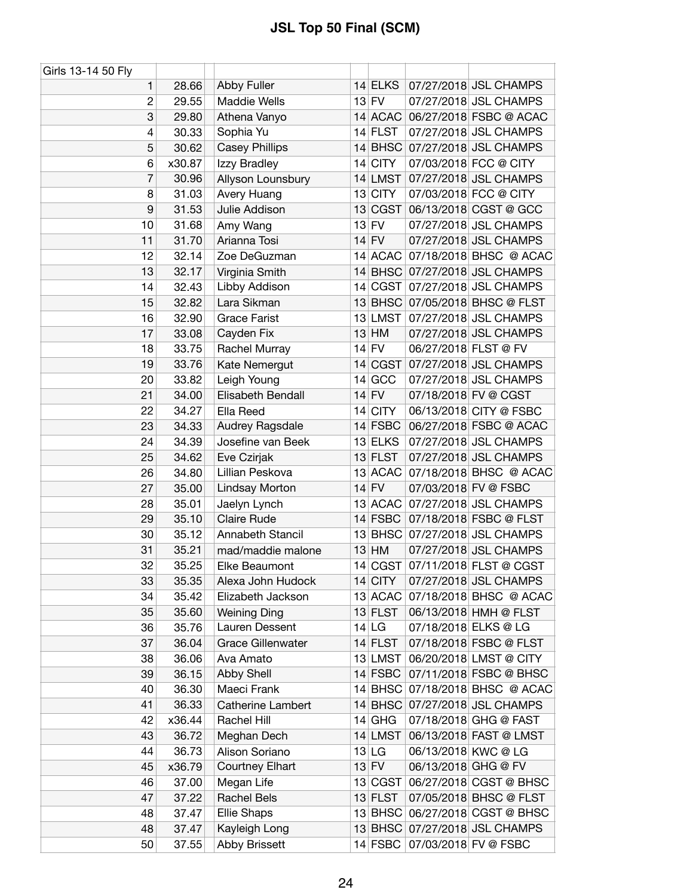# JSL Top 50 Final (SCM)

| Girls 13-14 50 Fly | | | | | | | |
|---|---|---|---|---|---|---|---|
| 1 | 28.66 | | Abby Fuller | 14 | ELKS | 07/27/2018 | JSL CHAMPS |
| 2 | 29.55 | | Maddie Wells | 13 | FV | 07/27/2018 | JSL CHAMPS |
| 3 | 29.80 | | Athena Vanyo | 14 | ACAC | 06/27/2018 | FSBC @ ACAC |
| 4 | 30.33 | | Sophia Yu | 14 | FLST | 07/27/2018 | JSL CHAMPS |
| 5 | 30.62 | | Casey Phillips | 14 | BHSC | 07/27/2018 | JSL CHAMPS |
| 6 | x30.87 | | Izzy Bradley | 14 | CITY | 07/03/2018 | FCC @ CITY |
| 7 | 30.96 | | Allyson Lounsbury | 14 | LMST | 07/27/2018 | JSL CHAMPS |
| 8 | 31.03 | | Avery Huang | 13 | CITY | 07/03/2018 | FCC @ CITY |
| 9 | 31.53 | | Julie Addison | 13 | CGST | 06/13/2018 | CGST @ GCC |
| 10 | 31.68 | | Amy Wang | 13 | FV | 07/27/2018 | JSL CHAMPS |
| 11 | 31.70 | | Arianna Tosi | 14 | FV | 07/27/2018 | JSL CHAMPS |
| 12 | 32.14 | | Zoe DeGuzman | 14 | ACAC | 07/18/2018 | BHSC @ ACAC |
| 13 | 32.17 | | Virginia Smith | 14 | BHSC | 07/27/2018 | JSL CHAMPS |
| 14 | 32.43 | | Libby Addison | 14 | CGST | 07/27/2018 | JSL CHAMPS |
| 15 | 32.82 | | Lara Sikman | 13 | BHSC | 07/05/2018 | BHSC @ FLST |
| 16 | 32.90 | | Grace Farist | 13 | LMST | 07/27/2018 | JSL CHAMPS |
| 17 | 33.08 | | Cayden Fix | 13 | HM | 07/27/2018 | JSL CHAMPS |
| 18 | 33.75 | | Rachel Murray | 14 | FV | 06/27/2018 | FLST @ FV |
| 19 | 33.76 | | Kate Nemergut | 14 | CGST | 07/27/2018 | JSL CHAMPS |
| 20 | 33.82 | | Leigh Young | 14 | GCC | 07/27/2018 | JSL CHAMPS |
| 21 | 34.00 | | Elisabeth Bendall | 14 | FV | 07/18/2018 | FV @ CGST |
| 22 | 34.27 | | Ella Reed | 14 | CITY | 06/13/2018 | CITY @ FSBC |
| 23 | 34.33 | | Audrey Ragsdale | 14 | FSBC | 06/27/2018 | FSBC @ ACAC |
| 24 | 34.39 | | Josefine van Beek | 13 | ELKS | 07/27/2018 | JSL CHAMPS |
| 25 | 34.62 | | Eve Czirjak | 13 | FLST | 07/27/2018 | JSL CHAMPS |
| 26 | 34.80 | | Lillian Peskova | 13 | ACAC | 07/18/2018 | BHSC @ ACAC |
| 27 | 35.00 | | Lindsay Morton | 14 | FV | 07/03/2018 | FV @ FSBC |
| 28 | 35.01 | | Jaelyn Lynch | 13 | ACAC | 07/27/2018 | JSL CHAMPS |
| 29 | 35.10 | | Claire Rude | 14 | FSBC | 07/18/2018 | FSBC @ FLST |
| 30 | 35.12 | | Annabeth Stancil | 13 | BHSC | 07/27/2018 | JSL CHAMPS |
| 31 | 35.21 | | mad/maddie malone | 13 | HM | 07/27/2018 | JSL CHAMPS |
| 32 | 35.25 | | Elke Beaumont | 14 | CGST | 07/11/2018 | FLST @ CGST |
| 33 | 35.35 | | Alexa John Hudock | 14 | CITY | 07/27/2018 | JSL CHAMPS |
| 34 | 35.42 | | Elizabeth Jackson | 13 | ACAC | 07/18/2018 | BHSC @ ACAC |
| 35 | 35.60 | | Weining Ding | 13 | FLST | 06/13/2018 | HMH @ FLST |
| 36 | 35.76 | | Lauren Dessent | 14 | LG | 07/18/2018 | ELKS @ LG |
| 37 | 36.04 | | Grace Gillenwater | 14 | FLST | 07/18/2018 | FSBC @ FLST |
| 38 | 36.06 | | Ava Amato | 13 | LMST | 06/20/2018 | LMST @ CITY |
| 39 | 36.15 | | Abby Shell | 14 | FSBC | 07/11/2018 | FSBC @ BHSC |
| 40 | 36.30 | | Maeci Frank | 14 | BHSC | 07/18/2018 | BHSC @ ACAC |
| 41 | 36.33 | | Catherine Lambert | 14 | BHSC | 07/27/2018 | JSL CHAMPS |
| 42 | x36.44 | | Rachel Hill | 14 | GHG | 07/18/2018 | GHG @ FAST |
| 43 | 36.72 | | Meghan Dech | 14 | LMST | 06/13/2018 | FAST @ LMST |
| 44 | 36.73 | | Alison Soriano | 13 | LG | 06/13/2018 | KWC @ LG |
| 45 | x36.79 | | Courtney Elhart | 13 | FV | 06/13/2018 | GHG @ FV |
| 46 | 37.00 | | Megan Life | 13 | CGST | 06/27/2018 | CGST @ BHSC |
| 47 | 37.22 | | Rachel Bels | 13 | FLST | 07/05/2018 | BHSC @ FLST |
| 48 | 37.47 | | Ellie Shaps | 13 | BHSC | 06/27/2018 | CGST @ BHSC |
| 48 | 37.47 | | Kayleigh Long | 13 | BHSC | 07/27/2018 | JSL CHAMPS |
| 50 | 37.55 | | Abby Brissett | 14 | FSBC | 07/03/2018 | FV @ FSBC |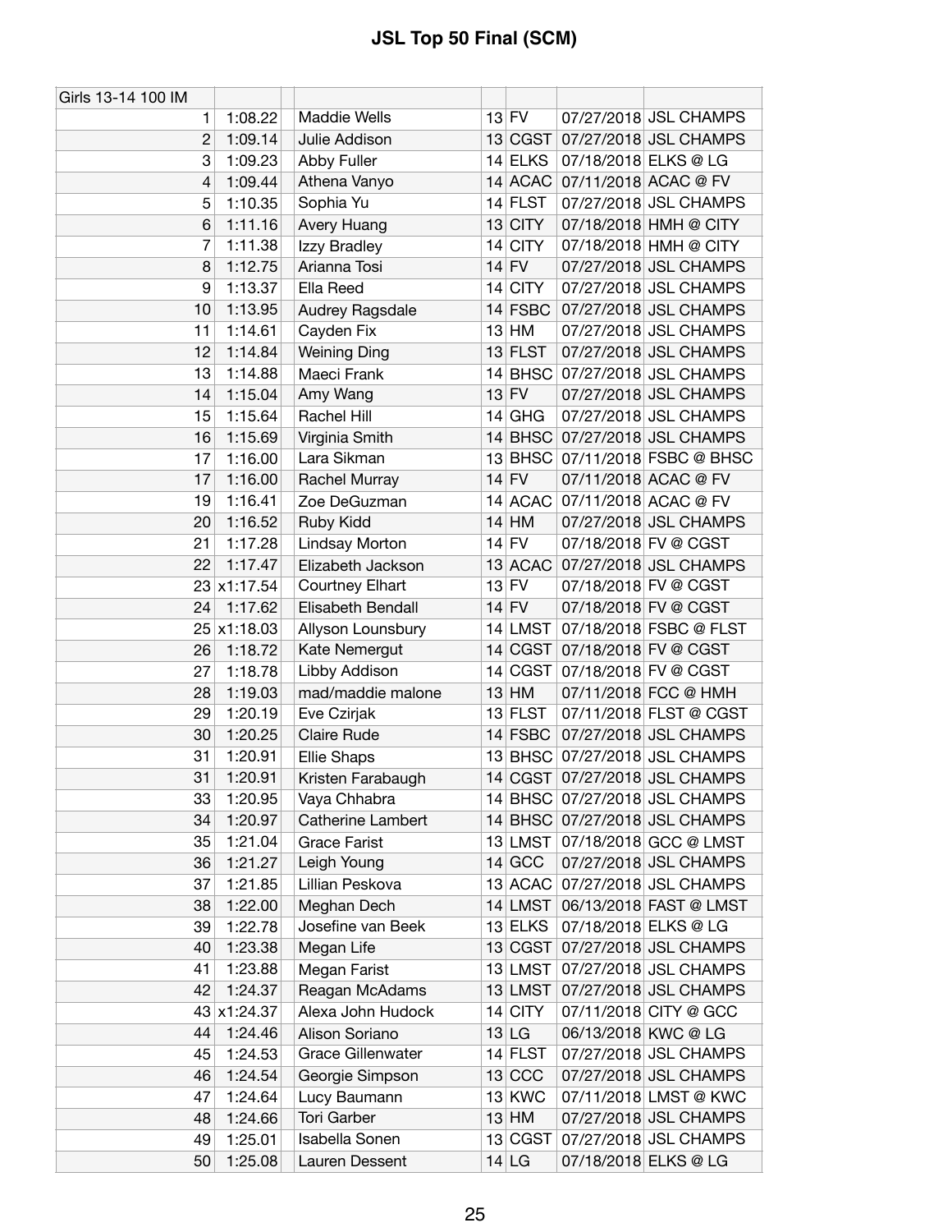# JSL Top 50 Final (SCM)

| Girls 13-14 100 IM | | | | | | |
|---|---|---|---|---|---|---|
| 1 | 1:08.22 | Maddie Wells | 13 | FV | 07/27/2018 | JSL CHAMPS |
| 2 | 1:09.14 | Julie Addison | 13 | CGST | 07/27/2018 | JSL CHAMPS |
| 3 | 1:09.23 | Abby Fuller | 14 | ELKS | 07/18/2018 | ELKS @ LG |
| 4 | 1:09.44 | Athena Vanyo | 14 | ACAC | 07/11/2018 | ACAC @ FV |
| 5 | 1:10.35 | Sophia Yu | 14 | FLST | 07/27/2018 | JSL CHAMPS |
| 6 | 1:11.16 | Avery Huang | 13 | CITY | 07/18/2018 | HMH @ CITY |
| 7 | 1:11.38 | Izzy Bradley | 14 | CITY | 07/18/2018 | HMH @ CITY |
| 8 | 1:12.75 | Arianna Tosi | 14 | FV | 07/27/2018 | JSL CHAMPS |
| 9 | 1:13.37 | Ella Reed | 14 | CITY | 07/27/2018 | JSL CHAMPS |
| 10 | 1:13.95 | Audrey Ragsdale | 14 | FSBC | 07/27/2018 | JSL CHAMPS |
| 11 | 1:14.61 | Cayden Fix | 13 | HM | 07/27/2018 | JSL CHAMPS |
| 12 | 1:14.84 | Weining Ding | 13 | FLST | 07/27/2018 | JSL CHAMPS |
| 13 | 1:14.88 | Maeci Frank | 14 | BHSC | 07/27/2018 | JSL CHAMPS |
| 14 | 1:15.04 | Amy Wang | 13 | FV | 07/27/2018 | JSL CHAMPS |
| 15 | 1:15.64 | Rachel Hill | 14 | GHG | 07/27/2018 | JSL CHAMPS |
| 16 | 1:15.69 | Virginia Smith | 14 | BHSC | 07/27/2018 | JSL CHAMPS |
| 17 | 1:16.00 | Lara Sikman | 13 | BHSC | 07/11/2018 | FSBC @ BHSC |
| 17 | 1:16.00 | Rachel Murray | 14 | FV | 07/11/2018 | ACAC @ FV |
| 19 | 1:16.41 | Zoe DeGuzman | 14 | ACAC | 07/11/2018 | ACAC @ FV |
| 20 | 1:16.52 | Ruby Kidd | 14 | HM | 07/27/2018 | JSL CHAMPS |
| 21 | 1:17.28 | Lindsay Morton | 14 | FV | 07/18/2018 | FV @ CGST |
| 22 | 1:17.47 | Elizabeth Jackson | 13 | ACAC | 07/27/2018 | JSL CHAMPS |
| 23 | x1:17.54 | Courtney Elhart | 13 | FV | 07/18/2018 | FV @ CGST |
| 24 | 1:17.62 | Elisabeth Bendall | 14 | FV | 07/18/2018 | FV @ CGST |
| 25 | x1:18.03 | Allyson Lounsbury | 14 | LMST | 07/18/2018 | FSBC @ FLST |
| 26 | 1:18.72 | Kate Nemergut | 14 | CGST | 07/18/2018 | FV @ CGST |
| 27 | 1:18.78 | Libby Addison | 14 | CGST | 07/18/2018 | FV @ CGST |
| 28 | 1:19.03 | mad/maddie malone | 13 | HM | 07/11/2018 | FCC @ HMH |
| 29 | 1:20.19 | Eve Czirjak | 13 | FLST | 07/11/2018 | FLST @ CGST |
| 30 | 1:20.25 | Claire Rude | 14 | FSBC | 07/27/2018 | JSL CHAMPS |
| 31 | 1:20.91 | Ellie Shaps | 13 | BHSC | 07/27/2018 | JSL CHAMPS |
| 31 | 1:20.91 | Kristen Farabaugh | 14 | CGST | 07/27/2018 | JSL CHAMPS |
| 33 | 1:20.95 | Vaya Chhabra | 14 | BHSC | 07/27/2018 | JSL CHAMPS |
| 34 | 1:20.97 | Catherine Lambert | 14 | BHSC | 07/27/2018 | JSL CHAMPS |
| 35 | 1:21.04 | Grace Farist | 13 | LMST | 07/18/2018 | GCC @ LMST |
| 36 | 1:21.27 | Leigh Young | 14 | GCC | 07/27/2018 | JSL CHAMPS |
| 37 | 1:21.85 | Lillian Peskova | 13 | ACAC | 07/27/2018 | JSL CHAMPS |
| 38 | 1:22.00 | Meghan Dech | 14 | LMST | 06/13/2018 | FAST @ LMST |
| 39 | 1:22.78 | Josefine van Beek | 13 | ELKS | 07/18/2018 | ELKS @ LG |
| 40 | 1:23.38 | Megan Life | 13 | CGST | 07/27/2018 | JSL CHAMPS |
| 41 | 1:23.88 | Megan Farist | 13 | LMST | 07/27/2018 | JSL CHAMPS |
| 42 | 1:24.37 | Reagan McAdams | 13 | LMST | 07/27/2018 | JSL CHAMPS |
| 43 | x1:24.37 | Alexa John Hudock | 14 | CITY | 07/11/2018 | CITY @ GCC |
| 44 | 1:24.46 | Alison Soriano | 13 | LG | 06/13/2018 | KWC @ LG |
| 45 | 1:24.53 | Grace Gillenwater | 14 | FLST | 07/27/2018 | JSL CHAMPS |
| 46 | 1:24.54 | Georgie Simpson | 13 | CCC | 07/27/2018 | JSL CHAMPS |
| 47 | 1:24.64 | Lucy Baumann | 13 | KWC | 07/11/2018 | LMST @ KWC |
| 48 | 1:24.66 | Tori Garber | 13 | HM | 07/27/2018 | JSL CHAMPS |
| 49 | 1:25.01 | Isabella Sonen | 13 | CGST | 07/27/2018 | JSL CHAMPS |
| 50 | 1:25.08 | Lauren Dessent | 14 | LG | 07/18/2018 | ELKS @ LG |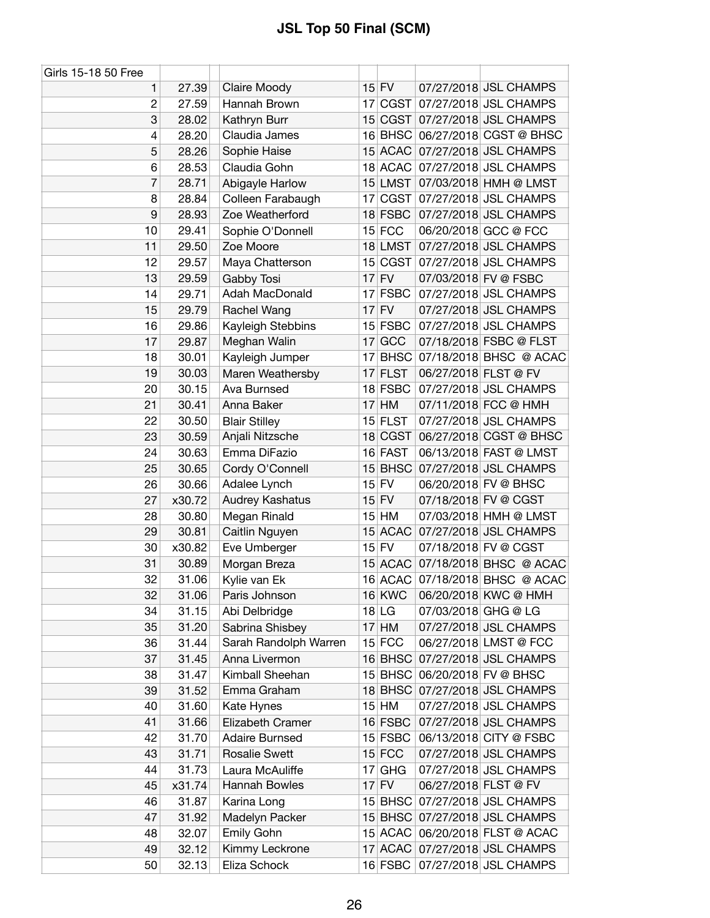# JSL Top 50 Final (SCM)

| Girls 15-18 50 Free | | | | | | | |
|---|---|---|---|---|---|---|---|
| 1 | 27.39 | | Claire Moody | 15 | FV | 07/27/2018 | JSL CHAMPS |
| 2 | 27.59 | | Hannah Brown | 17 | CGST | 07/27/2018 | JSL CHAMPS |
| 3 | 28.02 | | Kathryn Burr | 15 | CGST | 07/27/2018 | JSL CHAMPS |
| 4 | 28.20 | | Claudia James | 16 | BHSC | 06/27/2018 | CGST @ BHSC |
| 5 | 28.26 | | Sophie Haise | 15 | ACAC | 07/27/2018 | JSL CHAMPS |
| 6 | 28.53 | | Claudia Gohn | 18 | ACAC | 07/27/2018 | JSL CHAMPS |
| 7 | 28.71 | | Abigayle Harlow | 15 | LMST | 07/03/2018 | HMH @ LMST |
| 8 | 28.84 | | Colleen Farabaugh | 17 | CGST | 07/27/2018 | JSL CHAMPS |
| 9 | 28.93 | | Zoe Weatherford | 18 | FSBC | 07/27/2018 | JSL CHAMPS |
| 10 | 29.41 | | Sophie O'Donnell | 15 | FCC | 06/20/2018 | GCC @ FCC |
| 11 | 29.50 | | Zoe Moore | 18 | LMST | 07/27/2018 | JSL CHAMPS |
| 12 | 29.57 | | Maya Chatterson | 15 | CGST | 07/27/2018 | JSL CHAMPS |
| 13 | 29.59 | | Gabby Tosi | 17 | FV | 07/03/2018 | FV @ FSBC |
| 14 | 29.71 | | Adah MacDonald | 17 | FSBC | 07/27/2018 | JSL CHAMPS |
| 15 | 29.79 | | Rachel Wang | 17 | FV | 07/27/2018 | JSL CHAMPS |
| 16 | 29.86 | | Kayleigh Stebbins | 15 | FSBC | 07/27/2018 | JSL CHAMPS |
| 17 | 29.87 | | Meghan Walin | 17 | GCC | 07/18/2018 | FSBC @ FLST |
| 18 | 30.01 | | Kayleigh Jumper | 17 | BHSC | 07/18/2018 | BHSC @ ACAC |
| 19 | 30.03 | | Maren Weathersby | 17 | FLST | 06/27/2018 | FLST @ FV |
| 20 | 30.15 | | Ava Burnsed | 18 | FSBC | 07/27/2018 | JSL CHAMPS |
| 21 | 30.41 | | Anna Baker | 17 | HM | 07/11/2018 | FCC @ HMH |
| 22 | 30.50 | | Blair Stilley | 15 | FLST | 07/27/2018 | JSL CHAMPS |
| 23 | 30.59 | | Anjali Nitzsche | 18 | CGST | 06/27/2018 | CGST @ BHSC |
| 24 | 30.63 | | Emma DiFazio | 16 | FAST | 06/13/2018 | FAST @ LMST |
| 25 | 30.65 | | Cordy O'Connell | 15 | BHSC | 07/27/2018 | JSL CHAMPS |
| 26 | 30.66 | | Adalee Lynch | 15 | FV | 06/20/2018 | FV @ BHSC |
| 27 | x30.72 | | Audrey Kashatus | 15 | FV | 07/18/2018 | FV @ CGST |
| 28 | 30.80 | | Megan Rinald | 15 | HM | 07/03/2018 | HMH @ LMST |
| 29 | 30.81 | | Caitlin Nguyen | 15 | ACAC | 07/27/2018 | JSL CHAMPS |
| 30 | x30.82 | | Eve Umberger | 15 | FV | 07/18/2018 | FV @ CGST |
| 31 | 30.89 | | Morgan Breza | 15 | ACAC | 07/18/2018 | BHSC @ ACAC |
| 32 | 31.06 | | Kylie van Ek | 16 | ACAC | 07/18/2018 | BHSC @ ACAC |
| 32 | 31.06 | | Paris Johnson | 16 | KWC | 06/20/2018 | KWC @ HMH |
| 34 | 31.15 | | Abi Delbridge | 18 | LG | 07/03/2018 | GHG @ LG |
| 35 | 31.20 | | Sabrina Shisbey | 17 | HM | 07/27/2018 | JSL CHAMPS |
| 36 | 31.44 | | Sarah Randolph Warren | 15 | FCC | 06/27/2018 | LMST @ FCC |
| 37 | 31.45 | | Anna Livermon | 16 | BHSC | 07/27/2018 | JSL CHAMPS |
| 38 | 31.47 | | Kimball Sheehan | 15 | BHSC | 06/20/2018 | FV @ BHSC |
| 39 | 31.52 | | Emma Graham | 18 | BHSC | 07/27/2018 | JSL CHAMPS |
| 40 | 31.60 | | Kate Hynes | 15 | HM | 07/27/2018 | JSL CHAMPS |
| 41 | 31.66 | | Elizabeth Cramer | 16 | FSBC | 07/27/2018 | JSL CHAMPS |
| 42 | 31.70 | | Adaire Burnsed | 15 | FSBC | 06/13/2018 | CITY @ FSBC |
| 43 | 31.71 | | Rosalie Swett | 15 | FCC | 07/27/2018 | JSL CHAMPS |
| 44 | 31.73 | | Laura McAuliffe | 17 | GHG | 07/27/2018 | JSL CHAMPS |
| 45 | x31.74 | | Hannah Bowles | 17 | FV | 06/27/2018 | FLST @ FV |
| 46 | 31.87 | | Karina Long | 15 | BHSC | 07/27/2018 | JSL CHAMPS |
| 47 | 31.92 | | Madelyn Packer | 15 | BHSC | 07/27/2018 | JSL CHAMPS |
| 48 | 32.07 | | Emily Gohn | 15 | ACAC | 06/20/2018 | FLST @ ACAC |
| 49 | 32.12 | | Kimmy Leckrone | 17 | ACAC | 07/27/2018 | JSL CHAMPS |
| 50 | 32.13 | | Eliza Schock | 16 | FSBC | 07/27/2018 | JSL CHAMPS |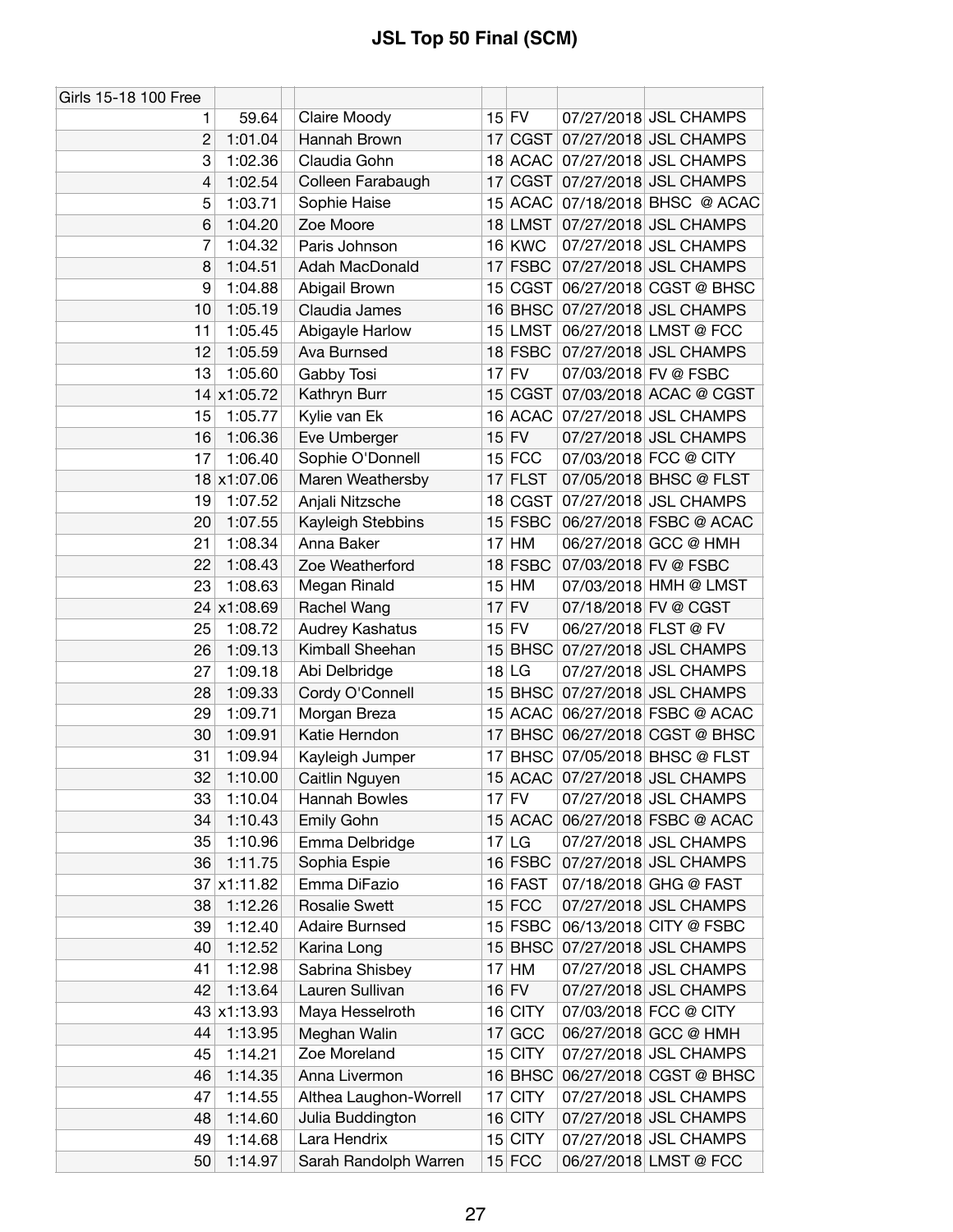# JSL Top 50 Final (SCM)

| Girls 15-18 100 Free | | | | | | |
|---|---|---|---|---|---|---|
| 1 | 59.64 | Claire Moody | 15 | FV | 07/27/2018 | JSL CHAMPS |
| 2 | 1:01.04 | Hannah Brown | 17 | CGST | 07/27/2018 | JSL CHAMPS |
| 3 | 1:02.36 | Claudia Gohn | 18 | ACAC | 07/27/2018 | JSL CHAMPS |
| 4 | 1:02.54 | Colleen Farabaugh | 17 | CGST | 07/27/2018 | JSL CHAMPS |
| 5 | 1:03.71 | Sophie Haise | 15 | ACAC | 07/18/2018 | BHSC @ ACAC |
| 6 | 1:04.20 | Zoe Moore | 18 | LMST | 07/27/2018 | JSL CHAMPS |
| 7 | 1:04.32 | Paris Johnson | 16 | KWC | 07/27/2018 | JSL CHAMPS |
| 8 | 1:04.51 | Adah MacDonald | 17 | FSBC | 07/27/2018 | JSL CHAMPS |
| 9 | 1:04.88 | Abigail Brown | 15 | CGST | 06/27/2018 | CGST @ BHSC |
| 10 | 1:05.19 | Claudia James | 16 | BHSC | 07/27/2018 | JSL CHAMPS |
| 11 | 1:05.45 | Abigayle Harlow | 15 | LMST | 06/27/2018 | LMST @ FCC |
| 12 | 1:05.59 | Ava Burnsed | 18 | FSBC | 07/27/2018 | JSL CHAMPS |
| 13 | 1:05.60 | Gabby Tosi | 17 | FV | 07/03/2018 | FV @ FSBC |
| 14 | x1:05.72 | Kathryn Burr | 15 | CGST | 07/03/2018 | ACAC @ CGST |
| 15 | 1:05.77 | Kylie van Ek | 16 | ACAC | 07/27/2018 | JSL CHAMPS |
| 16 | 1:06.36 | Eve Umberger | 15 | FV | 07/27/2018 | JSL CHAMPS |
| 17 | 1:06.40 | Sophie O'Donnell | 15 | FCC | 07/03/2018 | FCC @ CITY |
| 18 | x1:07.06 | Maren Weathersby | 17 | FLST | 07/05/2018 | BHSC @ FLST |
| 19 | 1:07.52 | Anjali Nitzsche | 18 | CGST | 07/27/2018 | JSL CHAMPS |
| 20 | 1:07.55 | Kayleigh Stebbins | 15 | FSBC | 06/27/2018 | FSBC @ ACAC |
| 21 | 1:08.34 | Anna Baker | 17 | HM | 06/27/2018 | GCC @ HMH |
| 22 | 1:08.43 | Zoe Weatherford | 18 | FSBC | 07/03/2018 | FV @ FSBC |
| 23 | 1:08.63 | Megan Rinald | 15 | HM | 07/03/2018 | HMH @ LMST |
| 24 | x1:08.69 | Rachel Wang | 17 | FV | 07/18/2018 | FV @ CGST |
| 25 | 1:08.72 | Audrey Kashatus | 15 | FV | 06/27/2018 | FLST @ FV |
| 26 | 1:09.13 | Kimball Sheehan | 15 | BHSC | 07/27/2018 | JSL CHAMPS |
| 27 | 1:09.18 | Abi Delbridge | 18 | LG | 07/27/2018 | JSL CHAMPS |
| 28 | 1:09.33 | Cordy O'Connell | 15 | BHSC | 07/27/2018 | JSL CHAMPS |
| 29 | 1:09.71 | Morgan Breza | 15 | ACAC | 06/27/2018 | FSBC @ ACAC |
| 30 | 1:09.91 | Katie Herndon | 17 | BHSC | 06/27/2018 | CGST @ BHSC |
| 31 | 1:09.94 | Kayleigh Jumper | 17 | BHSC | 07/05/2018 | BHSC @ FLST |
| 32 | 1:10.00 | Caitlin Nguyen | 15 | ACAC | 07/27/2018 | JSL CHAMPS |
| 33 | 1:10.04 | Hannah Bowles | 17 | FV | 07/27/2018 | JSL CHAMPS |
| 34 | 1:10.43 | Emily Gohn | 15 | ACAC | 06/27/2018 | FSBC @ ACAC |
| 35 | 1:10.96 | Emma Delbridge | 17 | LG | 07/27/2018 | JSL CHAMPS |
| 36 | 1:11.75 | Sophia Espie | 16 | FSBC | 07/27/2018 | JSL CHAMPS |
| 37 | x1:11.82 | Emma DiFazio | 16 | FAST | 07/18/2018 | GHG @ FAST |
| 38 | 1:12.26 | Rosalie Swett | 15 | FCC | 07/27/2018 | JSL CHAMPS |
| 39 | 1:12.40 | Adaire Burnsed | 15 | FSBC | 06/13/2018 | CITY @ FSBC |
| 40 | 1:12.52 | Karina Long | 15 | BHSC | 07/27/2018 | JSL CHAMPS |
| 41 | 1:12.98 | Sabrina Shisbey | 17 | HM | 07/27/2018 | JSL CHAMPS |
| 42 | 1:13.64 | Lauren Sullivan | 16 | FV | 07/27/2018 | JSL CHAMPS |
| 43 | x1:13.93 | Maya Hesselroth | 16 | CITY | 07/03/2018 | FCC @ CITY |
| 44 | 1:13.95 | Meghan Walin | 17 | GCC | 06/27/2018 | GCC @ HMH |
| 45 | 1:14.21 | Zoe Moreland | 15 | CITY | 07/27/2018 | JSL CHAMPS |
| 46 | 1:14.35 | Anna Livermon | 16 | BHSC | 06/27/2018 | CGST @ BHSC |
| 47 | 1:14.55 | Althea Laughon-Worrell | 17 | CITY | 07/27/2018 | JSL CHAMPS |
| 48 | 1:14.60 | Julia Buddington | 16 | CITY | 07/27/2018 | JSL CHAMPS |
| 49 | 1:14.68 | Lara Hendrix | 15 | CITY | 07/27/2018 | JSL CHAMPS |
| 50 | 1:14.97 | Sarah Randolph Warren | 15 | FCC | 06/27/2018 | LMST @ FCC |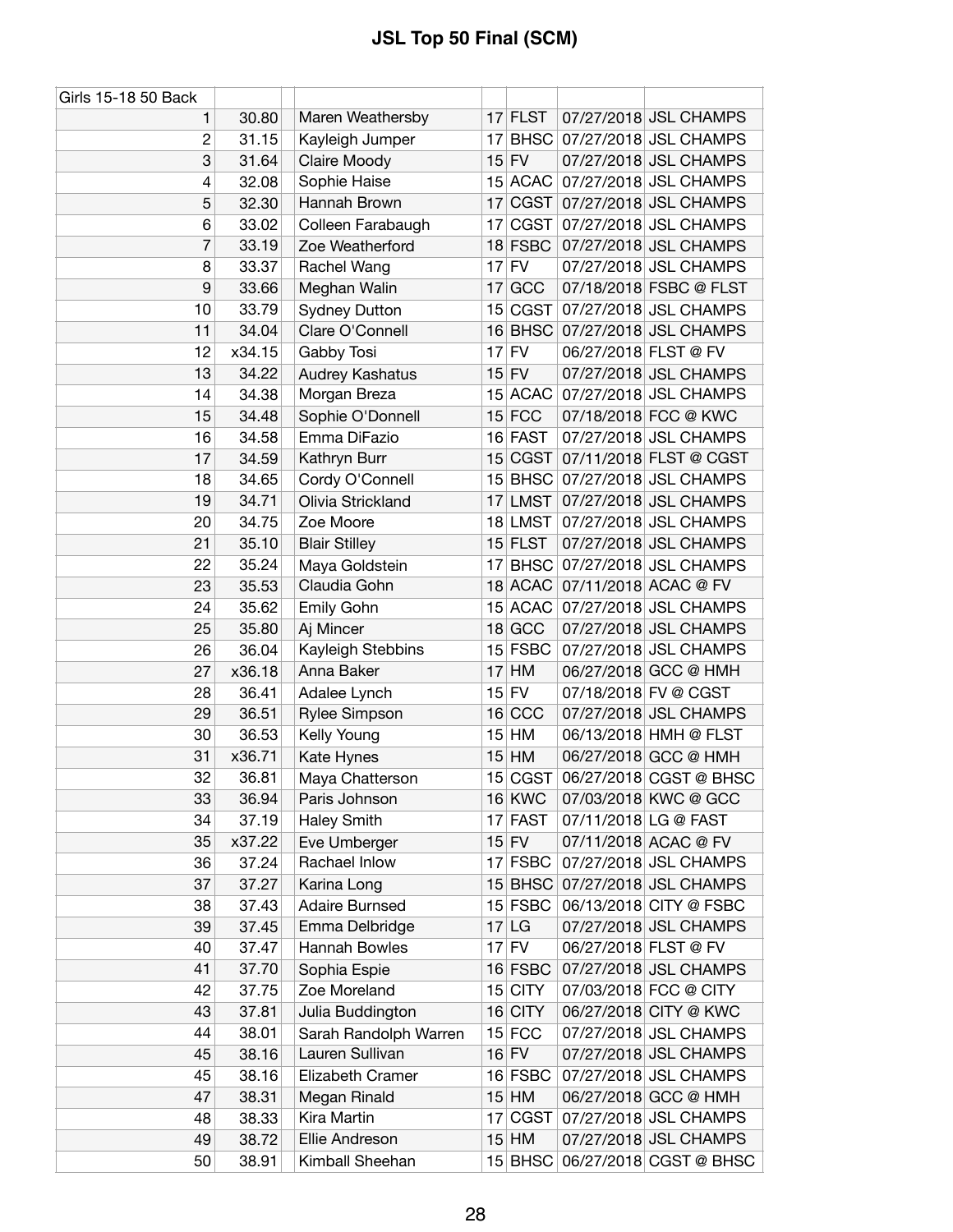# JSL Top 50 Final (SCM)

| Girls 15-18 50 Back | | | | | | | |
|---|---|---|---|---|---|---|---|
| 1 | 30.80 | | Maren Weathersby | 17 | FLST | 07/27/2018 | JSL CHAMPS |
| 2 | 31.15 | | Kayleigh Jumper | 17 | BHSC | 07/27/2018 | JSL CHAMPS |
| 3 | 31.64 | | Claire Moody | 15 | FV | 07/27/2018 | JSL CHAMPS |
| 4 | 32.08 | | Sophie Haise | 15 | ACAC | 07/27/2018 | JSL CHAMPS |
| 5 | 32.30 | | Hannah Brown | 17 | CGST | 07/27/2018 | JSL CHAMPS |
| 6 | 33.02 | | Colleen Farabaugh | 17 | CGST | 07/27/2018 | JSL CHAMPS |
| 7 | 33.19 | | Zoe Weatherford | 18 | FSBC | 07/27/2018 | JSL CHAMPS |
| 8 | 33.37 | | Rachel Wang | 17 | FV | 07/27/2018 | JSL CHAMPS |
| 9 | 33.66 | | Meghan Walin | 17 | GCC | 07/18/2018 | FSBC @ FLST |
| 10 | 33.79 | | Sydney Dutton | 15 | CGST | 07/27/2018 | JSL CHAMPS |
| 11 | 34.04 | | Clare O'Connell | 16 | BHSC | 07/27/2018 | JSL CHAMPS |
| 12 | x34.15 | | Gabby Tosi | 17 | FV | 06/27/2018 | FLST @ FV |
| 13 | 34.22 | | Audrey Kashatus | 15 | FV | 07/27/2018 | JSL CHAMPS |
| 14 | 34.38 | | Morgan Breza | 15 | ACAC | 07/27/2018 | JSL CHAMPS |
| 15 | 34.48 | | Sophie O'Donnell | 15 | FCC | 07/18/2018 | FCC @ KWC |
| 16 | 34.58 | | Emma DiFazio | 16 | FAST | 07/27/2018 | JSL CHAMPS |
| 17 | 34.59 | | Kathryn Burr | 15 | CGST | 07/11/2018 | FLST @ CGST |
| 18 | 34.65 | | Cordy O'Connell | 15 | BHSC | 07/27/2018 | JSL CHAMPS |
| 19 | 34.71 | | Olivia Strickland | 17 | LMST | 07/27/2018 | JSL CHAMPS |
| 20 | 34.75 | | Zoe Moore | 18 | LMST | 07/27/2018 | JSL CHAMPS |
| 21 | 35.10 | | Blair Stilley | 15 | FLST | 07/27/2018 | JSL CHAMPS |
| 22 | 35.24 | | Maya Goldstein | 17 | BHSC | 07/27/2018 | JSL CHAMPS |
| 23 | 35.53 | | Claudia Gohn | 18 | ACAC | 07/11/2018 | ACAC @ FV |
| 24 | 35.62 | | Emily Gohn | 15 | ACAC | 07/27/2018 | JSL CHAMPS |
| 25 | 35.80 | | Aj Mincer | 18 | GCC | 07/27/2018 | JSL CHAMPS |
| 26 | 36.04 | | Kayleigh Stebbins | 15 | FSBC | 07/27/2018 | JSL CHAMPS |
| 27 | x36.18 | | Anna Baker | 17 | HM | 06/27/2018 | GCC @ HMH |
| 28 | 36.41 | | Adalee Lynch | 15 | FV | 07/18/2018 | FV @ CGST |
| 29 | 36.51 | | Rylee Simpson | 16 | CCC | 07/27/2018 | JSL CHAMPS |
| 30 | 36.53 | | Kelly Young | 15 | HM | 06/13/2018 | HMH @ FLST |
| 31 | x36.71 | | Kate Hynes | 15 | HM | 06/27/2018 | GCC @ HMH |
| 32 | 36.81 | | Maya Chatterson | 15 | CGST | 06/27/2018 | CGST @ BHSC |
| 33 | 36.94 | | Paris Johnson | 16 | KWC | 07/03/2018 | KWC @ GCC |
| 34 | 37.19 | | Haley Smith | 17 | FAST | 07/11/2018 | LG @ FAST |
| 35 | x37.22 | | Eve Umberger | 15 | FV | 07/11/2018 | ACAC @ FV |
| 36 | 37.24 | | Rachael Inlow | 17 | FSBC | 07/27/2018 | JSL CHAMPS |
| 37 | 37.27 | | Karina Long | 15 | BHSC | 07/27/2018 | JSL CHAMPS |
| 38 | 37.43 | | Adaire Burnsed | 15 | FSBC | 06/13/2018 | CITY @ FSBC |
| 39 | 37.45 | | Emma Delbridge | 17 | LG | 07/27/2018 | JSL CHAMPS |
| 40 | 37.47 | | Hannah Bowles | 17 | FV | 06/27/2018 | FLST @ FV |
| 41 | 37.70 | | Sophia Espie | 16 | FSBC | 07/27/2018 | JSL CHAMPS |
| 42 | 37.75 | | Zoe Moreland | 15 | CITY | 07/03/2018 | FCC @ CITY |
| 43 | 37.81 | | Julia Buddington | 16 | CITY | 06/27/2018 | CITY @ KWC |
| 44 | 38.01 | | Sarah Randolph Warren | 15 | FCC | 07/27/2018 | JSL CHAMPS |
| 45 | 38.16 | | Lauren Sullivan | 16 | FV | 07/27/2018 | JSL CHAMPS |
| 45 | 38.16 | | Elizabeth Cramer | 16 | FSBC | 07/27/2018 | JSL CHAMPS |
| 47 | 38.31 | | Megan Rinald | 15 | HM | 06/27/2018 | GCC @ HMH |
| 48 | 38.33 | | Kira Martin | 17 | CGST | 07/27/2018 | JSL CHAMPS |
| 49 | 38.72 | | Ellie Andreson | 15 | HM | 07/27/2018 | JSL CHAMPS |
| 50 | 38.91 | | Kimball Sheehan | 15 | BHSC | 06/27/2018 | CGST @ BHSC |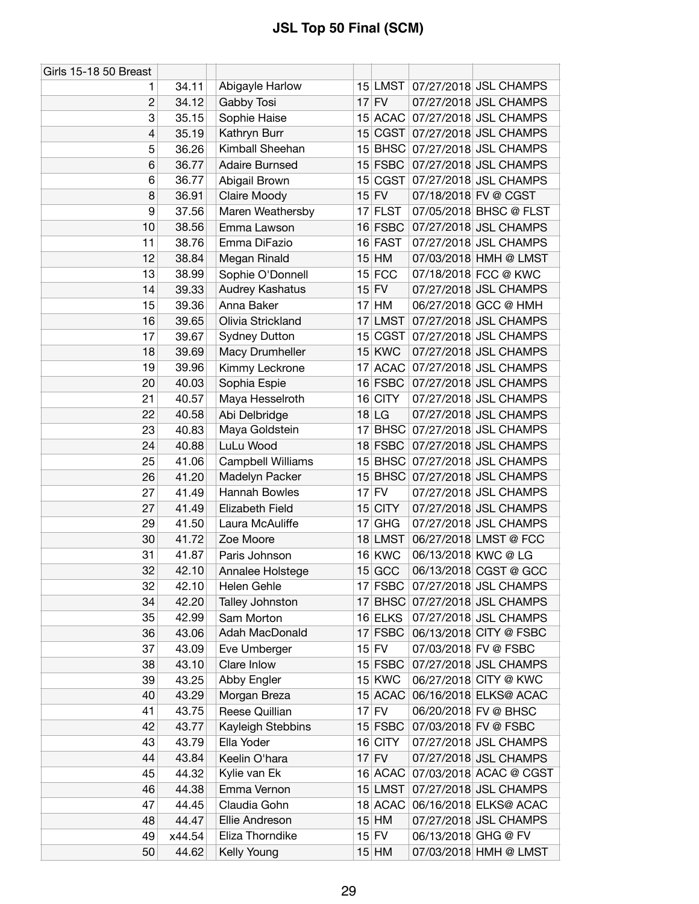# JSL Top 50 Final (SCM)

| Girls 15-18 50 Breast | | | | | | | |
|---|---|---|---|---|---|---|---|
| 1 | 34.11 | | Abigayle Harlow | 15 | LMST | 07/27/2018 | JSL CHAMPS |
| 2 | 34.12 | | Gabby Tosi | 17 | FV | 07/27/2018 | JSL CHAMPS |
| 3 | 35.15 | | Sophie Haise | 15 | ACAC | 07/27/2018 | JSL CHAMPS |
| 4 | 35.19 | | Kathryn Burr | 15 | CGST | 07/27/2018 | JSL CHAMPS |
| 5 | 36.26 | | Kimball Sheehan | 15 | BHSC | 07/27/2018 | JSL CHAMPS |
| 6 | 36.77 | | Adaire Burnsed | 15 | FSBC | 07/27/2018 | JSL CHAMPS |
| 6 | 36.77 | | Abigail Brown | 15 | CGST | 07/27/2018 | JSL CHAMPS |
| 8 | 36.91 | | Claire Moody | 15 | FV | 07/18/2018 | FV @ CGST |
| 9 | 37.56 | | Maren Weathersby | 17 | FLST | 07/05/2018 | BHSC @ FLST |
| 10 | 38.56 | | Emma Lawson | 16 | FSBC | 07/27/2018 | JSL CHAMPS |
| 11 | 38.76 | | Emma DiFazio | 16 | FAST | 07/27/2018 | JSL CHAMPS |
| 12 | 38.84 | | Megan Rinald | 15 | HM | 07/03/2018 | HMH @ LMST |
| 13 | 38.99 | | Sophie O'Donnell | 15 | FCC | 07/18/2018 | FCC @ KWC |
| 14 | 39.33 | | Audrey Kashatus | 15 | FV | 07/27/2018 | JSL CHAMPS |
| 15 | 39.36 | | Anna Baker | 17 | HM | 06/27/2018 | GCC @ HMH |
| 16 | 39.65 | | Olivia Strickland | 17 | LMST | 07/27/2018 | JSL CHAMPS |
| 17 | 39.67 | | Sydney Dutton | 15 | CGST | 07/27/2018 | JSL CHAMPS |
| 18 | 39.69 | | Macy Drumheller | 15 | KWC | 07/27/2018 | JSL CHAMPS |
| 19 | 39.96 | | Kimmy Leckrone | 17 | ACAC | 07/27/2018 | JSL CHAMPS |
| 20 | 40.03 | | Sophia Espie | 16 | FSBC | 07/27/2018 | JSL CHAMPS |
| 21 | 40.57 | | Maya Hesselroth | 16 | CITY | 07/27/2018 | JSL CHAMPS |
| 22 | 40.58 | | Abi Delbridge | 18 | LG | 07/27/2018 | JSL CHAMPS |
| 23 | 40.83 | | Maya Goldstein | 17 | BHSC | 07/27/2018 | JSL CHAMPS |
| 24 | 40.88 | | LuLu Wood | 18 | FSBC | 07/27/2018 | JSL CHAMPS |
| 25 | 41.06 | | Campbell Williams | 15 | BHSC | 07/27/2018 | JSL CHAMPS |
| 26 | 41.20 | | Madelyn Packer | 15 | BHSC | 07/27/2018 | JSL CHAMPS |
| 27 | 41.49 | | Hannah Bowles | 17 | FV | 07/27/2018 | JSL CHAMPS |
| 27 | 41.49 | | Elizabeth Field | 15 | CITY | 07/27/2018 | JSL CHAMPS |
| 29 | 41.50 | | Laura McAuliffe | 17 | GHG | 07/27/2018 | JSL CHAMPS |
| 30 | 41.72 | | Zoe Moore | 18 | LMST | 06/27/2018 | LMST @ FCC |
| 31 | 41.87 | | Paris Johnson | 16 | KWC | 06/13/2018 | KWC @ LG |
| 32 | 42.10 | | Annalee Holstege | 15 | GCC | 06/13/2018 | CGST @ GCC |
| 32 | 42.10 | | Helen Gehle | 17 | FSBC | 07/27/2018 | JSL CHAMPS |
| 34 | 42.20 | | Talley Johnston | 17 | BHSC | 07/27/2018 | JSL CHAMPS |
| 35 | 42.99 | | Sam Morton | 16 | ELKS | 07/27/2018 | JSL CHAMPS |
| 36 | 43.06 | | Adah MacDonald | 17 | FSBC | 06/13/2018 | CITY @ FSBC |
| 37 | 43.09 | | Eve Umberger | 15 | FV | 07/03/2018 | FV @ FSBC |
| 38 | 43.10 | | Clare Inlow | 15 | FSBC | 07/27/2018 | JSL CHAMPS |
| 39 | 43.25 | | Abby Engler | 15 | KWC | 06/27/2018 | CITY @ KWC |
| 40 | 43.29 | | Morgan Breza | 15 | ACAC | 06/16/2018 | ELKS@ ACAC |
| 41 | 43.75 | | Reese Quillian | 17 | FV | 06/20/2018 | FV @ BHSC |
| 42 | 43.77 | | Kayleigh Stebbins | 15 | FSBC | 07/03/2018 | FV @ FSBC |
| 43 | 43.79 | | Ella Yoder | 16 | CITY | 07/27/2018 | JSL CHAMPS |
| 44 | 43.84 | | Keelin O'hara | 17 | FV | 07/27/2018 | JSL CHAMPS |
| 45 | 44.32 | | Kylie van Ek | 16 | ACAC | 07/03/2018 | ACAC @ CGST |
| 46 | 44.38 | | Emma Vernon | 15 | LMST | 07/27/2018 | JSL CHAMPS |
| 47 | 44.45 | | Claudia Gohn | 18 | ACAC | 06/16/2018 | ELKS@ ACAC |
| 48 | 44.47 | | Ellie Andreson | 15 | HM | 07/27/2018 | JSL CHAMPS |
| 49 | x44.54 | | Eliza Thorndike | 15 | FV | 06/13/2018 | GHG @ FV |
| 50 | 44.62 | | Kelly Young | 15 | HM | 07/03/2018 | HMH @ LMST |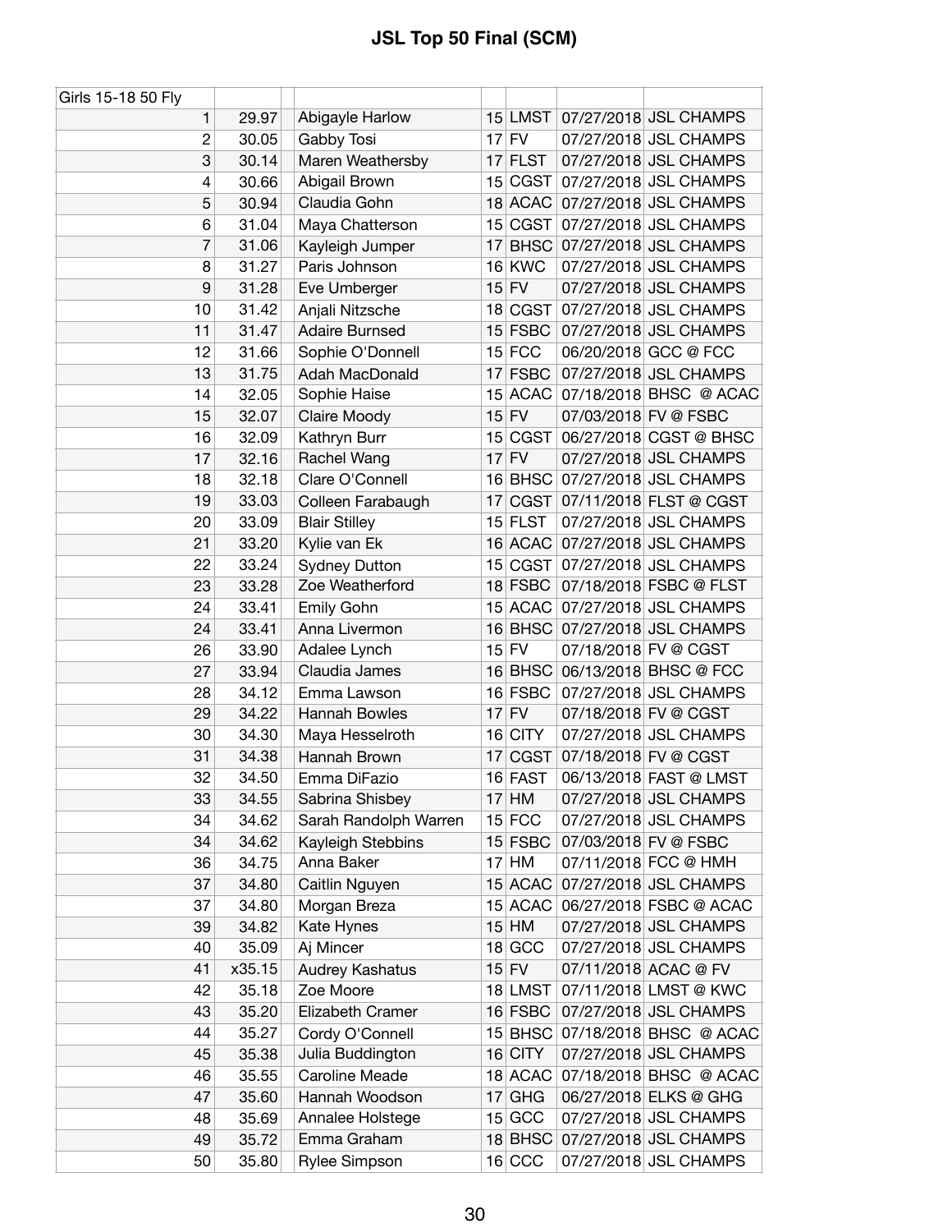# JSL Top 50 Final (SCM)

| Girls 15-18 50 Fly | | | | | | |
|---|---|---|---|---|---|---|
| 1 | 29.97 | Abigayle Harlow | 15 | LMST | 07/27/2018 | JSL CHAMPS |
| 2 | 30.05 | Gabby Tosi | 17 | FV | 07/27/2018 | JSL CHAMPS |
| 3 | 30.14 | Maren Weathersby | 17 | FLST | 07/27/2018 | JSL CHAMPS |
| 4 | 30.66 | Abigail Brown | 15 | CGST | 07/27/2018 | JSL CHAMPS |
| 5 | 30.94 | Claudia Gohn | 18 | ACAC | 07/27/2018 | JSL CHAMPS |
| 6 | 31.04 | Maya Chatterson | 15 | CGST | 07/27/2018 | JSL CHAMPS |
| 7 | 31.06 | Kayleigh Jumper | 17 | BHSC | 07/27/2018 | JSL CHAMPS |
| 8 | 31.27 | Paris Johnson | 16 | KWC | 07/27/2018 | JSL CHAMPS |
| 9 | 31.28 | Eve Umberger | 15 | FV | 07/27/2018 | JSL CHAMPS |
| 10 | 31.42 | Anjali Nitzsche | 18 | CGST | 07/27/2018 | JSL CHAMPS |
| 11 | 31.47 | Adaire Burnsed | 15 | FSBC | 07/27/2018 | JSL CHAMPS |
| 12 | 31.66 | Sophie O'Donnell | 15 | FCC | 06/20/2018 | GCC @ FCC |
| 13 | 31.75 | Adah MacDonald | 17 | FSBC | 07/27/2018 | JSL CHAMPS |
| 14 | 32.05 | Sophie Haise | 15 | ACAC | 07/18/2018 | BHSC @ ACAC |
| 15 | 32.07 | Claire Moody | 15 | FV | 07/03/2018 | FV @ FSBC |
| 16 | 32.09 | Kathryn Burr | 15 | CGST | 06/27/2018 | CGST @ BHSC |
| 17 | 32.16 | Rachel Wang | 17 | FV | 07/27/2018 | JSL CHAMPS |
| 18 | 32.18 | Clare O'Connell | 16 | BHSC | 07/27/2018 | JSL CHAMPS |
| 19 | 33.03 | Colleen Farabaugh | 17 | CGST | 07/11/2018 | FLST @ CGST |
| 20 | 33.09 | Blair Stilley | 15 | FLST | 07/27/2018 | JSL CHAMPS |
| 21 | 33.20 | Kylie van Ek | 16 | ACAC | 07/27/2018 | JSL CHAMPS |
| 22 | 33.24 | Sydney Dutton | 15 | CGST | 07/27/2018 | JSL CHAMPS |
| 23 | 33.28 | Zoe Weatherford | 18 | FSBC | 07/18/2018 | FSBC @ FLST |
| 24 | 33.41 | Emily Gohn | 15 | ACAC | 07/27/2018 | JSL CHAMPS |
| 24 | 33.41 | Anna Livermon | 16 | BHSC | 07/27/2018 | JSL CHAMPS |
| 26 | 33.90 | Adalee Lynch | 15 | FV | 07/18/2018 | FV @ CGST |
| 27 | 33.94 | Claudia James | 16 | BHSC | 06/13/2018 | BHSC @ FCC |
| 28 | 34.12 | Emma Lawson | 16 | FSBC | 07/27/2018 | JSL CHAMPS |
| 29 | 34.22 | Hannah Bowles | 17 | FV | 07/18/2018 | FV @ CGST |
| 30 | 34.30 | Maya Hesselroth | 16 | CITY | 07/27/2018 | JSL CHAMPS |
| 31 | 34.38 | Hannah Brown | 17 | CGST | 07/18/2018 | FV @ CGST |
| 32 | 34.50 | Emma DiFazio | 16 | FAST | 06/13/2018 | FAST @ LMST |
| 33 | 34.55 | Sabrina Shisbey | 17 | HM | 07/27/2018 | JSL CHAMPS |
| 34 | 34.62 | Sarah Randolph Warren | 15 | FCC | 07/27/2018 | JSL CHAMPS |
| 34 | 34.62 | Kayleigh Stebbins | 15 | FSBC | 07/03/2018 | FV @ FSBC |
| 36 | 34.75 | Anna Baker | 17 | HM | 07/11/2018 | FCC @ HMH |
| 37 | 34.80 | Caitlin Nguyen | 15 | ACAC | 07/27/2018 | JSL CHAMPS |
| 37 | 34.80 | Morgan Breza | 15 | ACAC | 06/27/2018 | FSBC @ ACAC |
| 39 | 34.82 | Kate Hynes | 15 | HM | 07/27/2018 | JSL CHAMPS |
| 40 | 35.09 | Aj Mincer | 18 | GCC | 07/27/2018 | JSL CHAMPS |
| 41 | x35.15 | Audrey Kashatus | 15 | FV | 07/11/2018 | ACAC @ FV |
| 42 | 35.18 | Zoe Moore | 18 | LMST | 07/11/2018 | LMST @ KWC |
| 43 | 35.20 | Elizabeth Cramer | 16 | FSBC | 07/27/2018 | JSL CHAMPS |
| 44 | 35.27 | Cordy O'Connell | 15 | BHSC | 07/18/2018 | BHSC @ ACAC |
| 45 | 35.38 | Julia Buddington | 16 | CITY | 07/27/2018 | JSL CHAMPS |
| 46 | 35.55 | Caroline Meade | 18 | ACAC | 07/18/2018 | BHSC @ ACAC |
| 47 | 35.60 | Hannah Woodson | 17 | GHG | 06/27/2018 | ELKS @ GHG |
| 48 | 35.69 | Annalee Holstege | 15 | GCC | 07/27/2018 | JSL CHAMPS |
| 49 | 35.72 | Emma Graham | 18 | BHSC | 07/27/2018 | JSL CHAMPS |
| 50 | 35.80 | Rylee Simpson | 16 | CCC | 07/27/2018 | JSL CHAMPS |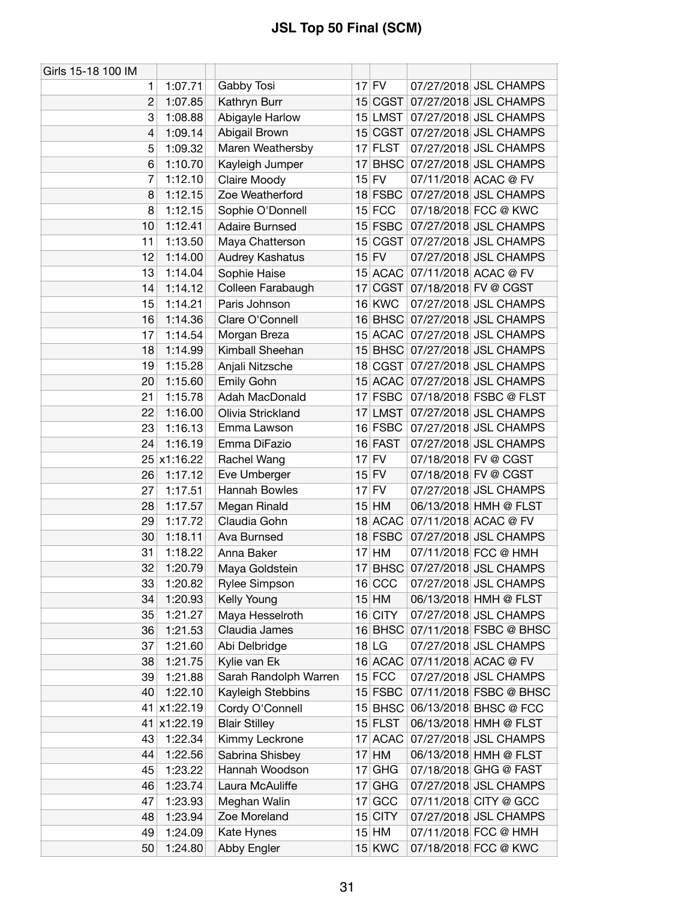# JSL Top 50 Final (SCM)

| Girls 15-18 100 IM | | | | | | |
|---|---|---|---|---|---|---|
| 1 | 1:07.71 | Gabby Tosi | 17 | FV | 07/27/2018 | JSL CHAMPS |
| 2 | 1:07.85 | Kathryn Burr | 15 | CGST | 07/27/2018 | JSL CHAMPS |
| 3 | 1:08.88 | Abigayle Harlow | 15 | LMST | 07/27/2018 | JSL CHAMPS |
| 4 | 1:09.14 | Abigail Brown | 15 | CGST | 07/27/2018 | JSL CHAMPS |
| 5 | 1:09.32 | Maren Weathersby | 17 | FLST | 07/27/2018 | JSL CHAMPS |
| 6 | 1:10.70 | Kayleigh Jumper | 17 | BHSC | 07/27/2018 | JSL CHAMPS |
| 7 | 1:12.10 | Claire Moody | 15 | FV | 07/11/2018 | ACAC @ FV |
| 8 | 1:12.15 | Zoe Weatherford | 18 | FSBC | 07/27/2018 | JSL CHAMPS |
| 8 | 1:12.15 | Sophie O'Donnell | 15 | FCC | 07/18/2018 | FCC @ KWC |
| 10 | 1:12.41 | Adaire Burnsed | 15 | FSBC | 07/27/2018 | JSL CHAMPS |
| 11 | 1:13.50 | Maya Chatterson | 15 | CGST | 07/27/2018 | JSL CHAMPS |
| 12 | 1:14.00 | Audrey Kashatus | 15 | FV | 07/27/2018 | JSL CHAMPS |
| 13 | 1:14.04 | Sophie Haise | 15 | ACAC | 07/11/2018 | ACAC @ FV |
| 14 | 1:14.12 | Colleen Farabaugh | 17 | CGST | 07/18/2018 | FV @ CGST |
| 15 | 1:14.21 | Paris Johnson | 16 | KWC | 07/27/2018 | JSL CHAMPS |
| 16 | 1:14.36 | Clare O'Connell | 16 | BHSC | 07/27/2018 | JSL CHAMPS |
| 17 | 1:14.54 | Morgan Breza | 15 | ACAC | 07/27/2018 | JSL CHAMPS |
| 18 | 1:14.99 | Kimball Sheehan | 15 | BHSC | 07/27/2018 | JSL CHAMPS |
| 19 | 1:15.28 | Anjali Nitzsche | 18 | CGST | 07/27/2018 | JSL CHAMPS |
| 20 | 1:15.60 | Emily Gohn | 15 | ACAC | 07/27/2018 | JSL CHAMPS |
| 21 | 1:15.78 | Adah MacDonald | 17 | FSBC | 07/18/2018 | FSBC @ FLST |
| 22 | 1:16.00 | Olivia Strickland | 17 | LMST | 07/27/2018 | JSL CHAMPS |
| 23 | 1:16.13 | Emma Lawson | 16 | FSBC | 07/27/2018 | JSL CHAMPS |
| 24 | 1:16.19 | Emma DiFazio | 16 | FAST | 07/27/2018 | JSL CHAMPS |
| 25 | x1:16.22 | Rachel Wang | 17 | FV | 07/18/2018 | FV @ CGST |
| 26 | 1:17.12 | Eve Umberger | 15 | FV | 07/18/2018 | FV @ CGST |
| 27 | 1:17.51 | Hannah Bowles | 17 | FV | 07/27/2018 | JSL CHAMPS |
| 28 | 1:17.57 | Megan Rinald | 15 | HM | 06/13/2018 | HMH @ FLST |
| 29 | 1:17.72 | Claudia Gohn | 18 | ACAC | 07/11/2018 | ACAC @ FV |
| 30 | 1:18.11 | Ava Burnsed | 18 | FSBC | 07/27/2018 | JSL CHAMPS |
| 31 | 1:18.22 | Anna Baker | 17 | HM | 07/11/2018 | FCC @ HMH |
| 32 | 1:20.79 | Maya Goldstein | 17 | BHSC | 07/27/2018 | JSL CHAMPS |
| 33 | 1:20.82 | Rylee Simpson | 16 | CCC | 07/27/2018 | JSL CHAMPS |
| 34 | 1:20.93 | Kelly Young | 15 | HM | 06/13/2018 | HMH @ FLST |
| 35 | 1:21.27 | Maya Hesselroth | 16 | CITY | 07/27/2018 | JSL CHAMPS |
| 36 | 1:21.53 | Claudia James | 16 | BHSC | 07/11/2018 | FSBC @ BHSC |
| 37 | 1:21.60 | Abi Delbridge | 18 | LG | 07/27/2018 | JSL CHAMPS |
| 38 | 1:21.75 | Kylie van Ek | 16 | ACAC | 07/11/2018 | ACAC @ FV |
| 39 | 1:21.88 | Sarah Randolph Warren | 15 | FCC | 07/27/2018 | JSL CHAMPS |
| 40 | 1:22.10 | Kayleigh Stebbins | 15 | FSBC | 07/11/2018 | FSBC @ BHSC |
| 41 | x1:22.19 | Cordy O'Connell | 15 | BHSC | 06/13/2018 | BHSC @ FCC |
| 41 | x1:22.19 | Blair Stilley | 15 | FLST | 06/13/2018 | HMH @ FLST |
| 43 | 1:22.34 | Kimmy Leckrone | 17 | ACAC | 07/27/2018 | JSL CHAMPS |
| 44 | 1:22.56 | Sabrina Shisbey | 17 | HM | 06/13/2018 | HMH @ FLST |
| 45 | 1:23.22 | Hannah Woodson | 17 | GHG | 07/18/2018 | GHG @ FAST |
| 46 | 1:23.74 | Laura McAuliffe | 17 | GHG | 07/27/2018 | JSL CHAMPS |
| 47 | 1:23.93 | Meghan Walin | 17 | GCC | 07/11/2018 | CITY @ GCC |
| 48 | 1:23.94 | Zoe Moreland | 15 | CITY | 07/27/2018 | JSL CHAMPS |
| 49 | 1:24.09 | Kate Hynes | 15 | HM | 07/11/2018 | FCC @ HMH |
| 50 | 1:24.80 | Abby Engler | 15 | KWC | 07/18/2018 | FCC @ KWC |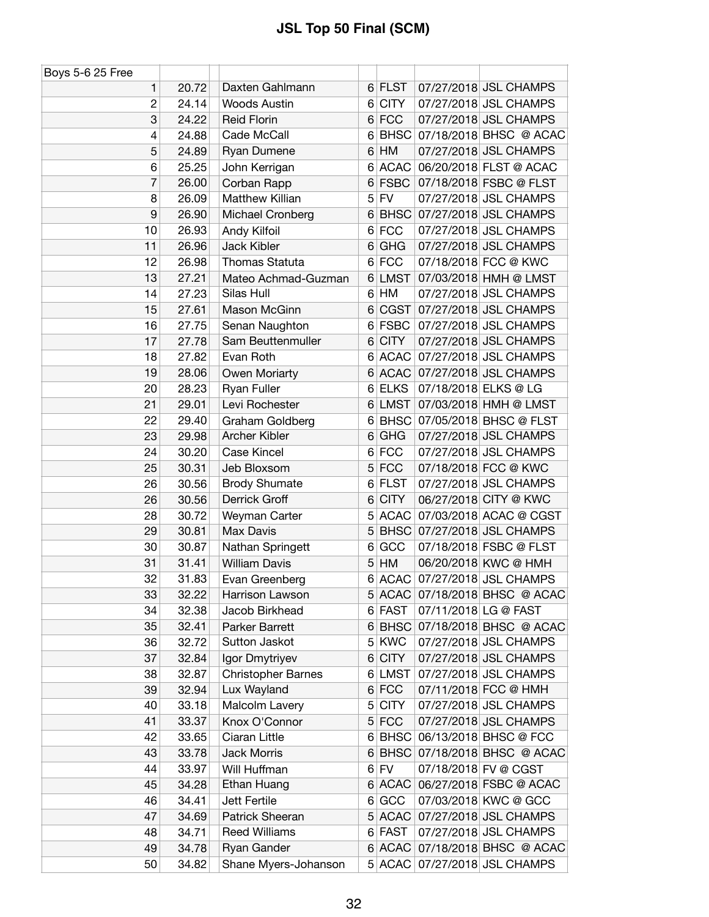# JSL Top 50 Final (SCM)

| Boys 5-6 25 Free | | | | | | | |
|---|---|---|---|---|---|---|---|
| 1 | 20.72 | | Daxten Gahlmann | 6 | FLST | 07/27/2018 | JSL CHAMPS |
| 2 | 24.14 | | Woods Austin | 6 | CITY | 07/27/2018 | JSL CHAMPS |
| 3 | 24.22 | | Reid Florin | 6 | FCC | 07/27/2018 | JSL CHAMPS |
| 4 | 24.88 | | Cade McCall | 6 | BHSC | 07/18/2018 | BHSC @ ACAC |
| 5 | 24.89 | | Ryan Dumene | 6 | HM | 07/27/2018 | JSL CHAMPS |
| 6 | 25.25 | | John Kerrigan | 6 | ACAC | 06/20/2018 | FLST @ ACAC |
| 7 | 26.00 | | Corban Rapp | 6 | FSBC | 07/18/2018 | FSBC @ FLST |
| 8 | 26.09 | | Matthew Killian | 5 | FV | 07/27/2018 | JSL CHAMPS |
| 9 | 26.90 | | Michael Cronberg | 6 | BHSC | 07/27/2018 | JSL CHAMPS |
| 10 | 26.93 | | Andy Kilfoil | 6 | FCC | 07/27/2018 | JSL CHAMPS |
| 11 | 26.96 | | Jack Kibler | 6 | GHG | 07/27/2018 | JSL CHAMPS |
| 12 | 26.98 | | Thomas Statuta | 6 | FCC | 07/18/2018 | FCC @ KWC |
| 13 | 27.21 | | Mateo Achmad-Guzman | 6 | LMST | 07/03/2018 | HMH @ LMST |
| 14 | 27.23 | | Silas Hull | 6 | HM | 07/27/2018 | JSL CHAMPS |
| 15 | 27.61 | | Mason McGinn | 6 | CGST | 07/27/2018 | JSL CHAMPS |
| 16 | 27.75 | | Senan Naughton | 6 | FSBC | 07/27/2018 | JSL CHAMPS |
| 17 | 27.78 | | Sam Beuttenmuller | 6 | CITY | 07/27/2018 | JSL CHAMPS |
| 18 | 27.82 | | Evan Roth | 6 | ACAC | 07/27/2018 | JSL CHAMPS |
| 19 | 28.06 | | Owen Moriarty | 6 | ACAC | 07/27/2018 | JSL CHAMPS |
| 20 | 28.23 | | Ryan Fuller | 6 | ELKS | 07/18/2018 | ELKS @ LG |
| 21 | 29.01 | | Levi Rochester | 6 | LMST | 07/03/2018 | HMH @ LMST |
| 22 | 29.40 | | Graham Goldberg | 6 | BHSC | 07/05/2018 | BHSC @ FLST |
| 23 | 29.98 | | Archer Kibler | 6 | GHG | 07/27/2018 | JSL CHAMPS |
| 24 | 30.20 | | Case Kincel | 6 | FCC | 07/27/2018 | JSL CHAMPS |
| 25 | 30.31 | | Jeb Bloxsom | 5 | FCC | 07/18/2018 | FCC @ KWC |
| 26 | 30.56 | | Brody Shumate | 6 | FLST | 07/27/2018 | JSL CHAMPS |
| 26 | 30.56 | | Derrick Groff | 6 | CITY | 06/27/2018 | CITY @ KWC |
| 28 | 30.72 | | Weyman Carter | 5 | ACAC | 07/03/2018 | ACAC @ CGST |
| 29 | 30.81 | | Max Davis | 5 | BHSC | 07/27/2018 | JSL CHAMPS |
| 30 | 30.87 | | Nathan Springett | 6 | GCC | 07/18/2018 | FSBC @ FLST |
| 31 | 31.41 | | William Davis | 5 | HM | 06/20/2018 | KWC @ HMH |
| 32 | 31.83 | | Evan Greenberg | 6 | ACAC | 07/27/2018 | JSL CHAMPS |
| 33 | 32.22 | | Harrison Lawson | 5 | ACAC | 07/18/2018 | BHSC @ ACAC |
| 34 | 32.38 | | Jacob Birkhead | 6 | FAST | 07/11/2018 | LG @ FAST |
| 35 | 32.41 | | Parker Barrett | 6 | BHSC | 07/18/2018 | BHSC @ ACAC |
| 36 | 32.72 | | Sutton Jaskot | 5 | KWC | 07/27/2018 | JSL CHAMPS |
| 37 | 32.84 | | Igor Dmytriyev | 6 | CITY | 07/27/2018 | JSL CHAMPS |
| 38 | 32.87 | | Christopher Barnes | 6 | LMST | 07/27/2018 | JSL CHAMPS |
| 39 | 32.94 | | Lux Wayland | 6 | FCC | 07/11/2018 | FCC @ HMH |
| 40 | 33.18 | | Malcolm Lavery | 5 | CITY | 07/27/2018 | JSL CHAMPS |
| 41 | 33.37 | | Knox O'Connor | 5 | FCC | 07/27/2018 | JSL CHAMPS |
| 42 | 33.65 | | Ciaran Little | 6 | BHSC | 06/13/2018 | BHSC @ FCC |
| 43 | 33.78 | | Jack Morris | 6 | BHSC | 07/18/2018 | BHSC @ ACAC |
| 44 | 33.97 | | Will Huffman | 6 | FV | 07/18/2018 | FV @ CGST |
| 45 | 34.28 | | Ethan Huang | 6 | ACAC | 06/27/2018 | FSBC @ ACAC |
| 46 | 34.41 | | Jett Fertile | 6 | GCC | 07/03/2018 | KWC @ GCC |
| 47 | 34.69 | | Patrick Sheeran | 5 | ACAC | 07/27/2018 | JSL CHAMPS |
| 48 | 34.71 | | Reed Williams | 6 | FAST | 07/27/2018 | JSL CHAMPS |
| 49 | 34.78 | | Ryan Gander | 6 | ACAC | 07/18/2018 | BHSC @ ACAC |
| 50 | 34.82 | | Shane Myers-Johanson | 5 | ACAC | 07/27/2018 | JSL CHAMPS |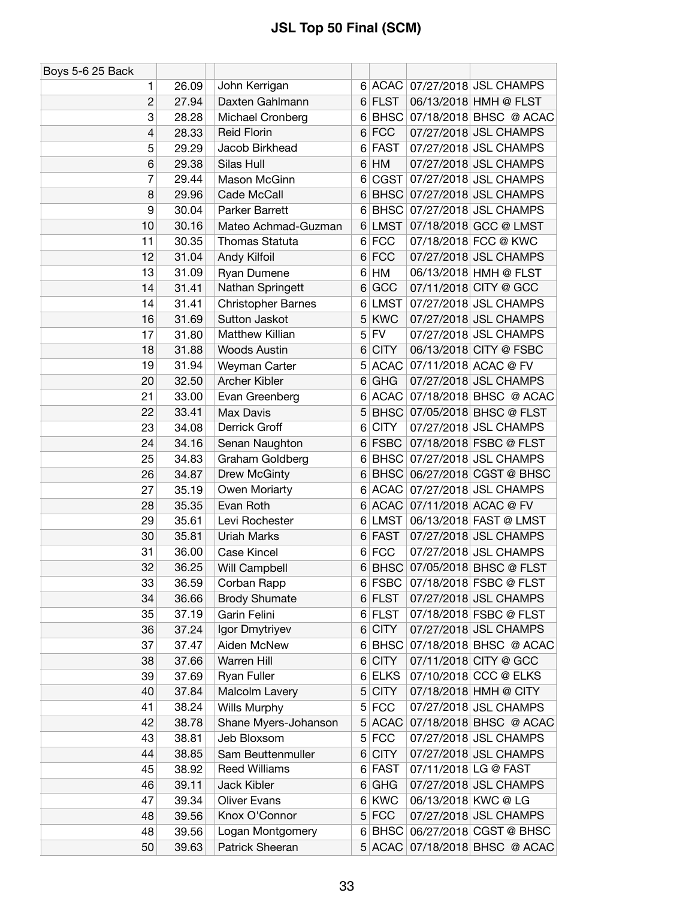# JSL Top 50 Final (SCM)

| Boys 5-6 25 Back | | | | | | |
|---|---|---|---|---|---|---|
| 1 | 26.09 | John Kerrigan | 6 | ACAC | 07/27/2018 | JSL CHAMPS |
| 2 | 27.94 | Daxten Gahlmann | 6 | FLST | 06/13/2018 | HMH @ FLST |
| 3 | 28.28 | Michael Cronberg | 6 | BHSC | 07/18/2018 | BHSC @ ACAC |
| 4 | 28.33 | Reid Florin | 6 | FCC | 07/27/2018 | JSL CHAMPS |
| 5 | 29.29 | Jacob Birkhead | 6 | FAST | 07/27/2018 | JSL CHAMPS |
| 6 | 29.38 | Silas Hull | 6 | HM | 07/27/2018 | JSL CHAMPS |
| 7 | 29.44 | Mason McGinn | 6 | CGST | 07/27/2018 | JSL CHAMPS |
| 8 | 29.96 | Cade McCall | 6 | BHSC | 07/27/2018 | JSL CHAMPS |
| 9 | 30.04 | Parker Barrett | 6 | BHSC | 07/27/2018 | JSL CHAMPS |
| 10 | 30.16 | Mateo Achmad-Guzman | 6 | LMST | 07/18/2018 | GCC @ LMST |
| 11 | 30.35 | Thomas Statuta | 6 | FCC | 07/18/2018 | FCC @ KWC |
| 12 | 31.04 | Andy Kilfoil | 6 | FCC | 07/27/2018 | JSL CHAMPS |
| 13 | 31.09 | Ryan Dumene | 6 | HM | 06/13/2018 | HMH @ FLST |
| 14 | 31.41 | Nathan Springett | 6 | GCC | 07/11/2018 | CITY @ GCC |
| 14 | 31.41 | Christopher Barnes | 6 | LMST | 07/27/2018 | JSL CHAMPS |
| 16 | 31.69 | Sutton Jaskot | 5 | KWC | 07/27/2018 | JSL CHAMPS |
| 17 | 31.80 | Matthew Killian | 5 | FV | 07/27/2018 | JSL CHAMPS |
| 18 | 31.88 | Woods Austin | 6 | CITY | 06/13/2018 | CITY @ FSBC |
| 19 | 31.94 | Weyman Carter | 5 | ACAC | 07/11/2018 | ACAC @ FV |
| 20 | 32.50 | Archer Kibler | 6 | GHG | 07/27/2018 | JSL CHAMPS |
| 21 | 33.00 | Evan Greenberg | 6 | ACAC | 07/18/2018 | BHSC @ ACAC |
| 22 | 33.41 | Max Davis | 5 | BHSC | 07/05/2018 | BHSC @ FLST |
| 23 | 34.08 | Derrick Groff | 6 | CITY | 07/27/2018 | JSL CHAMPS |
| 24 | 34.16 | Senan Naughton | 6 | FSBC | 07/18/2018 | FSBC @ FLST |
| 25 | 34.83 | Graham Goldberg | 6 | BHSC | 07/27/2018 | JSL CHAMPS |
| 26 | 34.87 | Drew McGinty | 6 | BHSC | 06/27/2018 | CGST @ BHSC |
| 27 | 35.19 | Owen Moriarty | 6 | ACAC | 07/27/2018 | JSL CHAMPS |
| 28 | 35.35 | Evan Roth | 6 | ACAC | 07/11/2018 | ACAC @ FV |
| 29 | 35.61 | Levi Rochester | 6 | LMST | 06/13/2018 | FAST @ LMST |
| 30 | 35.81 | Uriah Marks | 6 | FAST | 07/27/2018 | JSL CHAMPS |
| 31 | 36.00 | Case Kincel | 6 | FCC | 07/27/2018 | JSL CHAMPS |
| 32 | 36.25 | Will Campbell | 6 | BHSC | 07/05/2018 | BHSC @ FLST |
| 33 | 36.59 | Corban Rapp | 6 | FSBC | 07/18/2018 | FSBC @ FLST |
| 34 | 36.66 | Brody Shumate | 6 | FLST | 07/27/2018 | JSL CHAMPS |
| 35 | 37.19 | Garin Felini | 6 | FLST | 07/18/2018 | FSBC @ FLST |
| 36 | 37.24 | Igor Dmytriyev | 6 | CITY | 07/27/2018 | JSL CHAMPS |
| 37 | 37.47 | Aiden McNew | 6 | BHSC | 07/18/2018 | BHSC @ ACAC |
| 38 | 37.66 | Warren Hill | 6 | CITY | 07/11/2018 | CITY @ GCC |
| 39 | 37.69 | Ryan Fuller | 6 | ELKS | 07/10/2018 | CCC @ ELKS |
| 40 | 37.84 | Malcolm Lavery | 5 | CITY | 07/18/2018 | HMH @ CITY |
| 41 | 38.24 | Wills Murphy | 5 | FCC | 07/27/2018 | JSL CHAMPS |
| 42 | 38.78 | Shane Myers-Johanson | 5 | ACAC | 07/18/2018 | BHSC @ ACAC |
| 43 | 38.81 | Jeb Bloxsom | 5 | FCC | 07/27/2018 | JSL CHAMPS |
| 44 | 38.85 | Sam Beuttenmuller | 6 | CITY | 07/27/2018 | JSL CHAMPS |
| 45 | 38.92 | Reed Williams | 6 | FAST | 07/11/2018 | LG @ FAST |
| 46 | 39.11 | Jack Kibler | 6 | GHG | 07/27/2018 | JSL CHAMPS |
| 47 | 39.34 | Oliver Evans | 6 | KWC | 06/13/2018 | KWC @ LG |
| 48 | 39.56 | Knox O'Connor | 5 | FCC | 07/27/2018 | JSL CHAMPS |
| 48 | 39.56 | Logan Montgomery | 6 | BHSC | 06/27/2018 | CGST @ BHSC |
| 50 | 39.63 | Patrick Sheeran | 5 | ACAC | 07/18/2018 | BHSC @ ACAC |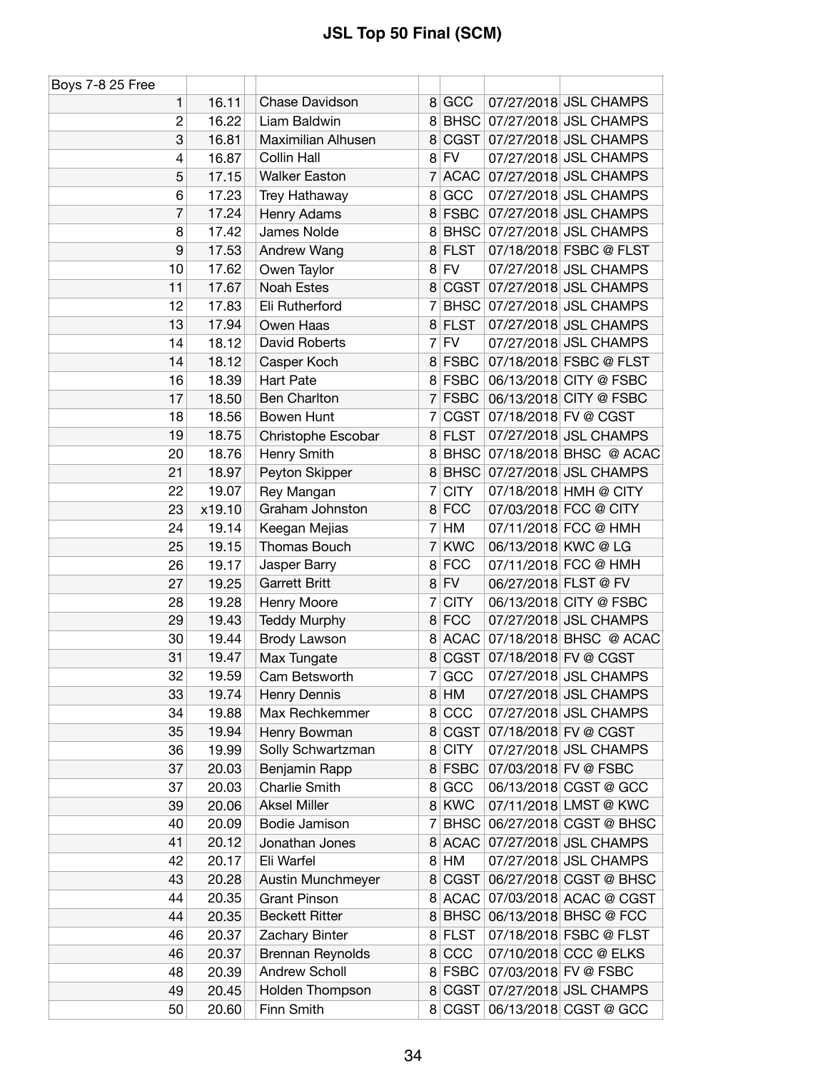# JSL Top 50 Final (SCM)

| Boys 7-8 25 Free | | | | | | | |
|---|---|---|---|---|---|---|---|
| 1 | 16.11 | | Chase Davidson | 8 | GCC | 07/27/2018 | JSL CHAMPS |
| 2 | 16.22 | | Liam Baldwin | 8 | BHSC | 07/27/2018 | JSL CHAMPS |
| 3 | 16.81 | | Maximilian Alhusen | 8 | CGST | 07/27/2018 | JSL CHAMPS |
| 4 | 16.87 | | Collin Hall | 8 | FV | 07/27/2018 | JSL CHAMPS |
| 5 | 17.15 | | Walker Easton | 7 | ACAC | 07/27/2018 | JSL CHAMPS |
| 6 | 17.23 | | Trey Hathaway | 8 | GCC | 07/27/2018 | JSL CHAMPS |
| 7 | 17.24 | | Henry Adams | 8 | FSBC | 07/27/2018 | JSL CHAMPS |
| 8 | 17.42 | | James Nolde | 8 | BHSC | 07/27/2018 | JSL CHAMPS |
| 9 | 17.53 | | Andrew Wang | 8 | FLST | 07/18/2018 | FSBC @ FLST |
| 10 | 17.62 | | Owen Taylor | 8 | FV | 07/27/2018 | JSL CHAMPS |
| 11 | 17.67 | | Noah Estes | 8 | CGST | 07/27/2018 | JSL CHAMPS |
| 12 | 17.83 | | Eli Rutherford | 7 | BHSC | 07/27/2018 | JSL CHAMPS |
| 13 | 17.94 | | Owen Haas | 8 | FLST | 07/27/2018 | JSL CHAMPS |
| 14 | 18.12 | | David Roberts | 7 | FV | 07/27/2018 | JSL CHAMPS |
| 14 | 18.12 | | Casper Koch | 8 | FSBC | 07/18/2018 | FSBC @ FLST |
| 16 | 18.39 | | Hart Pate | 8 | FSBC | 06/13/2018 | CITY @ FSBC |
| 17 | 18.50 | | Ben Charlton | 7 | FSBC | 06/13/2018 | CITY @ FSBC |
| 18 | 18.56 | | Bowen Hunt | 7 | CGST | 07/18/2018 | FV @ CGST |
| 19 | 18.75 | | Christophe Escobar | 8 | FLST | 07/27/2018 | JSL CHAMPS |
| 20 | 18.76 | | Henry Smith | 8 | BHSC | 07/18/2018 | BHSC @ ACAC |
| 21 | 18.97 | | Peyton Skipper | 8 | BHSC | 07/27/2018 | JSL CHAMPS |
| 22 | 19.07 | | Rey Mangan | 7 | CITY | 07/18/2018 | HMH @ CITY |
| 23 | x19.10 | | Graham Johnston | 8 | FCC | 07/03/2018 | FCC @ CITY |
| 24 | 19.14 | | Keegan Mejias | 7 | HM | 07/11/2018 | FCC @ HMH |
| 25 | 19.15 | | Thomas Bouch | 7 | KWC | 06/13/2018 | KWC @ LG |
| 26 | 19.17 | | Jasper Barry | 8 | FCC | 07/11/2018 | FCC @ HMH |
| 27 | 19.25 | | Garrett Britt | 8 | FV | 06/27/2018 | FLST @ FV |
| 28 | 19.28 | | Henry Moore | 7 | CITY | 06/13/2018 | CITY @ FSBC |
| 29 | 19.43 | | Teddy Murphy | 8 | FCC | 07/27/2018 | JSL CHAMPS |
| 30 | 19.44 | | Brody Lawson | 8 | ACAC | 07/18/2018 | BHSC @ ACAC |
| 31 | 19.47 | | Max Tungate | 8 | CGST | 07/18/2018 | FV @ CGST |
| 32 | 19.59 | | Cam Betsworth | 7 | GCC | 07/27/2018 | JSL CHAMPS |
| 33 | 19.74 | | Henry Dennis | 8 | HM | 07/27/2018 | JSL CHAMPS |
| 34 | 19.88 | | Max Rechkemmer | 8 | CCC | 07/27/2018 | JSL CHAMPS |
| 35 | 19.94 | | Henry Bowman | 8 | CGST | 07/18/2018 | FV @ CGST |
| 36 | 19.99 | | Solly Schwartzman | 8 | CITY | 07/27/2018 | JSL CHAMPS |
| 37 | 20.03 | | Benjamin Rapp | 8 | FSBC | 07/03/2018 | FV @ FSBC |
| 37 | 20.03 | | Charlie Smith | 8 | GCC | 06/13/2018 | CGST @ GCC |
| 39 | 20.06 | | Aksel Miller | 8 | KWC | 07/11/2018 | LMST @ KWC |
| 40 | 20.09 | | Bodie Jamison | 7 | BHSC | 06/27/2018 | CGST @ BHSC |
| 41 | 20.12 | | Jonathan Jones | 8 | ACAC | 07/27/2018 | JSL CHAMPS |
| 42 | 20.17 | | Eli Warfel | 8 | HM | 07/27/2018 | JSL CHAMPS |
| 43 | 20.28 | | Austin Munchmeyer | 8 | CGST | 06/27/2018 | CGST @ BHSC |
| 44 | 20.35 | | Grant Pinson | 8 | ACAC | 07/03/2018 | ACAC @ CGST |
| 44 | 20.35 | | Beckett Ritter | 8 | BHSC | 06/13/2018 | BHSC @ FCC |
| 46 | 20.37 | | Zachary Binter | 8 | FLST | 07/18/2018 | FSBC @ FLST |
| 46 | 20.37 | | Brennan Reynolds | 8 | CCC | 07/10/2018 | CCC @ ELKS |
| 48 | 20.39 | | Andrew Scholl | 8 | FSBC | 07/03/2018 | FV @ FSBC |
| 49 | 20.45 | | Holden Thompson | 8 | CGST | 07/27/2018 | JSL CHAMPS |
| 50 | 20.60 | | Finn Smith | 8 | CGST | 06/13/2018 | CGST @ GCC |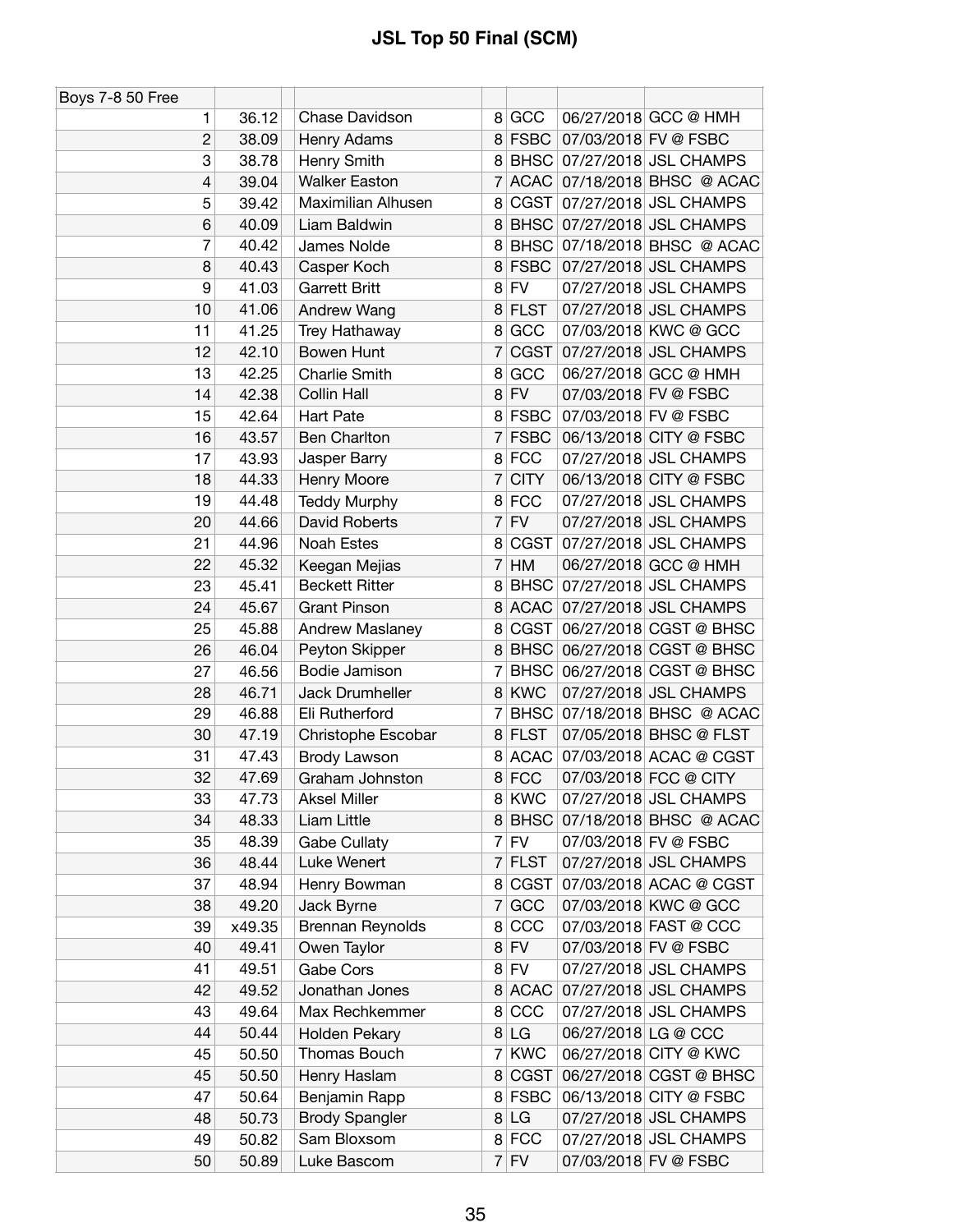# JSL Top 50 Final (SCM)

| Boys 7-8 50 Free | | | | | | | |
|---|---|---|---|---|---|---|---|
| 1 | 36.12 | | Chase Davidson | 8 | GCC | 06/27/2018 | GCC @ HMH |
| 2 | 38.09 | | Henry Adams | 8 | FSBC | 07/03/2018 | FV @ FSBC |
| 3 | 38.78 | | Henry Smith | 8 | BHSC | 07/27/2018 | JSL CHAMPS |
| 4 | 39.04 | | Walker Easton | 7 | ACAC | 07/18/2018 | BHSC @ ACAC |
| 5 | 39.42 | | Maximilian Alhusen | 8 | CGST | 07/27/2018 | JSL CHAMPS |
| 6 | 40.09 | | Liam Baldwin | 8 | BHSC | 07/27/2018 | JSL CHAMPS |
| 7 | 40.42 | | James Nolde | 8 | BHSC | 07/18/2018 | BHSC @ ACAC |
| 8 | 40.43 | | Casper Koch | 8 | FSBC | 07/27/2018 | JSL CHAMPS |
| 9 | 41.03 | | Garrett Britt | 8 | FV | 07/27/2018 | JSL CHAMPS |
| 10 | 41.06 | | Andrew Wang | 8 | FLST | 07/27/2018 | JSL CHAMPS |
| 11 | 41.25 | | Trey Hathaway | 8 | GCC | 07/03/2018 | KWC @ GCC |
| 12 | 42.10 | | Bowen Hunt | 7 | CGST | 07/27/2018 | JSL CHAMPS |
| 13 | 42.25 | | Charlie Smith | 8 | GCC | 06/27/2018 | GCC @ HMH |
| 14 | 42.38 | | Collin Hall | 8 | FV | 07/03/2018 | FV @ FSBC |
| 15 | 42.64 | | Hart Pate | 8 | FSBC | 07/03/2018 | FV @ FSBC |
| 16 | 43.57 | | Ben Charlton | 7 | FSBC | 06/13/2018 | CITY @ FSBC |
| 17 | 43.93 | | Jasper Barry | 8 | FCC | 07/27/2018 | JSL CHAMPS |
| 18 | 44.33 | | Henry Moore | 7 | CITY | 06/13/2018 | CITY @ FSBC |
| 19 | 44.48 | | Teddy Murphy | 8 | FCC | 07/27/2018 | JSL CHAMPS |
| 20 | 44.66 | | David Roberts | 7 | FV | 07/27/2018 | JSL CHAMPS |
| 21 | 44.96 | | Noah Estes | 8 | CGST | 07/27/2018 | JSL CHAMPS |
| 22 | 45.32 | | Keegan Mejias | 7 | HM | 06/27/2018 | GCC @ HMH |
| 23 | 45.41 | | Beckett Ritter | 8 | BHSC | 07/27/2018 | JSL CHAMPS |
| 24 | 45.67 | | Grant Pinson | 8 | ACAC | 07/27/2018 | JSL CHAMPS |
| 25 | 45.88 | | Andrew Maslaney | 8 | CGST | 06/27/2018 | CGST @ BHSC |
| 26 | 46.04 | | Peyton Skipper | 8 | BHSC | 06/27/2018 | CGST @ BHSC |
| 27 | 46.56 | | Bodie Jamison | 7 | BHSC | 06/27/2018 | CGST @ BHSC |
| 28 | 46.71 | | Jack Drumheller | 8 | KWC | 07/27/2018 | JSL CHAMPS |
| 29 | 46.88 | | Eli Rutherford | 7 | BHSC | 07/18/2018 | BHSC @ ACAC |
| 30 | 47.19 | | Christophe Escobar | 8 | FLST | 07/05/2018 | BHSC @ FLST |
| 31 | 47.43 | | Brody Lawson | 8 | ACAC | 07/03/2018 | ACAC @ CGST |
| 32 | 47.69 | | Graham Johnston | 8 | FCC | 07/03/2018 | FCC @ CITY |
| 33 | 47.73 | | Aksel Miller | 8 | KWC | 07/27/2018 | JSL CHAMPS |
| 34 | 48.33 | | Liam Little | 8 | BHSC | 07/18/2018 | BHSC @ ACAC |
| 35 | 48.39 | | Gabe Cullaty | 7 | FV | 07/03/2018 | FV @ FSBC |
| 36 | 48.44 | | Luke Wenert | 7 | FLST | 07/27/2018 | JSL CHAMPS |
| 37 | 48.94 | | Henry Bowman | 8 | CGST | 07/03/2018 | ACAC @ CGST |
| 38 | 49.20 | | Jack Byrne | 7 | GCC | 07/03/2018 | KWC @ GCC |
| 39 | x49.35 | | Brennan Reynolds | 8 | CCC | 07/03/2018 | FAST @ CCC |
| 40 | 49.41 | | Owen Taylor | 8 | FV | 07/03/2018 | FV @ FSBC |
| 41 | 49.51 | | Gabe Cors | 8 | FV | 07/27/2018 | JSL CHAMPS |
| 42 | 49.52 | | Jonathan Jones | 8 | ACAC | 07/27/2018 | JSL CHAMPS |
| 43 | 49.64 | | Max Rechkemmer | 8 | CCC | 07/27/2018 | JSL CHAMPS |
| 44 | 50.44 | | Holden Pekary | 8 | LG | 06/27/2018 | LG @ CCC |
| 45 | 50.50 | | Thomas Bouch | 7 | KWC | 06/27/2018 | CITY @ KWC |
| 45 | 50.50 | | Henry Haslam | 8 | CGST | 06/27/2018 | CGST @ BHSC |
| 47 | 50.64 | | Benjamin Rapp | 8 | FSBC | 06/13/2018 | CITY @ FSBC |
| 48 | 50.73 | | Brody Spangler | 8 | LG | 07/27/2018 | JSL CHAMPS |
| 49 | 50.82 | | Sam Bloxsom | 8 | FCC | 07/27/2018 | JSL CHAMPS |
| 50 | 50.89 | | Luke Bascom | 7 | FV | 07/03/2018 | FV @ FSBC |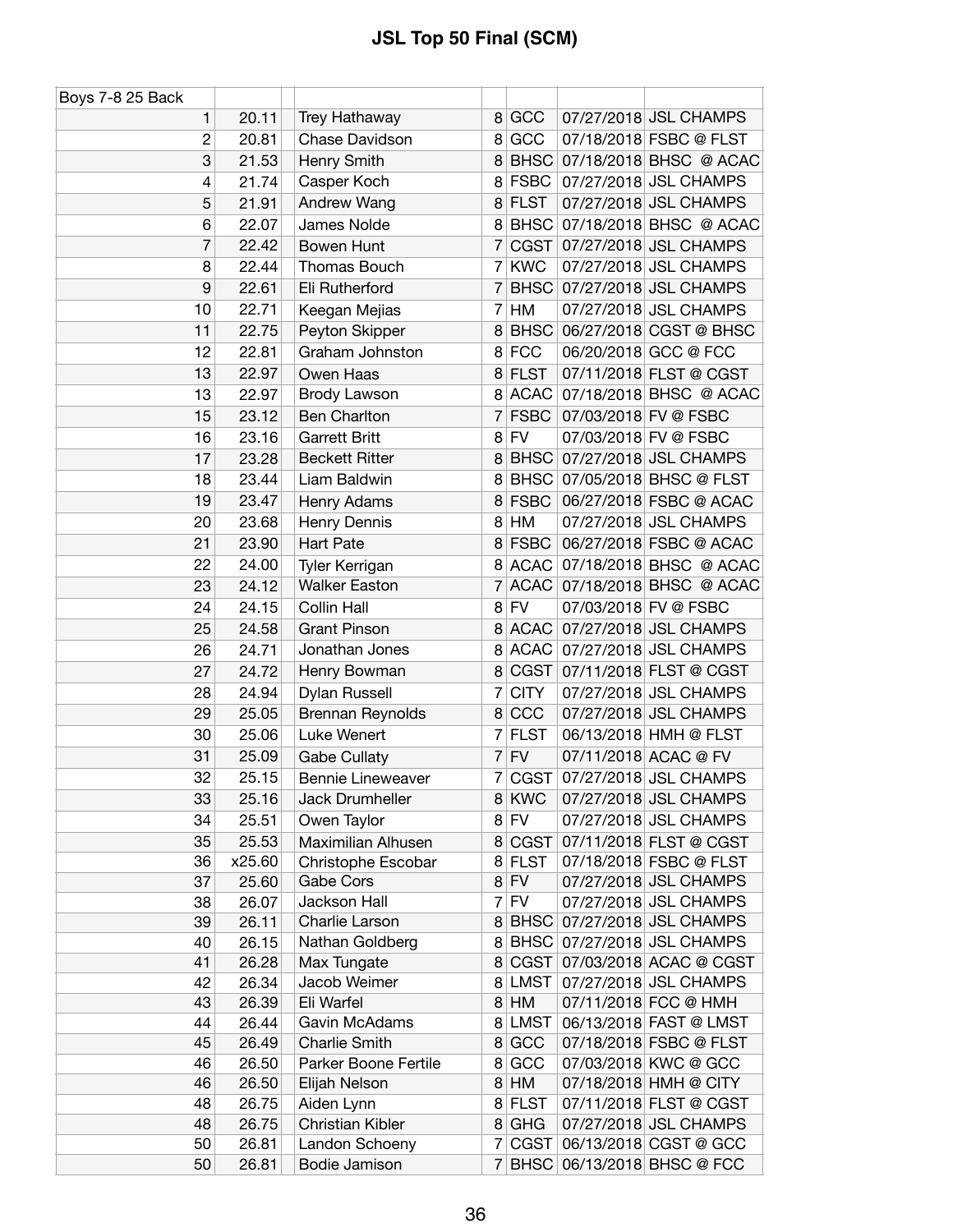# JSL Top 50 Final (SCM)

| Boys 7-8 25 Back | | | | | | | |
|---|---|---|---|---|---|---|---|
| 1 | 20.11 | | Trey Hathaway | 8 | GCC | 07/27/2018 | JSL CHAMPS |
| 2 | 20.81 | | Chase Davidson | 8 | GCC | 07/18/2018 | FSBC @ FLST |
| 3 | 21.53 | | Henry Smith | 8 | BHSC | 07/18/2018 | BHSC @ ACAC |
| 4 | 21.74 | | Casper Koch | 8 | FSBC | 07/27/2018 | JSL CHAMPS |
| 5 | 21.91 | | Andrew Wang | 8 | FLST | 07/27/2018 | JSL CHAMPS |
| 6 | 22.07 | | James Nolde | 8 | BHSC | 07/18/2018 | BHSC @ ACAC |
| 7 | 22.42 | | Bowen Hunt | 7 | CGST | 07/27/2018 | JSL CHAMPS |
| 8 | 22.44 | | Thomas Bouch | 7 | KWC | 07/27/2018 | JSL CHAMPS |
| 9 | 22.61 | | Eli Rutherford | 7 | BHSC | 07/27/2018 | JSL CHAMPS |
| 10 | 22.71 | | Keegan Mejias | 7 | HM | 07/27/2018 | JSL CHAMPS |
| 11 | 22.75 | | Peyton Skipper | 8 | BHSC | 06/27/2018 | CGST @ BHSC |
| 12 | 22.81 | | Graham Johnston | 8 | FCC | 06/20/2018 | GCC @ FCC |
| 13 | 22.97 | | Owen Haas | 8 | FLST | 07/11/2018 | FLST @ CGST |
| 13 | 22.97 | | Brody Lawson | 8 | ACAC | 07/18/2018 | BHSC @ ACAC |
| 15 | 23.12 | | Ben Charlton | 7 | FSBC | 07/03/2018 | FV @ FSBC |
| 16 | 23.16 | | Garrett Britt | 8 | FV | 07/03/2018 | FV @ FSBC |
| 17 | 23.28 | | Beckett Ritter | 8 | BHSC | 07/27/2018 | JSL CHAMPS |
| 18 | 23.44 | | Liam Baldwin | 8 | BHSC | 07/05/2018 | BHSC @ FLST |
| 19 | 23.47 | | Henry Adams | 8 | FSBC | 06/27/2018 | FSBC @ ACAC |
| 20 | 23.68 | | Henry Dennis | 8 | HM | 07/27/2018 | JSL CHAMPS |
| 21 | 23.90 | | Hart Pate | 8 | FSBC | 06/27/2018 | FSBC @ ACAC |
| 22 | 24.00 | | Tyler Kerrigan | 8 | ACAC | 07/18/2018 | BHSC @ ACAC |
| 23 | 24.12 | | Walker Easton | 7 | ACAC | 07/18/2018 | BHSC @ ACAC |
| 24 | 24.15 | | Collin Hall | 8 | FV | 07/03/2018 | FV @ FSBC |
| 25 | 24.58 | | Grant Pinson | 8 | ACAC | 07/27/2018 | JSL CHAMPS |
| 26 | 24.71 | | Jonathan Jones | 8 | ACAC | 07/27/2018 | JSL CHAMPS |
| 27 | 24.72 | | Henry Bowman | 8 | CGST | 07/11/2018 | FLST @ CGST |
| 28 | 24.94 | | Dylan Russell | 7 | CITY | 07/27/2018 | JSL CHAMPS |
| 29 | 25.05 | | Brennan Reynolds | 8 | CCC | 07/27/2018 | JSL CHAMPS |
| 30 | 25.06 | | Luke Wenert | 7 | FLST | 06/13/2018 | HMH @ FLST |
| 31 | 25.09 | | Gabe Cullaty | 7 | FV | 07/11/2018 | ACAC @ FV |
| 32 | 25.15 | | Bennie Lineweaver | 7 | CGST | 07/27/2018 | JSL CHAMPS |
| 33 | 25.16 | | Jack Drumheller | 8 | KWC | 07/27/2018 | JSL CHAMPS |
| 34 | 25.51 | | Owen Taylor | 8 | FV | 07/27/2018 | JSL CHAMPS |
| 35 | 25.53 | | Maximilian Alhusen | 8 | CGST | 07/11/2018 | FLST @ CGST |
| 36 | x25.60 | | Christophe Escobar | 8 | FLST | 07/18/2018 | FSBC @ FLST |
| 37 | 25.60 | | Gabe Cors | 8 | FV | 07/27/2018 | JSL CHAMPS |
| 38 | 26.07 | | Jackson Hall | 7 | FV | 07/27/2018 | JSL CHAMPS |
| 39 | 26.11 | | Charlie Larson | 8 | BHSC | 07/27/2018 | JSL CHAMPS |
| 40 | 26.15 | | Nathan Goldberg | 8 | BHSC | 07/27/2018 | JSL CHAMPS |
| 41 | 26.28 | | Max Tungate | 8 | CGST | 07/03/2018 | ACAC @ CGST |
| 42 | 26.34 | | Jacob Weimer | 8 | LMST | 07/27/2018 | JSL CHAMPS |
| 43 | 26.39 | | Eli Warfel | 8 | HM | 07/11/2018 | FCC @ HMH |
| 44 | 26.44 | | Gavin McAdams | 8 | LMST | 06/13/2018 | FAST @ LMST |
| 45 | 26.49 | | Charlie Smith | 8 | GCC | 07/18/2018 | FSBC @ FLST |
| 46 | 26.50 | | Parker Boone Fertile | 8 | GCC | 07/03/2018 | KWC @ GCC |
| 46 | 26.50 | | Elijah Nelson | 8 | HM | 07/18/2018 | HMH @ CITY |
| 48 | 26.75 | | Aiden Lynn | 8 | FLST | 07/11/2018 | FLST @ CGST |
| 48 | 26.75 | | Christian Kibler | 8 | GHG | 07/27/2018 | JSL CHAMPS |
| 50 | 26.81 | | Landon Schoeny | 7 | CGST | 06/13/2018 | CGST @ GCC |
| 50 | 26.81 | | Bodie Jamison | 7 | BHSC | 06/13/2018 | BHSC @ FCC |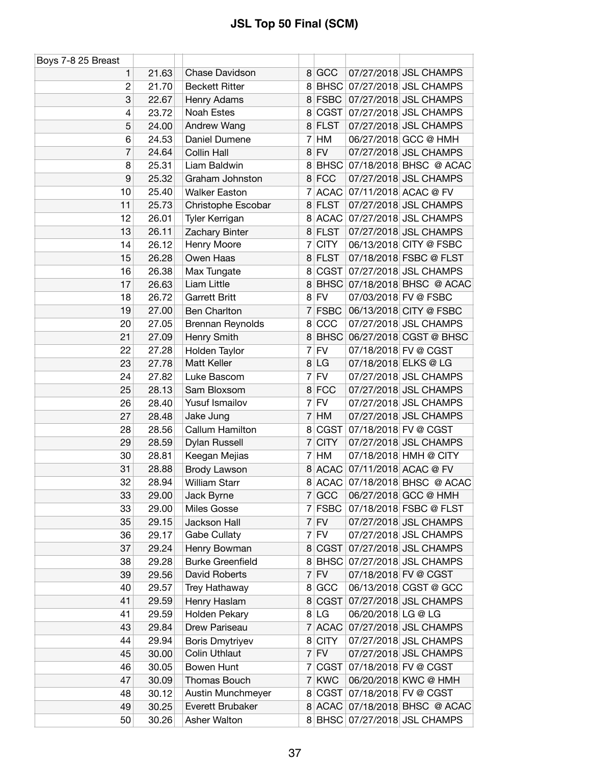# JSL Top 50 Final (SCM)

| Boys 7-8 25 Breast | | | | | | |
|---|---|---|---|---|---|---|
| 1 | 21.63 | Chase Davidson | 8 | GCC | 07/27/2018 | JSL CHAMPS |
| 2 | 21.70 | Beckett Ritter | 8 | BHSC | 07/27/2018 | JSL CHAMPS |
| 3 | 22.67 | Henry Adams | 8 | FSBC | 07/27/2018 | JSL CHAMPS |
| 4 | 23.72 | Noah Estes | 8 | CGST | 07/27/2018 | JSL CHAMPS |
| 5 | 24.00 | Andrew Wang | 8 | FLST | 07/27/2018 | JSL CHAMPS |
| 6 | 24.53 | Daniel Dumene | 7 | HM | 06/27/2018 | GCC @ HMH |
| 7 | 24.64 | Collin Hall | 8 | FV | 07/27/2018 | JSL CHAMPS |
| 8 | 25.31 | Liam Baldwin | 8 | BHSC | 07/18/2018 | BHSC @ ACAC |
| 9 | 25.32 | Graham Johnston | 8 | FCC | 07/27/2018 | JSL CHAMPS |
| 10 | 25.40 | Walker Easton | 7 | ACAC | 07/11/2018 | ACAC @ FV |
| 11 | 25.73 | Christophe Escobar | 8 | FLST | 07/27/2018 | JSL CHAMPS |
| 12 | 26.01 | Tyler Kerrigan | 8 | ACAC | 07/27/2018 | JSL CHAMPS |
| 13 | 26.11 | Zachary Binter | 8 | FLST | 07/27/2018 | JSL CHAMPS |
| 14 | 26.12 | Henry Moore | 7 | CITY | 06/13/2018 | CITY @ FSBC |
| 15 | 26.28 | Owen Haas | 8 | FLST | 07/18/2018 | FSBC @ FLST |
| 16 | 26.38 | Max Tungate | 8 | CGST | 07/27/2018 | JSL CHAMPS |
| 17 | 26.63 | Liam Little | 8 | BHSC | 07/18/2018 | BHSC @ ACAC |
| 18 | 26.72 | Garrett Britt | 8 | FV | 07/03/2018 | FV @ FSBC |
| 19 | 27.00 | Ben Charlton | 7 | FSBC | 06/13/2018 | CITY @ FSBC |
| 20 | 27.05 | Brennan Reynolds | 8 | CCC | 07/27/2018 | JSL CHAMPS |
| 21 | 27.09 | Henry Smith | 8 | BHSC | 06/27/2018 | CGST @ BHSC |
| 22 | 27.28 | Holden Taylor | 7 | FV | 07/18/2018 | FV @ CGST |
| 23 | 27.78 | Matt Keller | 8 | LG | 07/18/2018 | ELKS @ LG |
| 24 | 27.82 | Luke Bascom | 7 | FV | 07/27/2018 | JSL CHAMPS |
| 25 | 28.13 | Sam Bloxsom | 8 | FCC | 07/27/2018 | JSL CHAMPS |
| 26 | 28.40 | Yusuf Ismailov | 7 | FV | 07/27/2018 | JSL CHAMPS |
| 27 | 28.48 | Jake Jung | 7 | HM | 07/27/2018 | JSL CHAMPS |
| 28 | 28.56 | Callum Hamilton | 8 | CGST | 07/18/2018 | FV @ CGST |
| 29 | 28.59 | Dylan Russell | 7 | CITY | 07/27/2018 | JSL CHAMPS |
| 30 | 28.81 | Keegan Mejias | 7 | HM | 07/18/2018 | HMH @ CITY |
| 31 | 28.88 | Brody Lawson | 8 | ACAC | 07/11/2018 | ACAC @ FV |
| 32 | 28.94 | William Starr | 8 | ACAC | 07/18/2018 | BHSC @ ACAC |
| 33 | 29.00 | Jack Byrne | 7 | GCC | 06/27/2018 | GCC @ HMH |
| 33 | 29.00 | Miles Gosse | 7 | FSBC | 07/18/2018 | FSBC @ FLST |
| 35 | 29.15 | Jackson Hall | 7 | FV | 07/27/2018 | JSL CHAMPS |
| 36 | 29.17 | Gabe Cullaty | 7 | FV | 07/27/2018 | JSL CHAMPS |
| 37 | 29.24 | Henry Bowman | 8 | CGST | 07/27/2018 | JSL CHAMPS |
| 38 | 29.28 | Burke Greenfield | 8 | BHSC | 07/27/2018 | JSL CHAMPS |
| 39 | 29.56 | David Roberts | 7 | FV | 07/18/2018 | FV @ CGST |
| 40 | 29.57 | Trey Hathaway | 8 | GCC | 06/13/2018 | CGST @ GCC |
| 41 | 29.59 | Henry Haslam | 8 | CGST | 07/27/2018 | JSL CHAMPS |
| 41 | 29.59 | Holden Pekary | 8 | LG | 06/20/2018 | LG @ LG |
| 43 | 29.84 | Drew Pariseau | 7 | ACAC | 07/27/2018 | JSL CHAMPS |
| 44 | 29.94 | Boris Dmytriyev | 8 | CITY | 07/27/2018 | JSL CHAMPS |
| 45 | 30.00 | Colin Uthlaut | 7 | FV | 07/27/2018 | JSL CHAMPS |
| 46 | 30.05 | Bowen Hunt | 7 | CGST | 07/18/2018 | FV @ CGST |
| 47 | 30.09 | Thomas Bouch | 7 | KWC | 06/20/2018 | KWC @ HMH |
| 48 | 30.12 | Austin Munchmeyer | 8 | CGST | 07/18/2018 | FV @ CGST |
| 49 | 30.25 | Everett Brubaker | 8 | ACAC | 07/18/2018 | BHSC @ ACAC |
| 50 | 30.26 | Asher Walton | 8 | BHSC | 07/27/2018 | JSL CHAMPS |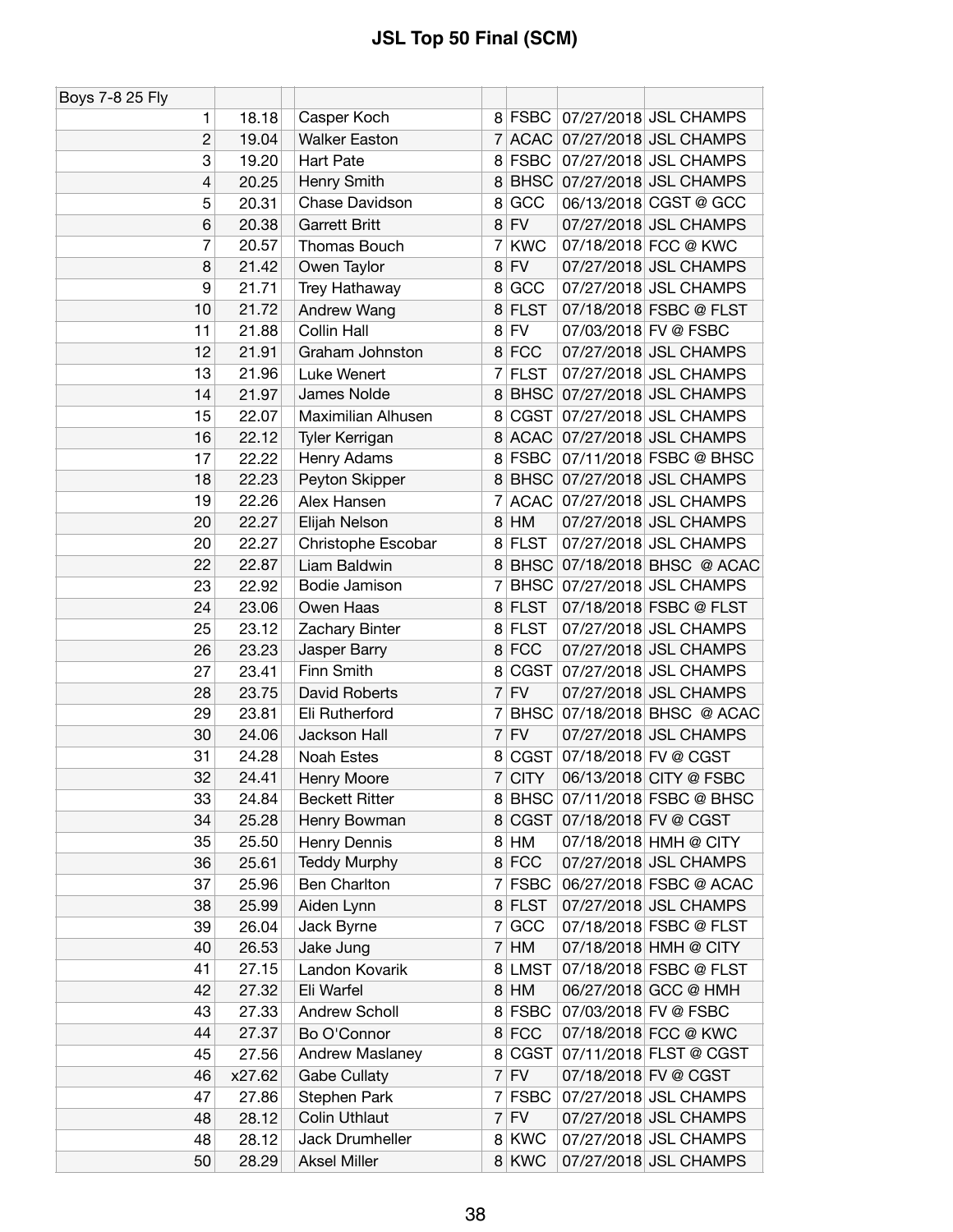# JSL Top 50 Final (SCM)

| Boys 7-8 25 Fly | | | | | | | |
|---|---|---|---|---|---|---|---|
| 1 | 18.18 | | Casper Koch | 8 | FSBC | 07/27/2018 | JSL CHAMPS |
| 2 | 19.04 | | Walker Easton | 7 | ACAC | 07/27/2018 | JSL CHAMPS |
| 3 | 19.20 | | Hart Pate | 8 | FSBC | 07/27/2018 | JSL CHAMPS |
| 4 | 20.25 | | Henry Smith | 8 | BHSC | 07/27/2018 | JSL CHAMPS |
| 5 | 20.31 | | Chase Davidson | 8 | GCC | 06/13/2018 | CGST @ GCC |
| 6 | 20.38 | | Garrett Britt | 8 | FV | 07/27/2018 | JSL CHAMPS |
| 7 | 20.57 | | Thomas Bouch | 7 | KWC | 07/18/2018 | FCC @ KWC |
| 8 | 21.42 | | Owen Taylor | 8 | FV | 07/27/2018 | JSL CHAMPS |
| 9 | 21.71 | | Trey Hathaway | 8 | GCC | 07/27/2018 | JSL CHAMPS |
| 10 | 21.72 | | Andrew Wang | 8 | FLST | 07/18/2018 | FSBC @ FLST |
| 11 | 21.88 | | Collin Hall | 8 | FV | 07/03/2018 | FV @ FSBC |
| 12 | 21.91 | | Graham Johnston | 8 | FCC | 07/27/2018 | JSL CHAMPS |
| 13 | 21.96 | | Luke Wenert | 7 | FLST | 07/27/2018 | JSL CHAMPS |
| 14 | 21.97 | | James Nolde | 8 | BHSC | 07/27/2018 | JSL CHAMPS |
| 15 | 22.07 | | Maximilian Alhusen | 8 | CGST | 07/27/2018 | JSL CHAMPS |
| 16 | 22.12 | | Tyler Kerrigan | 8 | ACAC | 07/27/2018 | JSL CHAMPS |
| 17 | 22.22 | | Henry Adams | 8 | FSBC | 07/11/2018 | FSBC @ BHSC |
| 18 | 22.23 | | Peyton Skipper | 8 | BHSC | 07/27/2018 | JSL CHAMPS |
| 19 | 22.26 | | Alex Hansen | 7 | ACAC | 07/27/2018 | JSL CHAMPS |
| 20 | 22.27 | | Elijah Nelson | 8 | HM | 07/27/2018 | JSL CHAMPS |
| 20 | 22.27 | | Christophe Escobar | 8 | FLST | 07/27/2018 | JSL CHAMPS |
| 22 | 22.87 | | Liam Baldwin | 8 | BHSC | 07/18/2018 | BHSC @ ACAC |
| 23 | 22.92 | | Bodie Jamison | 7 | BHSC | 07/27/2018 | JSL CHAMPS |
| 24 | 23.06 | | Owen Haas | 8 | FLST | 07/18/2018 | FSBC @ FLST |
| 25 | 23.12 | | Zachary Binter | 8 | FLST | 07/27/2018 | JSL CHAMPS |
| 26 | 23.23 | | Jasper Barry | 8 | FCC | 07/27/2018 | JSL CHAMPS |
| 27 | 23.41 | | Finn Smith | 8 | CGST | 07/27/2018 | JSL CHAMPS |
| 28 | 23.75 | | David Roberts | 7 | FV | 07/27/2018 | JSL CHAMPS |
| 29 | 23.81 | | Eli Rutherford | 7 | BHSC | 07/18/2018 | BHSC @ ACAC |
| 30 | 24.06 | | Jackson Hall | 7 | FV | 07/27/2018 | JSL CHAMPS |
| 31 | 24.28 | | Noah Estes | 8 | CGST | 07/18/2018 | FV @ CGST |
| 32 | 24.41 | | Henry Moore | 7 | CITY | 06/13/2018 | CITY @ FSBC |
| 33 | 24.84 | | Beckett Ritter | 8 | BHSC | 07/11/2018 | FSBC @ BHSC |
| 34 | 25.28 | | Henry Bowman | 8 | CGST | 07/18/2018 | FV @ CGST |
| 35 | 25.50 | | Henry Dennis | 8 | HM | 07/18/2018 | HMH @ CITY |
| 36 | 25.61 | | Teddy Murphy | 8 | FCC | 07/27/2018 | JSL CHAMPS |
| 37 | 25.96 | | Ben Charlton | 7 | FSBC | 06/27/2018 | FSBC @ ACAC |
| 38 | 25.99 | | Aiden Lynn | 8 | FLST | 07/27/2018 | JSL CHAMPS |
| 39 | 26.04 | | Jack Byrne | 7 | GCC | 07/18/2018 | FSBC @ FLST |
| 40 | 26.53 | | Jake Jung | 7 | HM | 07/18/2018 | HMH @ CITY |
| 41 | 27.15 | | Landon Kovarik | 8 | LMST | 07/18/2018 | FSBC @ FLST |
| 42 | 27.32 | | Eli Warfel | 8 | HM | 06/27/2018 | GCC @ HMH |
| 43 | 27.33 | | Andrew Scholl | 8 | FSBC | 07/03/2018 | FV @ FSBC |
| 44 | 27.37 | | Bo O'Connor | 8 | FCC | 07/18/2018 | FCC @ KWC |
| 45 | 27.56 | | Andrew Maslaney | 8 | CGST | 07/11/2018 | FLST @ CGST |
| 46 | x27.62 | | Gabe Cullaty | 7 | FV | 07/18/2018 | FV @ CGST |
| 47 | 27.86 | | Stephen Park | 7 | FSBC | 07/27/2018 | JSL CHAMPS |
| 48 | 28.12 | | Colin Uthlaut | 7 | FV | 07/27/2018 | JSL CHAMPS |
| 48 | 28.12 | | Jack Drumheller | 8 | KWC | 07/27/2018 | JSL CHAMPS |
| 50 | 28.29 | | Aksel Miller | 8 | KWC | 07/27/2018 | JSL CHAMPS |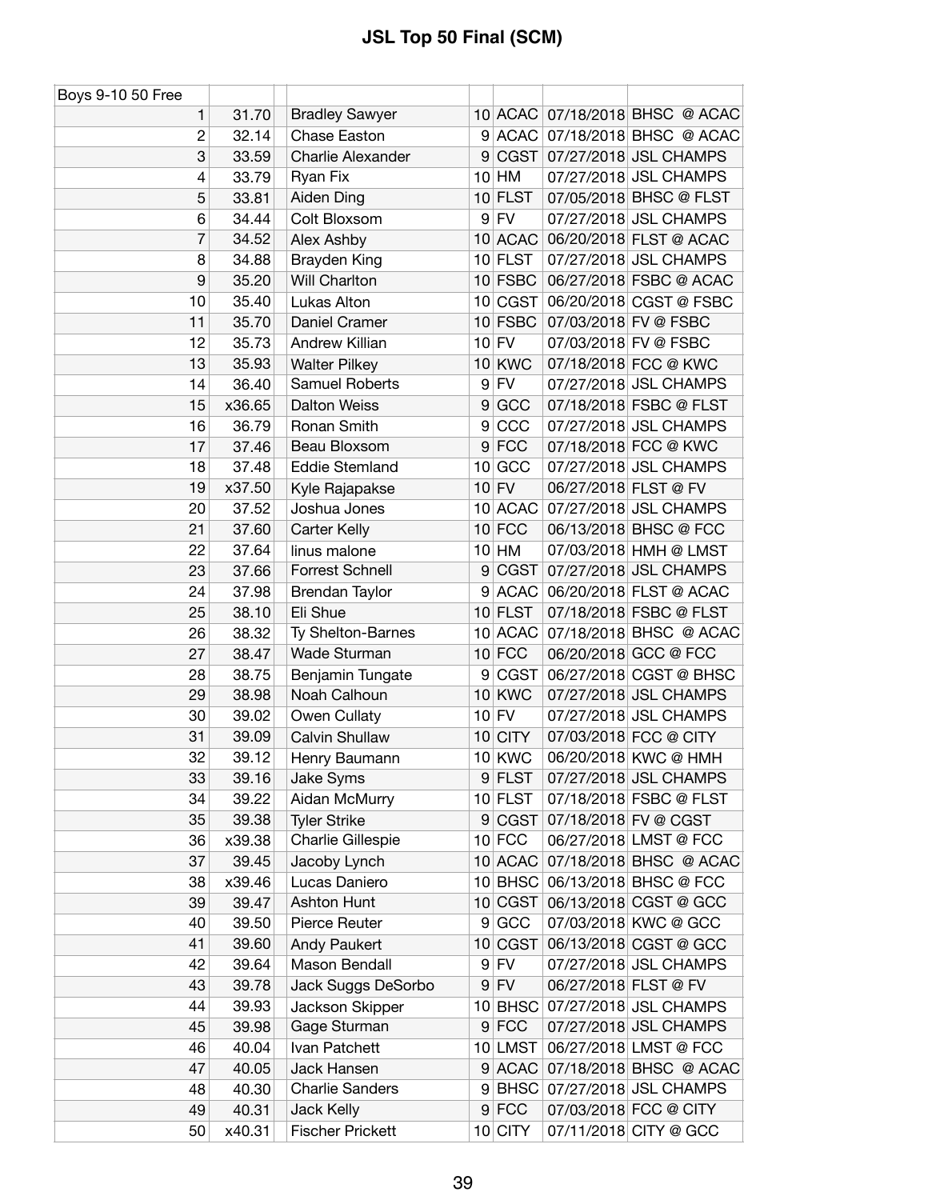# JSL Top 50 Final (SCM)

| Boys 9-10 50 Free | | | | | | | |
|---|---|---|---|---|---|---|---|
| 1 | 31.70 | | Bradley Sawyer | 10 | ACAC | 07/18/2018 | BHSC @ ACAC |
| 2 | 32.14 | | Chase Easton | 9 | ACAC | 07/18/2018 | BHSC @ ACAC |
| 3 | 33.59 | | Charlie Alexander | 9 | CGST | 07/27/2018 | JSL CHAMPS |
| 4 | 33.79 | | Ryan Fix | 10 | HM | 07/27/2018 | JSL CHAMPS |
| 5 | 33.81 | | Aiden Ding | 10 | FLST | 07/05/2018 | BHSC @ FLST |
| 6 | 34.44 | | Colt Bloxsom | 9 | FV | 07/27/2018 | JSL CHAMPS |
| 7 | 34.52 | | Alex Ashby | 10 | ACAC | 06/20/2018 | FLST @ ACAC |
| 8 | 34.88 | | Brayden King | 10 | FLST | 07/27/2018 | JSL CHAMPS |
| 9 | 35.20 | | Will Charlton | 10 | FSBC | 06/27/2018 | FSBC @ ACAC |
| 10 | 35.40 | | Lukas Alton | 10 | CGST | 06/20/2018 | CGST @ FSBC |
| 11 | 35.70 | | Daniel Cramer | 10 | FSBC | 07/03/2018 | FV @ FSBC |
| 12 | 35.73 | | Andrew Killian | 10 | FV | 07/03/2018 | FV @ FSBC |
| 13 | 35.93 | | Walter Pilkey | 10 | KWC | 07/18/2018 | FCC @ KWC |
| 14 | 36.40 | | Samuel Roberts | 9 | FV | 07/27/2018 | JSL CHAMPS |
| 15 | x36.65 | | Dalton Weiss | 9 | GCC | 07/18/2018 | FSBC @ FLST |
| 16 | 36.79 | | Ronan Smith | 9 | CCC | 07/27/2018 | JSL CHAMPS |
| 17 | 37.46 | | Beau Bloxsom | 9 | FCC | 07/18/2018 | FCC @ KWC |
| 18 | 37.48 | | Eddie Stemland | 10 | GCC | 07/27/2018 | JSL CHAMPS |
| 19 | x37.50 | | Kyle Rajapakse | 10 | FV | 06/27/2018 | FLST @ FV |
| 20 | 37.52 | | Joshua Jones | 10 | ACAC | 07/27/2018 | JSL CHAMPS |
| 21 | 37.60 | | Carter Kelly | 10 | FCC | 06/13/2018 | BHSC @ FCC |
| 22 | 37.64 | | linus malone | 10 | HM | 07/03/2018 | HMH @ LMST |
| 23 | 37.66 | | Forrest Schnell | 9 | CGST | 07/27/2018 | JSL CHAMPS |
| 24 | 37.98 | | Brendan Taylor | 9 | ACAC | 06/20/2018 | FLST @ ACAC |
| 25 | 38.10 | | Eli Shue | 10 | FLST | 07/18/2018 | FSBC @ FLST |
| 26 | 38.32 | | Ty Shelton-Barnes | 10 | ACAC | 07/18/2018 | BHSC @ ACAC |
| 27 | 38.47 | | Wade Sturman | 10 | FCC | 06/20/2018 | GCC @ FCC |
| 28 | 38.75 | | Benjamin Tungate | 9 | CGST | 06/27/2018 | CGST @ BHSC |
| 29 | 38.98 | | Noah Calhoun | 10 | KWC | 07/27/2018 | JSL CHAMPS |
| 30 | 39.02 | | Owen Cullaty | 10 | FV | 07/27/2018 | JSL CHAMPS |
| 31 | 39.09 | | Calvin Shullaw | 10 | CITY | 07/03/2018 | FCC @ CITY |
| 32 | 39.12 | | Henry Baumann | 10 | KWC | 06/20/2018 | KWC @ HMH |
| 33 | 39.16 | | Jake Syms | 9 | FLST | 07/27/2018 | JSL CHAMPS |
| 34 | 39.22 | | Aidan McMurry | 10 | FLST | 07/18/2018 | FSBC @ FLST |
| 35 | 39.38 | | Tyler Strike | 9 | CGST | 07/18/2018 | FV @ CGST |
| 36 | x39.38 | | Charlie Gillespie | 10 | FCC | 06/27/2018 | LMST @ FCC |
| 37 | 39.45 | | Jacoby Lynch | 10 | ACAC | 07/18/2018 | BHSC @ ACAC |
| 38 | x39.46 | | Lucas Daniero | 10 | BHSC | 06/13/2018 | BHSC @ FCC |
| 39 | 39.47 | | Ashton Hunt | 10 | CGST | 06/13/2018 | CGST @ GCC |
| 40 | 39.50 | | Pierce Reuter | 9 | GCC | 07/03/2018 | KWC @ GCC |
| 41 | 39.60 | | Andy Paukert | 10 | CGST | 06/13/2018 | CGST @ GCC |
| 42 | 39.64 | | Mason Bendall | 9 | FV | 07/27/2018 | JSL CHAMPS |
| 43 | 39.78 | | Jack Suggs DeSorbo | 9 | FV | 06/27/2018 | FLST @ FV |
| 44 | 39.93 | | Jackson Skipper | 10 | BHSC | 07/27/2018 | JSL CHAMPS |
| 45 | 39.98 | | Gage Sturman | 9 | FCC | 07/27/2018 | JSL CHAMPS |
| 46 | 40.04 | | Ivan Patchett | 10 | LMST | 06/27/2018 | LMST @ FCC |
| 47 | 40.05 | | Jack Hansen | 9 | ACAC | 07/18/2018 | BHSC @ ACAC |
| 48 | 40.30 | | Charlie Sanders | 9 | BHSC | 07/27/2018 | JSL CHAMPS |
| 49 | 40.31 | | Jack Kelly | 9 | FCC | 07/03/2018 | FCC @ CITY |
| 50 | x40.31 | | Fischer Prickett | 10 | CITY | 07/11/2018 | CITY @ GCC |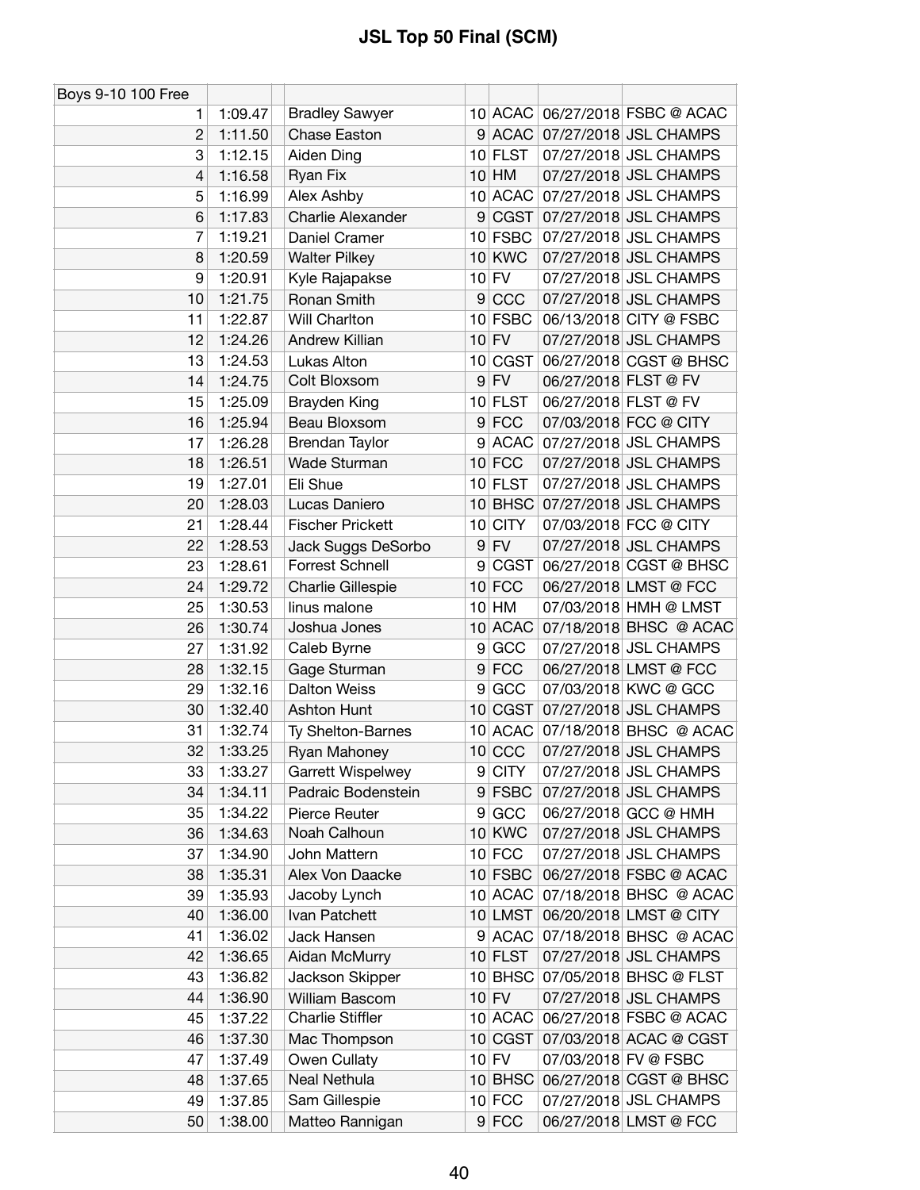# JSL Top 50 Final (SCM)

| Boys 9-10 100 Free | | | | | | | |
|---|---|---|---|---|---|---|---|
| 1 | 1:09.47 | | Bradley Sawyer | 10 | ACAC | 06/27/2018 | FSBC @ ACAC |
| 2 | 1:11.50 | | Chase Easton | 9 | ACAC | 07/27/2018 | JSL CHAMPS |
| 3 | 1:12.15 | | Aiden Ding | 10 | FLST | 07/27/2018 | JSL CHAMPS |
| 4 | 1:16.58 | | Ryan Fix | 10 | HM | 07/27/2018 | JSL CHAMPS |
| 5 | 1:16.99 | | Alex Ashby | 10 | ACAC | 07/27/2018 | JSL CHAMPS |
| 6 | 1:17.83 | | Charlie Alexander | 9 | CGST | 07/27/2018 | JSL CHAMPS |
| 7 | 1:19.21 | | Daniel Cramer | 10 | FSBC | 07/27/2018 | JSL CHAMPS |
| 8 | 1:20.59 | | Walter Pilkey | 10 | KWC | 07/27/2018 | JSL CHAMPS |
| 9 | 1:20.91 | | Kyle Rajapakse | 10 | FV | 07/27/2018 | JSL CHAMPS |
| 10 | 1:21.75 | | Ronan Smith | 9 | CCC | 07/27/2018 | JSL CHAMPS |
| 11 | 1:22.87 | | Will Charlton | 10 | FSBC | 06/13/2018 | CITY @ FSBC |
| 12 | 1:24.26 | | Andrew Killian | 10 | FV | 07/27/2018 | JSL CHAMPS |
| 13 | 1:24.53 | | Lukas Alton | 10 | CGST | 06/27/2018 | CGST @ BHSC |
| 14 | 1:24.75 | | Colt Bloxsom | 9 | FV | 06/27/2018 | FLST @ FV |
| 15 | 1:25.09 | | Brayden King | 10 | FLST | 06/27/2018 | FLST @ FV |
| 16 | 1:25.94 | | Beau Bloxsom | 9 | FCC | 07/03/2018 | FCC @ CITY |
| 17 | 1:26.28 | | Brendan Taylor | 9 | ACAC | 07/27/2018 | JSL CHAMPS |
| 18 | 1:26.51 | | Wade Sturman | 10 | FCC | 07/27/2018 | JSL CHAMPS |
| 19 | 1:27.01 | | Eli Shue | 10 | FLST | 07/27/2018 | JSL CHAMPS |
| 20 | 1:28.03 | | Lucas Daniero | 10 | BHSC | 07/27/2018 | JSL CHAMPS |
| 21 | 1:28.44 | | Fischer Prickett | 10 | CITY | 07/03/2018 | FCC @ CITY |
| 22 | 1:28.53 | | Jack Suggs DeSorbo | 9 | FV | 07/27/2018 | JSL CHAMPS |
| 23 | 1:28.61 | | Forrest Schnell | 9 | CGST | 06/27/2018 | CGST @ BHSC |
| 24 | 1:29.72 | | Charlie Gillespie | 10 | FCC | 06/27/2018 | LMST @ FCC |
| 25 | 1:30.53 | | linus malone | 10 | HM | 07/03/2018 | HMH @ LMST |
| 26 | 1:30.74 | | Joshua Jones | 10 | ACAC | 07/18/2018 | BHSC @ ACAC |
| 27 | 1:31.92 | | Caleb Byrne | 9 | GCC | 07/27/2018 | JSL CHAMPS |
| 28 | 1:32.15 | | Gage Sturman | 9 | FCC | 06/27/2018 | LMST @ FCC |
| 29 | 1:32.16 | | Dalton Weiss | 9 | GCC | 07/03/2018 | KWC @ GCC |
| 30 | 1:32.40 | | Ashton Hunt | 10 | CGST | 07/27/2018 | JSL CHAMPS |
| 31 | 1:32.74 | | Ty Shelton-Barnes | 10 | ACAC | 07/18/2018 | BHSC @ ACAC |
| 32 | 1:33.25 | | Ryan Mahoney | 10 | CCC | 07/27/2018 | JSL CHAMPS |
| 33 | 1:33.27 | | Garrett Wispelwey | 9 | CITY | 07/27/2018 | JSL CHAMPS |
| 34 | 1:34.11 | | Padraic Bodenstein | 9 | FSBC | 07/27/2018 | JSL CHAMPS |
| 35 | 1:34.22 | | Pierce Reuter | 9 | GCC | 06/27/2018 | GCC @ HMH |
| 36 | 1:34.63 | | Noah Calhoun | 10 | KWC | 07/27/2018 | JSL CHAMPS |
| 37 | 1:34.90 | | John Mattern | 10 | FCC | 07/27/2018 | JSL CHAMPS |
| 38 | 1:35.31 | | Alex Von Daacke | 10 | FSBC | 06/27/2018 | FSBC @ ACAC |
| 39 | 1:35.93 | | Jacoby Lynch | 10 | ACAC | 07/18/2018 | BHSC @ ACAC |
| 40 | 1:36.00 | | Ivan Patchett | 10 | LMST | 06/20/2018 | LMST @ CITY |
| 41 | 1:36.02 | | Jack Hansen | 9 | ACAC | 07/18/2018 | BHSC @ ACAC |
| 42 | 1:36.65 | | Aidan McMurry | 10 | FLST | 07/27/2018 | JSL CHAMPS |
| 43 | 1:36.82 | | Jackson Skipper | 10 | BHSC | 07/05/2018 | BHSC @ FLST |
| 44 | 1:36.90 | | William Bascom | 10 | FV | 07/27/2018 | JSL CHAMPS |
| 45 | 1:37.22 | | Charlie Stiffler | 10 | ACAC | 06/27/2018 | FSBC @ ACAC |
| 46 | 1:37.30 | | Mac Thompson | 10 | CGST | 07/03/2018 | ACAC @ CGST |
| 47 | 1:37.49 | | Owen Cullaty | 10 | FV | 07/03/2018 | FV @ FSBC |
| 48 | 1:37.65 | | Neal Nethula | 10 | BHSC | 06/27/2018 | CGST @ BHSC |
| 49 | 1:37.85 | | Sam Gillespie | 10 | FCC | 07/27/2018 | JSL CHAMPS |
| 50 | 1:38.00 | | Matteo Rannigan | 9 | FCC | 06/27/2018 | LMST @ FCC |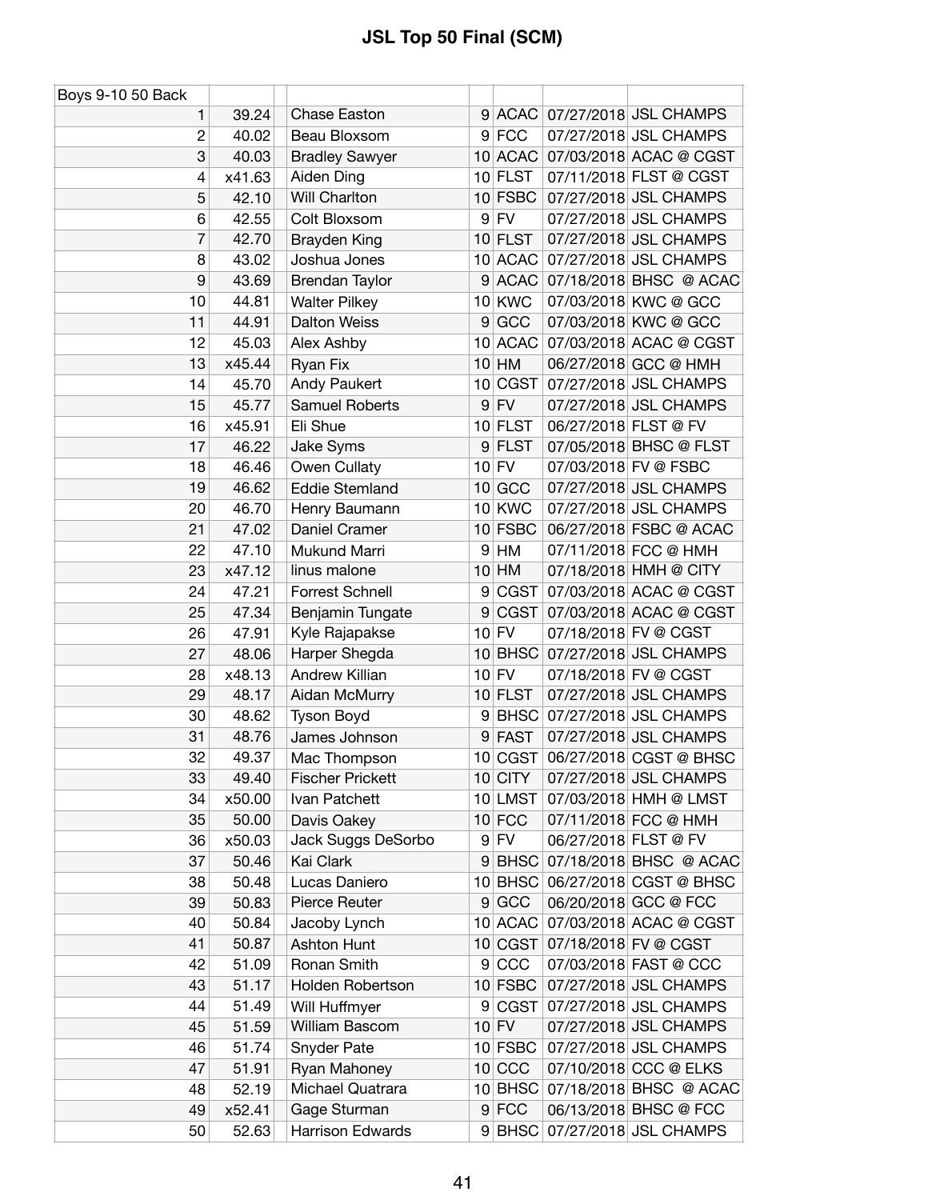# JSL Top 50 Final (SCM)

| Boys 9-10 50 Back | | | | | | |
|---|---|---|---|---|---|---|
| 1 | 39.24 | Chase Easton | 9 | ACAC | 07/27/2018 | JSL CHAMPS |
| 2 | 40.02 | Beau Bloxsom | 9 | FCC | 07/27/2018 | JSL CHAMPS |
| 3 | 40.03 | Bradley Sawyer | 10 | ACAC | 07/03/2018 | ACAC @ CGST |
| 4 | x41.63 | Aiden Ding | 10 | FLST | 07/11/2018 | FLST @ CGST |
| 5 | 42.10 | Will Charlton | 10 | FSBC | 07/27/2018 | JSL CHAMPS |
| 6 | 42.55 | Colt Bloxsom | 9 | FV | 07/27/2018 | JSL CHAMPS |
| 7 | 42.70 | Brayden King | 10 | FLST | 07/27/2018 | JSL CHAMPS |
| 8 | 43.02 | Joshua Jones | 10 | ACAC | 07/27/2018 | JSL CHAMPS |
| 9 | 43.69 | Brendan Taylor | 9 | ACAC | 07/18/2018 | BHSC @ ACAC |
| 10 | 44.81 | Walter Pilkey | 10 | KWC | 07/03/2018 | KWC @ GCC |
| 11 | 44.91 | Dalton Weiss | 9 | GCC | 07/03/2018 | KWC @ GCC |
| 12 | 45.03 | Alex Ashby | 10 | ACAC | 07/03/2018 | ACAC @ CGST |
| 13 | x45.44 | Ryan Fix | 10 | HM | 06/27/2018 | GCC @ HMH |
| 14 | 45.70 | Andy Paukert | 10 | CGST | 07/27/2018 | JSL CHAMPS |
| 15 | 45.77 | Samuel Roberts | 9 | FV | 07/27/2018 | JSL CHAMPS |
| 16 | x45.91 | Eli Shue | 10 | FLST | 06/27/2018 | FLST @ FV |
| 17 | 46.22 | Jake Syms | 9 | FLST | 07/05/2018 | BHSC @ FLST |
| 18 | 46.46 | Owen Cullaty | 10 | FV | 07/03/2018 | FV @ FSBC |
| 19 | 46.62 | Eddie Stemland | 10 | GCC | 07/27/2018 | JSL CHAMPS |
| 20 | 46.70 | Henry Baumann | 10 | KWC | 07/27/2018 | JSL CHAMPS |
| 21 | 47.02 | Daniel Cramer | 10 | FSBC | 06/27/2018 | FSBC @ ACAC |
| 22 | 47.10 | Mukund Marri | 9 | HM | 07/11/2018 | FCC @ HMH |
| 23 | x47.12 | linus malone | 10 | HM | 07/18/2018 | HMH @ CITY |
| 24 | 47.21 | Forrest Schnell | 9 | CGST | 07/03/2018 | ACAC @ CGST |
| 25 | 47.34 | Benjamin Tungate | 9 | CGST | 07/03/2018 | ACAC @ CGST |
| 26 | 47.91 | Kyle Rajapakse | 10 | FV | 07/18/2018 | FV @ CGST |
| 27 | 48.06 | Harper Shegda | 10 | BHSC | 07/27/2018 | JSL CHAMPS |
| 28 | x48.13 | Andrew Killian | 10 | FV | 07/18/2018 | FV @ CGST |
| 29 | 48.17 | Aidan McMurry | 10 | FLST | 07/27/2018 | JSL CHAMPS |
| 30 | 48.62 | Tyson Boyd | 9 | BHSC | 07/27/2018 | JSL CHAMPS |
| 31 | 48.76 | James Johnson | 9 | FAST | 07/27/2018 | JSL CHAMPS |
| 32 | 49.37 | Mac Thompson | 10 | CGST | 06/27/2018 | CGST @ BHSC |
| 33 | 49.40 | Fischer Prickett | 10 | CITY | 07/27/2018 | JSL CHAMPS |
| 34 | x50.00 | Ivan Patchett | 10 | LMST | 07/03/2018 | HMH @ LMST |
| 35 | 50.00 | Davis Oakey | 10 | FCC | 07/11/2018 | FCC @ HMH |
| 36 | x50.03 | Jack Suggs DeSorbo | 9 | FV | 06/27/2018 | FLST @ FV |
| 37 | 50.46 | Kai Clark | 9 | BHSC | 07/18/2018 | BHSC @ ACAC |
| 38 | 50.48 | Lucas Daniero | 10 | BHSC | 06/27/2018 | CGST @ BHSC |
| 39 | 50.83 | Pierce Reuter | 9 | GCC | 06/20/2018 | GCC @ FCC |
| 40 | 50.84 | Jacoby Lynch | 10 | ACAC | 07/03/2018 | ACAC @ CGST |
| 41 | 50.87 | Ashton Hunt | 10 | CGST | 07/18/2018 | FV @ CGST |
| 42 | 51.09 | Ronan Smith | 9 | CCC | 07/03/2018 | FAST @ CCC |
| 43 | 51.17 | Holden Robertson | 10 | FSBC | 07/27/2018 | JSL CHAMPS |
| 44 | 51.49 | Will Huffmyer | 9 | CGST | 07/27/2018 | JSL CHAMPS |
| 45 | 51.59 | William Bascom | 10 | FV | 07/27/2018 | JSL CHAMPS |
| 46 | 51.74 | Snyder Pate | 10 | FSBC | 07/27/2018 | JSL CHAMPS |
| 47 | 51.91 | Ryan Mahoney | 10 | CCC | 07/10/2018 | CCC @ ELKS |
| 48 | 52.19 | Michael Quatrara | 10 | BHSC | 07/18/2018 | BHSC @ ACAC |
| 49 | x52.41 | Gage Sturman | 9 | FCC | 06/13/2018 | BHSC @ FCC |
| 50 | 52.63 | Harrison Edwards | 9 | BHSC | 07/27/2018 | JSL CHAMPS |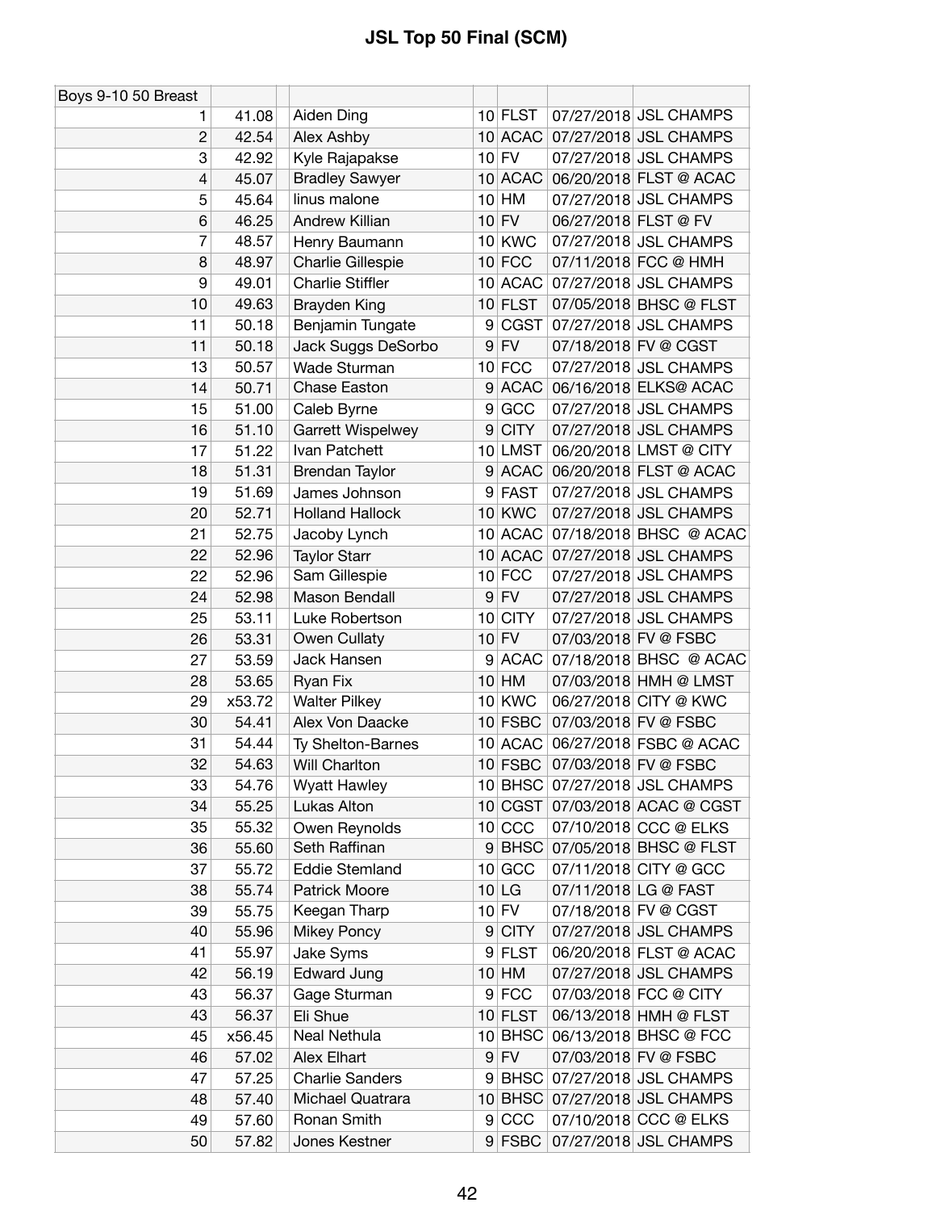# JSL Top 50 Final (SCM)

| Boys 9-10 50 Breast | | | | | | |
|---|---|---|---|---|---|---|
| 1 | 41.08 | Aiden Ding | 10 | FLST | 07/27/2018 | JSL CHAMPS |
| 2 | 42.54 | Alex Ashby | 10 | ACAC | 07/27/2018 | JSL CHAMPS |
| 3 | 42.92 | Kyle Rajapakse | 10 | FV | 07/27/2018 | JSL CHAMPS |
| 4 | 45.07 | Bradley Sawyer | 10 | ACAC | 06/20/2018 | FLST @ ACAC |
| 5 | 45.64 | linus malone | 10 | HM | 07/27/2018 | JSL CHAMPS |
| 6 | 46.25 | Andrew Killian | 10 | FV | 06/27/2018 | FLST @ FV |
| 7 | 48.57 | Henry Baumann | 10 | KWC | 07/27/2018 | JSL CHAMPS |
| 8 | 48.97 | Charlie Gillespie | 10 | FCC | 07/11/2018 | FCC @ HMH |
| 9 | 49.01 | Charlie Stiffler | 10 | ACAC | 07/27/2018 | JSL CHAMPS |
| 10 | 49.63 | Brayden King | 10 | FLST | 07/05/2018 | BHSC @ FLST |
| 11 | 50.18 | Benjamin Tungate | 9 | CGST | 07/27/2018 | JSL CHAMPS |
| 11 | 50.18 | Jack Suggs DeSorbo | 9 | FV | 07/18/2018 | FV @ CGST |
| 13 | 50.57 | Wade Sturman | 10 | FCC | 07/27/2018 | JSL CHAMPS |
| 14 | 50.71 | Chase Easton | 9 | ACAC | 06/16/2018 | ELKS@ ACAC |
| 15 | 51.00 | Caleb Byrne | 9 | GCC | 07/27/2018 | JSL CHAMPS |
| 16 | 51.10 | Garrett Wispelwey | 9 | CITY | 07/27/2018 | JSL CHAMPS |
| 17 | 51.22 | Ivan Patchett | 10 | LMST | 06/20/2018 | LMST @ CITY |
| 18 | 51.31 | Brendan Taylor | 9 | ACAC | 06/20/2018 | FLST @ ACAC |
| 19 | 51.69 | James Johnson | 9 | FAST | 07/27/2018 | JSL CHAMPS |
| 20 | 52.71 | Holland Hallock | 10 | KWC | 07/27/2018 | JSL CHAMPS |
| 21 | 52.75 | Jacoby Lynch | 10 | ACAC | 07/18/2018 | BHSC @ ACAC |
| 22 | 52.96 | Taylor Starr | 10 | ACAC | 07/27/2018 | JSL CHAMPS |
| 22 | 52.96 | Sam Gillespie | 10 | FCC | 07/27/2018 | JSL CHAMPS |
| 24 | 52.98 | Mason Bendall | 9 | FV | 07/27/2018 | JSL CHAMPS |
| 25 | 53.11 | Luke Robertson | 10 | CITY | 07/27/2018 | JSL CHAMPS |
| 26 | 53.31 | Owen Cullaty | 10 | FV | 07/03/2018 | FV @ FSBC |
| 27 | 53.59 | Jack Hansen | 9 | ACAC | 07/18/2018 | BHSC @ ACAC |
| 28 | 53.65 | Ryan Fix | 10 | HM | 07/03/2018 | HMH @ LMST |
| 29 | x53.72 | Walter Pilkey | 10 | KWC | 06/27/2018 | CITY @ KWC |
| 30 | 54.41 | Alex Von Daacke | 10 | FSBC | 07/03/2018 | FV @ FSBC |
| 31 | 54.44 | Ty Shelton-Barnes | 10 | ACAC | 06/27/2018 | FSBC @ ACAC |
| 32 | 54.63 | Will Charlton | 10 | FSBC | 07/03/2018 | FV @ FSBC |
| 33 | 54.76 | Wyatt Hawley | 10 | BHSC | 07/27/2018 | JSL CHAMPS |
| 34 | 55.25 | Lukas Alton | 10 | CGST | 07/03/2018 | ACAC @ CGST |
| 35 | 55.32 | Owen Reynolds | 10 | CCC | 07/10/2018 | CCC @ ELKS |
| 36 | 55.60 | Seth Raffinan | 9 | BHSC | 07/05/2018 | BHSC @ FLST |
| 37 | 55.72 | Eddie Stemland | 10 | GCC | 07/11/2018 | CITY @ GCC |
| 38 | 55.74 | Patrick Moore | 10 | LG | 07/11/2018 | LG @ FAST |
| 39 | 55.75 | Keegan Tharp | 10 | FV | 07/18/2018 | FV @ CGST |
| 40 | 55.96 | Mikey Poncy | 9 | CITY | 07/27/2018 | JSL CHAMPS |
| 41 | 55.97 | Jake Syms | 9 | FLST | 06/20/2018 | FLST @ ACAC |
| 42 | 56.19 | Edward Jung | 10 | HM | 07/27/2018 | JSL CHAMPS |
| 43 | 56.37 | Gage Sturman | 9 | FCC | 07/03/2018 | FCC @ CITY |
| 43 | 56.37 | Eli Shue | 10 | FLST | 06/13/2018 | HMH @ FLST |
| 45 | x56.45 | Neal Nethula | 10 | BHSC | 06/13/2018 | BHSC @ FCC |
| 46 | 57.02 | Alex Elhart | 9 | FV | 07/03/2018 | FV @ FSBC |
| 47 | 57.25 | Charlie Sanders | 9 | BHSC | 07/27/2018 | JSL CHAMPS |
| 48 | 57.40 | Michael Quatrara | 10 | BHSC | 07/27/2018 | JSL CHAMPS |
| 49 | 57.60 | Ronan Smith | 9 | CCC | 07/10/2018 | CCC @ ELKS |
| 50 | 57.82 | Jones Kestner | 9 | FSBC | 07/27/2018 | JSL CHAMPS |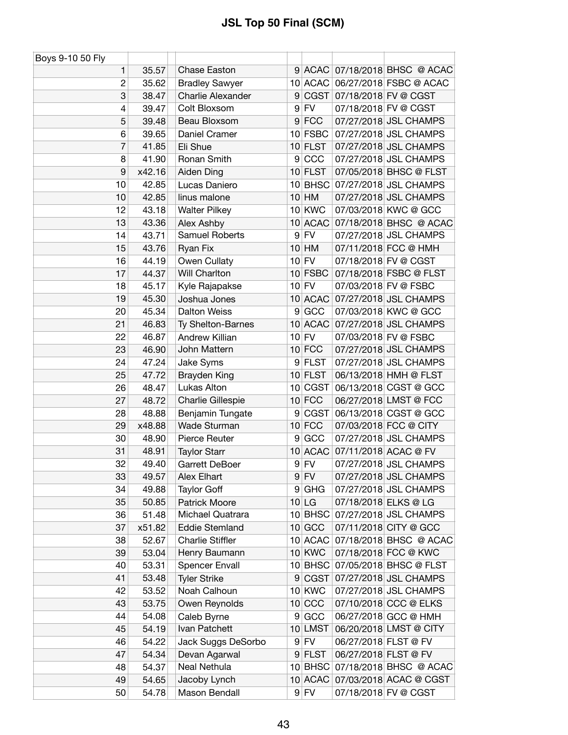# JSL Top 50 Final (SCM)

| Boys 9-10 50 Fly | | | | | | | |
|---|---|---|---|---|---|---|---|
| 1 | 35.57 | | Chase Easton | 9 | ACAC | 07/18/2018 | BHSC @ ACAC |
| 2 | 35.62 | | Bradley Sawyer | 10 | ACAC | 06/27/2018 | FSBC @ ACAC |
| 3 | 38.47 | | Charlie Alexander | 9 | CGST | 07/18/2018 | FV @ CGST |
| 4 | 39.47 | | Colt Bloxsom | 9 | FV | 07/18/2018 | FV @ CGST |
| 5 | 39.48 | | Beau Bloxsom | 9 | FCC | 07/27/2018 | JSL CHAMPS |
| 6 | 39.65 | | Daniel Cramer | 10 | FSBC | 07/27/2018 | JSL CHAMPS |
| 7 | 41.85 | | Eli Shue | 10 | FLST | 07/27/2018 | JSL CHAMPS |
| 8 | 41.90 | | Ronan Smith | 9 | CCC | 07/27/2018 | JSL CHAMPS |
| 9 | x42.16 | | Aiden Ding | 10 | FLST | 07/05/2018 | BHSC @ FLST |
| 10 | 42.85 | | Lucas Daniero | 10 | BHSC | 07/27/2018 | JSL CHAMPS |
| 10 | 42.85 | | linus malone | 10 | HM | 07/27/2018 | JSL CHAMPS |
| 12 | 43.18 | | Walter Pilkey | 10 | KWC | 07/03/2018 | KWC @ GCC |
| 13 | 43.36 | | Alex Ashby | 10 | ACAC | 07/18/2018 | BHSC @ ACAC |
| 14 | 43.71 | | Samuel Roberts | 9 | FV | 07/27/2018 | JSL CHAMPS |
| 15 | 43.76 | | Ryan Fix | 10 | HM | 07/11/2018 | FCC @ HMH |
| 16 | 44.19 | | Owen Cullaty | 10 | FV | 07/18/2018 | FV @ CGST |
| 17 | 44.37 | | Will Charlton | 10 | FSBC | 07/18/2018 | FSBC @ FLST |
| 18 | 45.17 | | Kyle Rajapakse | 10 | FV | 07/03/2018 | FV @ FSBC |
| 19 | 45.30 | | Joshua Jones | 10 | ACAC | 07/27/2018 | JSL CHAMPS |
| 20 | 45.34 | | Dalton Weiss | 9 | GCC | 07/03/2018 | KWC @ GCC |
| 21 | 46.83 | | Ty Shelton-Barnes | 10 | ACAC | 07/27/2018 | JSL CHAMPS |
| 22 | 46.87 | | Andrew Killian | 10 | FV | 07/03/2018 | FV @ FSBC |
| 23 | 46.90 | | John Mattern | 10 | FCC | 07/27/2018 | JSL CHAMPS |
| 24 | 47.24 | | Jake Syms | 9 | FLST | 07/27/2018 | JSL CHAMPS |
| 25 | 47.72 | | Brayden King | 10 | FLST | 06/13/2018 | HMH @ FLST |
| 26 | 48.47 | | Lukas Alton | 10 | CGST | 06/13/2018 | CGST @ GCC |
| 27 | 48.72 | | Charlie Gillespie | 10 | FCC | 06/27/2018 | LMST @ FCC |
| 28 | 48.88 | | Benjamin Tungate | 9 | CGST | 06/13/2018 | CGST @ GCC |
| 29 | x48.88 | | Wade Sturman | 10 | FCC | 07/03/2018 | FCC @ CITY |
| 30 | 48.90 | | Pierce Reuter | 9 | GCC | 07/27/2018 | JSL CHAMPS |
| 31 | 48.91 | | Taylor Starr | 10 | ACAC | 07/11/2018 | ACAC @ FV |
| 32 | 49.40 | | Garrett DeBoer | 9 | FV | 07/27/2018 | JSL CHAMPS |
| 33 | 49.57 | | Alex Elhart | 9 | FV | 07/27/2018 | JSL CHAMPS |
| 34 | 49.88 | | Taylor Goff | 9 | GHG | 07/27/2018 | JSL CHAMPS |
| 35 | 50.85 | | Patrick Moore | 10 | LG | 07/18/2018 | ELKS @ LG |
| 36 | 51.48 | | Michael Quatrara | 10 | BHSC | 07/27/2018 | JSL CHAMPS |
| 37 | x51.82 | | Eddie Stemland | 10 | GCC | 07/11/2018 | CITY @ GCC |
| 38 | 52.67 | | Charlie Stiffler | 10 | ACAC | 07/18/2018 | BHSC @ ACAC |
| 39 | 53.04 | | Henry Baumann | 10 | KWC | 07/18/2018 | FCC @ KWC |
| 40 | 53.31 | | Spencer Envall | 10 | BHSC | 07/05/2018 | BHSC @ FLST |
| 41 | 53.48 | | Tyler Strike | 9 | CGST | 07/27/2018 | JSL CHAMPS |
| 42 | 53.52 | | Noah Calhoun | 10 | KWC | 07/27/2018 | JSL CHAMPS |
| 43 | 53.75 | | Owen Reynolds | 10 | CCC | 07/10/2018 | CCC @ ELKS |
| 44 | 54.08 | | Caleb Byrne | 9 | GCC | 06/27/2018 | GCC @ HMH |
| 45 | 54.19 | | Ivan Patchett | 10 | LMST | 06/20/2018 | LMST @ CITY |
| 46 | 54.22 | | Jack Suggs DeSorbo | 9 | FV | 06/27/2018 | FLST @ FV |
| 47 | 54.34 | | Devan Agarwal | 9 | FLST | 06/27/2018 | FLST @ FV |
| 48 | 54.37 | | Neal Nethula | 10 | BHSC | 07/18/2018 | BHSC @ ACAC |
| 49 | 54.65 | | Jacoby Lynch | 10 | ACAC | 07/03/2018 | ACAC @ CGST |
| 50 | 54.78 | | Mason Bendall | 9 | FV | 07/18/2018 | FV @ CGST |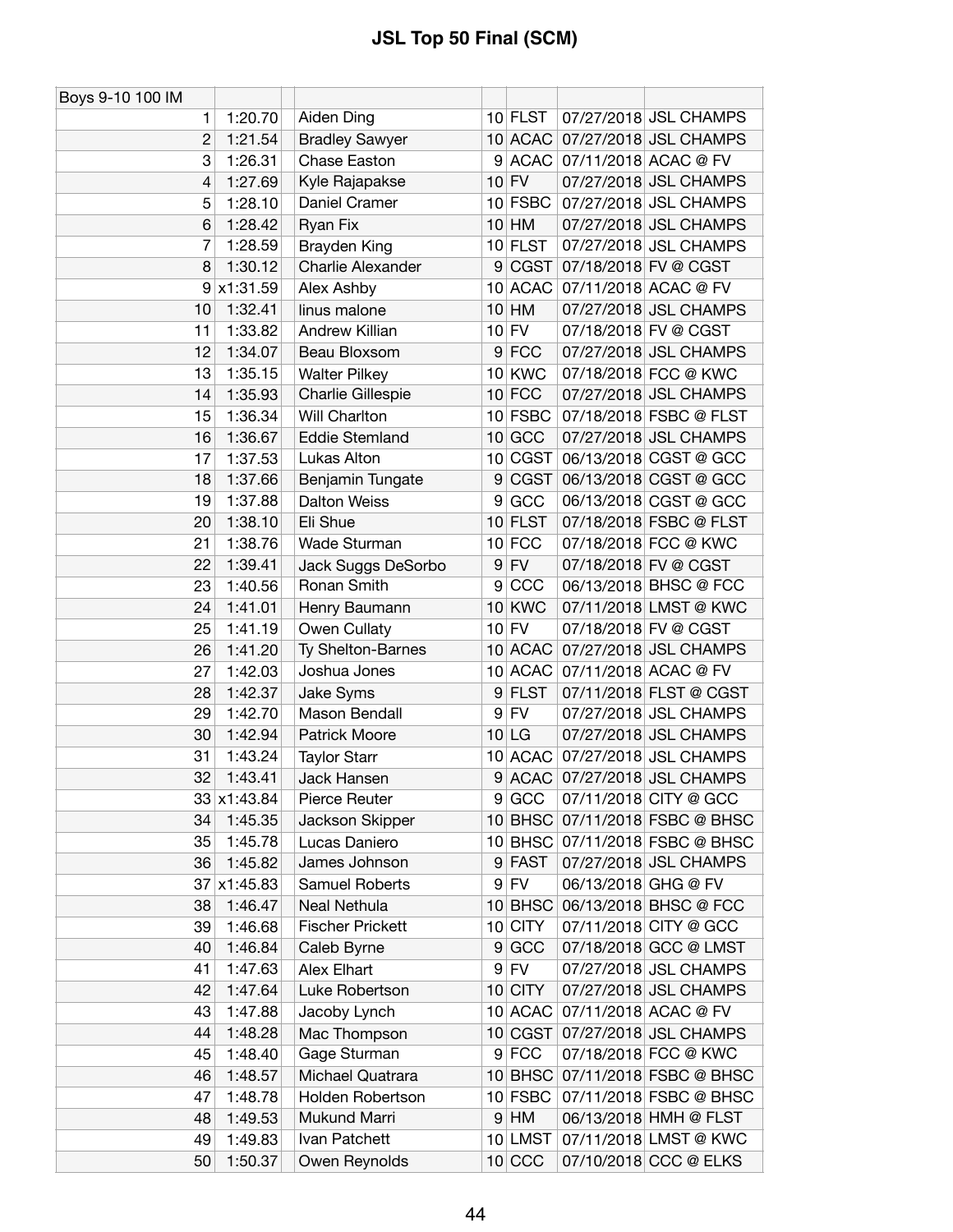# JSL Top 50 Final (SCM)

| Boys 9-10 100 IM | | | | | | |
|---|---|---|---|---|---|---|
| 1 | 1:20.70 | Aiden Ding | 10 | FLST | 07/27/2018 | JSL CHAMPS |
| 2 | 1:21.54 | Bradley Sawyer | 10 | ACAC | 07/27/2018 | JSL CHAMPS |
| 3 | 1:26.31 | Chase Easton | 9 | ACAC | 07/11/2018 | ACAC @ FV |
| 4 | 1:27.69 | Kyle Rajapakse | 10 | FV | 07/27/2018 | JSL CHAMPS |
| 5 | 1:28.10 | Daniel Cramer | 10 | FSBC | 07/27/2018 | JSL CHAMPS |
| 6 | 1:28.42 | Ryan Fix | 10 | HM | 07/27/2018 | JSL CHAMPS |
| 7 | 1:28.59 | Brayden King | 10 | FLST | 07/27/2018 | JSL CHAMPS |
| 8 | 1:30.12 | Charlie Alexander | 9 | CGST | 07/18/2018 | FV @ CGST |
| 9 | x1:31.59 | Alex Ashby | 10 | ACAC | 07/11/2018 | ACAC @ FV |
| 10 | 1:32.41 | linus malone | 10 | HM | 07/27/2018 | JSL CHAMPS |
| 11 | 1:33.82 | Andrew Killian | 10 | FV | 07/18/2018 | FV @ CGST |
| 12 | 1:34.07 | Beau Bloxsom | 9 | FCC | 07/27/2018 | JSL CHAMPS |
| 13 | 1:35.15 | Walter Pilkey | 10 | KWC | 07/18/2018 | FCC @ KWC |
| 14 | 1:35.93 | Charlie Gillespie | 10 | FCC | 07/27/2018 | JSL CHAMPS |
| 15 | 1:36.34 | Will Charlton | 10 | FSBC | 07/18/2018 | FSBC @ FLST |
| 16 | 1:36.67 | Eddie Stemland | 10 | GCC | 07/27/2018 | JSL CHAMPS |
| 17 | 1:37.53 | Lukas Alton | 10 | CGST | 06/13/2018 | CGST @ GCC |
| 18 | 1:37.66 | Benjamin Tungate | 9 | CGST | 06/13/2018 | CGST @ GCC |
| 19 | 1:37.88 | Dalton Weiss | 9 | GCC | 06/13/2018 | CGST @ GCC |
| 20 | 1:38.10 | Eli Shue | 10 | FLST | 07/18/2018 | FSBC @ FLST |
| 21 | 1:38.76 | Wade Sturman | 10 | FCC | 07/18/2018 | FCC @ KWC |
| 22 | 1:39.41 | Jack Suggs DeSorbo | 9 | FV | 07/18/2018 | FV @ CGST |
| 23 | 1:40.56 | Ronan Smith | 9 | CCC | 06/13/2018 | BHSC @ FCC |
| 24 | 1:41.01 | Henry Baumann | 10 | KWC | 07/11/2018 | LMST @ KWC |
| 25 | 1:41.19 | Owen Cullaty | 10 | FV | 07/18/2018 | FV @ CGST |
| 26 | 1:41.20 | Ty Shelton-Barnes | 10 | ACAC | 07/27/2018 | JSL CHAMPS |
| 27 | 1:42.03 | Joshua Jones | 10 | ACAC | 07/11/2018 | ACAC @ FV |
| 28 | 1:42.37 | Jake Syms | 9 | FLST | 07/11/2018 | FLST @ CGST |
| 29 | 1:42.70 | Mason Bendall | 9 | FV | 07/27/2018 | JSL CHAMPS |
| 30 | 1:42.94 | Patrick Moore | 10 | LG | 07/27/2018 | JSL CHAMPS |
| 31 | 1:43.24 | Taylor Starr | 10 | ACAC | 07/27/2018 | JSL CHAMPS |
| 32 | 1:43.41 | Jack Hansen | 9 | ACAC | 07/27/2018 | JSL CHAMPS |
| 33 | x1:43.84 | Pierce Reuter | 9 | GCC | 07/11/2018 | CITY @ GCC |
| 34 | 1:45.35 | Jackson Skipper | 10 | BHSC | 07/11/2018 | FSBC @ BHSC |
| 35 | 1:45.78 | Lucas Daniero | 10 | BHSC | 07/11/2018 | FSBC @ BHSC |
| 36 | 1:45.82 | James Johnson | 9 | FAST | 07/27/2018 | JSL CHAMPS |
| 37 | x1:45.83 | Samuel Roberts | 9 | FV | 06/13/2018 | GHG @ FV |
| 38 | 1:46.47 | Neal Nethula | 10 | BHSC | 06/13/2018 | BHSC @ FCC |
| 39 | 1:46.68 | Fischer Prickett | 10 | CITY | 07/11/2018 | CITY @ GCC |
| 40 | 1:46.84 | Caleb Byrne | 9 | GCC | 07/18/2018 | GCC @ LMST |
| 41 | 1:47.63 | Alex Elhart | 9 | FV | 07/27/2018 | JSL CHAMPS |
| 42 | 1:47.64 | Luke Robertson | 10 | CITY | 07/27/2018 | JSL CHAMPS |
| 43 | 1:47.88 | Jacoby Lynch | 10 | ACAC | 07/11/2018 | ACAC @ FV |
| 44 | 1:48.28 | Mac Thompson | 10 | CGST | 07/27/2018 | JSL CHAMPS |
| 45 | 1:48.40 | Gage Sturman | 9 | FCC | 07/18/2018 | FCC @ KWC |
| 46 | 1:48.57 | Michael Quatrara | 10 | BHSC | 07/11/2018 | FSBC @ BHSC |
| 47 | 1:48.78 | Holden Robertson | 10 | FSBC | 07/11/2018 | FSBC @ BHSC |
| 48 | 1:49.53 | Mukund Marri | 9 | HM | 06/13/2018 | HMH @ FLST |
| 49 | 1:49.83 | Ivan Patchett | 10 | LMST | 07/11/2018 | LMST @ KWC |
| 50 | 1:50.37 | Owen Reynolds | 10 | CCC | 07/10/2018 | CCC @ ELKS |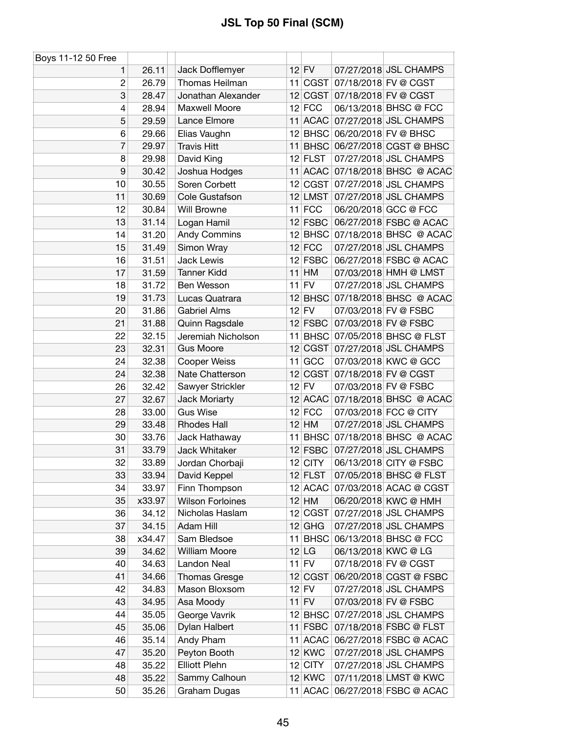# JSL Top 50 Final (SCM)

| Boys 11-12 50 Free | | | | | | |
|---|---|---|---|---|---|---|
| 1 | 26.11 | Jack Dofflemyer | 12 | FV | 07/27/2018 | JSL CHAMPS |
| 2 | 26.79 | Thomas Heilman | 11 | CGST | 07/18/2018 | FV @ CGST |
| 3 | 28.47 | Jonathan Alexander | 12 | CGST | 07/18/2018 | FV @ CGST |
| 4 | 28.94 | Maxwell Moore | 12 | FCC | 06/13/2018 | BHSC @ FCC |
| 5 | 29.59 | Lance Elmore | 11 | ACAC | 07/27/2018 | JSL CHAMPS |
| 6 | 29.66 | Elias Vaughn | 12 | BHSC | 06/20/2018 | FV @ BHSC |
| 7 | 29.97 | Travis Hitt | 11 | BHSC | 06/27/2018 | CGST @ BHSC |
| 8 | 29.98 | David King | 12 | FLST | 07/27/2018 | JSL CHAMPS |
| 9 | 30.42 | Joshua Hodges | 11 | ACAC | 07/18/2018 | BHSC @ ACAC |
| 10 | 30.55 | Soren Corbett | 12 | CGST | 07/27/2018 | JSL CHAMPS |
| 11 | 30.69 | Cole Gustafson | 12 | LMST | 07/27/2018 | JSL CHAMPS |
| 12 | 30.84 | Will Browne | 11 | FCC | 06/20/2018 | GCC @ FCC |
| 13 | 31.14 | Logan Hamil | 12 | FSBC | 06/27/2018 | FSBC @ ACAC |
| 14 | 31.20 | Andy Commins | 12 | BHSC | 07/18/2018 | BHSC @ ACAC |
| 15 | 31.49 | Simon Wray | 12 | FCC | 07/27/2018 | JSL CHAMPS |
| 16 | 31.51 | Jack Lewis | 12 | FSBC | 06/27/2018 | FSBC @ ACAC |
| 17 | 31.59 | Tanner Kidd | 11 | HM | 07/03/2018 | HMH @ LMST |
| 18 | 31.72 | Ben Wesson | 11 | FV | 07/27/2018 | JSL CHAMPS |
| 19 | 31.73 | Lucas Quatrara | 12 | BHSC | 07/18/2018 | BHSC @ ACAC |
| 20 | 31.86 | Gabriel Alms | 12 | FV | 07/03/2018 | FV @ FSBC |
| 21 | 31.88 | Quinn Ragsdale | 12 | FSBC | 07/03/2018 | FV @ FSBC |
| 22 | 32.15 | Jeremiah Nicholson | 11 | BHSC | 07/05/2018 | BHSC @ FLST |
| 23 | 32.31 | Gus Moore | 12 | CGST | 07/27/2018 | JSL CHAMPS |
| 24 | 32.38 | Cooper Weiss | 11 | GCC | 07/03/2018 | KWC @ GCC |
| 24 | 32.38 | Nate Chatterson | 12 | CGST | 07/18/2018 | FV @ CGST |
| 26 | 32.42 | Sawyer Strickler | 12 | FV | 07/03/2018 | FV @ FSBC |
| 27 | 32.67 | Jack Moriarty | 12 | ACAC | 07/18/2018 | BHSC @ ACAC |
| 28 | 33.00 | Gus Wise | 12 | FCC | 07/03/2018 | FCC @ CITY |
| 29 | 33.48 | Rhodes Hall | 12 | HM | 07/27/2018 | JSL CHAMPS |
| 30 | 33.76 | Jack Hathaway | 11 | BHSC | 07/18/2018 | BHSC @ ACAC |
| 31 | 33.79 | Jack Whitaker | 12 | FSBC | 07/27/2018 | JSL CHAMPS |
| 32 | 33.89 | Jordan Chorbaji | 12 | CITY | 06/13/2018 | CITY @ FSBC |
| 33 | 33.94 | David Keppel | 12 | FLST | 07/05/2018 | BHSC @ FLST |
| 34 | 33.97 | Finn Thompson | 12 | ACAC | 07/03/2018 | ACAC @ CGST |
| 35 | x33.97 | Wilson Forloines | 12 | HM | 06/20/2018 | KWC @ HMH |
| 36 | 34.12 | Nicholas Haslam | 12 | CGST | 07/27/2018 | JSL CHAMPS |
| 37 | 34.15 | Adam Hill | 12 | GHG | 07/27/2018 | JSL CHAMPS |
| 38 | x34.47 | Sam Bledsoe | 11 | BHSC | 06/13/2018 | BHSC @ FCC |
| 39 | 34.62 | William Moore | 12 | LG | 06/13/2018 | KWC @ LG |
| 40 | 34.63 | Landon Neal | 11 | FV | 07/18/2018 | FV @ CGST |
| 41 | 34.66 | Thomas Gresge | 12 | CGST | 06/20/2018 | CGST @ FSBC |
| 42 | 34.83 | Mason Bloxsom | 12 | FV | 07/27/2018 | JSL CHAMPS |
| 43 | 34.95 | Asa Moody | 11 | FV | 07/03/2018 | FV @ FSBC |
| 44 | 35.05 | George Vavrik | 12 | BHSC | 07/27/2018 | JSL CHAMPS |
| 45 | 35.06 | Dylan Halbert | 11 | FSBC | 07/18/2018 | FSBC @ FLST |
| 46 | 35.14 | Andy Pham | 11 | ACAC | 06/27/2018 | FSBC @ ACAC |
| 47 | 35.20 | Peyton Booth | 12 | KWC | 07/27/2018 | JSL CHAMPS |
| 48 | 35.22 | Elliott Plehn | 12 | CITY | 07/27/2018 | JSL CHAMPS |
| 48 | 35.22 | Sammy Calhoun | 12 | KWC | 07/11/2018 | LMST @ KWC |
| 50 | 35.26 | Graham Dugas | 11 | ACAC | 06/27/2018 | FSBC @ ACAC |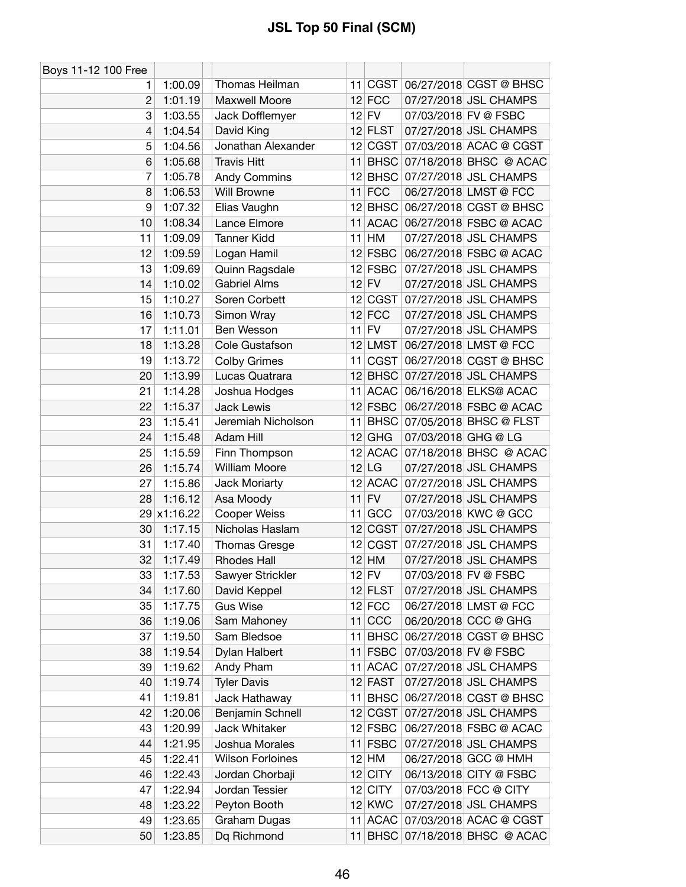# JSL Top 50 Final (SCM)

| Boys 11-12 100 Free | | | | | | | |
|---|---|---|---|---|---|---|---|
| 1 | 1:00.09 | | Thomas Heilman | 11 | CGST | 06/27/2018 | CGST @ BHSC |
| 2 | 1:01.19 | | Maxwell Moore | 12 | FCC | 07/27/2018 | JSL CHAMPS |
| 3 | 1:03.55 | | Jack Dofflemyer | 12 | FV | 07/03/2018 | FV @ FSBC |
| 4 | 1:04.54 | | David King | 12 | FLST | 07/27/2018 | JSL CHAMPS |
| 5 | 1:04.56 | | Jonathan Alexander | 12 | CGST | 07/03/2018 | ACAC @ CGST |
| 6 | 1:05.68 | | Travis Hitt | 11 | BHSC | 07/18/2018 | BHSC @ ACAC |
| 7 | 1:05.78 | | Andy Commins | 12 | BHSC | 07/27/2018 | JSL CHAMPS |
| 8 | 1:06.53 | | Will Browne | 11 | FCC | 06/27/2018 | LMST @ FCC |
| 9 | 1:07.32 | | Elias Vaughn | 12 | BHSC | 06/27/2018 | CGST @ BHSC |
| 10 | 1:08.34 | | Lance Elmore | 11 | ACAC | 06/27/2018 | FSBC @ ACAC |
| 11 | 1:09.09 | | Tanner Kidd | 11 | HM | 07/27/2018 | JSL CHAMPS |
| 12 | 1:09.59 | | Logan Hamil | 12 | FSBC | 06/27/2018 | FSBC @ ACAC |
| 13 | 1:09.69 | | Quinn Ragsdale | 12 | FSBC | 07/27/2018 | JSL CHAMPS |
| 14 | 1:10.02 | | Gabriel Alms | 12 | FV | 07/27/2018 | JSL CHAMPS |
| 15 | 1:10.27 | | Soren Corbett | 12 | CGST | 07/27/2018 | JSL CHAMPS |
| 16 | 1:10.73 | | Simon Wray | 12 | FCC | 07/27/2018 | JSL CHAMPS |
| 17 | 1:11.01 | | Ben Wesson | 11 | FV | 07/27/2018 | JSL CHAMPS |
| 18 | 1:13.28 | | Cole Gustafson | 12 | LMST | 06/27/2018 | LMST @ FCC |
| 19 | 1:13.72 | | Colby Grimes | 11 | CGST | 06/27/2018 | CGST @ BHSC |
| 20 | 1:13.99 | | Lucas Quatrara | 12 | BHSC | 07/27/2018 | JSL CHAMPS |
| 21 | 1:14.28 | | Joshua Hodges | 11 | ACAC | 06/16/2018 | ELKS@ ACAC |
| 22 | 1:15.37 | | Jack Lewis | 12 | FSBC | 06/27/2018 | FSBC @ ACAC |
| 23 | 1:15.41 | | Jeremiah Nicholson | 11 | BHSC | 07/05/2018 | BHSC @ FLST |
| 24 | 1:15.48 | | Adam Hill | 12 | GHG | 07/03/2018 | GHG @ LG |
| 25 | 1:15.59 | | Finn Thompson | 12 | ACAC | 07/18/2018 | BHSC @ ACAC |
| 26 | 1:15.74 | | William Moore | 12 | LG | 07/27/2018 | JSL CHAMPS |
| 27 | 1:15.86 | | Jack Moriarty | 12 | ACAC | 07/27/2018 | JSL CHAMPS |
| 28 | 1:16.12 | | Asa Moody | 11 | FV | 07/27/2018 | JSL CHAMPS |
| 29 | x1:16.22 | | Cooper Weiss | 11 | GCC | 07/03/2018 | KWC @ GCC |
| 30 | 1:17.15 | | Nicholas Haslam | 12 | CGST | 07/27/2018 | JSL CHAMPS |
| 31 | 1:17.40 | | Thomas Gresge | 12 | CGST | 07/27/2018 | JSL CHAMPS |
| 32 | 1:17.49 | | Rhodes Hall | 12 | HM | 07/27/2018 | JSL CHAMPS |
| 33 | 1:17.53 | | Sawyer Strickler | 12 | FV | 07/03/2018 | FV @ FSBC |
| 34 | 1:17.60 | | David Keppel | 12 | FLST | 07/27/2018 | JSL CHAMPS |
| 35 | 1:17.75 | | Gus Wise | 12 | FCC | 06/27/2018 | LMST @ FCC |
| 36 | 1:19.06 | | Sam Mahoney | 11 | CCC | 06/20/2018 | CCC @ GHG |
| 37 | 1:19.50 | | Sam Bledsoe | 11 | BHSC | 06/27/2018 | CGST @ BHSC |
| 38 | 1:19.54 | | Dylan Halbert | 11 | FSBC | 07/03/2018 | FV @ FSBC |
| 39 | 1:19.62 | | Andy Pham | 11 | ACAC | 07/27/2018 | JSL CHAMPS |
| 40 | 1:19.74 | | Tyler Davis | 12 | FAST | 07/27/2018 | JSL CHAMPS |
| 41 | 1:19.81 | | Jack Hathaway | 11 | BHSC | 06/27/2018 | CGST @ BHSC |
| 42 | 1:20.06 | | Benjamin Schnell | 12 | CGST | 07/27/2018 | JSL CHAMPS |
| 43 | 1:20.99 | | Jack Whitaker | 12 | FSBC | 06/27/2018 | FSBC @ ACAC |
| 44 | 1:21.95 | | Joshua Morales | 11 | FSBC | 07/27/2018 | JSL CHAMPS |
| 45 | 1:22.41 | | Wilson Forloines | 12 | HM | 06/27/2018 | GCC @ HMH |
| 46 | 1:22.43 | | Jordan Chorbaji | 12 | CITY | 06/13/2018 | CITY @ FSBC |
| 47 | 1:22.94 | | Jordan Tessier | 12 | CITY | 07/03/2018 | FCC @ CITY |
| 48 | 1:23.22 | | Peyton Booth | 12 | KWC | 07/27/2018 | JSL CHAMPS |
| 49 | 1:23.65 | | Graham Dugas | 11 | ACAC | 07/03/2018 | ACAC @ CGST |
| 50 | 1:23.85 | | Dq Richmond | 11 | BHSC | 07/18/2018 | BHSC @ ACAC |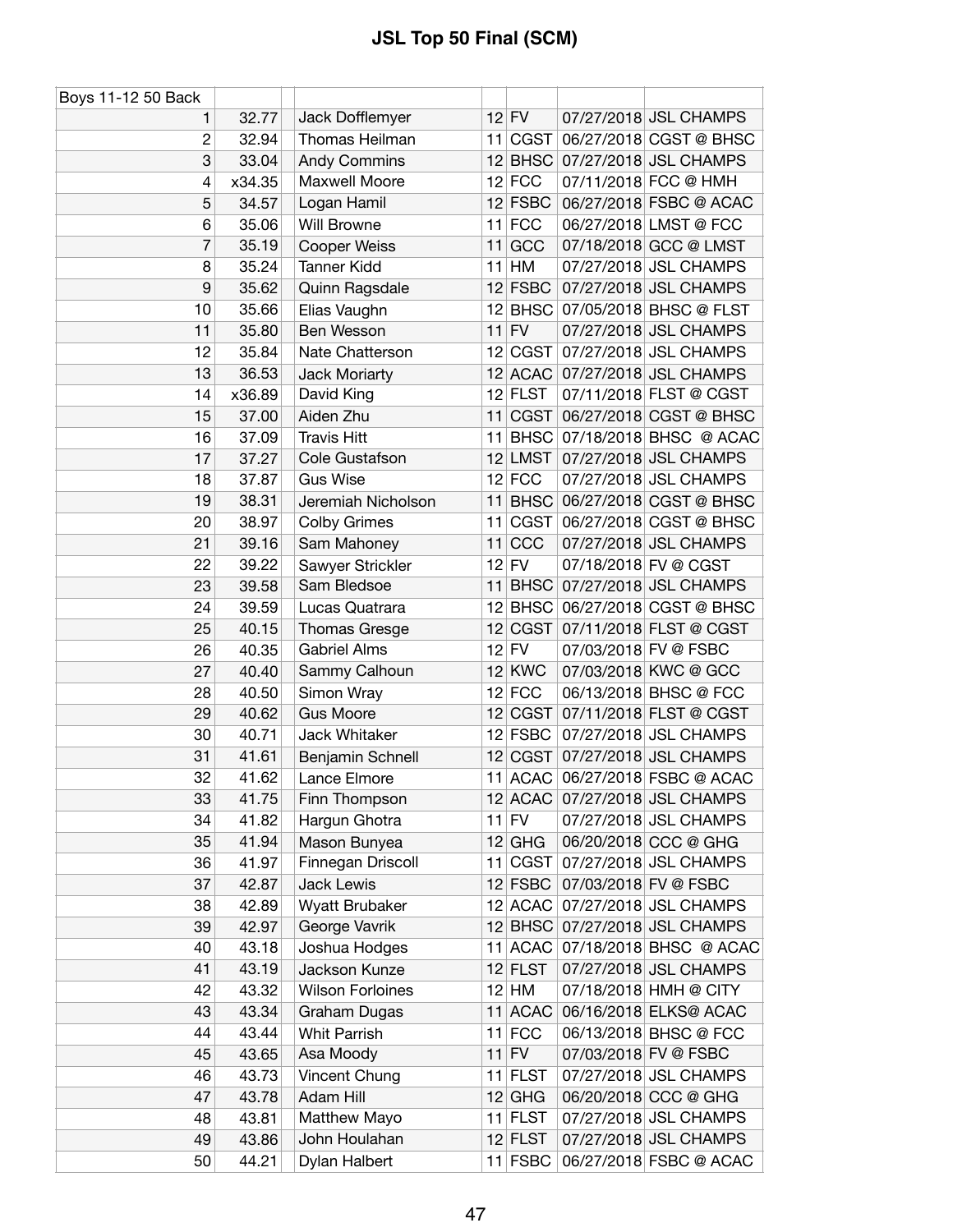# JSL Top 50 Final (SCM)

| Boys 11-12 50 Back | | | | | | |
|---|---|---|---|---|---|---|
| 1 | 32.77 | Jack Dofflemyer | 12 | FV | 07/27/2018 | JSL CHAMPS |
| 2 | 32.94 | Thomas Heilman | 11 | CGST | 06/27/2018 | CGST @ BHSC |
| 3 | 33.04 | Andy Commins | 12 | BHSC | 07/27/2018 | JSL CHAMPS |
| 4 | x34.35 | Maxwell Moore | 12 | FCC | 07/11/2018 | FCC @ HMH |
| 5 | 34.57 | Logan Hamil | 12 | FSBC | 06/27/2018 | FSBC @ ACAC |
| 6 | 35.06 | Will Browne | 11 | FCC | 06/27/2018 | LMST @ FCC |
| 7 | 35.19 | Cooper Weiss | 11 | GCC | 07/18/2018 | GCC @ LMST |
| 8 | 35.24 | Tanner Kidd | 11 | HM | 07/27/2018 | JSL CHAMPS |
| 9 | 35.62 | Quinn Ragsdale | 12 | FSBC | 07/27/2018 | JSL CHAMPS |
| 10 | 35.66 | Elias Vaughn | 12 | BHSC | 07/05/2018 | BHSC @ FLST |
| 11 | 35.80 | Ben Wesson | 11 | FV | 07/27/2018 | JSL CHAMPS |
| 12 | 35.84 | Nate Chatterson | 12 | CGST | 07/27/2018 | JSL CHAMPS |
| 13 | 36.53 | Jack Moriarty | 12 | ACAC | 07/27/2018 | JSL CHAMPS |
| 14 | x36.89 | David King | 12 | FLST | 07/11/2018 | FLST @ CGST |
| 15 | 37.00 | Aiden Zhu | 11 | CGST | 06/27/2018 | CGST @ BHSC |
| 16 | 37.09 | Travis Hitt | 11 | BHSC | 07/18/2018 | BHSC @ ACAC |
| 17 | 37.27 | Cole Gustafson | 12 | LMST | 07/27/2018 | JSL CHAMPS |
| 18 | 37.87 | Gus Wise | 12 | FCC | 07/27/2018 | JSL CHAMPS |
| 19 | 38.31 | Jeremiah Nicholson | 11 | BHSC | 06/27/2018 | CGST @ BHSC |
| 20 | 38.97 | Colby Grimes | 11 | CGST | 06/27/2018 | CGST @ BHSC |
| 21 | 39.16 | Sam Mahoney | 11 | CCC | 07/27/2018 | JSL CHAMPS |
| 22 | 39.22 | Sawyer Strickler | 12 | FV | 07/18/2018 | FV @ CGST |
| 23 | 39.58 | Sam Bledsoe | 11 | BHSC | 07/27/2018 | JSL CHAMPS |
| 24 | 39.59 | Lucas Quatrara | 12 | BHSC | 06/27/2018 | CGST @ BHSC |
| 25 | 40.15 | Thomas Gresge | 12 | CGST | 07/11/2018 | FLST @ CGST |
| 26 | 40.35 | Gabriel Alms | 12 | FV | 07/03/2018 | FV @ FSBC |
| 27 | 40.40 | Sammy Calhoun | 12 | KWC | 07/03/2018 | KWC @ GCC |
| 28 | 40.50 | Simon Wray | 12 | FCC | 06/13/2018 | BHSC @ FCC |
| 29 | 40.62 | Gus Moore | 12 | CGST | 07/11/2018 | FLST @ CGST |
| 30 | 40.71 | Jack Whitaker | 12 | FSBC | 07/27/2018 | JSL CHAMPS |
| 31 | 41.61 | Benjamin Schnell | 12 | CGST | 07/27/2018 | JSL CHAMPS |
| 32 | 41.62 | Lance Elmore | 11 | ACAC | 06/27/2018 | FSBC @ ACAC |
| 33 | 41.75 | Finn Thompson | 12 | ACAC | 07/27/2018 | JSL CHAMPS |
| 34 | 41.82 | Hargun Ghotra | 11 | FV | 07/27/2018 | JSL CHAMPS |
| 35 | 41.94 | Mason Bunyea | 12 | GHG | 06/20/2018 | CCC @ GHG |
| 36 | 41.97 | Finnegan Driscoll | 11 | CGST | 07/27/2018 | JSL CHAMPS |
| 37 | 42.87 | Jack Lewis | 12 | FSBC | 07/03/2018 | FV @ FSBC |
| 38 | 42.89 | Wyatt Brubaker | 12 | ACAC | 07/27/2018 | JSL CHAMPS |
| 39 | 42.97 | George Vavrik | 12 | BHSC | 07/27/2018 | JSL CHAMPS |
| 40 | 43.18 | Joshua Hodges | 11 | ACAC | 07/18/2018 | BHSC @ ACAC |
| 41 | 43.19 | Jackson Kunze | 12 | FLST | 07/27/2018 | JSL CHAMPS |
| 42 | 43.32 | Wilson Forloines | 12 | HM | 07/18/2018 | HMH @ CITY |
| 43 | 43.34 | Graham Dugas | 11 | ACAC | 06/16/2018 | ELKS@ ACAC |
| 44 | 43.44 | Whit Parrish | 11 | FCC | 06/13/2018 | BHSC @ FCC |
| 45 | 43.65 | Asa Moody | 11 | FV | 07/03/2018 | FV @ FSBC |
| 46 | 43.73 | Vincent Chung | 11 | FLST | 07/27/2018 | JSL CHAMPS |
| 47 | 43.78 | Adam Hill | 12 | GHG | 06/20/2018 | CCC @ GHG |
| 48 | 43.81 | Matthew Mayo | 11 | FLST | 07/27/2018 | JSL CHAMPS |
| 49 | 43.86 | John Houlahan | 12 | FLST | 07/27/2018 | JSL CHAMPS |
| 50 | 44.21 | Dylan Halbert | 11 | FSBC | 06/27/2018 | FSBC @ ACAC |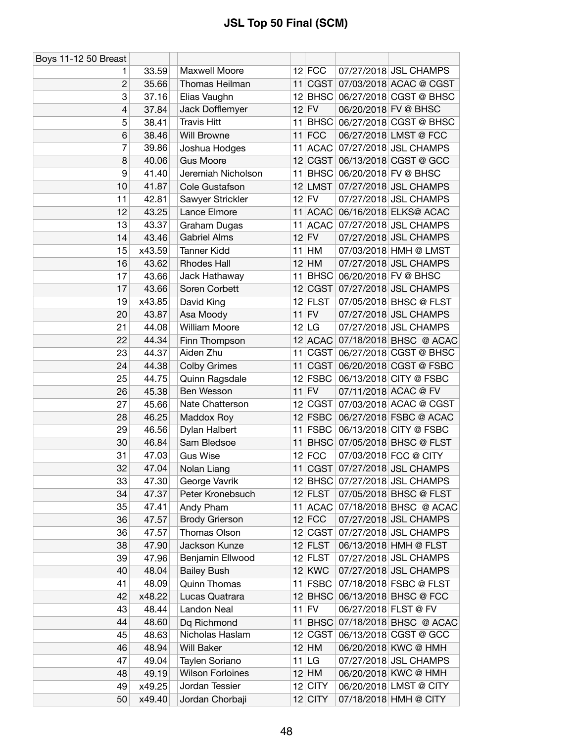# JSL Top 50 Final (SCM)

| Boys 11-12 50 Breast | | | | | | | |
|---|---|---|---|---|---|---|---|
| 1 | 33.59 | | Maxwell Moore | 12 | FCC | 07/27/2018 | JSL CHAMPS |
| 2 | 35.66 | | Thomas Heilman | 11 | CGST | 07/03/2018 | ACAC @ CGST |
| 3 | 37.16 | | Elias Vaughn | 12 | BHSC | 06/27/2018 | CGST @ BHSC |
| 4 | 37.84 | | Jack Dofflemyer | 12 | FV | 06/20/2018 | FV @ BHSC |
| 5 | 38.41 | | Travis Hitt | 11 | BHSC | 06/27/2018 | CGST @ BHSC |
| 6 | 38.46 | | Will Browne | 11 | FCC | 06/27/2018 | LMST @ FCC |
| 7 | 39.86 | | Joshua Hodges | 11 | ACAC | 07/27/2018 | JSL CHAMPS |
| 8 | 40.06 | | Gus Moore | 12 | CGST | 06/13/2018 | CGST @ GCC |
| 9 | 41.40 | | Jeremiah Nicholson | 11 | BHSC | 06/20/2018 | FV @ BHSC |
| 10 | 41.87 | | Cole Gustafson | 12 | LMST | 07/27/2018 | JSL CHAMPS |
| 11 | 42.81 | | Sawyer Strickler | 12 | FV | 07/27/2018 | JSL CHAMPS |
| 12 | 43.25 | | Lance Elmore | 11 | ACAC | 06/16/2018 | ELKS@ ACAC |
| 13 | 43.37 | | Graham Dugas | 11 | ACAC | 07/27/2018 | JSL CHAMPS |
| 14 | 43.46 | | Gabriel Alms | 12 | FV | 07/27/2018 | JSL CHAMPS |
| 15 | x43.59 | | Tanner Kidd | 11 | HM | 07/03/2018 | HMH @ LMST |
| 16 | 43.62 | | Rhodes Hall | 12 | HM | 07/27/2018 | JSL CHAMPS |
| 17 | 43.66 | | Jack Hathaway | 11 | BHSC | 06/20/2018 | FV @ BHSC |
| 17 | 43.66 | | Soren Corbett | 12 | CGST | 07/27/2018 | JSL CHAMPS |
| 19 | x43.85 | | David King | 12 | FLST | 07/05/2018 | BHSC @ FLST |
| 20 | 43.87 | | Asa Moody | 11 | FV | 07/27/2018 | JSL CHAMPS |
| 21 | 44.08 | | William Moore | 12 | LG | 07/27/2018 | JSL CHAMPS |
| 22 | 44.34 | | Finn Thompson | 12 | ACAC | 07/18/2018 | BHSC @ ACAC |
| 23 | 44.37 | | Aiden Zhu | 11 | CGST | 06/27/2018 | CGST @ BHSC |
| 24 | 44.38 | | Colby Grimes | 11 | CGST | 06/20/2018 | CGST @ FSBC |
| 25 | 44.75 | | Quinn Ragsdale | 12 | FSBC | 06/13/2018 | CITY @ FSBC |
| 26 | 45.38 | | Ben Wesson | 11 | FV | 07/11/2018 | ACAC @ FV |
| 27 | 45.66 | | Nate Chatterson | 12 | CGST | 07/03/2018 | ACAC @ CGST |
| 28 | 46.25 | | Maddox Roy | 12 | FSBC | 06/27/2018 | FSBC @ ACAC |
| 29 | 46.56 | | Dylan Halbert | 11 | FSBC | 06/13/2018 | CITY @ FSBC |
| 30 | 46.84 | | Sam Bledsoe | 11 | BHSC | 07/05/2018 | BHSC @ FLST |
| 31 | 47.03 | | Gus Wise | 12 | FCC | 07/03/2018 | FCC @ CITY |
| 32 | 47.04 | | Nolan Liang | 11 | CGST | 07/27/2018 | JSL CHAMPS |
| 33 | 47.30 | | George Vavrik | 12 | BHSC | 07/27/2018 | JSL CHAMPS |
| 34 | 47.37 | | Peter Kronebsuch | 12 | FLST | 07/05/2018 | BHSC @ FLST |
| 35 | 47.41 | | Andy Pham | 11 | ACAC | 07/18/2018 | BHSC @ ACAC |
| 36 | 47.57 | | Brody Grierson | 12 | FCC | 07/27/2018 | JSL CHAMPS |
| 36 | 47.57 | | Thomas Olson | 12 | CGST | 07/27/2018 | JSL CHAMPS |
| 38 | 47.90 | | Jackson Kunze | 12 | FLST | 06/13/2018 | HMH @ FLST |
| 39 | 47.96 | | Benjamin Ellwood | 12 | FLST | 07/27/2018 | JSL CHAMPS |
| 40 | 48.04 | | Bailey Bush | 12 | KWC | 07/27/2018 | JSL CHAMPS |
| 41 | 48.09 | | Quinn Thomas | 11 | FSBC | 07/18/2018 | FSBC @ FLST |
| 42 | x48.22 | | Lucas Quatrara | 12 | BHSC | 06/13/2018 | BHSC @ FCC |
| 43 | 48.44 | | Landon Neal | 11 | FV | 06/27/2018 | FLST @ FV |
| 44 | 48.60 | | Dq Richmond | 11 | BHSC | 07/18/2018 | BHSC @ ACAC |
| 45 | 48.63 | | Nicholas Haslam | 12 | CGST | 06/13/2018 | CGST @ GCC |
| 46 | 48.94 | | Will Baker | 12 | HM | 06/20/2018 | KWC @ HMH |
| 47 | 49.04 | | Taylen Soriano | 11 | LG | 07/27/2018 | JSL CHAMPS |
| 48 | 49.19 | | Wilson Forloines | 12 | HM | 06/20/2018 | KWC @ HMH |
| 49 | x49.25 | | Jordan Tessier | 12 | CITY | 06/20/2018 | LMST @ CITY |
| 50 | x49.40 | | Jordan Chorbaji | 12 | CITY | 07/18/2018 | HMH @ CITY |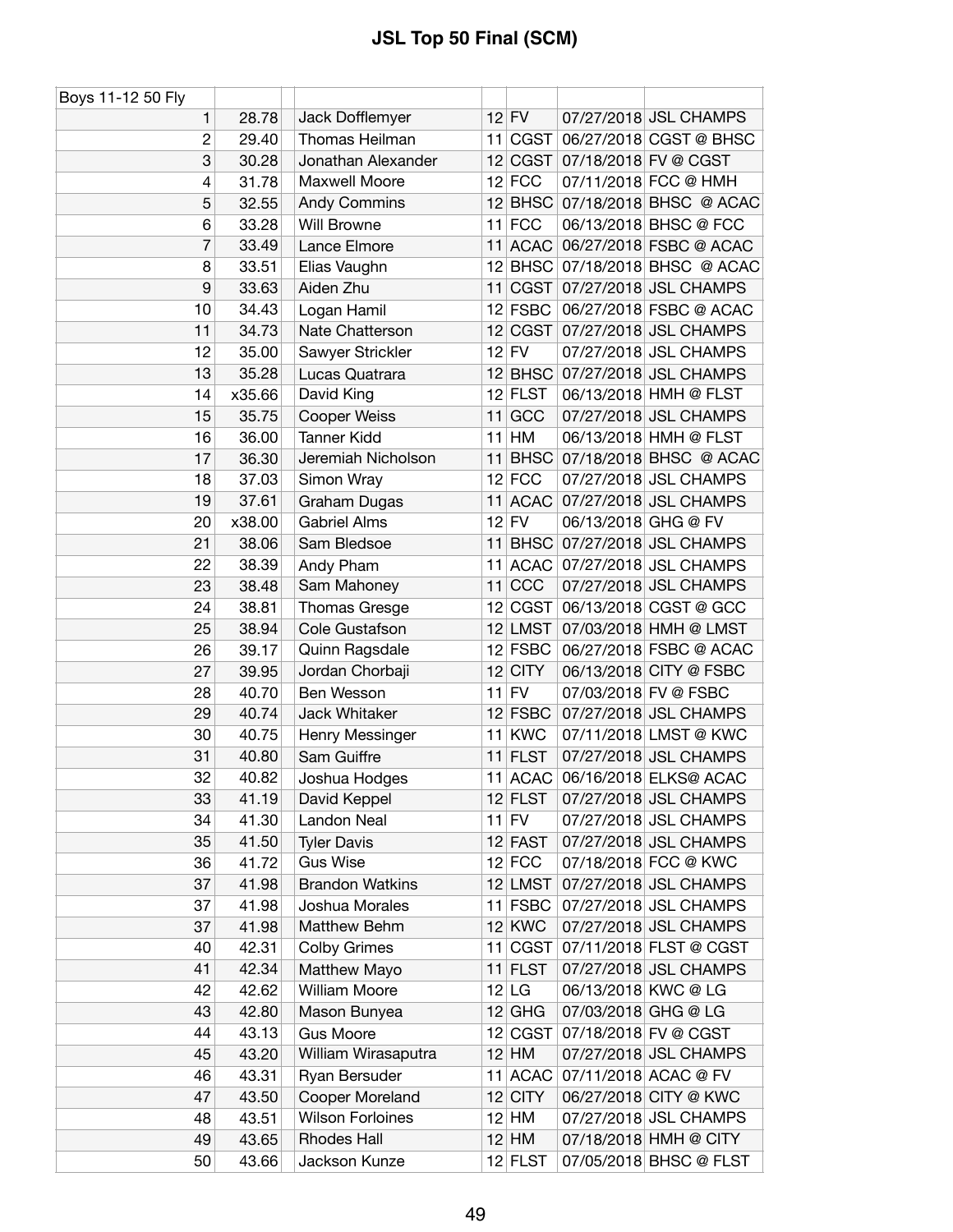# JSL Top 50 Final (SCM)

| Boys 11-12 50 Fly | | | | | | |
|---|---|---|---|---|---|---|
| 1 | 28.78 | Jack Dofflemyer | 12 | FV | 07/27/2018 | JSL CHAMPS |
| 2 | 29.40 | Thomas Heilman | 11 | CGST | 06/27/2018 | CGST @ BHSC |
| 3 | 30.28 | Jonathan Alexander | 12 | CGST | 07/18/2018 | FV @ CGST |
| 4 | 31.78 | Maxwell Moore | 12 | FCC | 07/11/2018 | FCC @ HMH |
| 5 | 32.55 | Andy Commins | 12 | BHSC | 07/18/2018 | BHSC @ ACAC |
| 6 | 33.28 | Will Browne | 11 | FCC | 06/13/2018 | BHSC @ FCC |
| 7 | 33.49 | Lance Elmore | 11 | ACAC | 06/27/2018 | FSBC @ ACAC |
| 8 | 33.51 | Elias Vaughn | 12 | BHSC | 07/18/2018 | BHSC @ ACAC |
| 9 | 33.63 | Aiden Zhu | 11 | CGST | 07/27/2018 | JSL CHAMPS |
| 10 | 34.43 | Logan Hamil | 12 | FSBC | 06/27/2018 | FSBC @ ACAC |
| 11 | 34.73 | Nate Chatterson | 12 | CGST | 07/27/2018 | JSL CHAMPS |
| 12 | 35.00 | Sawyer Strickler | 12 | FV | 07/27/2018 | JSL CHAMPS |
| 13 | 35.28 | Lucas Quatrara | 12 | BHSC | 07/27/2018 | JSL CHAMPS |
| 14 | x35.66 | David King | 12 | FLST | 06/13/2018 | HMH @ FLST |
| 15 | 35.75 | Cooper Weiss | 11 | GCC | 07/27/2018 | JSL CHAMPS |
| 16 | 36.00 | Tanner Kidd | 11 | HM | 06/13/2018 | HMH @ FLST |
| 17 | 36.30 | Jeremiah Nicholson | 11 | BHSC | 07/18/2018 | BHSC @ ACAC |
| 18 | 37.03 | Simon Wray | 12 | FCC | 07/27/2018 | JSL CHAMPS |
| 19 | 37.61 | Graham Dugas | 11 | ACAC | 07/27/2018 | JSL CHAMPS |
| 20 | x38.00 | Gabriel Alms | 12 | FV | 06/13/2018 | GHG @ FV |
| 21 | 38.06 | Sam Bledsoe | 11 | BHSC | 07/27/2018 | JSL CHAMPS |
| 22 | 38.39 | Andy Pham | 11 | ACAC | 07/27/2018 | JSL CHAMPS |
| 23 | 38.48 | Sam Mahoney | 11 | CCC | 07/27/2018 | JSL CHAMPS |
| 24 | 38.81 | Thomas Gresge | 12 | CGST | 06/13/2018 | CGST @ GCC |
| 25 | 38.94 | Cole Gustafson | 12 | LMST | 07/03/2018 | HMH @ LMST |
| 26 | 39.17 | Quinn Ragsdale | 12 | FSBC | 06/27/2018 | FSBC @ ACAC |
| 27 | 39.95 | Jordan Chorbaji | 12 | CITY | 06/13/2018 | CITY @ FSBC |
| 28 | 40.70 | Ben Wesson | 11 | FV | 07/03/2018 | FV @ FSBC |
| 29 | 40.74 | Jack Whitaker | 12 | FSBC | 07/27/2018 | JSL CHAMPS |
| 30 | 40.75 | Henry Messinger | 11 | KWC | 07/11/2018 | LMST @ KWC |
| 31 | 40.80 | Sam Guiffre | 11 | FLST | 07/27/2018 | JSL CHAMPS |
| 32 | 40.82 | Joshua Hodges | 11 | ACAC | 06/16/2018 | ELKS@ ACAC |
| 33 | 41.19 | David Keppel | 12 | FLST | 07/27/2018 | JSL CHAMPS |
| 34 | 41.30 | Landon Neal | 11 | FV | 07/27/2018 | JSL CHAMPS |
| 35 | 41.50 | Tyler Davis | 12 | FAST | 07/27/2018 | JSL CHAMPS |
| 36 | 41.72 | Gus Wise | 12 | FCC | 07/18/2018 | FCC @ KWC |
| 37 | 41.98 | Brandon Watkins | 12 | LMST | 07/27/2018 | JSL CHAMPS |
| 37 | 41.98 | Joshua Morales | 11 | FSBC | 07/27/2018 | JSL CHAMPS |
| 37 | 41.98 | Matthew Behm | 12 | KWC | 07/27/2018 | JSL CHAMPS |
| 40 | 42.31 | Colby Grimes | 11 | CGST | 07/11/2018 | FLST @ CGST |
| 41 | 42.34 | Matthew Mayo | 11 | FLST | 07/27/2018 | JSL CHAMPS |
| 42 | 42.62 | William Moore | 12 | LG | 06/13/2018 | KWC @ LG |
| 43 | 42.80 | Mason Bunyea | 12 | GHG | 07/03/2018 | GHG @ LG |
| 44 | 43.13 | Gus Moore | 12 | CGST | 07/18/2018 | FV @ CGST |
| 45 | 43.20 | William Wirasaputra | 12 | HM | 07/27/2018 | JSL CHAMPS |
| 46 | 43.31 | Ryan Bersuder | 11 | ACAC | 07/11/2018 | ACAC @ FV |
| 47 | 43.50 | Cooper Moreland | 12 | CITY | 06/27/2018 | CITY @ KWC |
| 48 | 43.51 | Wilson Forloines | 12 | HM | 07/27/2018 | JSL CHAMPS |
| 49 | 43.65 | Rhodes Hall | 12 | HM | 07/18/2018 | HMH @ CITY |
| 50 | 43.66 | Jackson Kunze | 12 | FLST | 07/05/2018 | BHSC @ FLST |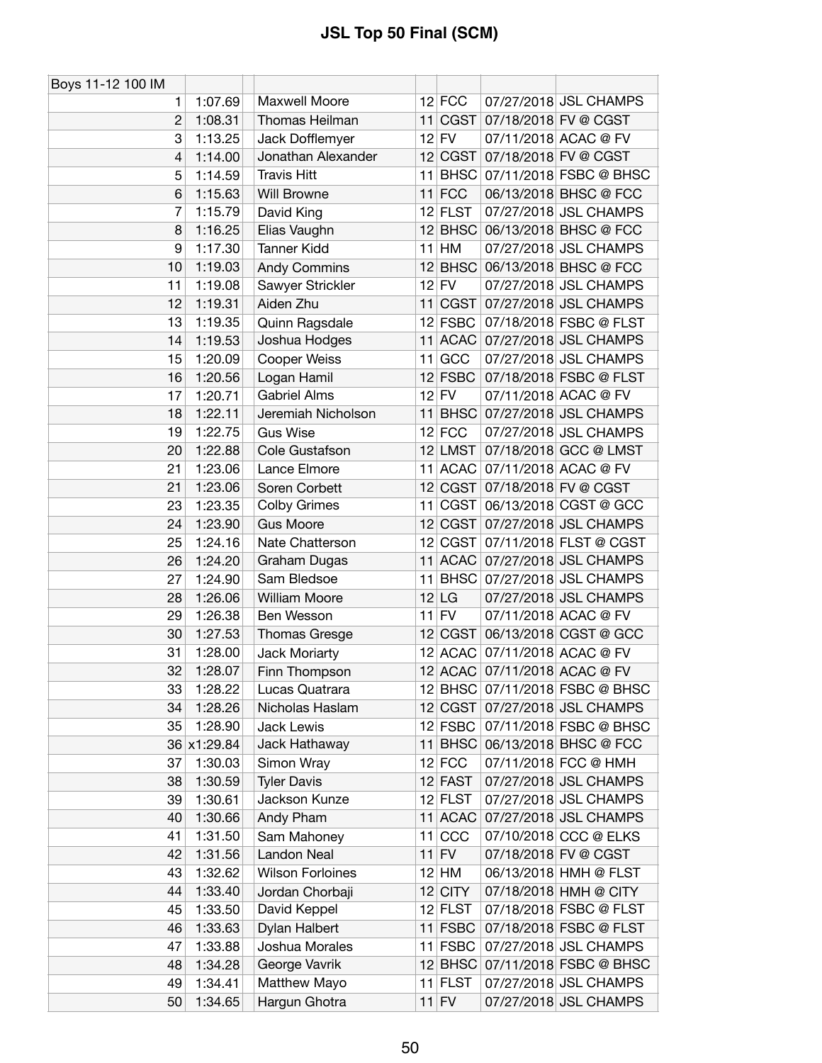# JSL Top 50 Final (SCM)

| Boys 11-12 100 IM | | | | | | |
|---|---|---|---|---|---|---|
| 1 | 1:07.69 | Maxwell Moore | 12 | FCC | 07/27/2018 | JSL CHAMPS |
| 2 | 1:08.31 | Thomas Heilman | 11 | CGST | 07/18/2018 | FV @ CGST |
| 3 | 1:13.25 | Jack Dofflemyer | 12 | FV | 07/11/2018 | ACAC @ FV |
| 4 | 1:14.00 | Jonathan Alexander | 12 | CGST | 07/18/2018 | FV @ CGST |
| 5 | 1:14.59 | Travis Hitt | 11 | BHSC | 07/11/2018 | FSBC @ BHSC |
| 6 | 1:15.63 | Will Browne | 11 | FCC | 06/13/2018 | BHSC @ FCC |
| 7 | 1:15.79 | David King | 12 | FLST | 07/27/2018 | JSL CHAMPS |
| 8 | 1:16.25 | Elias Vaughn | 12 | BHSC | 06/13/2018 | BHSC @ FCC |
| 9 | 1:17.30 | Tanner Kidd | 11 | HM | 07/27/2018 | JSL CHAMPS |
| 10 | 1:19.03 | Andy Commins | 12 | BHSC | 06/13/2018 | BHSC @ FCC |
| 11 | 1:19.08 | Sawyer Strickler | 12 | FV | 07/27/2018 | JSL CHAMPS |
| 12 | 1:19.31 | Aiden Zhu | 11 | CGST | 07/27/2018 | JSL CHAMPS |
| 13 | 1:19.35 | Quinn Ragsdale | 12 | FSBC | 07/18/2018 | FSBC @ FLST |
| 14 | 1:19.53 | Joshua Hodges | 11 | ACAC | 07/27/2018 | JSL CHAMPS |
| 15 | 1:20.09 | Cooper Weiss | 11 | GCC | 07/27/2018 | JSL CHAMPS |
| 16 | 1:20.56 | Logan Hamil | 12 | FSBC | 07/18/2018 | FSBC @ FLST |
| 17 | 1:20.71 | Gabriel Alms | 12 | FV | 07/11/2018 | ACAC @ FV |
| 18 | 1:22.11 | Jeremiah Nicholson | 11 | BHSC | 07/27/2018 | JSL CHAMPS |
| 19 | 1:22.75 | Gus Wise | 12 | FCC | 07/27/2018 | JSL CHAMPS |
| 20 | 1:22.88 | Cole Gustafson | 12 | LMST | 07/18/2018 | GCC @ LMST |
| 21 | 1:23.06 | Lance Elmore | 11 | ACAC | 07/11/2018 | ACAC @ FV |
| 21 | 1:23.06 | Soren Corbett | 12 | CGST | 07/18/2018 | FV @ CGST |
| 23 | 1:23.35 | Colby Grimes | 11 | CGST | 06/13/2018 | CGST @ GCC |
| 24 | 1:23.90 | Gus Moore | 12 | CGST | 07/27/2018 | JSL CHAMPS |
| 25 | 1:24.16 | Nate Chatterson | 12 | CGST | 07/11/2018 | FLST @ CGST |
| 26 | 1:24.20 | Graham Dugas | 11 | ACAC | 07/27/2018 | JSL CHAMPS |
| 27 | 1:24.90 | Sam Bledsoe | 11 | BHSC | 07/27/2018 | JSL CHAMPS |
| 28 | 1:26.06 | William Moore | 12 | LG | 07/27/2018 | JSL CHAMPS |
| 29 | 1:26.38 | Ben Wesson | 11 | FV | 07/11/2018 | ACAC @ FV |
| 30 | 1:27.53 | Thomas Gresge | 12 | CGST | 06/13/2018 | CGST @ GCC |
| 31 | 1:28.00 | Jack Moriarty | 12 | ACAC | 07/11/2018 | ACAC @ FV |
| 32 | 1:28.07 | Finn Thompson | 12 | ACAC | 07/11/2018 | ACAC @ FV |
| 33 | 1:28.22 | Lucas Quatrara | 12 | BHSC | 07/11/2018 | FSBC @ BHSC |
| 34 | 1:28.26 | Nicholas Haslam | 12 | CGST | 07/27/2018 | JSL CHAMPS |
| 35 | 1:28.90 | Jack Lewis | 12 | FSBC | 07/11/2018 | FSBC @ BHSC |
| 36 | x1:29.84 | Jack Hathaway | 11 | BHSC | 06/13/2018 | BHSC @ FCC |
| 37 | 1:30.03 | Simon Wray | 12 | FCC | 07/11/2018 | FCC @ HMH |
| 38 | 1:30.59 | Tyler Davis | 12 | FAST | 07/27/2018 | JSL CHAMPS |
| 39 | 1:30.61 | Jackson Kunze | 12 | FLST | 07/27/2018 | JSL CHAMPS |
| 40 | 1:30.66 | Andy Pham | 11 | ACAC | 07/27/2018 | JSL CHAMPS |
| 41 | 1:31.50 | Sam Mahoney | 11 | CCC | 07/10/2018 | CCC @ ELKS |
| 42 | 1:31.56 | Landon Neal | 11 | FV | 07/18/2018 | FV @ CGST |
| 43 | 1:32.62 | Wilson Forloines | 12 | HM | 06/13/2018 | HMH @ FLST |
| 44 | 1:33.40 | Jordan Chorbaji | 12 | CITY | 07/18/2018 | HMH @ CITY |
| 45 | 1:33.50 | David Keppel | 12 | FLST | 07/18/2018 | FSBC @ FLST |
| 46 | 1:33.63 | Dylan Halbert | 11 | FSBC | 07/18/2018 | FSBC @ FLST |
| 47 | 1:33.88 | Joshua Morales | 11 | FSBC | 07/27/2018 | JSL CHAMPS |
| 48 | 1:34.28 | George Vavrik | 12 | BHSC | 07/11/2018 | FSBC @ BHSC |
| 49 | 1:34.41 | Matthew Mayo | 11 | FLST | 07/27/2018 | JSL CHAMPS |
| 50 | 1:34.65 | Hargun Ghotra | 11 | FV | 07/27/2018 | JSL CHAMPS |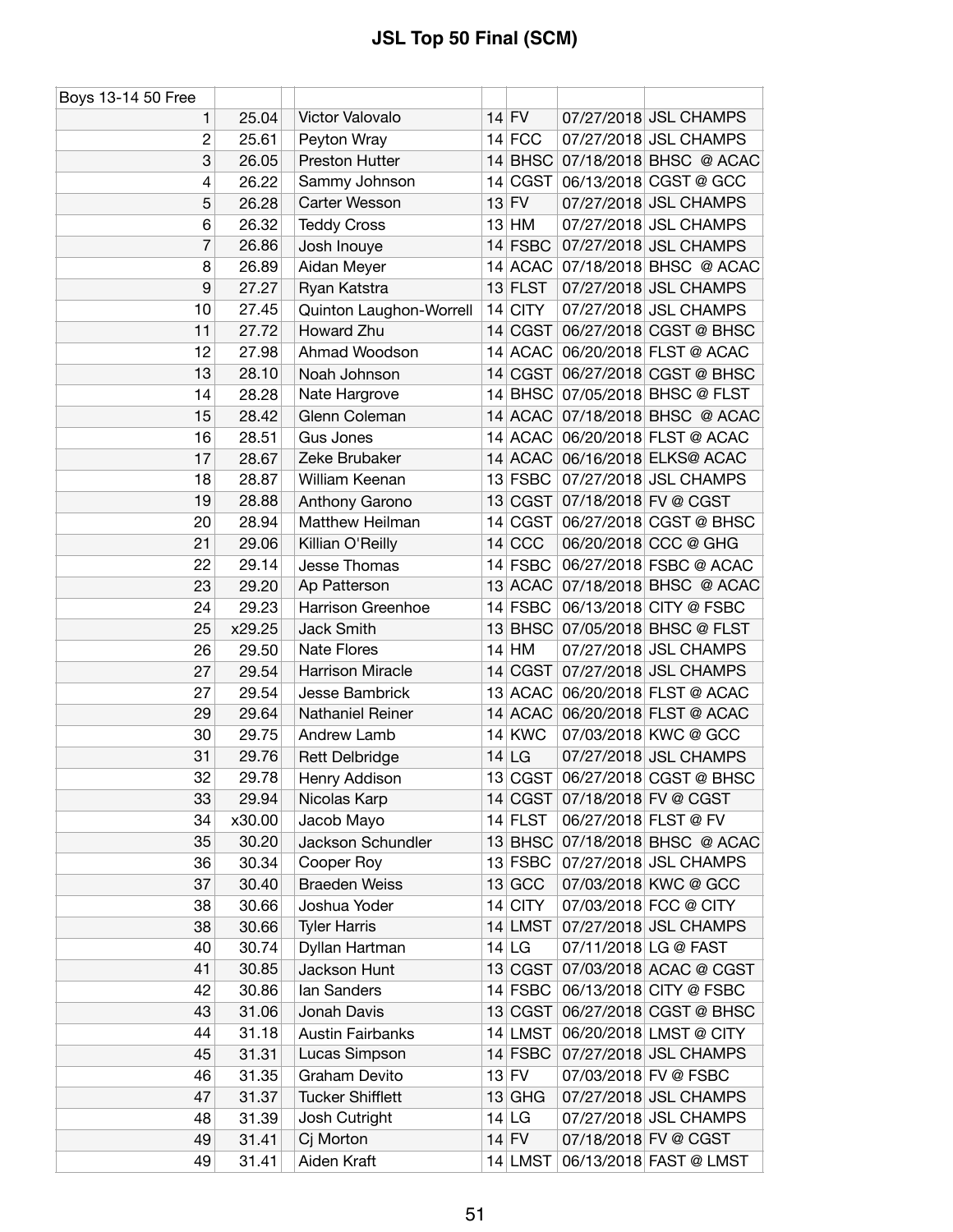# JSL Top 50 Final (SCM)

| Boys 13-14 50 Free | | | | | | |
|---|---|---|---|---|---|---|
| 1 | 25.04 | Victor Valovalo | 14 | FV | 07/27/2018 | JSL CHAMPS |
| 2 | 25.61 | Peyton Wray | 14 | FCC | 07/27/2018 | JSL CHAMPS |
| 3 | 26.05 | Preston Hutter | 14 | BHSC | 07/18/2018 | BHSC @ ACAC |
| 4 | 26.22 | Sammy Johnson | 14 | CGST | 06/13/2018 | CGST @ GCC |
| 5 | 26.28 | Carter Wesson | 13 | FV | 07/27/2018 | JSL CHAMPS |
| 6 | 26.32 | Teddy Cross | 13 | HM | 07/27/2018 | JSL CHAMPS |
| 7 | 26.86 | Josh Inouye | 14 | FSBC | 07/27/2018 | JSL CHAMPS |
| 8 | 26.89 | Aidan Meyer | 14 | ACAC | 07/18/2018 | BHSC @ ACAC |
| 9 | 27.27 | Ryan Katstra | 13 | FLST | 07/27/2018 | JSL CHAMPS |
| 10 | 27.45 | Quinton Laughon-Worrell | 14 | CITY | 07/27/2018 | JSL CHAMPS |
| 11 | 27.72 | Howard Zhu | 14 | CGST | 06/27/2018 | CGST @ BHSC |
| 12 | 27.98 | Ahmad Woodson | 14 | ACAC | 06/20/2018 | FLST @ ACAC |
| 13 | 28.10 | Noah Johnson | 14 | CGST | 06/27/2018 | CGST @ BHSC |
| 14 | 28.28 | Nate Hargrove | 14 | BHSC | 07/05/2018 | BHSC @ FLST |
| 15 | 28.42 | Glenn Coleman | 14 | ACAC | 07/18/2018 | BHSC @ ACAC |
| 16 | 28.51 | Gus Jones | 14 | ACAC | 06/20/2018 | FLST @ ACAC |
| 17 | 28.67 | Zeke Brubaker | 14 | ACAC | 06/16/2018 | ELKS@ ACAC |
| 18 | 28.87 | William Keenan | 13 | FSBC | 07/27/2018 | JSL CHAMPS |
| 19 | 28.88 | Anthony Garono | 13 | CGST | 07/18/2018 | FV @ CGST |
| 20 | 28.94 | Matthew Heilman | 14 | CGST | 06/27/2018 | CGST @ BHSC |
| 21 | 29.06 | Killian O'Reilly | 14 | CCC | 06/20/2018 | CCC @ GHG |
| 22 | 29.14 | Jesse Thomas | 14 | FSBC | 06/27/2018 | FSBC @ ACAC |
| 23 | 29.20 | Ap Patterson | 13 | ACAC | 07/18/2018 | BHSC @ ACAC |
| 24 | 29.23 | Harrison Greenhoe | 14 | FSBC | 06/13/2018 | CITY @ FSBC |
| 25 | x29.25 | Jack Smith | 13 | BHSC | 07/05/2018 | BHSC @ FLST |
| 26 | 29.50 | Nate Flores | 14 | HM | 07/27/2018 | JSL CHAMPS |
| 27 | 29.54 | Harrison Miracle | 14 | CGST | 07/27/2018 | JSL CHAMPS |
| 27 | 29.54 | Jesse Bambrick | 13 | ACAC | 06/20/2018 | FLST @ ACAC |
| 29 | 29.64 | Nathaniel Reiner | 14 | ACAC | 06/20/2018 | FLST @ ACAC |
| 30 | 29.75 | Andrew Lamb | 14 | KWC | 07/03/2018 | KWC @ GCC |
| 31 | 29.76 | Rett Delbridge | 14 | LG | 07/27/2018 | JSL CHAMPS |
| 32 | 29.78 | Henry Addison | 13 | CGST | 06/27/2018 | CGST @ BHSC |
| 33 | 29.94 | Nicolas Karp | 14 | CGST | 07/18/2018 | FV @ CGST |
| 34 | x30.00 | Jacob Mayo | 14 | FLST | 06/27/2018 | FLST @ FV |
| 35 | 30.20 | Jackson Schundler | 13 | BHSC | 07/18/2018 | BHSC @ ACAC |
| 36 | 30.34 | Cooper Roy | 13 | FSBC | 07/27/2018 | JSL CHAMPS |
| 37 | 30.40 | Braeden Weiss | 13 | GCC | 07/03/2018 | KWC @ GCC |
| 38 | 30.66 | Joshua Yoder | 14 | CITY | 07/03/2018 | FCC @ CITY |
| 38 | 30.66 | Tyler Harris | 14 | LMST | 07/27/2018 | JSL CHAMPS |
| 40 | 30.74 | Dyllan Hartman | 14 | LG | 07/11/2018 | LG @ FAST |
| 41 | 30.85 | Jackson Hunt | 13 | CGST | 07/03/2018 | ACAC @ CGST |
| 42 | 30.86 | Ian Sanders | 14 | FSBC | 06/13/2018 | CITY @ FSBC |
| 43 | 31.06 | Jonah Davis | 13 | CGST | 06/27/2018 | CGST @ BHSC |
| 44 | 31.18 | Austin Fairbanks | 14 | LMST | 06/20/2018 | LMST @ CITY |
| 45 | 31.31 | Lucas Simpson | 14 | FSBC | 07/27/2018 | JSL CHAMPS |
| 46 | 31.35 | Graham Devito | 13 | FV | 07/03/2018 | FV @ FSBC |
| 47 | 31.37 | Tucker Shifflett | 13 | GHG | 07/27/2018 | JSL CHAMPS |
| 48 | 31.39 | Josh Cutright | 14 | LG | 07/27/2018 | JSL CHAMPS |
| 49 | 31.41 | Cj Morton | 14 | FV | 07/18/2018 | FV @ CGST |
| 49 | 31.41 | Aiden Kraft | 14 | LMST | 06/13/2018 | FAST @ LMST |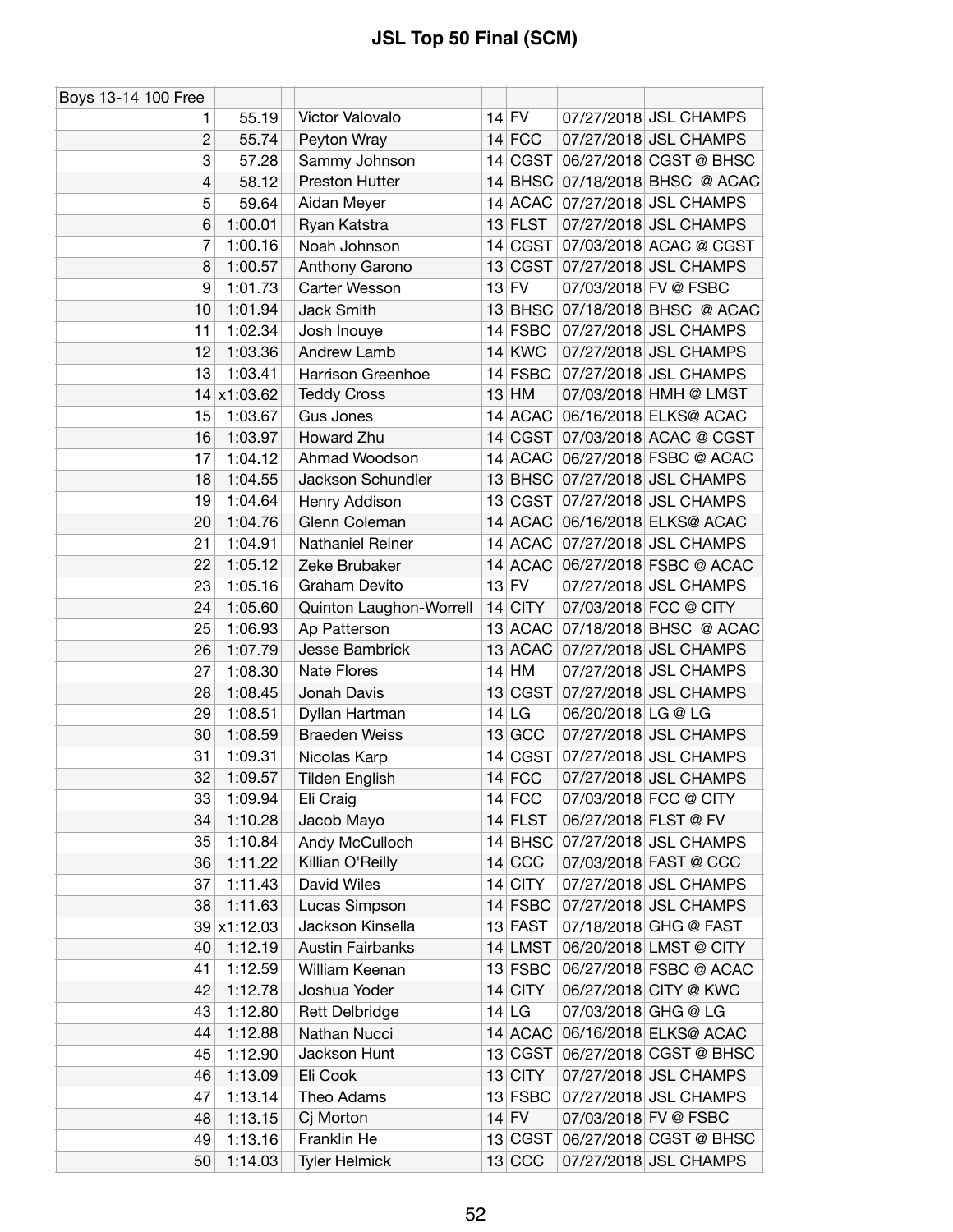# JSL Top 50 Final (SCM)

| Boys 13-14 100 Free | | | | | | | |
|---|---|---|---|---|---|---|---|
| 1 | 55.19 | | Victor Valovalo | 14 | FV | 07/27/2018 | JSL CHAMPS |
| 2 | 55.74 | | Peyton Wray | 14 | FCC | 07/27/2018 | JSL CHAMPS |
| 3 | 57.28 | | Sammy Johnson | 14 | CGST | 06/27/2018 | CGST @ BHSC |
| 4 | 58.12 | | Preston Hutter | 14 | BHSC | 07/18/2018 | BHSC @ ACAC |
| 5 | 59.64 | | Aidan Meyer | 14 | ACAC | 07/27/2018 | JSL CHAMPS |
| 6 | 1:00.01 | | Ryan Katstra | 13 | FLST | 07/27/2018 | JSL CHAMPS |
| 7 | 1:00.16 | | Noah Johnson | 14 | CGST | 07/03/2018 | ACAC @ CGST |
| 8 | 1:00.57 | | Anthony Garono | 13 | CGST | 07/27/2018 | JSL CHAMPS |
| 9 | 1:01.73 | | Carter Wesson | 13 | FV | 07/03/2018 | FV @ FSBC |
| 10 | 1:01.94 | | Jack Smith | 13 | BHSC | 07/18/2018 | BHSC @ ACAC |
| 11 | 1:02.34 | | Josh Inouye | 14 | FSBC | 07/27/2018 | JSL CHAMPS |
| 12 | 1:03.36 | | Andrew Lamb | 14 | KWC | 07/27/2018 | JSL CHAMPS |
| 13 | 1:03.41 | | Harrison Greenhoe | 14 | FSBC | 07/27/2018 | JSL CHAMPS |
| 14 | x1:03.62 | | Teddy Cross | 13 | HM | 07/03/2018 | HMH @ LMST |
| 15 | 1:03.67 | | Gus Jones | 14 | ACAC | 06/16/2018 | ELKS@ ACAC |
| 16 | 1:03.97 | | Howard Zhu | 14 | CGST | 07/03/2018 | ACAC @ CGST |
| 17 | 1:04.12 | | Ahmad Woodson | 14 | ACAC | 06/27/2018 | FSBC @ ACAC |
| 18 | 1:04.55 | | Jackson Schundler | 13 | BHSC | 07/27/2018 | JSL CHAMPS |
| 19 | 1:04.64 | | Henry Addison | 13 | CGST | 07/27/2018 | JSL CHAMPS |
| 20 | 1:04.76 | | Glenn Coleman | 14 | ACAC | 06/16/2018 | ELKS@ ACAC |
| 21 | 1:04.91 | | Nathaniel Reiner | 14 | ACAC | 07/27/2018 | JSL CHAMPS |
| 22 | 1:05.12 | | Zeke Brubaker | 14 | ACAC | 06/27/2018 | FSBC @ ACAC |
| 23 | 1:05.16 | | Graham Devito | 13 | FV | 07/27/2018 | JSL CHAMPS |
| 24 | 1:05.60 | | Quinton Laughon-Worrell | 14 | CITY | 07/03/2018 | FCC @ CITY |
| 25 | 1:06.93 | | Ap Patterson | 13 | ACAC | 07/18/2018 | BHSC @ ACAC |
| 26 | 1:07.79 | | Jesse Bambrick | 13 | ACAC | 07/27/2018 | JSL CHAMPS |
| 27 | 1:08.30 | | Nate Flores | 14 | HM | 07/27/2018 | JSL CHAMPS |
| 28 | 1:08.45 | | Jonah Davis | 13 | CGST | 07/27/2018 | JSL CHAMPS |
| 29 | 1:08.51 | | Dyllan Hartman | 14 | LG | 06/20/2018 | LG @ LG |
| 30 | 1:08.59 | | Braeden Weiss | 13 | GCC | 07/27/2018 | JSL CHAMPS |
| 31 | 1:09.31 | | Nicolas Karp | 14 | CGST | 07/27/2018 | JSL CHAMPS |
| 32 | 1:09.57 | | Tilden English | 14 | FCC | 07/27/2018 | JSL CHAMPS |
| 33 | 1:09.94 | | Eli Craig | 14 | FCC | 07/03/2018 | FCC @ CITY |
| 34 | 1:10.28 | | Jacob Mayo | 14 | FLST | 06/27/2018 | FLST @ FV |
| 35 | 1:10.84 | | Andy McCulloch | 14 | BHSC | 07/27/2018 | JSL CHAMPS |
| 36 | 1:11.22 | | Killian O'Reilly | 14 | CCC | 07/03/2018 | FAST @ CCC |
| 37 | 1:11.43 | | David Wiles | 14 | CITY | 07/27/2018 | JSL CHAMPS |
| 38 | 1:11.63 | | Lucas Simpson | 14 | FSBC | 07/27/2018 | JSL CHAMPS |
| 39 | x1:12.03 | | Jackson Kinsella | 13 | FAST | 07/18/2018 | GHG @ FAST |
| 40 | 1:12.19 | | Austin Fairbanks | 14 | LMST | 06/20/2018 | LMST @ CITY |
| 41 | 1:12.59 | | William Keenan | 13 | FSBC | 06/27/2018 | FSBC @ ACAC |
| 42 | 1:12.78 | | Joshua Yoder | 14 | CITY | 06/27/2018 | CITY @ KWC |
| 43 | 1:12.80 | | Rett Delbridge | 14 | LG | 07/03/2018 | GHG @ LG |
| 44 | 1:12.88 | | Nathan Nucci | 14 | ACAC | 06/16/2018 | ELKS@ ACAC |
| 45 | 1:12.90 | | Jackson Hunt | 13 | CGST | 06/27/2018 | CGST @ BHSC |
| 46 | 1:13.09 | | Eli Cook | 13 | CITY | 07/27/2018 | JSL CHAMPS |
| 47 | 1:13.14 | | Theo Adams | 13 | FSBC | 07/27/2018 | JSL CHAMPS |
| 48 | 1:13.15 | | Cj Morton | 14 | FV | 07/03/2018 | FV @ FSBC |
| 49 | 1:13.16 | | Franklin He | 13 | CGST | 06/27/2018 | CGST @ BHSC |
| 50 | 1:14.03 | | Tyler Helmick | 13 | CCC | 07/27/2018 | JSL CHAMPS |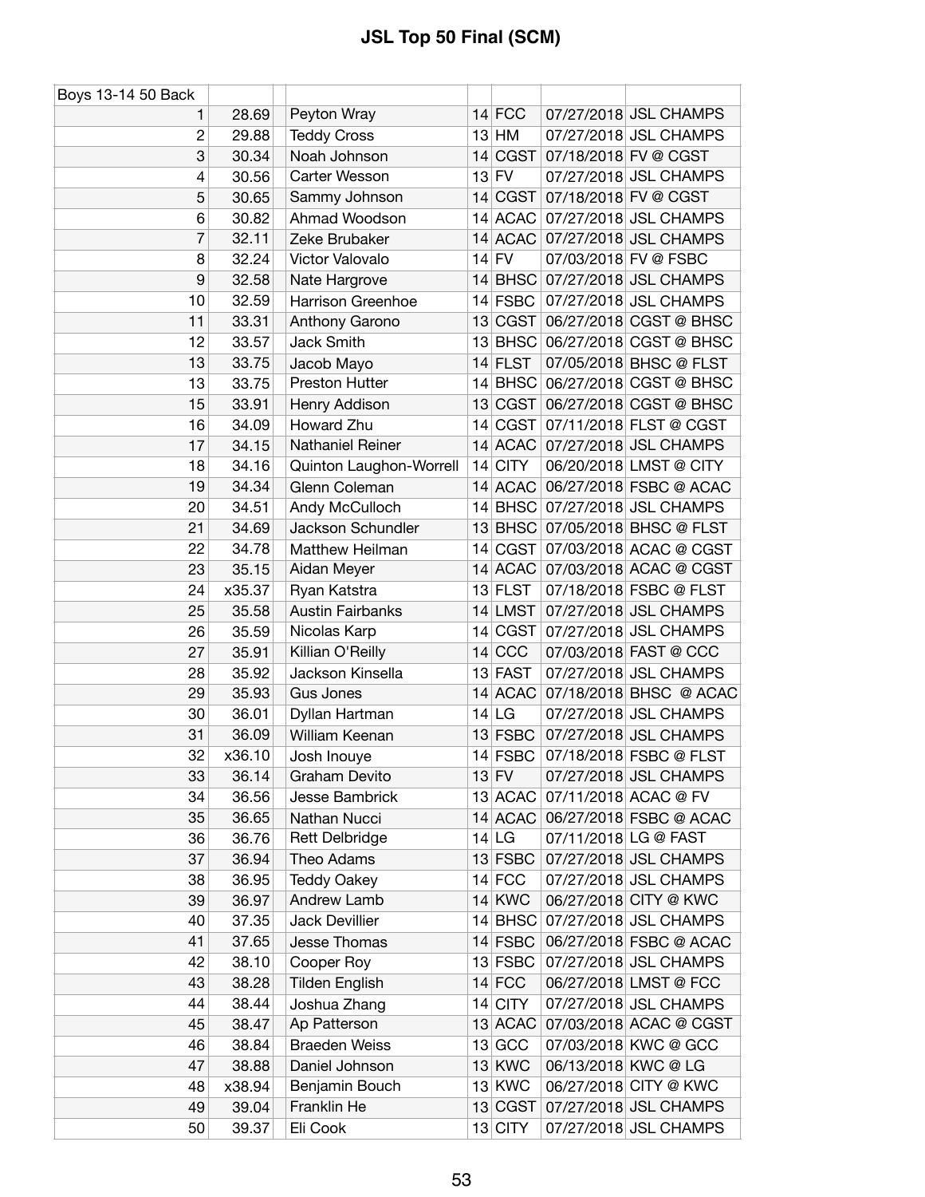# JSL Top 50 Final (SCM)

| Boys 13-14 50 Back | | | | | | |
|---|---|---|---|---|---|---|
| 1 | 28.69 | Peyton Wray | 14 | FCC | 07/27/2018 | JSL CHAMPS |
| 2 | 29.88 | Teddy Cross | 13 | HM | 07/27/2018 | JSL CHAMPS |
| 3 | 30.34 | Noah Johnson | 14 | CGST | 07/18/2018 | FV @ CGST |
| 4 | 30.56 | Carter Wesson | 13 | FV | 07/27/2018 | JSL CHAMPS |
| 5 | 30.65 | Sammy Johnson | 14 | CGST | 07/18/2018 | FV @ CGST |
| 6 | 30.82 | Ahmad Woodson | 14 | ACAC | 07/27/2018 | JSL CHAMPS |
| 7 | 32.11 | Zeke Brubaker | 14 | ACAC | 07/27/2018 | JSL CHAMPS |
| 8 | 32.24 | Victor Valovalo | 14 | FV | 07/03/2018 | FV @ FSBC |
| 9 | 32.58 | Nate Hargrove | 14 | BHSC | 07/27/2018 | JSL CHAMPS |
| 10 | 32.59 | Harrison Greenhoe | 14 | FSBC | 07/27/2018 | JSL CHAMPS |
| 11 | 33.31 | Anthony Garono | 13 | CGST | 06/27/2018 | CGST @ BHSC |
| 12 | 33.57 | Jack Smith | 13 | BHSC | 06/27/2018 | CGST @ BHSC |
| 13 | 33.75 | Jacob Mayo | 14 | FLST | 07/05/2018 | BHSC @ FLST |
| 13 | 33.75 | Preston Hutter | 14 | BHSC | 06/27/2018 | CGST @ BHSC |
| 15 | 33.91 | Henry Addison | 13 | CGST | 06/27/2018 | CGST @ BHSC |
| 16 | 34.09 | Howard Zhu | 14 | CGST | 07/11/2018 | FLST @ CGST |
| 17 | 34.15 | Nathaniel Reiner | 14 | ACAC | 07/27/2018 | JSL CHAMPS |
| 18 | 34.16 | Quinton Laughon-Worrell | 14 | CITY | 06/20/2018 | LMST @ CITY |
| 19 | 34.34 | Glenn Coleman | 14 | ACAC | 06/27/2018 | FSBC @ ACAC |
| 20 | 34.51 | Andy McCulloch | 14 | BHSC | 07/27/2018 | JSL CHAMPS |
| 21 | 34.69 | Jackson Schundler | 13 | BHSC | 07/05/2018 | BHSC @ FLST |
| 22 | 34.78 | Matthew Heilman | 14 | CGST | 07/03/2018 | ACAC @ CGST |
| 23 | 35.15 | Aidan Meyer | 14 | ACAC | 07/03/2018 | ACAC @ CGST |
| 24 | x35.37 | Ryan Katstra | 13 | FLST | 07/18/2018 | FSBC @ FLST |
| 25 | 35.58 | Austin Fairbanks | 14 | LMST | 07/27/2018 | JSL CHAMPS |
| 26 | 35.59 | Nicolas Karp | 14 | CGST | 07/27/2018 | JSL CHAMPS |
| 27 | 35.91 | Killian O'Reilly | 14 | CCC | 07/03/2018 | FAST @ CCC |
| 28 | 35.92 | Jackson Kinsella | 13 | FAST | 07/27/2018 | JSL CHAMPS |
| 29 | 35.93 | Gus Jones | 14 | ACAC | 07/18/2018 | BHSC @ ACAC |
| 30 | 36.01 | Dyllan Hartman | 14 | LG | 07/27/2018 | JSL CHAMPS |
| 31 | 36.09 | William Keenan | 13 | FSBC | 07/27/2018 | JSL CHAMPS |
| 32 | x36.10 | Josh Inouye | 14 | FSBC | 07/18/2018 | FSBC @ FLST |
| 33 | 36.14 | Graham Devito | 13 | FV | 07/27/2018 | JSL CHAMPS |
| 34 | 36.56 | Jesse Bambrick | 13 | ACAC | 07/11/2018 | ACAC @ FV |
| 35 | 36.65 | Nathan Nucci | 14 | ACAC | 06/27/2018 | FSBC @ ACAC |
| 36 | 36.76 | Rett Delbridge | 14 | LG | 07/11/2018 | LG @ FAST |
| 37 | 36.94 | Theo Adams | 13 | FSBC | 07/27/2018 | JSL CHAMPS |
| 38 | 36.95 | Teddy Oakey | 14 | FCC | 07/27/2018 | JSL CHAMPS |
| 39 | 36.97 | Andrew Lamb | 14 | KWC | 06/27/2018 | CITY @ KWC |
| 40 | 37.35 | Jack Devillier | 14 | BHSC | 07/27/2018 | JSL CHAMPS |
| 41 | 37.65 | Jesse Thomas | 14 | FSBC | 06/27/2018 | FSBC @ ACAC |
| 42 | 38.10 | Cooper Roy | 13 | FSBC | 07/27/2018 | JSL CHAMPS |
| 43 | 38.28 | Tilden English | 14 | FCC | 06/27/2018 | LMST @ FCC |
| 44 | 38.44 | Joshua Zhang | 14 | CITY | 07/27/2018 | JSL CHAMPS |
| 45 | 38.47 | Ap Patterson | 13 | ACAC | 07/03/2018 | ACAC @ CGST |
| 46 | 38.84 | Braeden Weiss | 13 | GCC | 07/03/2018 | KWC @ GCC |
| 47 | 38.88 | Daniel Johnson | 13 | KWC | 06/13/2018 | KWC @ LG |
| 48 | x38.94 | Benjamin Bouch | 13 | KWC | 06/27/2018 | CITY @ KWC |
| 49 | 39.04 | Franklin He | 13 | CGST | 07/27/2018 | JSL CHAMPS |
| 50 | 39.37 | Eli Cook | 13 | CITY | 07/27/2018 | JSL CHAMPS |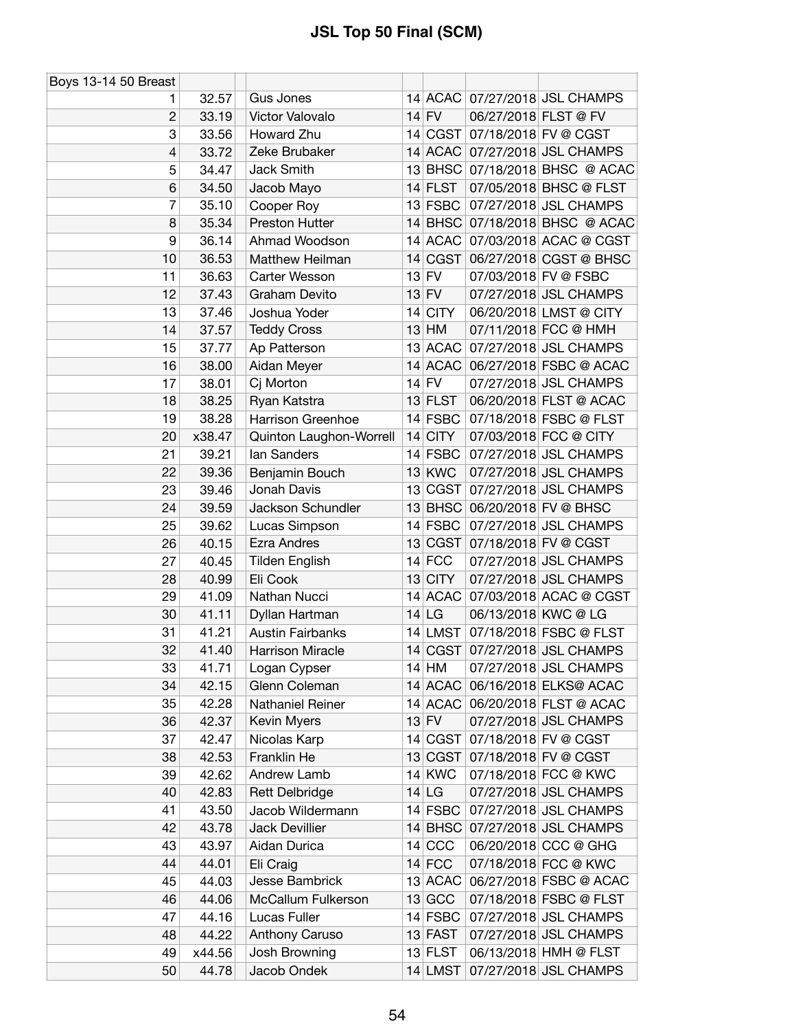# JSL Top 50 Final (SCM)

| Boys 13-14 50 Breast | | | | | | | |
|---|---|---|---|---|---|---|---|
| 1 | 32.57 | | Gus Jones | 14 | ACAC | 07/27/2018 | JSL CHAMPS |
| 2 | 33.19 | | Victor Valovalo | 14 | FV | 06/27/2018 | FLST @ FV |
| 3 | 33.56 | | Howard Zhu | 14 | CGST | 07/18/2018 | FV @ CGST |
| 4 | 33.72 | | Zeke Brubaker | 14 | ACAC | 07/27/2018 | JSL CHAMPS |
| 5 | 34.47 | | Jack Smith | 13 | BHSC | 07/18/2018 | BHSC @ ACAC |
| 6 | 34.50 | | Jacob Mayo | 14 | FLST | 07/05/2018 | BHSC @ FLST |
| 7 | 35.10 | | Cooper Roy | 13 | FSBC | 07/27/2018 | JSL CHAMPS |
| 8 | 35.34 | | Preston Hutter | 14 | BHSC | 07/18/2018 | BHSC @ ACAC |
| 9 | 36.14 | | Ahmad Woodson | 14 | ACAC | 07/03/2018 | ACAC @ CGST |
| 10 | 36.53 | | Matthew Heilman | 14 | CGST | 06/27/2018 | CGST @ BHSC |
| 11 | 36.63 | | Carter Wesson | 13 | FV | 07/03/2018 | FV @ FSBC |
| 12 | 37.43 | | Graham Devito | 13 | FV | 07/27/2018 | JSL CHAMPS |
| 13 | 37.46 | | Joshua Yoder | 14 | CITY | 06/20/2018 | LMST @ CITY |
| 14 | 37.57 | | Teddy Cross | 13 | HM | 07/11/2018 | FCC @ HMH |
| 15 | 37.77 | | Ap Patterson | 13 | ACAC | 07/27/2018 | JSL CHAMPS |
| 16 | 38.00 | | Aidan Meyer | 14 | ACAC | 06/27/2018 | FSBC @ ACAC |
| 17 | 38.01 | | Cj Morton | 14 | FV | 07/27/2018 | JSL CHAMPS |
| 18 | 38.25 | | Ryan Katstra | 13 | FLST | 06/20/2018 | FLST @ ACAC |
| 19 | 38.28 | | Harrison Greenhoe | 14 | FSBC | 07/18/2018 | FSBC @ FLST |
| 20 | x38.47 | | Quinton Laughon-Worrell | 14 | CITY | 07/03/2018 | FCC @ CITY |
| 21 | 39.21 | | Ian Sanders | 14 | FSBC | 07/27/2018 | JSL CHAMPS |
| 22 | 39.36 | | Benjamin Bouch | 13 | KWC | 07/27/2018 | JSL CHAMPS |
| 23 | 39.46 | | Jonah Davis | 13 | CGST | 07/27/2018 | JSL CHAMPS |
| 24 | 39.59 | | Jackson Schundler | 13 | BHSC | 06/20/2018 | FV @ BHSC |
| 25 | 39.62 | | Lucas Simpson | 14 | FSBC | 07/27/2018 | JSL CHAMPS |
| 26 | 40.15 | | Ezra Andres | 13 | CGST | 07/18/2018 | FV @ CGST |
| 27 | 40.45 | | Tilden English | 14 | FCC | 07/27/2018 | JSL CHAMPS |
| 28 | 40.99 | | Eli Cook | 13 | CITY | 07/27/2018 | JSL CHAMPS |
| 29 | 41.09 | | Nathan Nucci | 14 | ACAC | 07/03/2018 | ACAC @ CGST |
| 30 | 41.11 | | Dyllan Hartman | 14 | LG | 06/13/2018 | KWC @ LG |
| 31 | 41.21 | | Austin Fairbanks | 14 | LMST | 07/18/2018 | FSBC @ FLST |
| 32 | 41.40 | | Harrison Miracle | 14 | CGST | 07/27/2018 | JSL CHAMPS |
| 33 | 41.71 | | Logan Cypser | 14 | HM | 07/27/2018 | JSL CHAMPS |
| 34 | 42.15 | | Glenn Coleman | 14 | ACAC | 06/16/2018 | ELKS@ ACAC |
| 35 | 42.28 | | Nathaniel Reiner | 14 | ACAC | 06/20/2018 | FLST @ ACAC |
| 36 | 42.37 | | Kevin Myers | 13 | FV | 07/27/2018 | JSL CHAMPS |
| 37 | 42.47 | | Nicolas Karp | 14 | CGST | 07/18/2018 | FV @ CGST |
| 38 | 42.53 | | Franklin He | 13 | CGST | 07/18/2018 | FV @ CGST |
| 39 | 42.62 | | Andrew Lamb | 14 | KWC | 07/18/2018 | FCC @ KWC |
| 40 | 42.83 | | Rett Delbridge | 14 | LG | 07/27/2018 | JSL CHAMPS |
| 41 | 43.50 | | Jacob Wildermann | 14 | FSBC | 07/27/2018 | JSL CHAMPS |
| 42 | 43.78 | | Jack Devillier | 14 | BHSC | 07/27/2018 | JSL CHAMPS |
| 43 | 43.97 | | Aidan Durica | 14 | CCC | 06/20/2018 | CCC @ GHG |
| 44 | 44.01 | | Eli Craig | 14 | FCC | 07/18/2018 | FCC @ KWC |
| 45 | 44.03 | | Jesse Bambrick | 13 | ACAC | 06/27/2018 | FSBC @ ACAC |
| 46 | 44.06 | | McCallum Fulkerson | 13 | GCC | 07/18/2018 | FSBC @ FLST |
| 47 | 44.16 | | Lucas Fuller | 14 | FSBC | 07/27/2018 | JSL CHAMPS |
| 48 | 44.22 | | Anthony Caruso | 13 | FAST | 07/27/2018 | JSL CHAMPS |
| 49 | x44.56 | | Josh Browning | 13 | FLST | 06/13/2018 | HMH @ FLST |
| 50 | 44.78 | | Jacob Ondek | 14 | LMST | 07/27/2018 | JSL CHAMPS |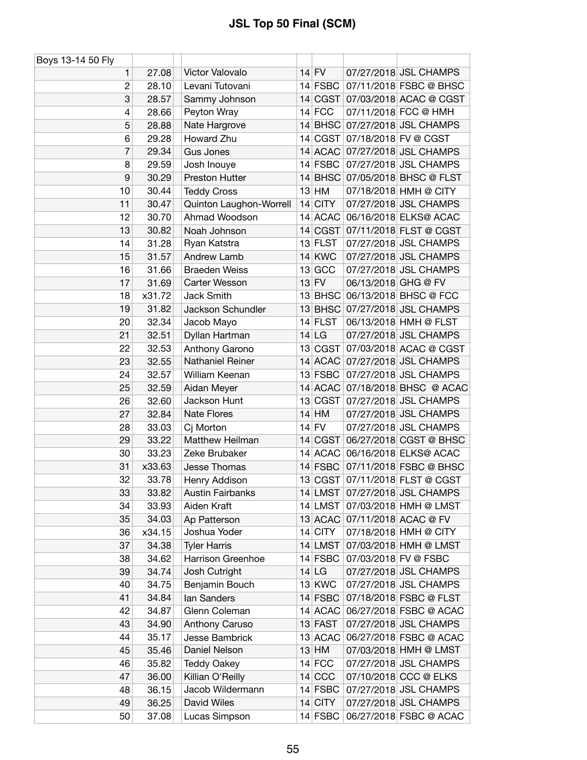# JSL Top 50 Final (SCM)

| Boys 13-14 50 Fly | | | | | | |
|---|---|---|---|---|---|---|
| 1 | 27.08 | Victor Valovalo | 14 | FV | 07/27/2018 | JSL CHAMPS |
| 2 | 28.10 | Levani Tutovani | 14 | FSBC | 07/11/2018 | FSBC @ BHSC |
| 3 | 28.57 | Sammy Johnson | 14 | CGST | 07/03/2018 | ACAC @ CGST |
| 4 | 28.66 | Peyton Wray | 14 | FCC | 07/11/2018 | FCC @ HMH |
| 5 | 28.88 | Nate Hargrove | 14 | BHSC | 07/27/2018 | JSL CHAMPS |
| 6 | 29.28 | Howard Zhu | 14 | CGST | 07/18/2018 | FV @ CGST |
| 7 | 29.34 | Gus Jones | 14 | ACAC | 07/27/2018 | JSL CHAMPS |
| 8 | 29.59 | Josh Inouye | 14 | FSBC | 07/27/2018 | JSL CHAMPS |
| 9 | 30.29 | Preston Hutter | 14 | BHSC | 07/05/2018 | BHSC @ FLST |
| 10 | 30.44 | Teddy Cross | 13 | HM | 07/18/2018 | HMH @ CITY |
| 11 | 30.47 | Quinton Laughon-Worrell | 14 | CITY | 07/27/2018 | JSL CHAMPS |
| 12 | 30.70 | Ahmad Woodson | 14 | ACAC | 06/16/2018 | ELKS@ ACAC |
| 13 | 30.82 | Noah Johnson | 14 | CGST | 07/11/2018 | FLST @ CGST |
| 14 | 31.28 | Ryan Katstra | 13 | FLST | 07/27/2018 | JSL CHAMPS |
| 15 | 31.57 | Andrew Lamb | 14 | KWC | 07/27/2018 | JSL CHAMPS |
| 16 | 31.66 | Braeden Weiss | 13 | GCC | 07/27/2018 | JSL CHAMPS |
| 17 | 31.69 | Carter Wesson | 13 | FV | 06/13/2018 | GHG @ FV |
| 18 | x31.72 | Jack Smith | 13 | BHSC | 06/13/2018 | BHSC @ FCC |
| 19 | 31.82 | Jackson Schundler | 13 | BHSC | 07/27/2018 | JSL CHAMPS |
| 20 | 32.34 | Jacob Mayo | 14 | FLST | 06/13/2018 | HMH @ FLST |
| 21 | 32.51 | Dyllan Hartman | 14 | LG | 07/27/2018 | JSL CHAMPS |
| 22 | 32.53 | Anthony Garono | 13 | CGST | 07/03/2018 | ACAC @ CGST |
| 23 | 32.55 | Nathaniel Reiner | 14 | ACAC | 07/27/2018 | JSL CHAMPS |
| 24 | 32.57 | William Keenan | 13 | FSBC | 07/27/2018 | JSL CHAMPS |
| 25 | 32.59 | Aidan Meyer | 14 | ACAC | 07/18/2018 | BHSC @ ACAC |
| 26 | 32.60 | Jackson Hunt | 13 | CGST | 07/27/2018 | JSL CHAMPS |
| 27 | 32.84 | Nate Flores | 14 | HM | 07/27/2018 | JSL CHAMPS |
| 28 | 33.03 | Cj Morton | 14 | FV | 07/27/2018 | JSL CHAMPS |
| 29 | 33.22 | Matthew Heilman | 14 | CGST | 06/27/2018 | CGST @ BHSC |
| 30 | 33.23 | Zeke Brubaker | 14 | ACAC | 06/16/2018 | ELKS@ ACAC |
| 31 | x33.63 | Jesse Thomas | 14 | FSBC | 07/11/2018 | FSBC @ BHSC |
| 32 | 33.78 | Henry Addison | 13 | CGST | 07/11/2018 | FLST @ CGST |
| 33 | 33.82 | Austin Fairbanks | 14 | LMST | 07/27/2018 | JSL CHAMPS |
| 34 | 33.93 | Aiden Kraft | 14 | LMST | 07/03/2018 | HMH @ LMST |
| 35 | 34.03 | Ap Patterson | 13 | ACAC | 07/11/2018 | ACAC @ FV |
| 36 | x34.15 | Joshua Yoder | 14 | CITY | 07/18/2018 | HMH @ CITY |
| 37 | 34.38 | Tyler Harris | 14 | LMST | 07/03/2018 | HMH @ LMST |
| 38 | 34.62 | Harrison Greenhoe | 14 | FSBC | 07/03/2018 | FV @ FSBC |
| 39 | 34.74 | Josh Cutright | 14 | LG | 07/27/2018 | JSL CHAMPS |
| 40 | 34.75 | Benjamin Bouch | 13 | KWC | 07/27/2018 | JSL CHAMPS |
| 41 | 34.84 | Ian Sanders | 14 | FSBC | 07/18/2018 | FSBC @ FLST |
| 42 | 34.87 | Glenn Coleman | 14 | ACAC | 06/27/2018 | FSBC @ ACAC |
| 43 | 34.90 | Anthony Caruso | 13 | FAST | 07/27/2018 | JSL CHAMPS |
| 44 | 35.17 | Jesse Bambrick | 13 | ACAC | 06/27/2018 | FSBC @ ACAC |
| 45 | 35.46 | Daniel Nelson | 13 | HM | 07/03/2018 | HMH @ LMST |
| 46 | 35.82 | Teddy Oakey | 14 | FCC | 07/27/2018 | JSL CHAMPS |
| 47 | 36.00 | Killian O'Reilly | 14 | CCC | 07/10/2018 | CCC @ ELKS |
| 48 | 36.15 | Jacob Wildermann | 14 | FSBC | 07/27/2018 | JSL CHAMPS |
| 49 | 36.25 | David Wiles | 14 | CITY | 07/27/2018 | JSL CHAMPS |
| 50 | 37.08 | Lucas Simpson | 14 | FSBC | 06/27/2018 | FSBC @ ACAC |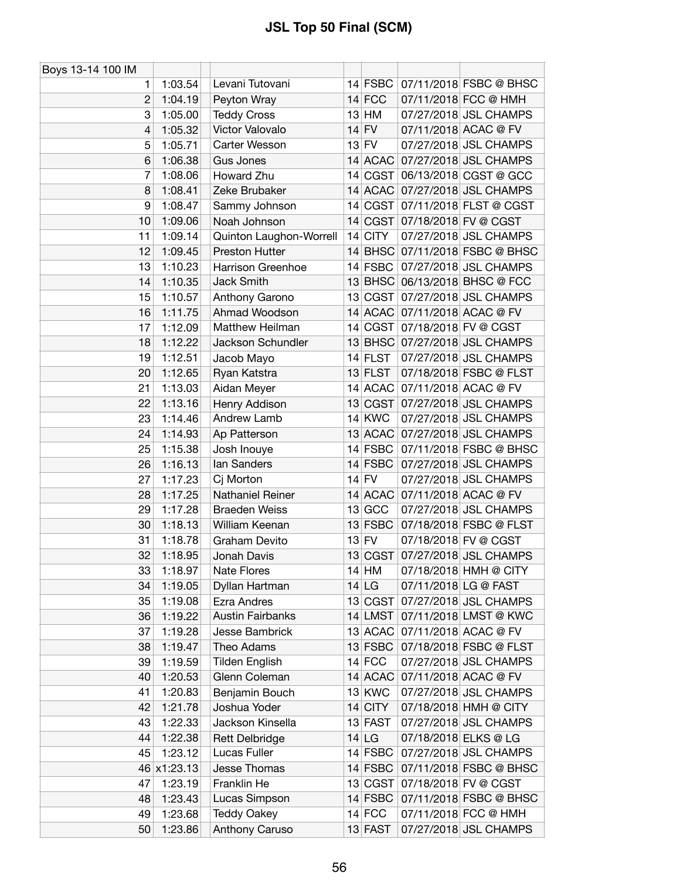# JSL Top 50 Final (SCM)

| Boys 13-14 100 IM | | | | | | | |
|---|---|---|---|---|---|---|---|
| 1 | 1:03.54 | | Levani Tutovani | 14 | FSBC | 07/11/2018 | FSBC @ BHSC |
| 2 | 1:04.19 | | Peyton Wray | 14 | FCC | 07/11/2018 | FCC @ HMH |
| 3 | 1:05.00 | | Teddy Cross | 13 | HM | 07/27/2018 | JSL CHAMPS |
| 4 | 1:05.32 | | Victor Valovalo | 14 | FV | 07/11/2018 | ACAC @ FV |
| 5 | 1:05.71 | | Carter Wesson | 13 | FV | 07/27/2018 | JSL CHAMPS |
| 6 | 1:06.38 | | Gus Jones | 14 | ACAC | 07/27/2018 | JSL CHAMPS |
| 7 | 1:08.06 | | Howard Zhu | 14 | CGST | 06/13/2018 | CGST @ GCC |
| 8 | 1:08.41 | | Zeke Brubaker | 14 | ACAC | 07/27/2018 | JSL CHAMPS |
| 9 | 1:08.47 | | Sammy Johnson | 14 | CGST | 07/11/2018 | FLST @ CGST |
| 10 | 1:09.06 | | Noah Johnson | 14 | CGST | 07/18/2018 | FV @ CGST |
| 11 | 1:09.14 | | Quinton Laughon-Worrell | 14 | CITY | 07/27/2018 | JSL CHAMPS |
| 12 | 1:09.45 | | Preston Hutter | 14 | BHSC | 07/11/2018 | FSBC @ BHSC |
| 13 | 1:10.23 | | Harrison Greenhoe | 14 | FSBC | 07/27/2018 | JSL CHAMPS |
| 14 | 1:10.35 | | Jack Smith | 13 | BHSC | 06/13/2018 | BHSC @ FCC |
| 15 | 1:10.57 | | Anthony Garono | 13 | CGST | 07/27/2018 | JSL CHAMPS |
| 16 | 1:11.75 | | Ahmad Woodson | 14 | ACAC | 07/11/2018 | ACAC @ FV |
| 17 | 1:12.09 | | Matthew Heilman | 14 | CGST | 07/18/2018 | FV @ CGST |
| 18 | 1:12.22 | | Jackson Schundler | 13 | BHSC | 07/27/2018 | JSL CHAMPS |
| 19 | 1:12.51 | | Jacob Mayo | 14 | FLST | 07/27/2018 | JSL CHAMPS |
| 20 | 1:12.65 | | Ryan Katstra | 13 | FLST | 07/18/2018 | FSBC @ FLST |
| 21 | 1:13.03 | | Aidan Meyer | 14 | ACAC | 07/11/2018 | ACAC @ FV |
| 22 | 1:13.16 | | Henry Addison | 13 | CGST | 07/27/2018 | JSL CHAMPS |
| 23 | 1:14.46 | | Andrew Lamb | 14 | KWC | 07/27/2018 | JSL CHAMPS |
| 24 | 1:14.93 | | Ap Patterson | 13 | ACAC | 07/27/2018 | JSL CHAMPS |
| 25 | 1:15.38 | | Josh Inouye | 14 | FSBC | 07/11/2018 | FSBC @ BHSC |
| 26 | 1:16.13 | | Ian Sanders | 14 | FSBC | 07/27/2018 | JSL CHAMPS |
| 27 | 1:17.23 | | Cj Morton | 14 | FV | 07/27/2018 | JSL CHAMPS |
| 28 | 1:17.25 | | Nathaniel Reiner | 14 | ACAC | 07/11/2018 | ACAC @ FV |
| 29 | 1:17.28 | | Braeden Weiss | 13 | GCC | 07/27/2018 | JSL CHAMPS |
| 30 | 1:18.13 | | William Keenan | 13 | FSBC | 07/18/2018 | FSBC @ FLST |
| 31 | 1:18.78 | | Graham Devito | 13 | FV | 07/18/2018 | FV @ CGST |
| 32 | 1:18.95 | | Jonah Davis | 13 | CGST | 07/27/2018 | JSL CHAMPS |
| 33 | 1:18.97 | | Nate Flores | 14 | HM | 07/18/2018 | HMH @ CITY |
| 34 | 1:19.05 | | Dyllan Hartman | 14 | LG | 07/11/2018 | LG @ FAST |
| 35 | 1:19.08 | | Ezra Andres | 13 | CGST | 07/27/2018 | JSL CHAMPS |
| 36 | 1:19.22 | | Austin Fairbanks | 14 | LMST | 07/11/2018 | LMST @ KWC |
| 37 | 1:19.28 | | Jesse Bambrick | 13 | ACAC | 07/11/2018 | ACAC @ FV |
| 38 | 1:19.47 | | Theo Adams | 13 | FSBC | 07/18/2018 | FSBC @ FLST |
| 39 | 1:19.59 | | Tilden English | 14 | FCC | 07/27/2018 | JSL CHAMPS |
| 40 | 1:20.53 | | Glenn Coleman | 14 | ACAC | 07/11/2018 | ACAC @ FV |
| 41 | 1:20.83 | | Benjamin Bouch | 13 | KWC | 07/27/2018 | JSL CHAMPS |
| 42 | 1:21.78 | | Joshua Yoder | 14 | CITY | 07/18/2018 | HMH @ CITY |
| 43 | 1:22.33 | | Jackson Kinsella | 13 | FAST | 07/27/2018 | JSL CHAMPS |
| 44 | 1:22.38 | | Rett Delbridge | 14 | LG | 07/18/2018 | ELKS @ LG |
| 45 | 1:23.12 | | Lucas Fuller | 14 | FSBC | 07/27/2018 | JSL CHAMPS |
| 46 | x1:23.13 | | Jesse Thomas | 14 | FSBC | 07/11/2018 | FSBC @ BHSC |
| 47 | 1:23.19 | | Franklin He | 13 | CGST | 07/18/2018 | FV @ CGST |
| 48 | 1:23.43 | | Lucas Simpson | 14 | FSBC | 07/11/2018 | FSBC @ BHSC |
| 49 | 1:23.68 | | Teddy Oakey | 14 | FCC | 07/11/2018 | FCC @ HMH |
| 50 | 1:23.86 | | Anthony Caruso | 13 | FAST | 07/27/2018 | JSL CHAMPS |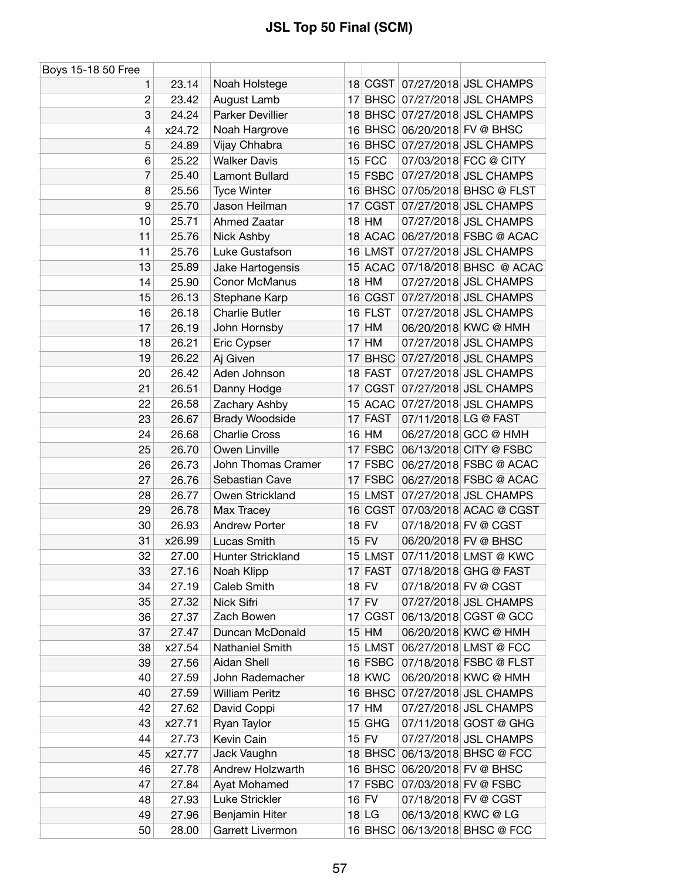# JSL Top 50 Final (SCM)

| Boys 15-18 50 Free | | | | | | | |
|---|---|---|---|---|---|---|---|
| 1 | 23.14 | | Noah Holstege | 18 | CGST | 07/27/2018 | JSL CHAMPS |
| 2 | 23.42 | | August Lamb | 17 | BHSC | 07/27/2018 | JSL CHAMPS |
| 3 | 24.24 | | Parker Devillier | 18 | BHSC | 07/27/2018 | JSL CHAMPS |
| 4 | x24.72 | | Noah Hargrove | 16 | BHSC | 06/20/2018 | FV @ BHSC |
| 5 | 24.89 | | Vijay Chhabra | 16 | BHSC | 07/27/2018 | JSL CHAMPS |
| 6 | 25.22 | | Walker Davis | 15 | FCC | 07/03/2018 | FCC @ CITY |
| 7 | 25.40 | | Lamont Bullard | 15 | FSBC | 07/27/2018 | JSL CHAMPS |
| 8 | 25.56 | | Tyce Winter | 16 | BHSC | 07/05/2018 | BHSC @ FLST |
| 9 | 25.70 | | Jason Heilman | 17 | CGST | 07/27/2018 | JSL CHAMPS |
| 10 | 25.71 | | Ahmed Zaatar | 18 | HM | 07/27/2018 | JSL CHAMPS |
| 11 | 25.76 | | Nick Ashby | 18 | ACAC | 06/27/2018 | FSBC @ ACAC |
| 11 | 25.76 | | Luke Gustafson | 16 | LMST | 07/27/2018 | JSL CHAMPS |
| 13 | 25.89 | | Jake Hartogensis | 15 | ACAC | 07/18/2018 | BHSC @ ACAC |
| 14 | 25.90 | | Conor McManus | 18 | HM | 07/27/2018 | JSL CHAMPS |
| 15 | 26.13 | | Stephane Karp | 16 | CGST | 07/27/2018 | JSL CHAMPS |
| 16 | 26.18 | | Charlie Butler | 16 | FLST | 07/27/2018 | JSL CHAMPS |
| 17 | 26.19 | | John Hornsby | 17 | HM | 06/20/2018 | KWC @ HMH |
| 18 | 26.21 | | Eric Cypser | 17 | HM | 07/27/2018 | JSL CHAMPS |
| 19 | 26.22 | | Aj Given | 17 | BHSC | 07/27/2018 | JSL CHAMPS |
| 20 | 26.42 | | Aden Johnson | 18 | FAST | 07/27/2018 | JSL CHAMPS |
| 21 | 26.51 | | Danny Hodge | 17 | CGST | 07/27/2018 | JSL CHAMPS |
| 22 | 26.58 | | Zachary Ashby | 15 | ACAC | 07/27/2018 | JSL CHAMPS |
| 23 | 26.67 | | Brady Woodside | 17 | FAST | 07/11/2018 | LG @ FAST |
| 24 | 26.68 | | Charlie Cross | 16 | HM | 06/27/2018 | GCC @ HMH |
| 25 | 26.70 | | Owen Linville | 17 | FSBC | 06/13/2018 | CITY @ FSBC |
| 26 | 26.73 | | John Thomas Cramer | 17 | FSBC | 06/27/2018 | FSBC @ ACAC |
| 27 | 26.76 | | Sebastian Cave | 17 | FSBC | 06/27/2018 | FSBC @ ACAC |
| 28 | 26.77 | | Owen Strickland | 15 | LMST | 07/27/2018 | JSL CHAMPS |
| 29 | 26.78 | | Max Tracey | 16 | CGST | 07/03/2018 | ACAC @ CGST |
| 30 | 26.93 | | Andrew Porter | 18 | FV | 07/18/2018 | FV @ CGST |
| 31 | x26.99 | | Lucas Smith | 15 | FV | 06/20/2018 | FV @ BHSC |
| 32 | 27.00 | | Hunter Strickland | 15 | LMST | 07/11/2018 | LMST @ KWC |
| 33 | 27.16 | | Noah Klipp | 17 | FAST | 07/18/2018 | GHG @ FAST |
| 34 | 27.19 | | Caleb Smith | 18 | FV | 07/18/2018 | FV @ CGST |
| 35 | 27.32 | | Nick Sifri | 17 | FV | 07/27/2018 | JSL CHAMPS |
| 36 | 27.37 | | Zach Bowen | 17 | CGST | 06/13/2018 | CGST @ GCC |
| 37 | 27.47 | | Duncan McDonald | 15 | HM | 06/20/2018 | KWC @ HMH |
| 38 | x27.54 | | Nathaniel Smith | 15 | LMST | 06/27/2018 | LMST @ FCC |
| 39 | 27.56 | | Aidan Shell | 16 | FSBC | 07/18/2018 | FSBC @ FLST |
| 40 | 27.59 | | John Rademacher | 18 | KWC | 06/20/2018 | KWC @ HMH |
| 40 | 27.59 | | William Peritz | 16 | BHSC | 07/27/2018 | JSL CHAMPS |
| 42 | 27.62 | | David Coppi | 17 | HM | 07/27/2018 | JSL CHAMPS |
| 43 | x27.71 | | Ryan Taylor | 15 | GHG | 07/11/2018 | GOST @ GHG |
| 44 | 27.73 | | Kevin Cain | 15 | FV | 07/27/2018 | JSL CHAMPS |
| 45 | x27.77 | | Jack Vaughn | 18 | BHSC | 06/13/2018 | BHSC @ FCC |
| 46 | 27.78 | | Andrew Holzwarth | 16 | BHSC | 06/20/2018 | FV @ BHSC |
| 47 | 27.84 | | Ayat Mohamed | 17 | FSBC | 07/03/2018 | FV @ FSBC |
| 48 | 27.93 | | Luke Strickler | 16 | FV | 07/18/2018 | FV @ CGST |
| 49 | 27.96 | | Benjamin Hiter | 18 | LG | 06/13/2018 | KWC @ LG |
| 50 | 28.00 | | Garrett Livermon | 16 | BHSC | 06/13/2018 | BHSC @ FCC |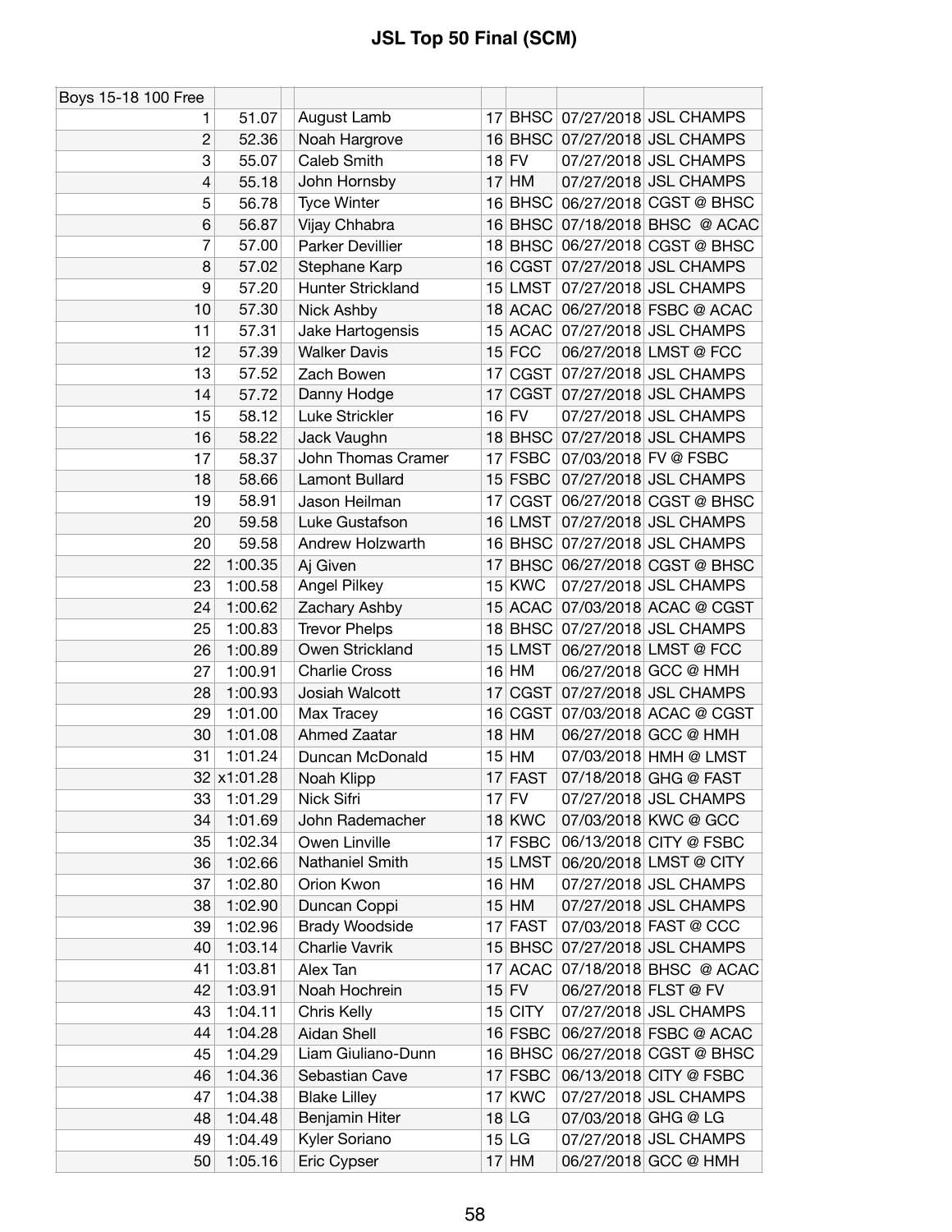# JSL Top 50 Final (SCM)

| Boys 15-18 100 Free | | | | | | | |
|---|---|---|---|---|---|---|---|
| 1 | 51.07 | | August Lamb | 17 | BHSC | 07/27/2018 | JSL CHAMPS |
| 2 | 52.36 | | Noah Hargrove | 16 | BHSC | 07/27/2018 | JSL CHAMPS |
| 3 | 55.07 | | Caleb Smith | 18 | FV | 07/27/2018 | JSL CHAMPS |
| 4 | 55.18 | | John Hornsby | 17 | HM | 07/27/2018 | JSL CHAMPS |
| 5 | 56.78 | | Tyce Winter | 16 | BHSC | 06/27/2018 | CGST @ BHSC |
| 6 | 56.87 | | Vijay Chhabra | 16 | BHSC | 07/18/2018 | BHSC @ ACAC |
| 7 | 57.00 | | Parker Devillier | 18 | BHSC | 06/27/2018 | CGST @ BHSC |
| 8 | 57.02 | | Stephane Karp | 16 | CGST | 07/27/2018 | JSL CHAMPS |
| 9 | 57.20 | | Hunter Strickland | 15 | LMST | 07/27/2018 | JSL CHAMPS |
| 10 | 57.30 | | Nick Ashby | 18 | ACAC | 06/27/2018 | FSBC @ ACAC |
| 11 | 57.31 | | Jake Hartogensis | 15 | ACAC | 07/27/2018 | JSL CHAMPS |
| 12 | 57.39 | | Walker Davis | 15 | FCC | 06/27/2018 | LMST @ FCC |
| 13 | 57.52 | | Zach Bowen | 17 | CGST | 07/27/2018 | JSL CHAMPS |
| 14 | 57.72 | | Danny Hodge | 17 | CGST | 07/27/2018 | JSL CHAMPS |
| 15 | 58.12 | | Luke Strickler | 16 | FV | 07/27/2018 | JSL CHAMPS |
| 16 | 58.22 | | Jack Vaughn | 18 | BHSC | 07/27/2018 | JSL CHAMPS |
| 17 | 58.37 | | John Thomas Cramer | 17 | FSBC | 07/03/2018 | FV @ FSBC |
| 18 | 58.66 | | Lamont Bullard | 15 | FSBC | 07/27/2018 | JSL CHAMPS |
| 19 | 58.91 | | Jason Heilman | 17 | CGST | 06/27/2018 | CGST @ BHSC |
| 20 | 59.58 | | Luke Gustafson | 16 | LMST | 07/27/2018 | JSL CHAMPS |
| 20 | 59.58 | | Andrew Holzwarth | 16 | BHSC | 07/27/2018 | JSL CHAMPS |
| 22 | 1:00.35 | | Aj Given | 17 | BHSC | 06/27/2018 | CGST @ BHSC |
| 23 | 1:00.58 | | Angel Pilkey | 15 | KWC | 07/27/2018 | JSL CHAMPS |
| 24 | 1:00.62 | | Zachary Ashby | 15 | ACAC | 07/03/2018 | ACAC @ CGST |
| 25 | 1:00.83 | | Trevor Phelps | 18 | BHSC | 07/27/2018 | JSL CHAMPS |
| 26 | 1:00.89 | | Owen Strickland | 15 | LMST | 06/27/2018 | LMST @ FCC |
| 27 | 1:00.91 | | Charlie Cross | 16 | HM | 06/27/2018 | GCC @ HMH |
| 28 | 1:00.93 | | Josiah Walcott | 17 | CGST | 07/27/2018 | JSL CHAMPS |
| 29 | 1:01.00 | | Max Tracey | 16 | CGST | 07/03/2018 | ACAC @ CGST |
| 30 | 1:01.08 | | Ahmed Zaatar | 18 | HM | 06/27/2018 | GCC @ HMH |
| 31 | 1:01.24 | | Duncan McDonald | 15 | HM | 07/03/2018 | HMH @ LMST |
| 32 | x1:01.28 | | Noah Klipp | 17 | FAST | 07/18/2018 | GHG @ FAST |
| 33 | 1:01.29 | | Nick Sifri | 17 | FV | 07/27/2018 | JSL CHAMPS |
| 34 | 1:01.69 | | John Rademacher | 18 | KWC | 07/03/2018 | KWC @ GCC |
| 35 | 1:02.34 | | Owen Linville | 17 | FSBC | 06/13/2018 | CITY @ FSBC |
| 36 | 1:02.66 | | Nathaniel Smith | 15 | LMST | 06/20/2018 | LMST @ CITY |
| 37 | 1:02.80 | | Orion Kwon | 16 | HM | 07/27/2018 | JSL CHAMPS |
| 38 | 1:02.90 | | Duncan Coppi | 15 | HM | 07/27/2018 | JSL CHAMPS |
| 39 | 1:02.96 | | Brady Woodside | 17 | FAST | 07/03/2018 | FAST @ CCC |
| 40 | 1:03.14 | | Charlie Vavrik | 15 | BHSC | 07/27/2018 | JSL CHAMPS |
| 41 | 1:03.81 | | Alex Tan | 17 | ACAC | 07/18/2018 | BHSC @ ACAC |
| 42 | 1:03.91 | | Noah Hochrein | 15 | FV | 06/27/2018 | FLST @ FV |
| 43 | 1:04.11 | | Chris Kelly | 15 | CITY | 07/27/2018 | JSL CHAMPS |
| 44 | 1:04.28 | | Aidan Shell | 16 | FSBC | 06/27/2018 | FSBC @ ACAC |
| 45 | 1:04.29 | | Liam Giuliano-Dunn | 16 | BHSC | 06/27/2018 | CGST @ BHSC |
| 46 | 1:04.36 | | Sebastian Cave | 17 | FSBC | 06/13/2018 | CITY @ FSBC |
| 47 | 1:04.38 | | Blake Lilley | 17 | KWC | 07/27/2018 | JSL CHAMPS |
| 48 | 1:04.48 | | Benjamin Hiter | 18 | LG | 07/03/2018 | GHG @ LG |
| 49 | 1:04.49 | | Kyler Soriano | 15 | LG | 07/27/2018 | JSL CHAMPS |
| 50 | 1:05.16 | | Eric Cypser | 17 | HM | 06/27/2018 | GCC @ HMH |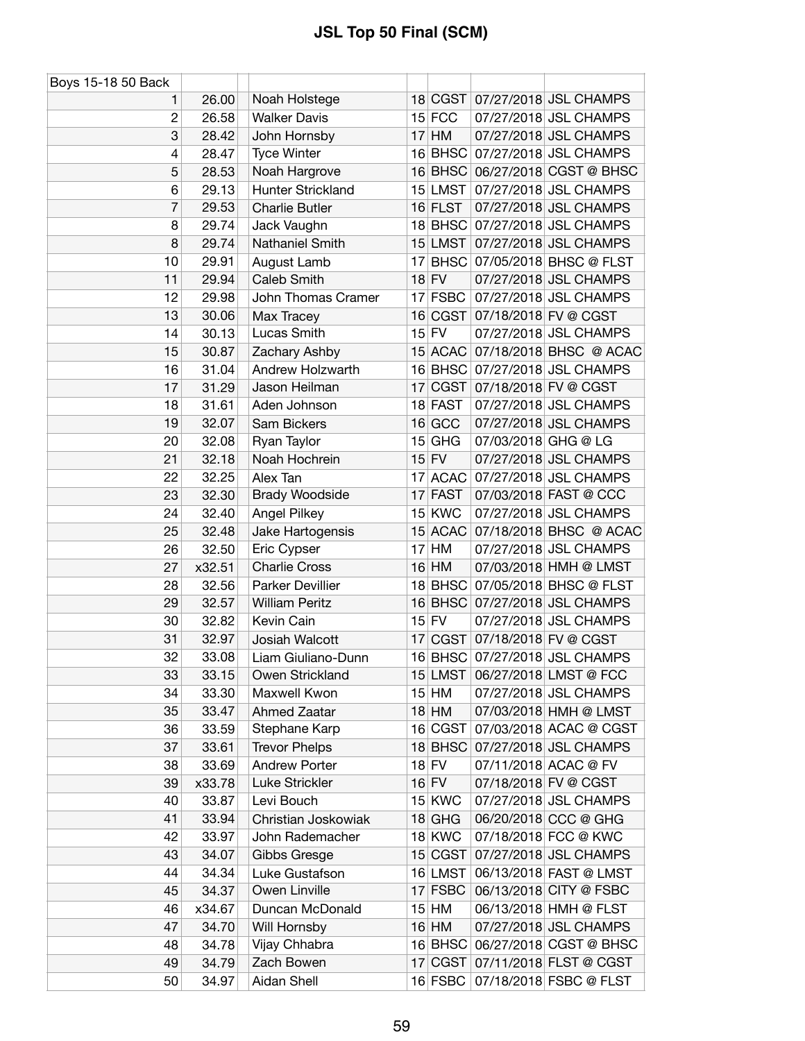# JSL Top 50 Final (SCM)

| Boys 15-18 50 Back | | | | | | | |
|---|---|---|---|---|---|---|---|
| 1 | 26.00 | | Noah Holstege | 18 | CGST | 07/27/2018 | JSL CHAMPS |
| 2 | 26.58 | | Walker Davis | 15 | FCC | 07/27/2018 | JSL CHAMPS |
| 3 | 28.42 | | John Hornsby | 17 | HM | 07/27/2018 | JSL CHAMPS |
| 4 | 28.47 | | Tyce Winter | 16 | BHSC | 07/27/2018 | JSL CHAMPS |
| 5 | 28.53 | | Noah Hargrove | 16 | BHSC | 06/27/2018 | CGST @ BHSC |
| 6 | 29.13 | | Hunter Strickland | 15 | LMST | 07/27/2018 | JSL CHAMPS |
| 7 | 29.53 | | Charlie Butler | 16 | FLST | 07/27/2018 | JSL CHAMPS |
| 8 | 29.74 | | Jack Vaughn | 18 | BHSC | 07/27/2018 | JSL CHAMPS |
| 8 | 29.74 | | Nathaniel Smith | 15 | LMST | 07/27/2018 | JSL CHAMPS |
| 10 | 29.91 | | August Lamb | 17 | BHSC | 07/05/2018 | BHSC @ FLST |
| 11 | 29.94 | | Caleb Smith | 18 | FV | 07/27/2018 | JSL CHAMPS |
| 12 | 29.98 | | John Thomas Cramer | 17 | FSBC | 07/27/2018 | JSL CHAMPS |
| 13 | 30.06 | | Max Tracey | 16 | CGST | 07/18/2018 | FV @ CGST |
| 14 | 30.13 | | Lucas Smith | 15 | FV | 07/27/2018 | JSL CHAMPS |
| 15 | 30.87 | | Zachary Ashby | 15 | ACAC | 07/18/2018 | BHSC @ ACAC |
| 16 | 31.04 | | Andrew Holzwarth | 16 | BHSC | 07/27/2018 | JSL CHAMPS |
| 17 | 31.29 | | Jason Heilman | 17 | CGST | 07/18/2018 | FV @ CGST |
| 18 | 31.61 | | Aden Johnson | 18 | FAST | 07/27/2018 | JSL CHAMPS |
| 19 | 32.07 | | Sam Bickers | 16 | GCC | 07/27/2018 | JSL CHAMPS |
| 20 | 32.08 | | Ryan Taylor | 15 | GHG | 07/03/2018 | GHG @ LG |
| 21 | 32.18 | | Noah Hochrein | 15 | FV | 07/27/2018 | JSL CHAMPS |
| 22 | 32.25 | | Alex Tan | 17 | ACAC | 07/27/2018 | JSL CHAMPS |
| 23 | 32.30 | | Brady Woodside | 17 | FAST | 07/03/2018 | FAST @ CCC |
| 24 | 32.40 | | Angel Pilkey | 15 | KWC | 07/27/2018 | JSL CHAMPS |
| 25 | 32.48 | | Jake Hartogensis | 15 | ACAC | 07/18/2018 | BHSC @ ACAC |
| 26 | 32.50 | | Eric Cypser | 17 | HM | 07/27/2018 | JSL CHAMPS |
| 27 | x32.51 | | Charlie Cross | 16 | HM | 07/03/2018 | HMH @ LMST |
| 28 | 32.56 | | Parker Devillier | 18 | BHSC | 07/05/2018 | BHSC @ FLST |
| 29 | 32.57 | | William Peritz | 16 | BHSC | 07/27/2018 | JSL CHAMPS |
| 30 | 32.82 | | Kevin Cain | 15 | FV | 07/27/2018 | JSL CHAMPS |
| 31 | 32.97 | | Josiah Walcott | 17 | CGST | 07/18/2018 | FV @ CGST |
| 32 | 33.08 | | Liam Giuliano-Dunn | 16 | BHSC | 07/27/2018 | JSL CHAMPS |
| 33 | 33.15 | | Owen Strickland | 15 | LMST | 06/27/2018 | LMST @ FCC |
| 34 | 33.30 | | Maxwell Kwon | 15 | HM | 07/27/2018 | JSL CHAMPS |
| 35 | 33.47 | | Ahmed Zaatar | 18 | HM | 07/03/2018 | HMH @ LMST |
| 36 | 33.59 | | Stephane Karp | 16 | CGST | 07/03/2018 | ACAC @ CGST |
| 37 | 33.61 | | Trevor Phelps | 18 | BHSC | 07/27/2018 | JSL CHAMPS |
| 38 | 33.69 | | Andrew Porter | 18 | FV | 07/11/2018 | ACAC @ FV |
| 39 | x33.78 | | Luke Strickler | 16 | FV | 07/18/2018 | FV @ CGST |
| 40 | 33.87 | | Levi Bouch | 15 | KWC | 07/27/2018 | JSL CHAMPS |
| 41 | 33.94 | | Christian Joskowiak | 18 | GHG | 06/20/2018 | CCC @ GHG |
| 42 | 33.97 | | John Rademacher | 18 | KWC | 07/18/2018 | FCC @ KWC |
| 43 | 34.07 | | Gibbs Gresge | 15 | CGST | 07/27/2018 | JSL CHAMPS |
| 44 | 34.34 | | Luke Gustafson | 16 | LMST | 06/13/2018 | FAST @ LMST |
| 45 | 34.37 | | Owen Linville | 17 | FSBC | 06/13/2018 | CITY @ FSBC |
| 46 | x34.67 | | Duncan McDonald | 15 | HM | 06/13/2018 | HMH @ FLST |
| 47 | 34.70 | | Will Hornsby | 16 | HM | 07/27/2018 | JSL CHAMPS |
| 48 | 34.78 | | Vijay Chhabra | 16 | BHSC | 06/27/2018 | CGST @ BHSC |
| 49 | 34.79 | | Zach Bowen | 17 | CGST | 07/11/2018 | FLST @ CGST |
| 50 | 34.97 | | Aidan Shell | 16 | FSBC | 07/18/2018 | FSBC @ FLST |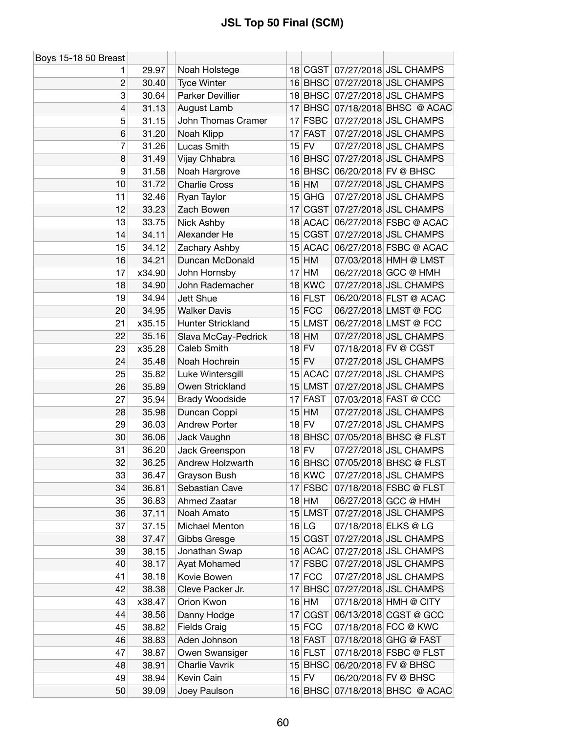# JSL Top 50 Final (SCM)

| Boys 15-18 50 Breast | | | | | | |
|---|---|---|---|---|---|---|
| 1 | 29.97 | Noah Holstege | 18 | CGST | 07/27/2018 | JSL CHAMPS |
| 2 | 30.40 | Tyce Winter | 16 | BHSC | 07/27/2018 | JSL CHAMPS |
| 3 | 30.64 | Parker Devillier | 18 | BHSC | 07/27/2018 | JSL CHAMPS |
| 4 | 31.13 | August Lamb | 17 | BHSC | 07/18/2018 | BHSC @ ACAC |
| 5 | 31.15 | John Thomas Cramer | 17 | FSBC | 07/27/2018 | JSL CHAMPS |
| 6 | 31.20 | Noah Klipp | 17 | FAST | 07/27/2018 | JSL CHAMPS |
| 7 | 31.26 | Lucas Smith | 15 | FV | 07/27/2018 | JSL CHAMPS |
| 8 | 31.49 | Vijay Chhabra | 16 | BHSC | 07/27/2018 | JSL CHAMPS |
| 9 | 31.58 | Noah Hargrove | 16 | BHSC | 06/20/2018 | FV @ BHSC |
| 10 | 31.72 | Charlie Cross | 16 | HM | 07/27/2018 | JSL CHAMPS |
| 11 | 32.46 | Ryan Taylor | 15 | GHG | 07/27/2018 | JSL CHAMPS |
| 12 | 33.23 | Zach Bowen | 17 | CGST | 07/27/2018 | JSL CHAMPS |
| 13 | 33.75 | Nick Ashby | 18 | ACAC | 06/27/2018 | FSBC @ ACAC |
| 14 | 34.11 | Alexander He | 15 | CGST | 07/27/2018 | JSL CHAMPS |
| 15 | 34.12 | Zachary Ashby | 15 | ACAC | 06/27/2018 | FSBC @ ACAC |
| 16 | 34.21 | Duncan McDonald | 15 | HM | 07/03/2018 | HMH @ LMST |
| 17 | x34.90 | John Hornsby | 17 | HM | 06/27/2018 | GCC @ HMH |
| 18 | 34.90 | John Rademacher | 18 | KWC | 07/27/2018 | JSL CHAMPS |
| 19 | 34.94 | Jett Shue | 16 | FLST | 06/20/2018 | FLST @ ACAC |
| 20 | 34.95 | Walker Davis | 15 | FCC | 06/27/2018 | LMST @ FCC |
| 21 | x35.15 | Hunter Strickland | 15 | LMST | 06/27/2018 | LMST @ FCC |
| 22 | 35.16 | Slava McCay-Pedrick | 18 | HM | 07/27/2018 | JSL CHAMPS |
| 23 | x35.28 | Caleb Smith | 18 | FV | 07/18/2018 | FV @ CGST |
| 24 | 35.48 | Noah Hochrein | 15 | FV | 07/27/2018 | JSL CHAMPS |
| 25 | 35.82 | Luke Wintersgill | 15 | ACAC | 07/27/2018 | JSL CHAMPS |
| 26 | 35.89 | Owen Strickland | 15 | LMST | 07/27/2018 | JSL CHAMPS |
| 27 | 35.94 | Brady Woodside | 17 | FAST | 07/03/2018 | FAST @ CCC |
| 28 | 35.98 | Duncan Coppi | 15 | HM | 07/27/2018 | JSL CHAMPS |
| 29 | 36.03 | Andrew Porter | 18 | FV | 07/27/2018 | JSL CHAMPS |
| 30 | 36.06 | Jack Vaughn | 18 | BHSC | 07/05/2018 | BHSC @ FLST |
| 31 | 36.20 | Jack Greenspon | 18 | FV | 07/27/2018 | JSL CHAMPS |
| 32 | 36.25 | Andrew Holzwarth | 16 | BHSC | 07/05/2018 | BHSC @ FLST |
| 33 | 36.47 | Grayson Bush | 16 | KWC | 07/27/2018 | JSL CHAMPS |
| 34 | 36.81 | Sebastian Cave | 17 | FSBC | 07/18/2018 | FSBC @ FLST |
| 35 | 36.83 | Ahmed Zaatar | 18 | HM | 06/27/2018 | GCC @ HMH |
| 36 | 37.11 | Noah Amato | 15 | LMST | 07/27/2018 | JSL CHAMPS |
| 37 | 37.15 | Michael Menton | 16 | LG | 07/18/2018 | ELKS @ LG |
| 38 | 37.47 | Gibbs Gresge | 15 | CGST | 07/27/2018 | JSL CHAMPS |
| 39 | 38.15 | Jonathan Swap | 16 | ACAC | 07/27/2018 | JSL CHAMPS |
| 40 | 38.17 | Ayat Mohamed | 17 | FSBC | 07/27/2018 | JSL CHAMPS |
| 41 | 38.18 | Kovie Bowen | 17 | FCC | 07/27/2018 | JSL CHAMPS |
| 42 | 38.38 | Cleve Packer Jr. | 17 | BHSC | 07/27/2018 | JSL CHAMPS |
| 43 | x38.47 | Orion Kwon | 16 | HM | 07/18/2018 | HMH @ CITY |
| 44 | 38.56 | Danny Hodge | 17 | CGST | 06/13/2018 | CGST @ GCC |
| 45 | 38.82 | Fields Craig | 15 | FCC | 07/18/2018 | FCC @ KWC |
| 46 | 38.83 | Aden Johnson | 18 | FAST | 07/18/2018 | GHG @ FAST |
| 47 | 38.87 | Owen Swansiger | 16 | FLST | 07/18/2018 | FSBC @ FLST |
| 48 | 38.91 | Charlie Vavrik | 15 | BHSC | 06/20/2018 | FV @ BHSC |
| 49 | 38.94 | Kevin Cain | 15 | FV | 06/20/2018 | FV @ BHSC |
| 50 | 39.09 | Joey Paulson | 16 | BHSC | 07/18/2018 | BHSC @ ACAC |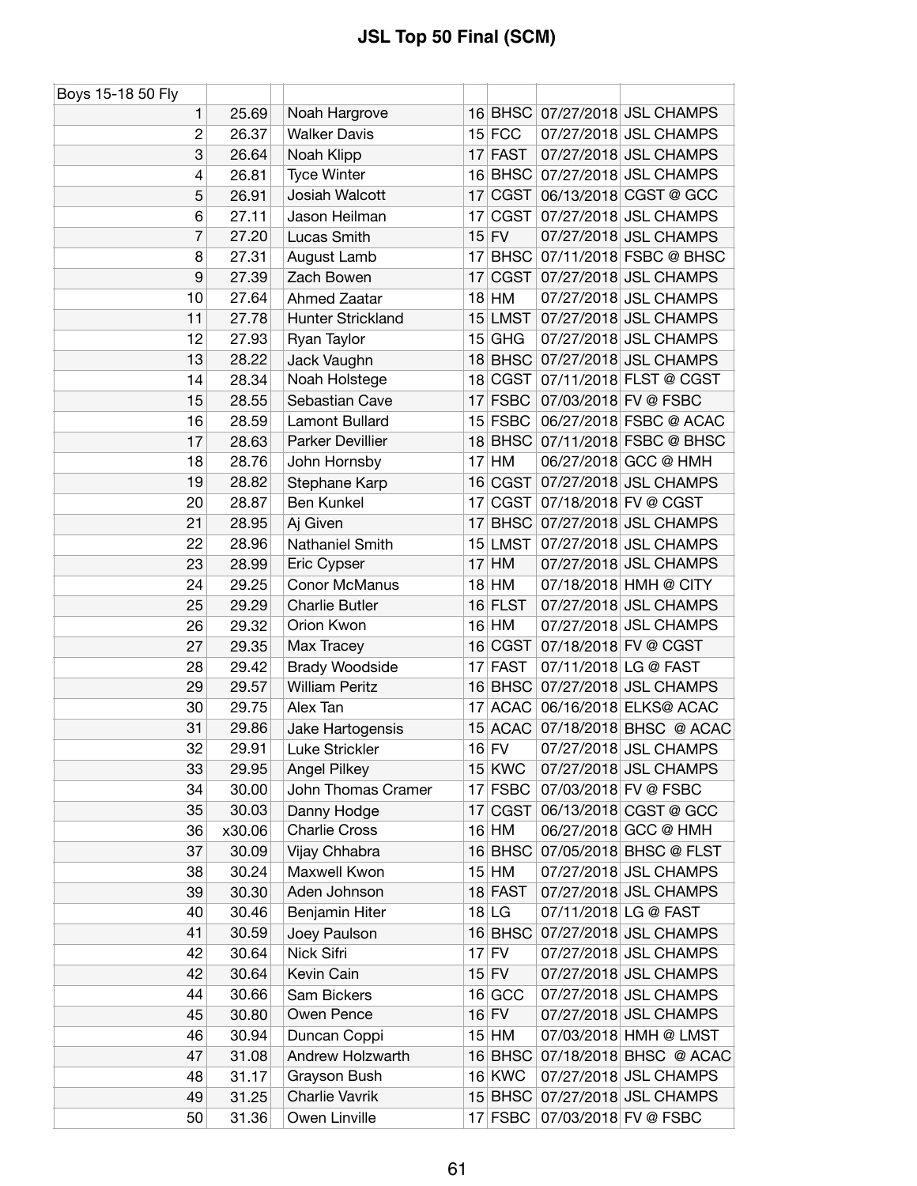# JSL Top 50 Final (SCM)

| Boys 15-18 50 Fly | | | | | | | |
|---|---|---|---|---|---|---|---|
| 1 | 25.69 | | Noah Hargrove | 16 | BHSC | 07/27/2018 | JSL CHAMPS |
| 2 | 26.37 | | Walker Davis | 15 | FCC | 07/27/2018 | JSL CHAMPS |
| 3 | 26.64 | | Noah Klipp | 17 | FAST | 07/27/2018 | JSL CHAMPS |
| 4 | 26.81 | | Tyce Winter | 16 | BHSC | 07/27/2018 | JSL CHAMPS |
| 5 | 26.91 | | Josiah Walcott | 17 | CGST | 06/13/2018 | CGST @ GCC |
| 6 | 27.11 | | Jason Heilman | 17 | CGST | 07/27/2018 | JSL CHAMPS |
| 7 | 27.20 | | Lucas Smith | 15 | FV | 07/27/2018 | JSL CHAMPS |
| 8 | 27.31 | | August Lamb | 17 | BHSC | 07/11/2018 | FSBC @ BHSC |
| 9 | 27.39 | | Zach Bowen | 17 | CGST | 07/27/2018 | JSL CHAMPS |
| 10 | 27.64 | | Ahmed Zaatar | 18 | HM | 07/27/2018 | JSL CHAMPS |
| 11 | 27.78 | | Hunter Strickland | 15 | LMST | 07/27/2018 | JSL CHAMPS |
| 12 | 27.93 | | Ryan Taylor | 15 | GHG | 07/27/2018 | JSL CHAMPS |
| 13 | 28.22 | | Jack Vaughn | 18 | BHSC | 07/27/2018 | JSL CHAMPS |
| 14 | 28.34 | | Noah Holstege | 18 | CGST | 07/11/2018 | FLST @ CGST |
| 15 | 28.55 | | Sebastian Cave | 17 | FSBC | 07/03/2018 | FV @ FSBC |
| 16 | 28.59 | | Lamont Bullard | 15 | FSBC | 06/27/2018 | FSBC @ ACAC |
| 17 | 28.63 | | Parker Devillier | 18 | BHSC | 07/11/2018 | FSBC @ BHSC |
| 18 | 28.76 | | John Hornsby | 17 | HM | 06/27/2018 | GCC @ HMH |
| 19 | 28.82 | | Stephane Karp | 16 | CGST | 07/27/2018 | JSL CHAMPS |
| 20 | 28.87 | | Ben Kunkel | 17 | CGST | 07/18/2018 | FV @ CGST |
| 21 | 28.95 | | Aj Given | 17 | BHSC | 07/27/2018 | JSL CHAMPS |
| 22 | 28.96 | | Nathaniel Smith | 15 | LMST | 07/27/2018 | JSL CHAMPS |
| 23 | 28.99 | | Eric Cypser | 17 | HM | 07/27/2018 | JSL CHAMPS |
| 24 | 29.25 | | Conor McManus | 18 | HM | 07/18/2018 | HMH @ CITY |
| 25 | 29.29 | | Charlie Butler | 16 | FLST | 07/27/2018 | JSL CHAMPS |
| 26 | 29.32 | | Orion Kwon | 16 | HM | 07/27/2018 | JSL CHAMPS |
| 27 | 29.35 | | Max Tracey | 16 | CGST | 07/18/2018 | FV @ CGST |
| 28 | 29.42 | | Brady Woodside | 17 | FAST | 07/11/2018 | LG @ FAST |
| 29 | 29.57 | | William Peritz | 16 | BHSC | 07/27/2018 | JSL CHAMPS |
| 30 | 29.75 | | Alex Tan | 17 | ACAC | 06/16/2018 | ELKS@ ACAC |
| 31 | 29.86 | | Jake Hartogensis | 15 | ACAC | 07/18/2018 | BHSC @ ACAC |
| 32 | 29.91 | | Luke Strickler | 16 | FV | 07/27/2018 | JSL CHAMPS |
| 33 | 29.95 | | Angel Pilkey | 15 | KWC | 07/27/2018 | JSL CHAMPS |
| 34 | 30.00 | | John Thomas Cramer | 17 | FSBC | 07/03/2018 | FV @ FSBC |
| 35 | 30.03 | | Danny Hodge | 17 | CGST | 06/13/2018 | CGST @ GCC |
| 36 | x30.06 | | Charlie Cross | 16 | HM | 06/27/2018 | GCC @ HMH |
| 37 | 30.09 | | Vijay Chhabra | 16 | BHSC | 07/05/2018 | BHSC @ FLST |
| 38 | 30.24 | | Maxwell Kwon | 15 | HM | 07/27/2018 | JSL CHAMPS |
| 39 | 30.30 | | Aden Johnson | 18 | FAST | 07/27/2018 | JSL CHAMPS |
| 40 | 30.46 | | Benjamin Hiter | 18 | LG | 07/11/2018 | LG @ FAST |
| 41 | 30.59 | | Joey Paulson | 16 | BHSC | 07/27/2018 | JSL CHAMPS |
| 42 | 30.64 | | Nick Sifri | 17 | FV | 07/27/2018 | JSL CHAMPS |
| 42 | 30.64 | | Kevin Cain | 15 | FV | 07/27/2018 | JSL CHAMPS |
| 44 | 30.66 | | Sam Bickers | 16 | GCC | 07/27/2018 | JSL CHAMPS |
| 45 | 30.80 | | Owen Pence | 16 | FV | 07/27/2018 | JSL CHAMPS |
| 46 | 30.94 | | Duncan Coppi | 15 | HM | 07/03/2018 | HMH @ LMST |
| 47 | 31.08 | | Andrew Holzwarth | 16 | BHSC | 07/18/2018 | BHSC @ ACAC |
| 48 | 31.17 | | Grayson Bush | 16 | KWC | 07/27/2018 | JSL CHAMPS |
| 49 | 31.25 | | Charlie Vavrik | 15 | BHSC | 07/27/2018 | JSL CHAMPS |
| 50 | 31.36 | | Owen Linville | 17 | FSBC | 07/03/2018 | FV @ FSBC |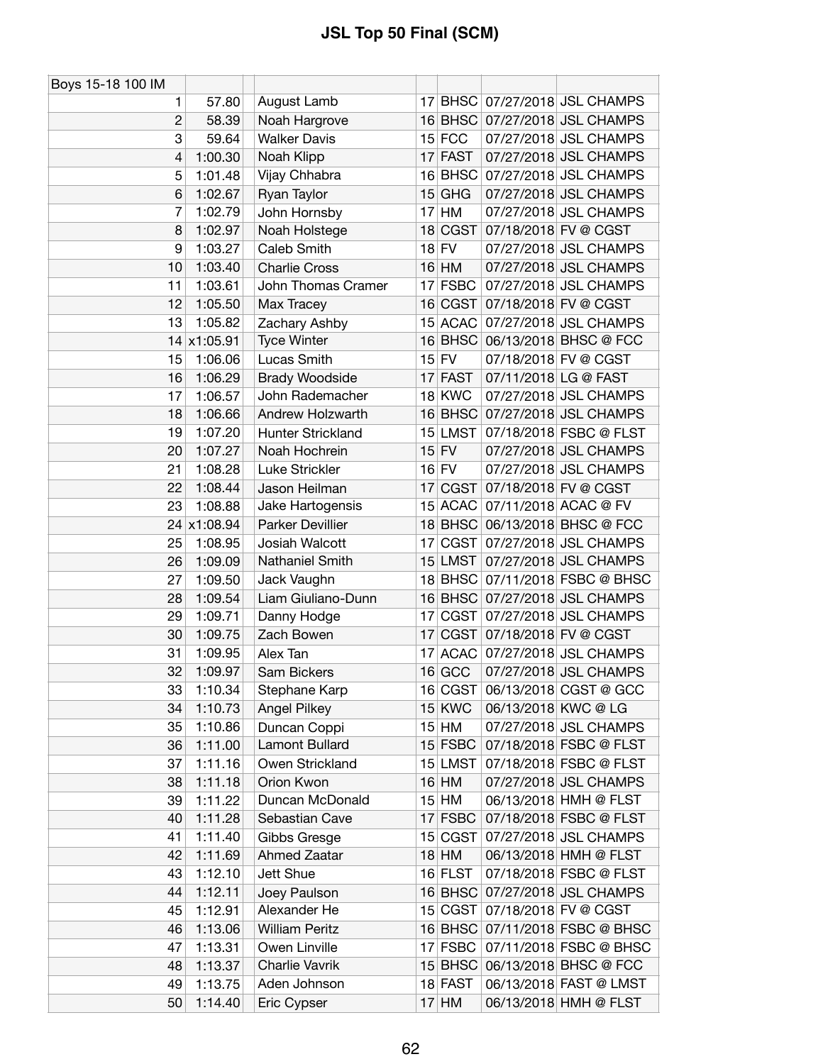# JSL Top 50 Final (SCM)

| Boys 15-18 100 IM | | | | | | |
| --- | --- | --- | --- | --- | --- | --- |
| 1 | 57.80 | August Lamb | 17 | BHSC | 07/27/2018 | JSL CHAMPS |
| 2 | 58.39 | Noah Hargrove | 16 | BHSC | 07/27/2018 | JSL CHAMPS |
| 3 | 59.64 | Walker Davis | 15 | FCC | 07/27/2018 | JSL CHAMPS |
| 4 | 1:00.30 | Noah Klipp | 17 | FAST | 07/27/2018 | JSL CHAMPS |
| 5 | 1:01.48 | Vijay Chhabra | 16 | BHSC | 07/27/2018 | JSL CHAMPS |
| 6 | 1:02.67 | Ryan Taylor | 15 | GHG | 07/27/2018 | JSL CHAMPS |
| 7 | 1:02.79 | John Hornsby | 17 | HM | 07/27/2018 | JSL CHAMPS |
| 8 | 1:02.97 | Noah Holstege | 18 | CGST | 07/18/2018 | FV @ CGST |
| 9 | 1:03.27 | Caleb Smith | 18 | FV | 07/27/2018 | JSL CHAMPS |
| 10 | 1:03.40 | Charlie Cross | 16 | HM | 07/27/2018 | JSL CHAMPS |
| 11 | 1:03.61 | John Thomas Cramer | 17 | FSBC | 07/27/2018 | JSL CHAMPS |
| 12 | 1:05.50 | Max Tracey | 16 | CGST | 07/18/2018 | FV @ CGST |
| 13 | 1:05.82 | Zachary Ashby | 15 | ACAC | 07/27/2018 | JSL CHAMPS |
| 14 | x1:05.91 | Tyce Winter | 16 | BHSC | 06/13/2018 | BHSC @ FCC |
| 15 | 1:06.06 | Lucas Smith | 15 | FV | 07/18/2018 | FV @ CGST |
| 16 | 1:06.29 | Brady Woodside | 17 | FAST | 07/11/2018 | LG @ FAST |
| 17 | 1:06.57 | John Rademacher | 18 | KWC | 07/27/2018 | JSL CHAMPS |
| 18 | 1:06.66 | Andrew Holzwarth | 16 | BHSC | 07/27/2018 | JSL CHAMPS |
| 19 | 1:07.20 | Hunter Strickland | 15 | LMST | 07/18/2018 | FSBC @ FLST |
| 20 | 1:07.27 | Noah Hochrein | 15 | FV | 07/27/2018 | JSL CHAMPS |
| 21 | 1:08.28 | Luke Strickler | 16 | FV | 07/27/2018 | JSL CHAMPS |
| 22 | 1:08.44 | Jason Heilman | 17 | CGST | 07/18/2018 | FV @ CGST |
| 23 | 1:08.88 | Jake Hartogensis | 15 | ACAC | 07/11/2018 | ACAC @ FV |
| 24 | x1:08.94 | Parker Devillier | 18 | BHSC | 06/13/2018 | BHSC @ FCC |
| 25 | 1:08.95 | Josiah Walcott | 17 | CGST | 07/27/2018 | JSL CHAMPS |
| 26 | 1:09.09 | Nathaniel Smith | 15 | LMST | 07/27/2018 | JSL CHAMPS |
| 27 | 1:09.50 | Jack Vaughn | 18 | BHSC | 07/11/2018 | FSBC @ BHSC |
| 28 | 1:09.54 | Liam Giuliano-Dunn | 16 | BHSC | 07/27/2018 | JSL CHAMPS |
| 29 | 1:09.71 | Danny Hodge | 17 | CGST | 07/27/2018 | JSL CHAMPS |
| 30 | 1:09.75 | Zach Bowen | 17 | CGST | 07/18/2018 | FV @ CGST |
| 31 | 1:09.95 | Alex Tan | 17 | ACAC | 07/27/2018 | JSL CHAMPS |
| 32 | 1:09.97 | Sam Bickers | 16 | GCC | 07/27/2018 | JSL CHAMPS |
| 33 | 1:10.34 | Stephane Karp | 16 | CGST | 06/13/2018 | CGST @ GCC |
| 34 | 1:10.73 | Angel Pilkey | 15 | KWC | 06/13/2018 | KWC @ LG |
| 35 | 1:10.86 | Duncan Coppi | 15 | HM | 07/27/2018 | JSL CHAMPS |
| 36 | 1:11.00 | Lamont Bullard | 15 | FSBC | 07/18/2018 | FSBC @ FLST |
| 37 | 1:11.16 | Owen Strickland | 15 | LMST | 07/18/2018 | FSBC @ FLST |
| 38 | 1:11.18 | Orion Kwon | 16 | HM | 07/27/2018 | JSL CHAMPS |
| 39 | 1:11.22 | Duncan McDonald | 15 | HM | 06/13/2018 | HMH @ FLST |
| 40 | 1:11.28 | Sebastian Cave | 17 | FSBC | 07/18/2018 | FSBC @ FLST |
| 41 | 1:11.40 | Gibbs Gresge | 15 | CGST | 07/27/2018 | JSL CHAMPS |
| 42 | 1:11.69 | Ahmed Zaatar | 18 | HM | 06/13/2018 | HMH @ FLST |
| 43 | 1:12.10 | Jett Shue | 16 | FLST | 07/18/2018 | FSBC @ FLST |
| 44 | 1:12.11 | Joey Paulson | 16 | BHSC | 07/27/2018 | JSL CHAMPS |
| 45 | 1:12.91 | Alexander He | 15 | CGST | 07/18/2018 | FV @ CGST |
| 46 | 1:13.06 | William Peritz | 16 | BHSC | 07/11/2018 | FSBC @ BHSC |
| 47 | 1:13.31 | Owen Linville | 17 | FSBC | 07/11/2018 | FSBC @ BHSC |
| 48 | 1:13.37 | Charlie Vavrik | 15 | BHSC | 06/13/2018 | BHSC @ FCC |
| 49 | 1:13.75 | Aden Johnson | 18 | FAST | 06/13/2018 | FAST @ LMST |
| 50 | 1:14.40 | Eric Cypser | 17 | HM | 06/13/2018 | HMH @ FLST |